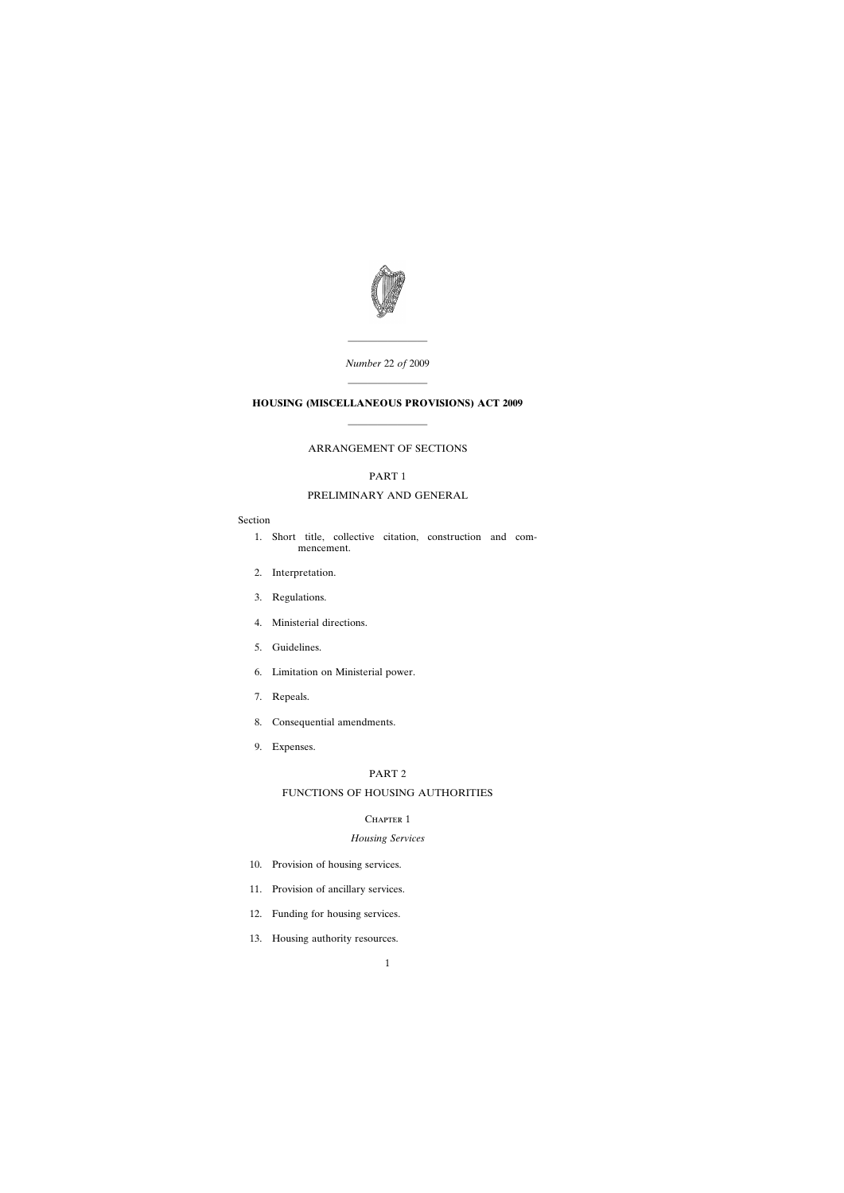*Number* 22 *of* 2009

---

# HOUSING (MISCELLANEOUS PROVISIONS) ACT 2009

---

ARRANGEMENT OF SECTIONS

PART 1

PRELIMINARY AND GENERAL

Section

1. Short title, collective citation, construction and commencement.
2. Interpretation.
3. Regulations.
4. Ministerial directions.
5. Guidelines.
6. Limitation on Ministerial power.
7. Repeals.
8. Consequential amendments.
9. Expenses.

PART 2

FUNCTIONS OF HOUSING AUTHORITIES

CHAPTER 1

*Housing Services*

10. Provision of housing services.
11. Provision of ancillary services.
12. Funding for housing services.
13. Housing authority resources.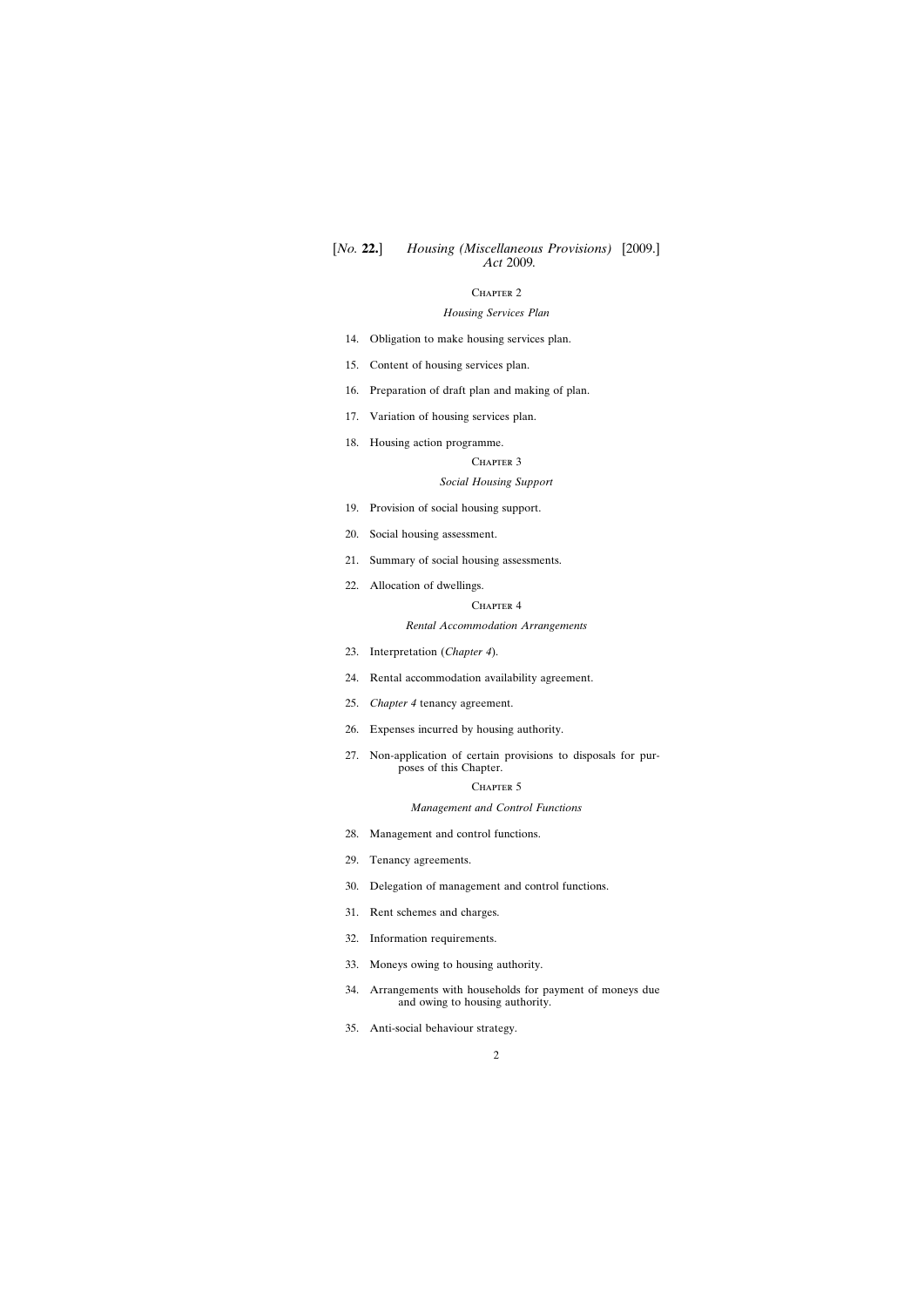Chapter 2

*Housing Services Plan*

14. Obligation to make housing services plan.

15. Content of housing services plan.

16. Preparation of draft plan and making of plan.

17. Variation of housing services plan.

18. Housing action programme.

Chapter 3

*Social Housing Support*

19. Provision of social housing support.

20. Social housing assessment.

21. Summary of social housing assessments.

22. Allocation of dwellings.

Chapter 4

*Rental Accommodation Arrangements*

23. Interpretation (*Chapter 4*).

24. Rental accommodation availability agreement.

25. *Chapter 4* tenancy agreement.

26. Expenses incurred by housing authority.

27. Non-application of certain provisions to disposals for purposes of this Chapter.

Chapter 5

*Management and Control Functions*

28. Management and control functions.

29. Tenancy agreements.

30. Delegation of management and control functions.

31. Rent schemes and charges.

32. Information requirements.

33. Moneys owing to housing authority.

34. Arrangements with households for payment of moneys due and owing to housing authority.

35. Anti-social behaviour strategy.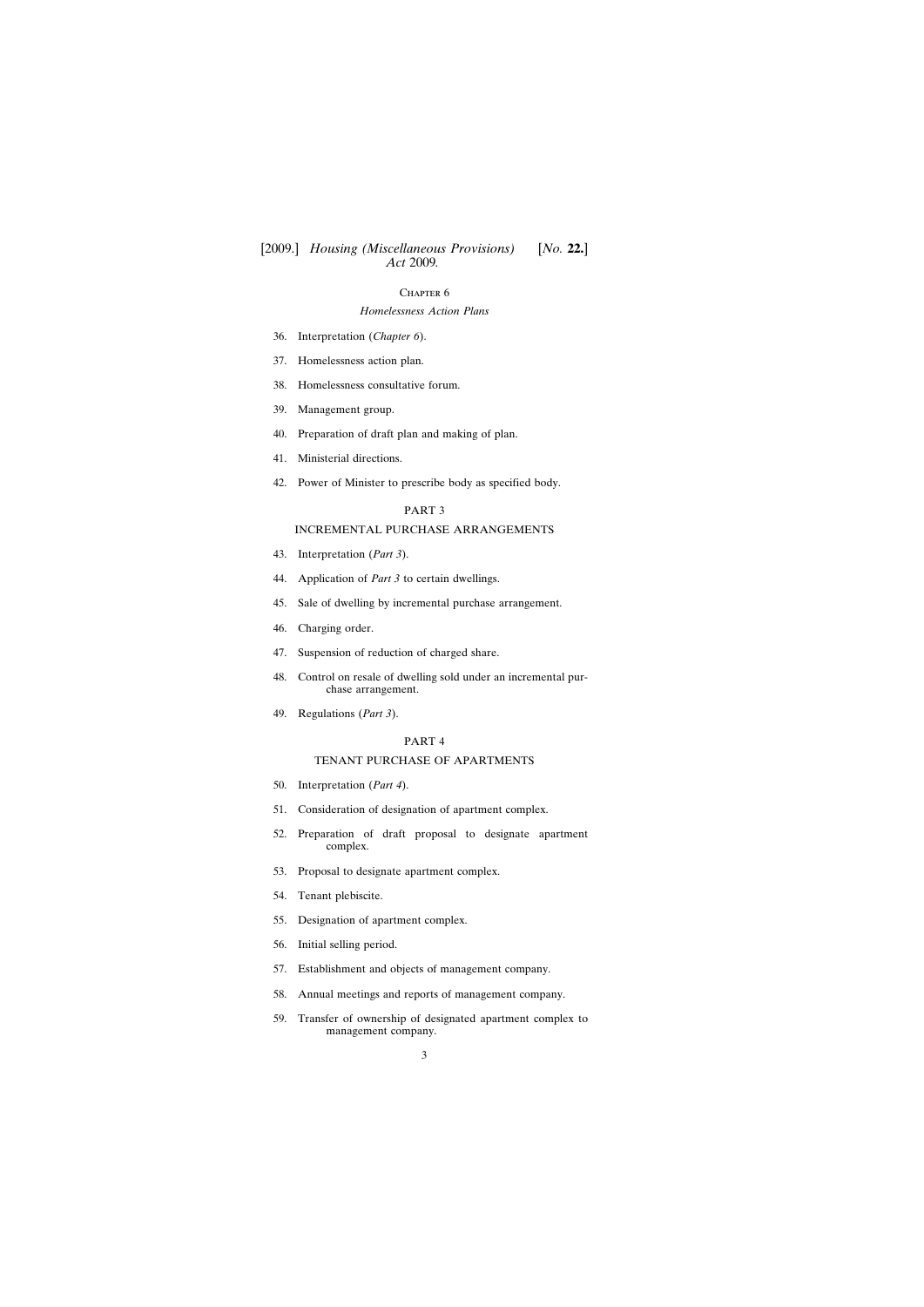Chapter 6

*Homelessness Action Plans*

36. Interpretation (*Chapter 6*).

37. Homelessness action plan.

38. Homelessness consultative forum.

39. Management group.

40. Preparation of draft plan and making of plan.

41. Ministerial directions.

42. Power of Minister to prescribe body as specified body.

PART 3

INCREMENTAL PURCHASE ARRANGEMENTS

43. Interpretation (*Part 3*).

44. Application of *Part 3* to certain dwellings.

45. Sale of dwelling by incremental purchase arrangement.

46. Charging order.

47. Suspension of reduction of charged share.

48. Control on resale of dwelling sold under an incremental purchase arrangement.

49. Regulations (*Part 3*).

PART 4

TENANT PURCHASE OF APARTMENTS

50. Interpretation (*Part 4*).

51. Consideration of designation of apartment complex.

52. Preparation of draft proposal to designate apartment complex.

53. Proposal to designate apartment complex.

54. Tenant plebiscite.

55. Designation of apartment complex.

56. Initial selling period.

57. Establishment and objects of management company.

58. Annual meetings and reports of management company.

59. Transfer of ownership of designated apartment complex to management company.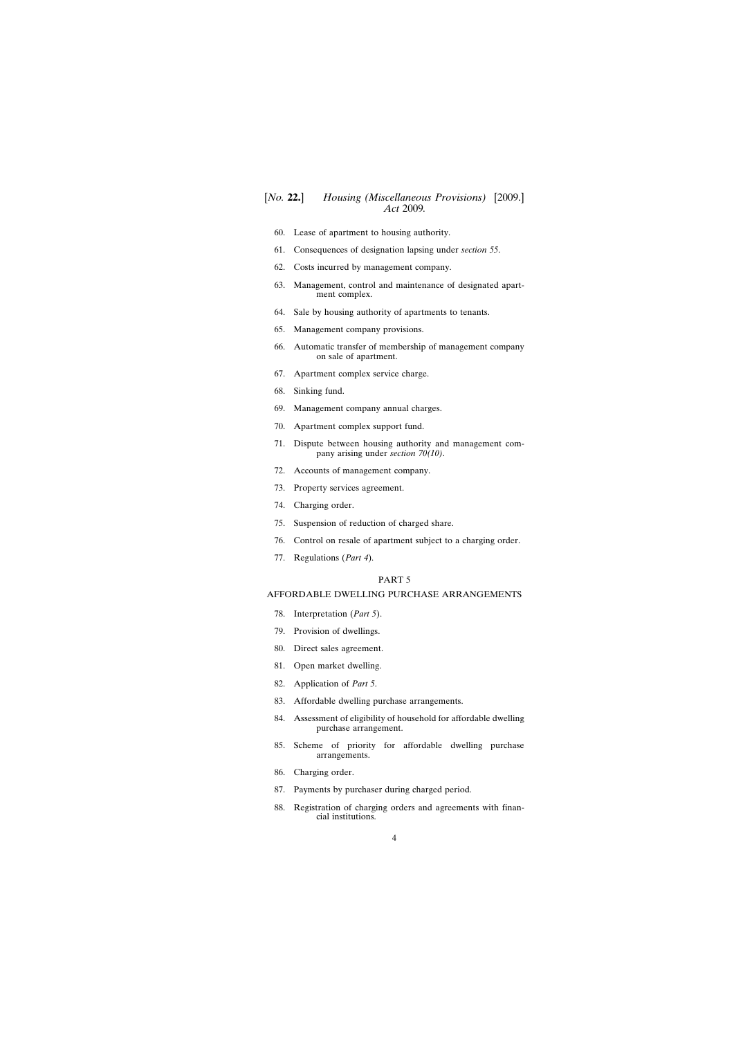60. Lease of apartment to housing authority.

61. Consequences of designation lapsing under *section 55*.

62. Costs incurred by management company.

63. Management, control and maintenance of designated apartment complex.

64. Sale by housing authority of apartments to tenants.

65. Management company provisions.

66. Automatic transfer of membership of management company on sale of apartment.

67. Apartment complex service charge.

68. Sinking fund.

69. Management company annual charges.

70. Apartment complex support fund.

71. Dispute between housing authority and management company arising under *section 70(10)*.

72. Accounts of management company.

73. Property services agreement.

74. Charging order.

75. Suspension of reduction of charged share.

76. Control on resale of apartment subject to a charging order.

77. Regulations (*Part 4*).

## PART 5

## AFFORDABLE DWELLING PURCHASE ARRANGEMENTS

78. Interpretation (*Part 5*).

79. Provision of dwellings.

80. Direct sales agreement.

81. Open market dwelling.

82. Application of *Part 5*.

83. Affordable dwelling purchase arrangements.

84. Assessment of eligibility of household for affordable dwelling purchase arrangement.

85. Scheme of priority for affordable dwelling purchase arrangements.

86. Charging order.

87. Payments by purchaser during charged period.

88. Registration of charging orders and agreements with financial institutions.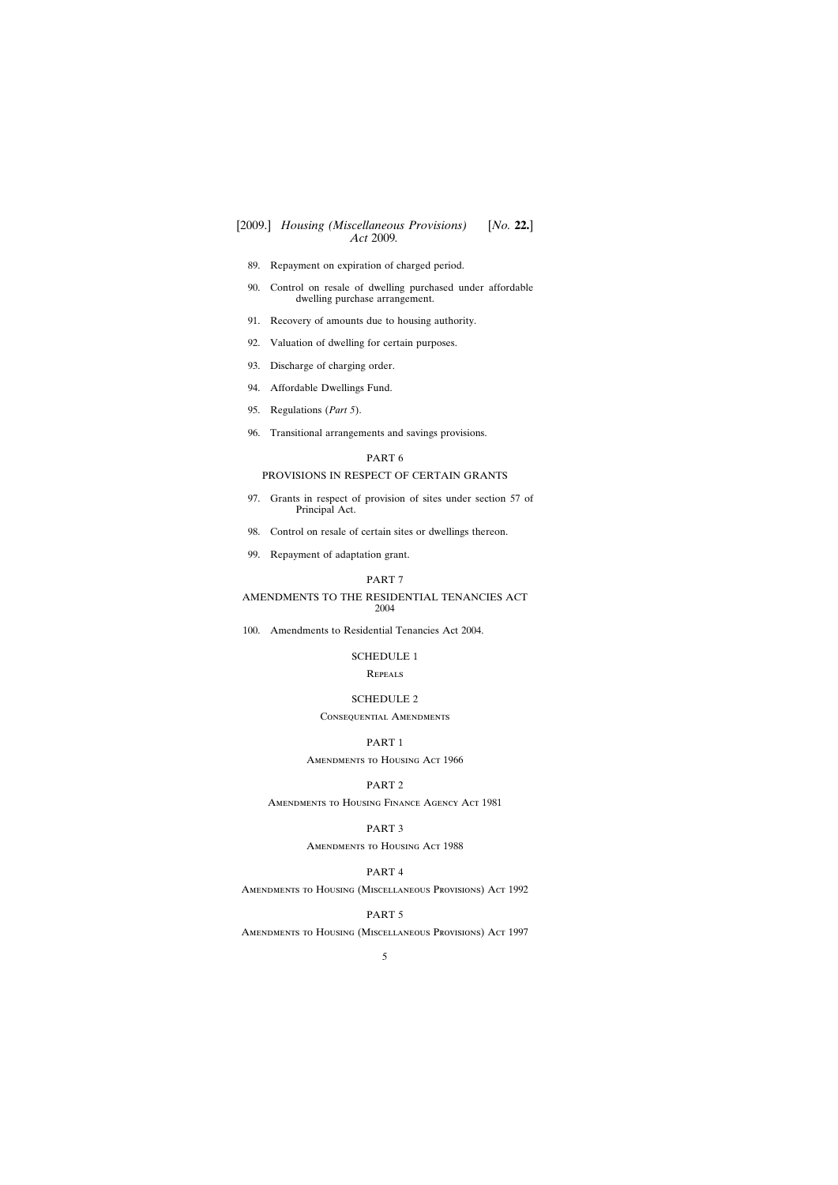89. Repayment on expiration of charged period.

90. Control on resale of dwelling purchased under affordable dwelling purchase arrangement.

91. Recovery of amounts due to housing authority.

92. Valuation of dwelling for certain purposes.

93. Discharge of charging order.

94. Affordable Dwellings Fund.

95. Regulations (*Part 5*).

96. Transitional arrangements and savings provisions.

PART 6

PROVISIONS IN RESPECT OF CERTAIN GRANTS

97. Grants in respect of provision of sites under section 57 of Principal Act.

98. Control on resale of certain sites or dwellings thereon.

99. Repayment of adaptation grant.

PART 7

AMENDMENTS TO THE RESIDENTIAL TENANCIES ACT 2004

100. Amendments to Residential Tenancies Act 2004.

SCHEDULE 1

Repeals

SCHEDULE 2

Consequential Amendments

PART 1

Amendments to Housing Act 1966

PART 2

Amendments to Housing Finance Agency Act 1981

PART 3

Amendments to Housing Act 1988

PART 4

Amendments to Housing (Miscellaneous Provisions) Act 1992

PART 5

Amendments to Housing (Miscellaneous Provisions) Act 1997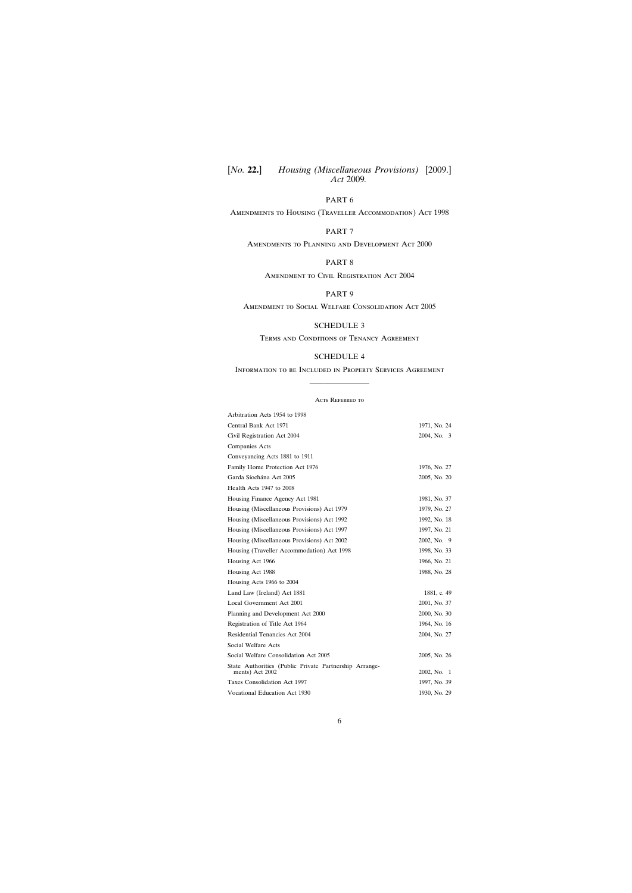PART 6

Amendments to Housing (Traveller Accommodation) Act 1998

PART 7

Amendments to Planning and Development Act 2000

PART 8

Amendment to Civil Registration Act 2004

PART 9

Amendment to Social Welfare Consolidation Act 2005

SCHEDULE 3

Terms and Conditions of Tenancy Agreement

SCHEDULE 4

Information to be Included in Property Services Agreement

---

Acts Referred to

| | |
|---|---|
| Arbitration Acts 1954 to 1998 | |
| Central Bank Act 1971 | 1971, No. 24 |
| Civil Registration Act 2004 | 2004, No. 3 |
| Companies Acts | |
| Conveyancing Acts 1881 to 1911 | |
| Family Home Protection Act 1976 | 1976, No. 27 |
| Garda Síochána Act 2005 | 2005, No. 20 |
| Health Acts 1947 to 2008 | |
| Housing Finance Agency Act 1981 | 1981, No. 37 |
| Housing (Miscellaneous Provisions) Act 1979 | 1979, No. 27 |
| Housing (Miscellaneous Provisions) Act 1992 | 1992, No. 18 |
| Housing (Miscellaneous Provisions) Act 1997 | 1997, No. 21 |
| Housing (Miscellaneous Provisions) Act 2002 | 2002, No. 9 |
| Housing (Traveller Accommodation) Act 1998 | 1998, No. 33 |
| Housing Act 1966 | 1966, No. 21 |
| Housing Act 1988 | 1988, No. 28 |
| Housing Acts 1966 to 2004 | |
| Land Law (Ireland) Act 1881 | 1881, c. 49 |
| Local Government Act 2001 | 2001, No. 37 |
| Planning and Development Act 2000 | 2000, No. 30 |
| Registration of Title Act 1964 | 1964, No. 16 |
| Residential Tenancies Act 2004 | 2004, No. 27 |
| Social Welfare Acts | |
| Social Welfare Consolidation Act 2005 | 2005, No. 26 |
| State Authorities (Public Private Partnership Arrangements) Act 2002 | 2002, No. 1 |
| Taxes Consolidation Act 1997 | 1997, No. 39 |
| Vocational Education Act 1930 | 1930, No. 29 |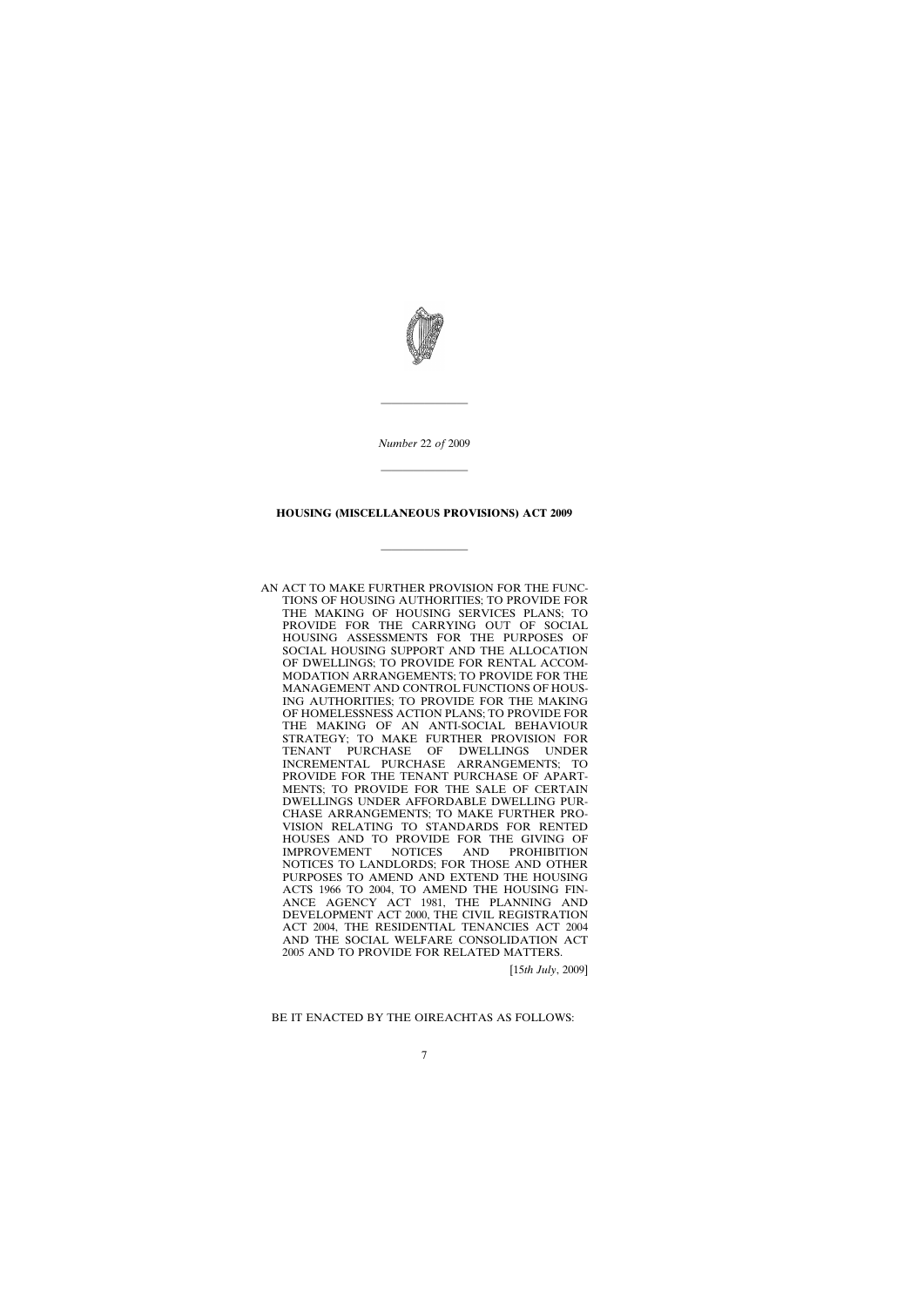*Number* 22 *of* 2009

---

**HOUSING (MISCELLANEOUS PROVISIONS) ACT 2009**

---

AN ACT TO MAKE FURTHER PROVISION FOR THE FUNCTIONS OF HOUSING AUTHORITIES; TO PROVIDE FOR THE MAKING OF HOUSING SERVICES PLANS; TO PROVIDE FOR THE CARRYING OUT OF SOCIAL HOUSING ASSESSMENTS FOR THE PURPOSES OF SOCIAL HOUSING SUPPORT AND THE ALLOCATION OF DWELLINGS; TO PROVIDE FOR RENTAL ACCOMMODATION ARRANGEMENTS; TO PROVIDE FOR THE MANAGEMENT AND CONTROL FUNCTIONS OF HOUSING AUTHORITIES; TO PROVIDE FOR THE MAKING OF HOMELESSNESS ACTION PLANS; TO PROVIDE FOR THE MAKING OF AN ANTI-SOCIAL BEHAVIOUR STRATEGY; TO MAKE FURTHER PROVISION FOR TENANT PURCHASE OF DWELLINGS UNDER INCREMENTAL PURCHASE ARRANGEMENTS; TO PROVIDE FOR THE TENANT PURCHASE OF APARTMENTS; TO PROVIDE FOR THE SALE OF CERTAIN DWELLINGS UNDER AFFORDABLE DWELLING PURCHASE ARRANGEMENTS; TO MAKE FURTHER PROVISION RELATING TO STANDARDS FOR RENTED HOUSES AND TO PROVIDE FOR THE GIVING OF IMPROVEMENT NOTICES AND PROHIBITION NOTICES TO LANDLORDS; FOR THOSE AND OTHER PURPOSES TO AMEND AND EXTEND THE HOUSING ACTS 1966 TO 2004, TO AMEND THE HOUSING FINANCE AGENCY ACT 1981, THE PLANNING AND DEVELOPMENT ACT 2000, THE CIVIL REGISTRATION ACT 2004, THE RESIDENTIAL TENANCIES ACT 2004 AND THE SOCIAL WELFARE CONSOLIDATION ACT 2005 AND TO PROVIDE FOR RELATED MATTERS.

[15*th July*, 2009]

BE IT ENACTED BY THE OIREACHTAS AS FOLLOWS: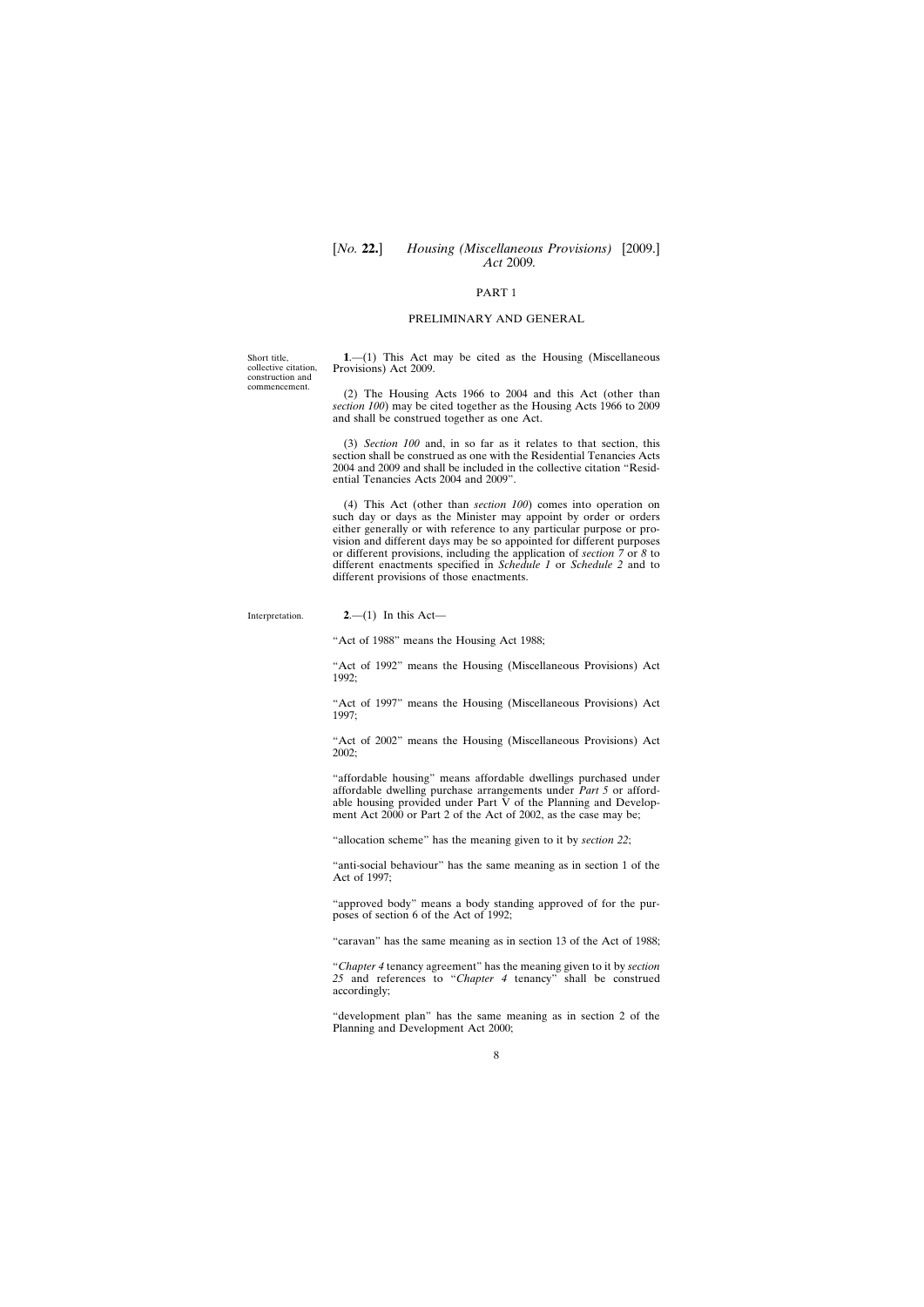## PART 1

## PRELIMINARY AND GENERAL

Short title, collective citation, construction and commencement.

**1**.—(1) This Act may be cited as the Housing (Miscellaneous Provisions) Act 2009.

(2) The Housing Acts 1966 to 2004 and this Act (other than *section 100*) may be cited together as the Housing Acts 1966 to 2009 and shall be construed together as one Act.

(3) *Section 100* and, in so far as it relates to that section, this section shall be construed as one with the Residential Tenancies Acts 2004 and 2009 and shall be included in the collective citation "Residential Tenancies Acts 2004 and 2009".

(4) This Act (other than *section 100*) comes into operation on such day or days as the Minister may appoint by order or orders either generally or with reference to any particular purpose or provision and different days may be so appointed for different purposes or different provisions, including the application of *section 7* or *8* to different enactments specified in *Schedule 1* or *Schedule 2* and to different provisions of those enactments.

Interpretation.

**2**.—(1) In this Act—

"Act of 1988" means the Housing Act 1988;

"Act of 1992" means the Housing (Miscellaneous Provisions) Act 1992;

"Act of 1997" means the Housing (Miscellaneous Provisions) Act 1997;

"Act of 2002" means the Housing (Miscellaneous Provisions) Act 2002;

"affordable housing" means affordable dwellings purchased under affordable dwelling purchase arrangements under *Part 5* or affordable housing provided under Part V of the Planning and Development Act 2000 or Part 2 of the Act of 2002, as the case may be;

"allocation scheme" has the meaning given to it by *section 22*;

"anti-social behaviour" has the same meaning as in section 1 of the Act of 1997;

"approved body" means a body standing approved of for the purposes of section 6 of the Act of 1992;

"caravan" has the same meaning as in section 13 of the Act of 1988;

"*Chapter 4* tenancy agreement" has the meaning given to it by *section 25* and references to "*Chapter 4* tenancy" shall be construed accordingly;

"development plan" has the same meaning as in section 2 of the Planning and Development Act 2000;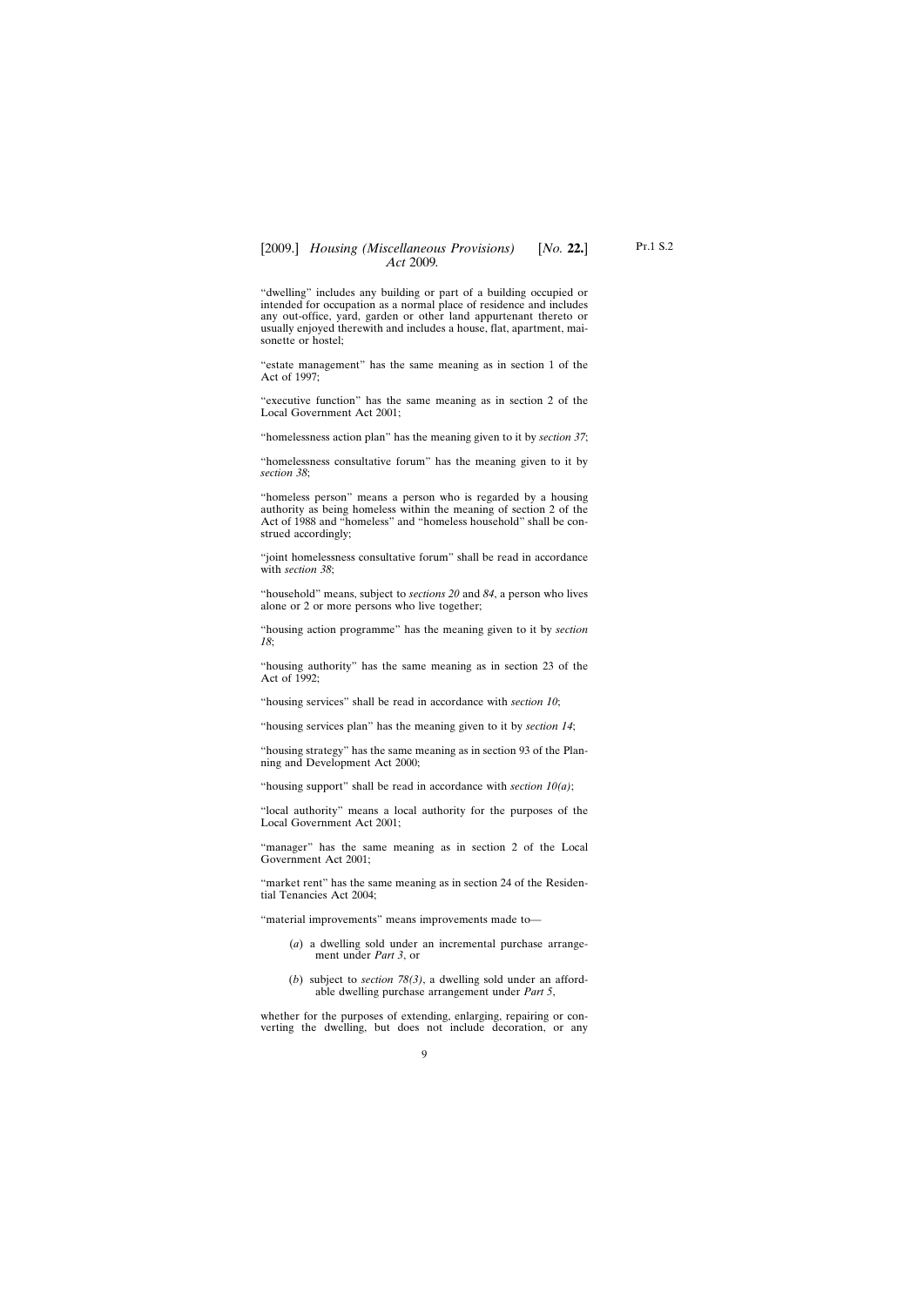"dwelling" includes any building or part of a building occupied or intended for occupation as a normal place of residence and includes any out-office, yard, garden or other land appurtenant thereto or usually enjoyed therewith and includes a house, flat, apartment, maisonette or hostel;

"estate management" has the same meaning as in section 1 of the Act of 1997;

"executive function" has the same meaning as in section 2 of the Local Government Act 2001;

"homelessness action plan" has the meaning given to it by *section 37*;

"homelessness consultative forum" has the meaning given to it by *section 38*;

"homeless person" means a person who is regarded by a housing authority as being homeless within the meaning of section 2 of the Act of 1988 and "homeless" and "homeless household" shall be construed accordingly;

"joint homelessness consultative forum" shall be read in accordance with *section 38*;

"household" means, subject to *sections 20* and *84*, a person who lives alone or 2 or more persons who live together;

"housing action programme" has the meaning given to it by *section 18*;

"housing authority" has the same meaning as in section 23 of the Act of 1992;

"housing services" shall be read in accordance with *section 10*;

"housing services plan" has the meaning given to it by *section 14*;

"housing strategy" has the same meaning as in section 93 of the Planning and Development Act 2000;

"housing support" shall be read in accordance with *section 10(a)*;

"local authority" means a local authority for the purposes of the Local Government Act 2001;

"manager" has the same meaning as in section 2 of the Local Government Act 2001;

"market rent" has the same meaning as in section 24 of the Residential Tenancies Act 2004;

"material improvements" means improvements made to—

(*a*) a dwelling sold under an incremental purchase arrangement under *Part 3*, or

(*b*) subject to *section 78(3)*, a dwelling sold under an affordable dwelling purchase arrangement under *Part 5*,

whether for the purposes of extending, enlarging, repairing or converting the dwelling, but does not include decoration, or any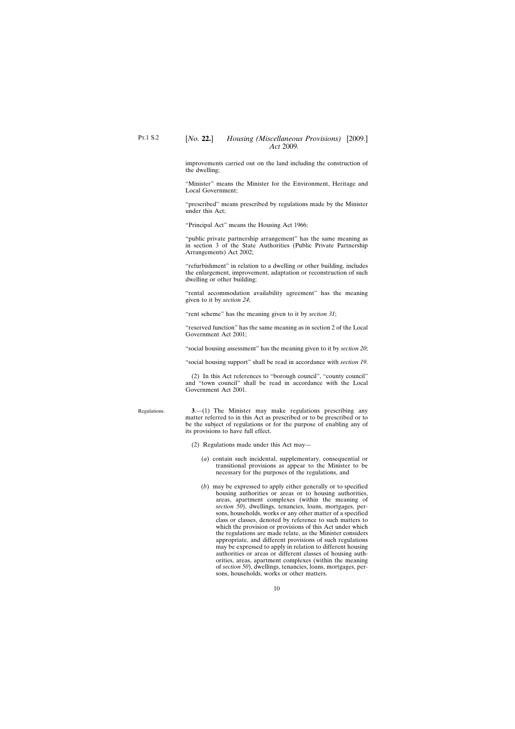improvements carried out on the land including the construction of the dwelling;

"Minister" means the Minister for the Environment, Heritage and Local Government;

"prescribed" means prescribed by regulations made by the Minister under this Act;

"Principal Act" means the Housing Act 1966;

"public private partnership arrangement" has the same meaning as in section 3 of the State Authorities (Public Private Partnership Arrangements) Act 2002;

"refurbishment" in relation to a dwelling or other building, includes the enlargement, improvement, adaptation or reconstruction of such dwelling or other building;

"rental accommodation availability agreement" has the meaning given to it by *section 24*;

"rent scheme" has the meaning given to it by *section 31*;

"reserved function" has the same meaning as in section 2 of the Local Government Act 2001;

"social housing assessment" has the meaning given to it by *section 20*;

"social housing support" shall be read in accordance with *section 19*.

(2) In this Act references to "borough council", "county council" and "town council" shall be read in accordance with the Local Government Act 2001.

Regulations.

**3**.—(1) The Minister may make regulations prescribing any matter referred to in this Act as prescribed or to be prescribed or to be the subject of regulations or for the purpose of enabling any of its provisions to have full effect.

(2) Regulations made under this Act may—

(*a*) contain such incidental, supplementary, consequential or transitional provisions as appear to the Minister to be necessary for the purposes of the regulations, and

(*b*) may be expressed to apply either generally or to specified housing authorities or areas or to housing authorities, areas, apartment complexes (within the meaning of *section 50*), dwellings, tenancies, loans, mortgages, persons, households, works or any other matter of a specified class or classes, denoted by reference to such matters to which the provision or provisions of this Act under which the regulations are made relate, as the Minister considers appropriate, and different provisions of such regulations may be expressed to apply in relation to different housing authorities or areas or different classes of housing authorities, areas, apartment complexes (within the meaning of *section 50*), dwellings, tenancies, loans, mortgages, persons, households, works or other matters.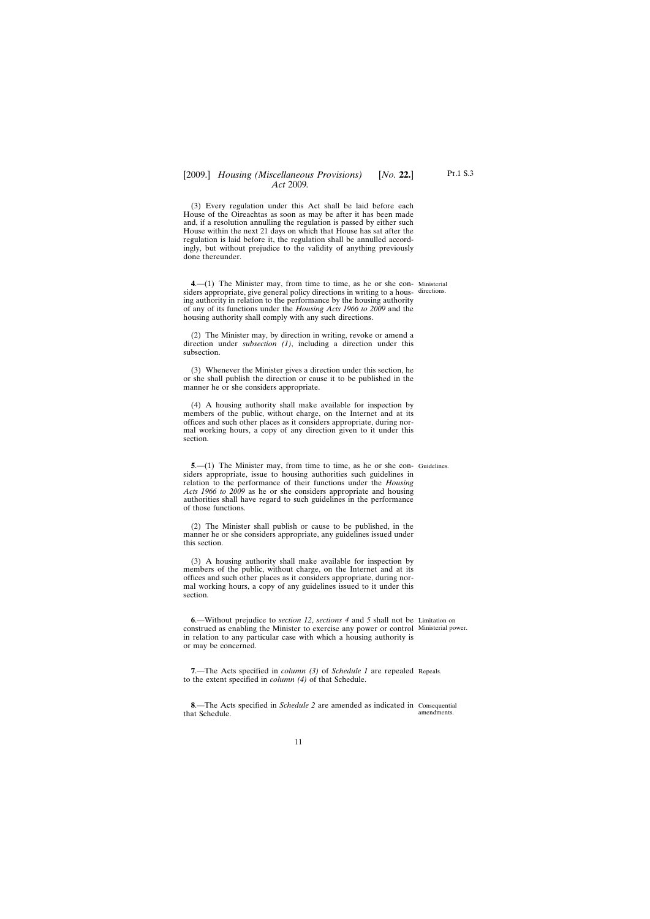(3) Every regulation under this Act shall be laid before each House of the Oireachtas as soon as may be after it has been made and, if a resolution annulling the regulation is passed by either such House within the next 21 days on which that House has sat after the regulation is laid before it, the regulation shall be annulled accordingly, but without prejudice to the validity of anything previously done thereunder.

Ministerial directions.

**4**.—(1) The Minister may, from time to time, as he or she considers appropriate, give general policy directions in writing to a housing authority in relation to the performance by the housing authority of any of its functions under the *Housing Acts 1966 to 2009* and the housing authority shall comply with any such directions.

(2) The Minister may, by direction in writing, revoke or amend a direction under *subsection (1)*, including a direction under this subsection.

(3) Whenever the Minister gives a direction under this section, he or she shall publish the direction or cause it to be published in the manner he or she considers appropriate.

(4) A housing authority shall make available for inspection by members of the public, without charge, on the Internet and at its offices and such other places as it considers appropriate, during normal working hours, a copy of any direction given to it under this section.

Guidelines.

**5**.—(1) The Minister may, from time to time, as he or she considers appropriate, issue to housing authorities such guidelines in relation to the performance of their functions under the *Housing Acts 1966 to 2009* as he or she considers appropriate and housing authorities shall have regard to such guidelines in the performance of those functions.

(2) The Minister shall publish or cause to be published, in the manner he or she considers appropriate, any guidelines issued under this section.

(3) A housing authority shall make available for inspection by members of the public, without charge, on the Internet and at its offices and such other places as it considers appropriate, during normal working hours, a copy of any guidelines issued to it under this section.

Limitation on Ministerial power.

**6**.—Without prejudice to *section 12*, *sections 4* and *5* shall not be construed as enabling the Minister to exercise any power or control in relation to any particular case with which a housing authority is or may be concerned.

Repeals.

**7**.—The Acts specified in *column (3)* of *Schedule 1* are repealed to the extent specified in *column (4)* of that Schedule.

Consequential amendments.

**8**.—The Acts specified in *Schedule 2* are amended as indicated in that Schedule.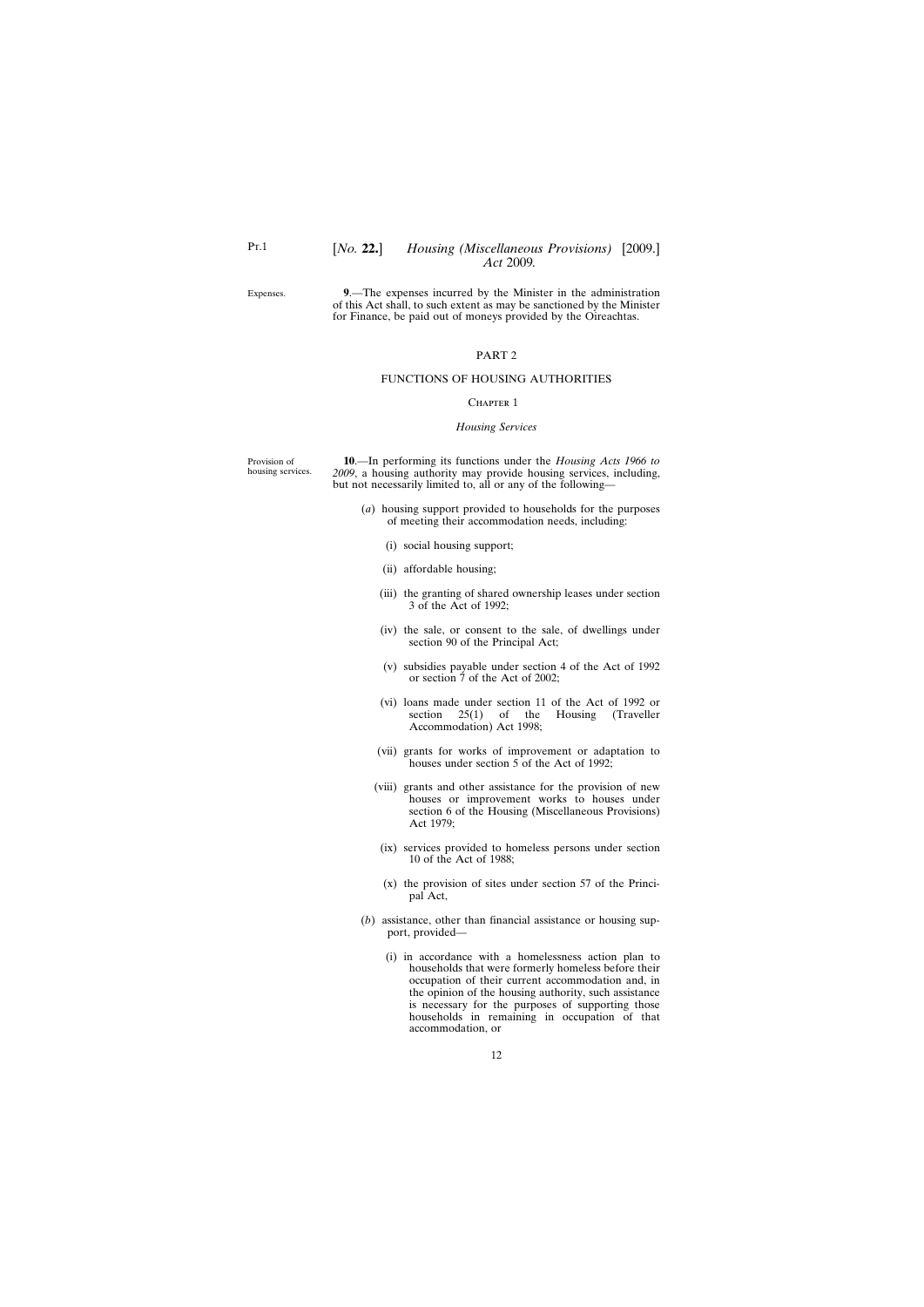Expenses.

**9**.—The expenses incurred by the Minister in the administration of this Act shall, to such extent as may be sanctioned by the Minister for Finance, be paid out of moneys provided by the Oireachtas.

## PART 2

## FUNCTIONS OF HOUSING AUTHORITIES

### Chapter 1

### *Housing Services*

Provision of housing services.

**10**.—In performing its functions under the *Housing Acts 1966 to 2009*, a housing authority may provide housing services, including, but not necessarily limited to, all or any of the following—

(*a*) housing support provided to households for the purposes of meeting their accommodation needs, including:

(i) social housing support;

(ii) affordable housing;

(iii) the granting of shared ownership leases under section 3 of the Act of 1992;

(iv) the sale, or consent to the sale, of dwellings under section 90 of the Principal Act;

(v) subsidies payable under section 4 of the Act of 1992 or section 7 of the Act of 2002;

(vi) loans made under section 11 of the Act of 1992 or section 25(1) of the Housing (Traveller Accommodation) Act 1998;

(vii) grants for works of improvement or adaptation to houses under section 5 of the Act of 1992;

(viii) grants and other assistance for the provision of new houses or improvement works to houses under section 6 of the Housing (Miscellaneous Provisions) Act 1979;

(ix) services provided to homeless persons under section 10 of the Act of 1988;

(x) the provision of sites under section 57 of the Principal Act,

(*b*) assistance, other than financial assistance or housing support, provided—

(i) in accordance with a homelessness action plan to households that were formerly homeless before their occupation of their current accommodation and, in the opinion of the housing authority, such assistance is necessary for the purposes of supporting those households in remaining in occupation of that accommodation, or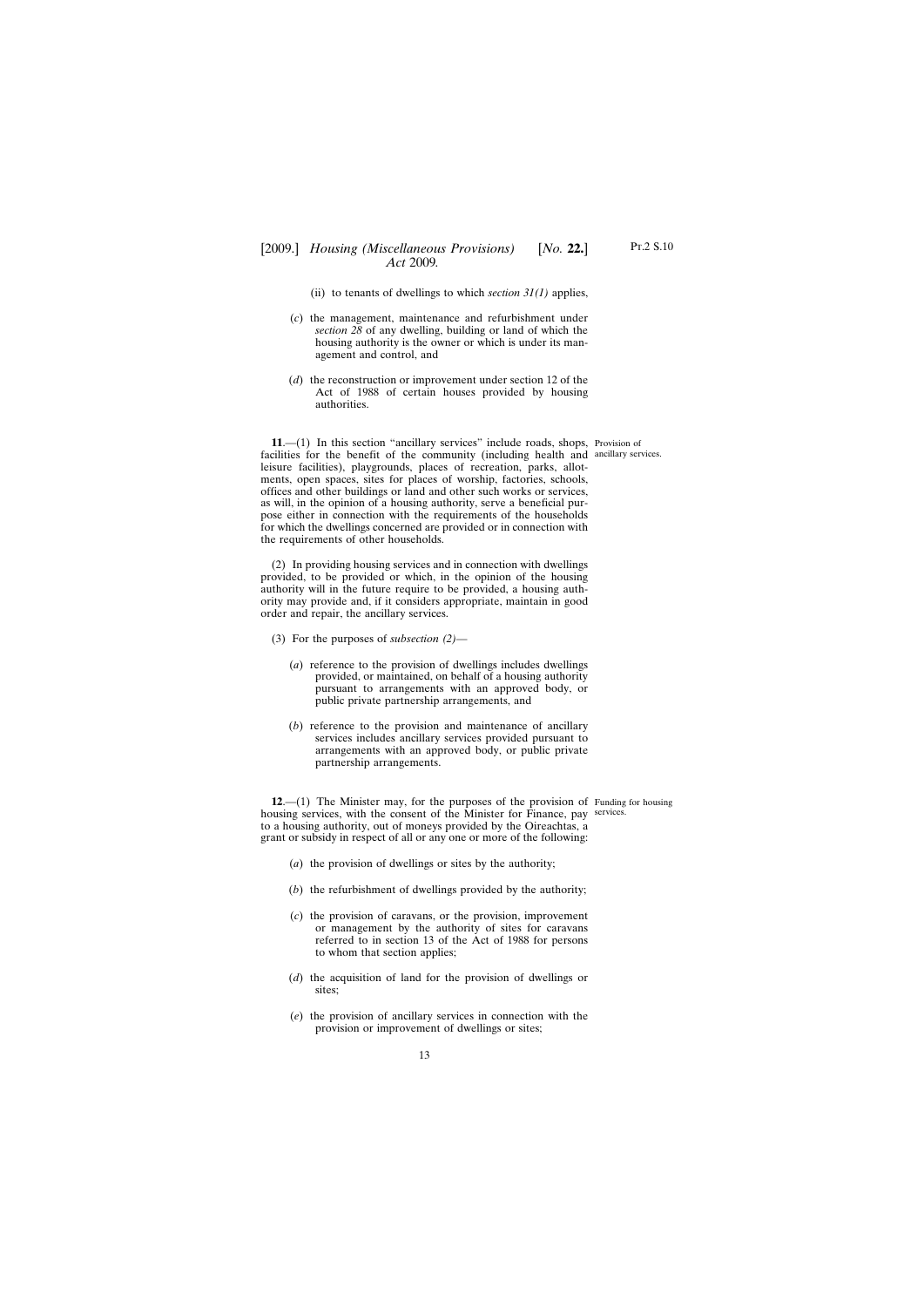(ii) to tenants of dwellings to which *section 31(1)* applies,

(*c*) the management, maintenance and refurbishment under *section 28* of any dwelling, building or land of which the housing authority is the owner or which is under its management and control, and

(*d*) the reconstruction or improvement under section 12 of the Act of 1988 of certain houses provided by housing authorities.

Provision of ancillary services.

**11**.—(1) In this section "ancillary services" include roads, shops, facilities for the benefit of the community (including health and leisure facilities), playgrounds, places of recreation, parks, allotments, open spaces, sites for places of worship, factories, schools, offices and other buildings or land and other such works or services, as will, in the opinion of a housing authority, serve a beneficial purpose either in connection with the requirements of the households for which the dwellings concerned are provided or in connection with the requirements of other households.

(2) In providing housing services and in connection with dwellings provided, to be provided or which, in the opinion of the housing authority will in the future require to be provided, a housing authority may provide and, if it considers appropriate, maintain in good order and repair, the ancillary services.

(3) For the purposes of *subsection (2)*—

(*a*) reference to the provision of dwellings includes dwellings provided, or maintained, on behalf of a housing authority pursuant to arrangements with an approved body, or public private partnership arrangements, and

(*b*) reference to the provision and maintenance of ancillary services includes ancillary services provided pursuant to arrangements with an approved body, or public private partnership arrangements.

Funding for housing services.

**12**.—(1) The Minister may, for the purposes of the provision of housing services, with the consent of the Minister for Finance, pay to a housing authority, out of moneys provided by the Oireachtas, a grant or subsidy in respect of all or any one or more of the following:

(*a*) the provision of dwellings or sites by the authority;

(*b*) the refurbishment of dwellings provided by the authority;

(*c*) the provision of caravans, or the provision, improvement or management by the authority of sites for caravans referred to in section 13 of the Act of 1988 for persons to whom that section applies;

(*d*) the acquisition of land for the provision of dwellings or sites;

(*e*) the provision of ancillary services in connection with the provision or improvement of dwellings or sites;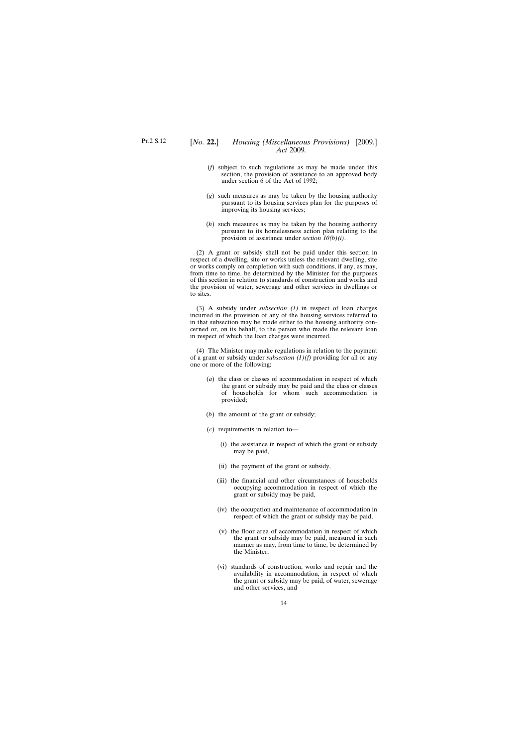(*f*) subject to such regulations as may be made under this section, the provision of assistance to an approved body under section 6 of the Act of 1992;

(*g*) such measures as may be taken by the housing authority pursuant to its housing services plan for the purposes of improving its housing services;

(*h*) such measures as may be taken by the housing authority pursuant to its homelessness action plan relating to the provision of assistance under *section 10(b)(i)*.

(2) A grant or subsidy shall not be paid under this section in respect of a dwelling, site or works unless the relevant dwelling, site or works comply on completion with such conditions, if any, as may, from time to time, be determined by the Minister for the purposes of this section in relation to standards of construction and works and the provision of water, sewerage and other services in dwellings or to sites.

(3) A subsidy under *subsection (1)* in respect of loan charges incurred in the provision of any of the housing services referred to in that subsection may be made either to the housing authority concerned or, on its behalf, to the person who made the relevant loan in respect of which the loan charges were incurred.

(4) The Minister may make regulations in relation to the payment of a grant or subsidy under *subsection (1)(f)* providing for all or any one or more of the following:

(*a*) the class or classes of accommodation in respect of which the grant or subsidy may be paid and the class or classes of households for whom such accommodation is provided;

(*b*) the amount of the grant or subsidy;

(*c*) requirements in relation to—

(i) the assistance in respect of which the grant or subsidy may be paid,

(ii) the payment of the grant or subsidy,

(iii) the financial and other circumstances of households occupying accommodation in respect of which the grant or subsidy may be paid,

(iv) the occupation and maintenance of accommodation in respect of which the grant or subsidy may be paid,

(v) the floor area of accommodation in respect of which the grant or subsidy may be paid, measured in such manner as may, from time to time, be determined by the Minister,

(vi) standards of construction, works and repair and the availability in accommodation, in respect of which the grant or subsidy may be paid, of water, sewerage and other services, and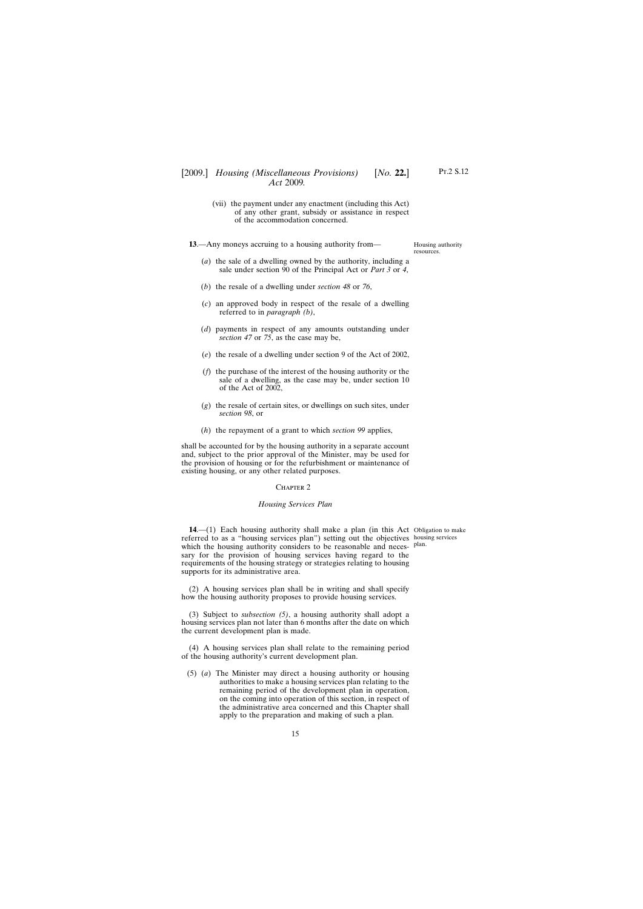(vii) the payment under any enactment (including this Act) of any other grant, subsidy or assistance in respect of the accommodation concerned.

**13**.—Any moneys accruing to a housing authority from—

Housing authority resources.

(*a*) the sale of a dwelling owned by the authority, including a sale under section 90 of the Principal Act or *Part 3* or *4*,

(*b*) the resale of a dwelling under *section 48* or *76*,

(*c*) an approved body in respect of the resale of a dwelling referred to in *paragraph (b)*,

(*d*) payments in respect of any amounts outstanding under *section 47* or *75*, as the case may be,

(*e*) the resale of a dwelling under section 9 of the Act of 2002,

(*f*) the purchase of the interest of the housing authority or the sale of a dwelling, as the case may be, under section 10 of the Act of 2002,

(*g*) the resale of certain sites, or dwellings on such sites, under *section 98*, or

(*h*) the repayment of a grant to which *section 99* applies,

shall be accounted for by the housing authority in a separate account and, subject to the prior approval of the Minister, may be used for the provision of housing or for the refurbishment or maintenance of existing housing, or any other related purposes.

## Chapter 2

### *Housing Services Plan*

**14**.—(1) Each housing authority shall make a plan (in this Act referred to as a "housing services plan") setting out the objectives which the housing authority considers to be reasonable and necessary for the provision of housing services having regard to the requirements of the housing strategy or strategies relating to housing supports for its administrative area.

Obligation to make housing services plan.

(2) A housing services plan shall be in writing and shall specify how the housing authority proposes to provide housing services.

(3) Subject to *subsection (5)*, a housing authority shall adopt a housing services plan not later than 6 months after the date on which the current development plan is made.

(4) A housing services plan shall relate to the remaining period of the housing authority's current development plan.

(5) (*a*) The Minister may direct a housing authority or housing authorities to make a housing services plan relating to the remaining period of the development plan in operation, on the coming into operation of this section, in respect of the administrative area concerned and this Chapter shall apply to the preparation and making of such a plan.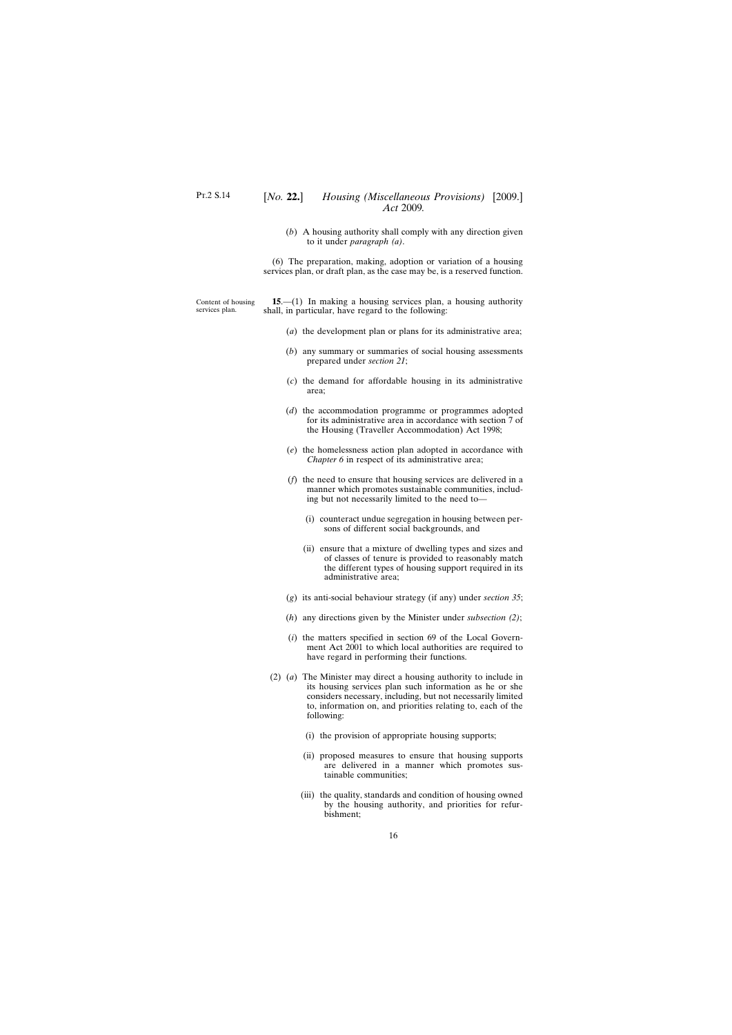(*b*) A housing authority shall comply with any direction given to it under *paragraph (a)*.

(6) The preparation, making, adoption or variation of a housing services plan, or draft plan, as the case may be, is a reserved function.

Content of housing services plan.

**15**.—(1) In making a housing services plan, a housing authority shall, in particular, have regard to the following:

(*a*) the development plan or plans for its administrative area;

(*b*) any summary or summaries of social housing assessments prepared under *section 21*;

(*c*) the demand for affordable housing in its administrative area;

(*d*) the accommodation programme or programmes adopted for its administrative area in accordance with section 7 of the Housing (Traveller Accommodation) Act 1998;

(*e*) the homelessness action plan adopted in accordance with *Chapter 6* in respect of its administrative area;

(*f*) the need to ensure that housing services are delivered in a manner which promotes sustainable communities, including but not necessarily limited to the need to—

(i) counteract undue segregation in housing between persons of different social backgrounds, and

(ii) ensure that a mixture of dwelling types and sizes and of classes of tenure is provided to reasonably match the different types of housing support required in its administrative area;

(*g*) its anti-social behaviour strategy (if any) under *section 35*;

(*h*) any directions given by the Minister under *subsection (2)*;

(*i*) the matters specified in section 69 of the Local Government Act 2001 to which local authorities are required to have regard in performing their functions.

(2) (*a*) The Minister may direct a housing authority to include in its housing services plan such information as he or she considers necessary, including, but not necessarily limited to, information on, and priorities relating to, each of the following:

(i) the provision of appropriate housing supports;

(ii) proposed measures to ensure that housing supports are delivered in a manner which promotes sustainable communities;

(iii) the quality, standards and condition of housing owned by the housing authority, and priorities for refurbishment;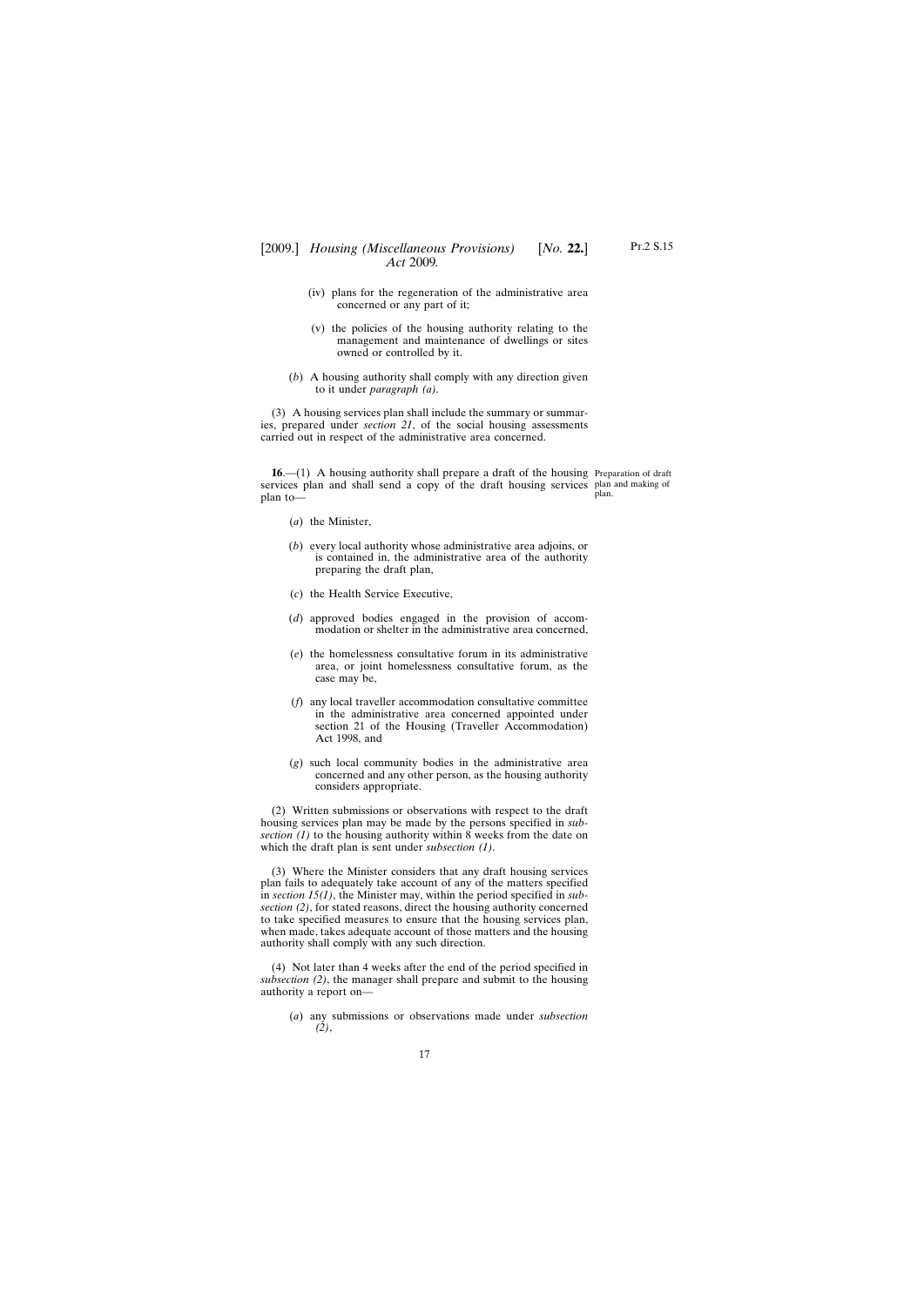(iv) plans for the regeneration of the administrative area concerned or any part of it;

(v) the policies of the housing authority relating to the management and maintenance of dwellings or sites owned or controlled by it.

(*b*) A housing authority shall comply with any direction given to it under *paragraph (a)*.

(3) A housing services plan shall include the summary or summaries, prepared under *section 21*, of the social housing assessments carried out in respect of the administrative area concerned.

Preparation of draft plan and making of plan.

**16**.—(1) A housing authority shall prepare a draft of the housing services plan and shall send a copy of the draft housing services plan to—

(*a*) the Minister,

(*b*) every local authority whose administrative area adjoins, or is contained in, the administrative area of the authority preparing the draft plan,

(*c*) the Health Service Executive,

(*d*) approved bodies engaged in the provision of accommodation or shelter in the administrative area concerned,

(*e*) the homelessness consultative forum in its administrative area, or joint homelessness consultative forum, as the case may be,

(*f*) any local traveller accommodation consultative committee in the administrative area concerned appointed under section 21 of the Housing (Traveller Accommodation) Act 1998, and

(*g*) such local community bodies in the administrative area concerned and any other person, as the housing authority considers appropriate.

(2) Written submissions or observations with respect to the draft housing services plan may be made by the persons specified in *subsection (1)* to the housing authority within 8 weeks from the date on which the draft plan is sent under *subsection (1)*.

(3) Where the Minister considers that any draft housing services plan fails to adequately take account of any of the matters specified in *section 15(1)*, the Minister may, within the period specified in *subsection (2)*, for stated reasons, direct the housing authority concerned to take specified measures to ensure that the housing services plan, when made, takes adequate account of those matters and the housing authority shall comply with any such direction.

(4) Not later than 4 weeks after the end of the period specified in *subsection (2)*, the manager shall prepare and submit to the housing authority a report on—

(*a*) any submissions or observations made under *subsection (2)*,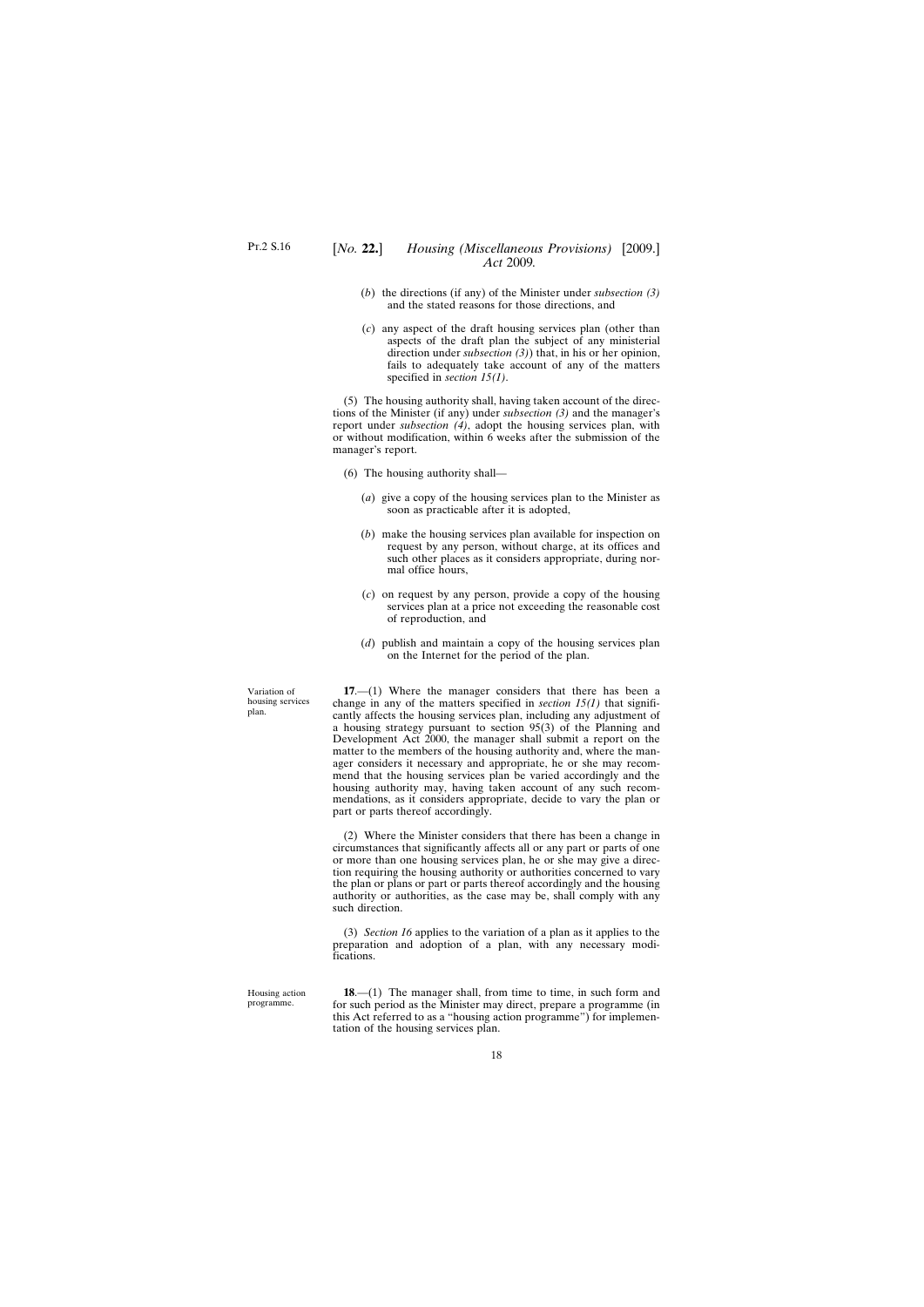(*b*) the directions (if any) of the Minister under *subsection (3)* and the stated reasons for those directions, and

(*c*) any aspect of the draft housing services plan (other than aspects of the draft plan the subject of any ministerial direction under *subsection (3)*) that, in his or her opinion, fails to adequately take account of any of the matters specified in *section 15(1)*.

(5) The housing authority shall, having taken account of the directions of the Minister (if any) under *subsection (3)* and the manager's report under *subsection (4)*, adopt the housing services plan, with or without modification, within 6 weeks after the submission of the manager's report.

(6) The housing authority shall—

(*a*) give a copy of the housing services plan to the Minister as soon as practicable after it is adopted,

(*b*) make the housing services plan available for inspection on request by any person, without charge, at its offices and such other places as it considers appropriate, during normal office hours,

(*c*) on request by any person, provide a copy of the housing services plan at a price not exceeding the reasonable cost of reproduction, and

(*d*) publish and maintain a copy of the housing services plan on the Internet for the period of the plan.

Variation of housing services plan.

**17**.—(1) Where the manager considers that there has been a change in any of the matters specified in *section 15(1)* that significantly affects the housing services plan, including any adjustment of a housing strategy pursuant to section 95(3) of the Planning and Development Act 2000, the manager shall submit a report on the matter to the members of the housing authority and, where the manager considers it necessary and appropriate, he or she may recommend that the housing services plan be varied accordingly and the housing authority may, having taken account of any such recommendations, as it considers appropriate, decide to vary the plan or part or parts thereof accordingly.

(2) Where the Minister considers that there has been a change in circumstances that significantly affects all or any part or parts of one or more than one housing services plan, he or she may give a direction requiring the housing authority or authorities concerned to vary the plan or plans or part or parts thereof accordingly and the housing authority or authorities, as the case may be, shall comply with any such direction.

(3) *Section 16* applies to the variation of a plan as it applies to the preparation and adoption of a plan, with any necessary modifications.

Housing action programme.

**18**.—(1) The manager shall, from time to time, in such form and for such period as the Minister may direct, prepare a programme (in this Act referred to as a "housing action programme") for implementation of the housing services plan.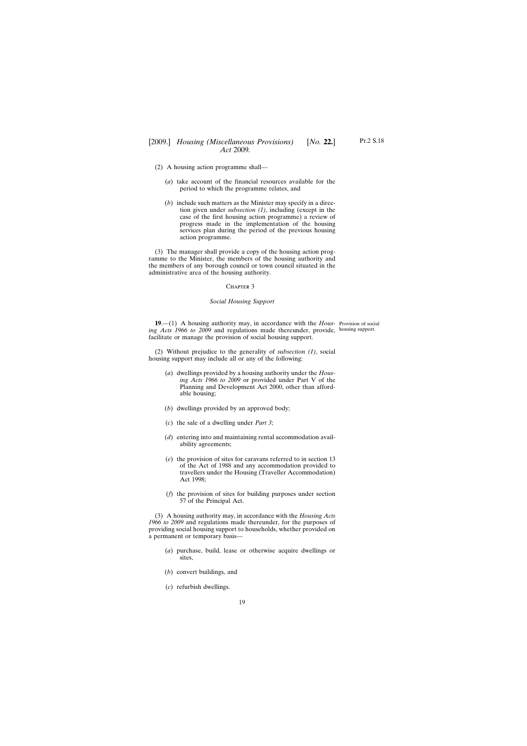(2) A housing action programme shall—

(*a*) take account of the financial resources available for the period to which the programme relates, and

(*b*) include such matters as the Minister may specify in a direction given under *subsection (1)*, including (except in the case of the first housing action programme) a review of progress made in the implementation of the housing services plan during the period of the previous housing action programme.

(3) The manager shall provide a copy of the housing action programme to the Minister, the members of the housing authority and the members of any borough council or town council situated in the administrative area of the housing authority.

## Chapter 3

### *Social Housing Support*

Provision of social housing support.

**19**.—(1) A housing authority may, in accordance with the *Housing Acts 1966 to 2009* and regulations made thereunder, provide, facilitate or manage the provision of social housing support.

(2) Without prejudice to the generality of *subsection (1)*, social housing support may include all or any of the following:

(*a*) dwellings provided by a housing authority under the *Housing Acts 1966 to 2009* or provided under Part V of the Planning and Development Act 2000, other than affordable housing;

(*b*) dwellings provided by an approved body;

(*c*) the sale of a dwelling under *Part 3*;

(*d*) entering into and maintaining rental accommodation availability agreements;

(*e*) the provision of sites for caravans referred to in section 13 of the Act of 1988 and any accommodation provided to travellers under the Housing (Traveller Accommodation) Act 1998;

(*f*) the provision of sites for building purposes under section 57 of the Principal Act.

(3) A housing authority may, in accordance with the *Housing Acts 1966 to 2009* and regulations made thereunder, for the purposes of providing social housing support to households, whether provided on a permanent or temporary basis—

(*a*) purchase, build, lease or otherwise acquire dwellings or sites,

(*b*) convert buildings, and

(*c*) refurbish dwellings.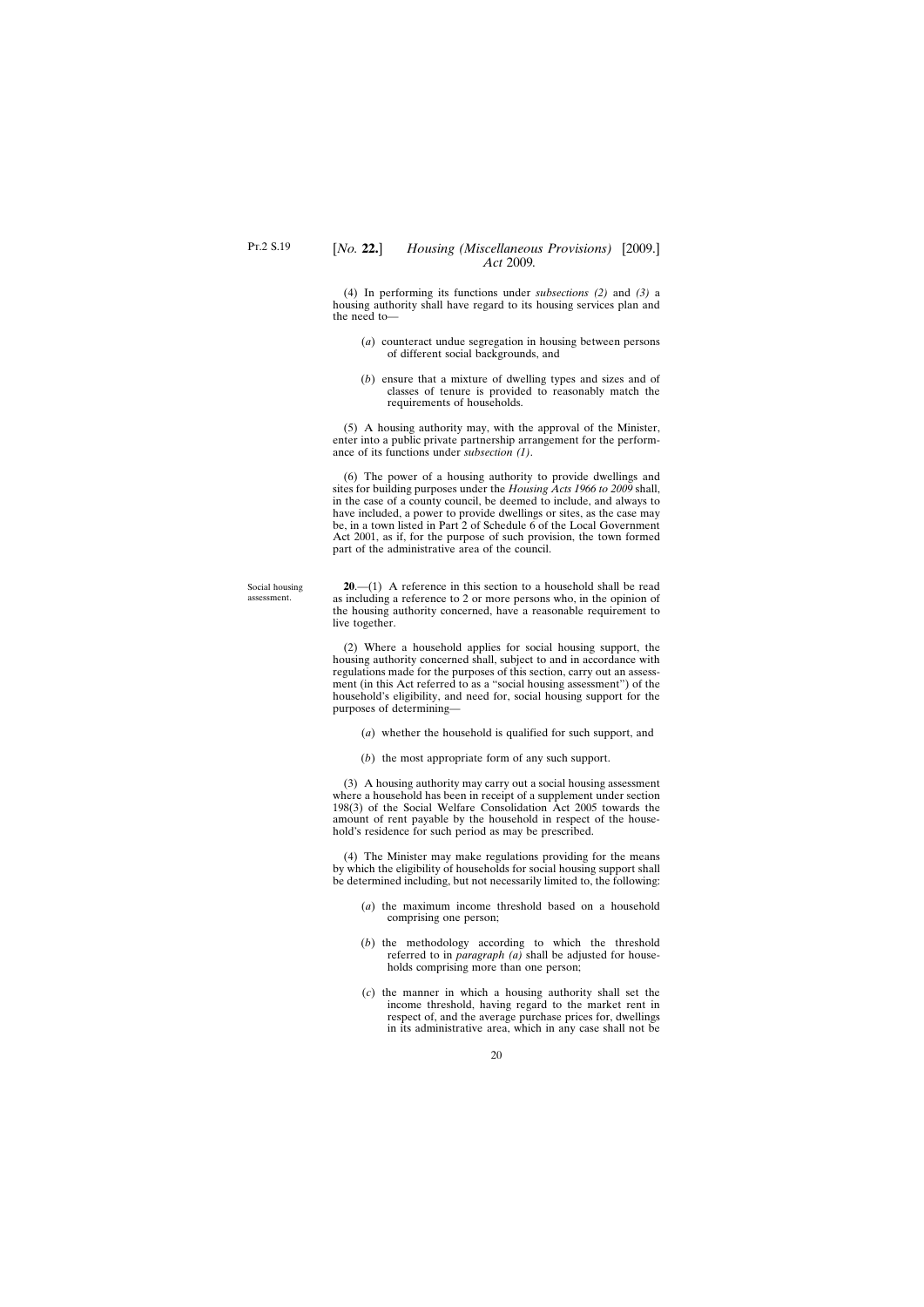(4) In performing its functions under *subsections (2)* and *(3)* a housing authority shall have regard to its housing services plan and the need to—

(*a*) counteract undue segregation in housing between persons of different social backgrounds, and

(*b*) ensure that a mixture of dwelling types and sizes and of classes of tenure is provided to reasonably match the requirements of households.

(5) A housing authority may, with the approval of the Minister, enter into a public private partnership arrangement for the performance of its functions under *subsection (1)*.

(6) The power of a housing authority to provide dwellings and sites for building purposes under the *Housing Acts 1966 to 2009* shall, in the case of a county council, be deemed to include, and always to have included, a power to provide dwellings or sites, as the case may be, in a town listed in Part 2 of Schedule 6 of the Local Government Act 2001, as if, for the purpose of such provision, the town formed part of the administrative area of the council.

Social housing assessment.

**20**.—(1) A reference in this section to a household shall be read as including a reference to 2 or more persons who, in the opinion of the housing authority concerned, have a reasonable requirement to live together.

(2) Where a household applies for social housing support, the housing authority concerned shall, subject to and in accordance with regulations made for the purposes of this section, carry out an assessment (in this Act referred to as a "social housing assessment") of the household's eligibility, and need for, social housing support for the purposes of determining—

(*a*) whether the household is qualified for such support, and

(*b*) the most appropriate form of any such support.

(3) A housing authority may carry out a social housing assessment where a household has been in receipt of a supplement under section 198(3) of the Social Welfare Consolidation Act 2005 towards the amount of rent payable by the household in respect of the household's residence for such period as may be prescribed.

(4) The Minister may make regulations providing for the means by which the eligibility of households for social housing support shall be determined including, but not necessarily limited to, the following:

(*a*) the maximum income threshold based on a household comprising one person;

(*b*) the methodology according to which the threshold referred to in *paragraph (a)* shall be adjusted for households comprising more than one person;

(*c*) the manner in which a housing authority shall set the income threshold, having regard to the market rent in respect of, and the average purchase prices for, dwellings in its administrative area, which in any case shall not be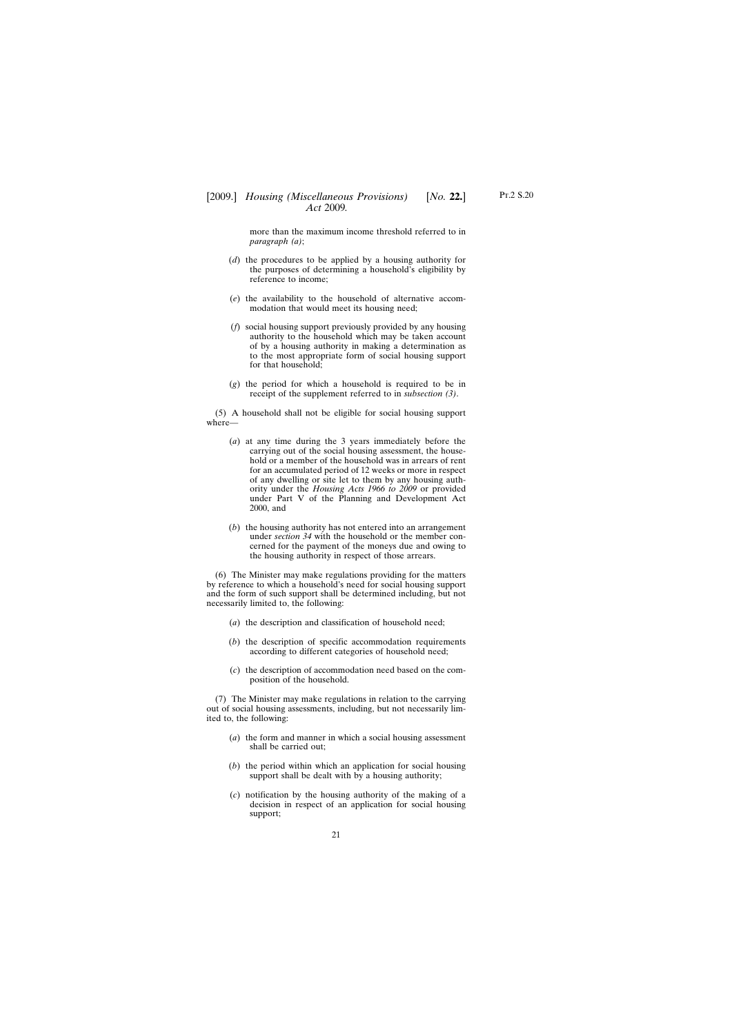more than the maximum income threshold referred to in *paragraph (a)*;

(*d*) the procedures to be applied by a housing authority for the purposes of determining a household's eligibility by reference to income;

(*e*) the availability to the household of alternative accommodation that would meet its housing need;

(*f*) social housing support previously provided by any housing authority to the household which may be taken account of by a housing authority in making a determination as to the most appropriate form of social housing support for that household;

(*g*) the period for which a household is required to be in receipt of the supplement referred to in *subsection (3)*.

(5) A household shall not be eligible for social housing support where—

(*a*) at any time during the 3 years immediately before the carrying out of the social housing assessment, the household or a member of the household was in arrears of rent for an accumulated period of 12 weeks or more in respect of any dwelling or site let to them by any housing authority under the *Housing Acts 1966 to 2009* or provided under Part V of the Planning and Development Act 2000, and

(*b*) the housing authority has not entered into an arrangement under *section 34* with the household or the member concerned for the payment of the moneys due and owing to the housing authority in respect of those arrears.

(6) The Minister may make regulations providing for the matters by reference to which a household's need for social housing support and the form of such support shall be determined including, but not necessarily limited to, the following:

(*a*) the description and classification of household need;

(*b*) the description of specific accommodation requirements according to different categories of household need;

(*c*) the description of accommodation need based on the composition of the household.

(7) The Minister may make regulations in relation to the carrying out of social housing assessments, including, but not necessarily limited to, the following:

(*a*) the form and manner in which a social housing assessment shall be carried out;

(*b*) the period within which an application for social housing support shall be dealt with by a housing authority;

(*c*) notification by the housing authority of the making of a decision in respect of an application for social housing support;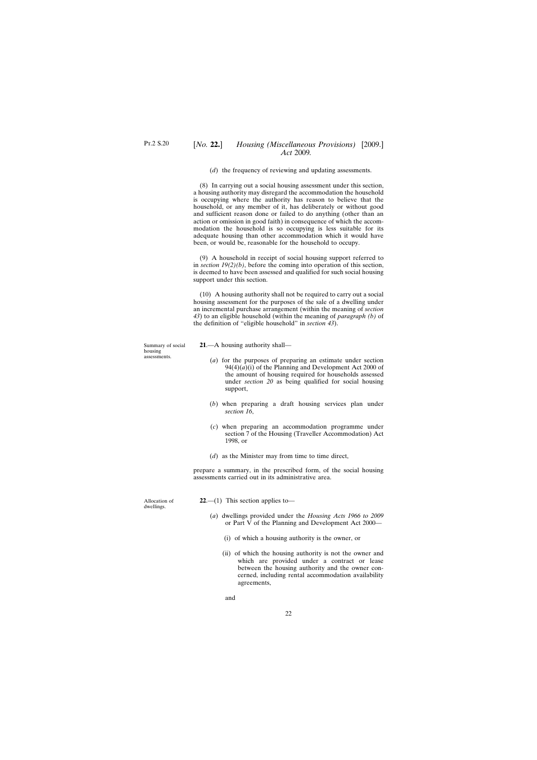(*d*) the frequency of reviewing and updating assessments.

(8) In carrying out a social housing assessment under this section, a housing authority may disregard the accommodation the household is occupying where the authority has reason to believe that the household, or any member of it, has deliberately or without good and sufficient reason done or failed to do anything (other than an action or omission in good faith) in consequence of which the accommodation the household is so occupying is less suitable for its adequate housing than other accommodation which it would have been, or would be, reasonable for the household to occupy.

(9) A household in receipt of social housing support referred to in *section 19(2)(b)*, before the coming into operation of this section, is deemed to have been assessed and qualified for such social housing support under this section.

(10) A housing authority shall not be required to carry out a social housing assessment for the purposes of the sale of a dwelling under an incremental purchase arrangement (within the meaning of *section 43*) to an eligible household (within the meaning of *paragraph (b)* of the definition of "eligible household" in *section 43*).

Summary of social housing assessments.

**21**.—A housing authority shall—

(*a*) for the purposes of preparing an estimate under section 94(4)(*a*)(i) of the Planning and Development Act 2000 of the amount of housing required for households assessed under *section 20* as being qualified for social housing support,

(*b*) when preparing a draft housing services plan under *section 16*,

(*c*) when preparing an accommodation programme under section 7 of the Housing (Traveller Accommodation) Act 1998, or

(*d*) as the Minister may from time to time direct,

prepare a summary, in the prescribed form, of the social housing assessments carried out in its administrative area.

Allocation of dwellings.

**22**.—(1) This section applies to—

(*a*) dwellings provided under the *Housing Acts 1966 to 2009* or Part V of the Planning and Development Act 2000—

(i) of which a housing authority is the owner, or

(ii) of which the housing authority is not the owner and which are provided under a contract or lease between the housing authority and the owner concerned, including rental accommodation availability agreements,

and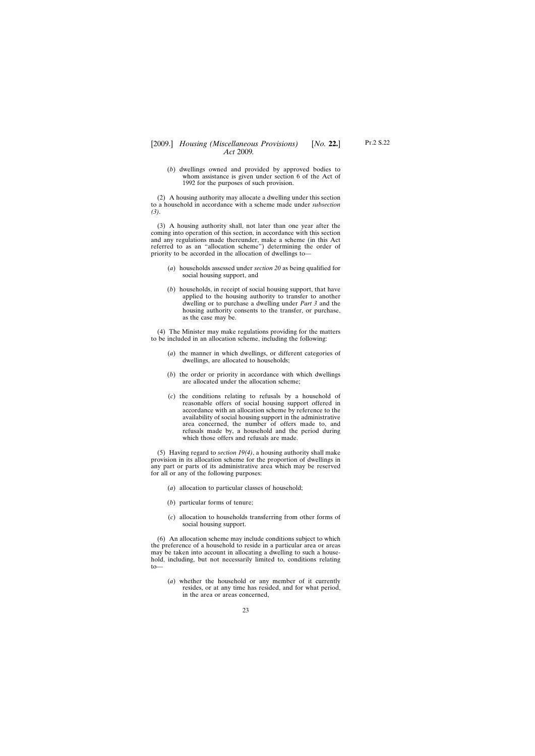(*b*) dwellings owned and provided by approved bodies to whom assistance is given under section 6 of the Act of 1992 for the purposes of such provision.

(2) A housing authority may allocate a dwelling under this section to a household in accordance with a scheme made under *subsection (3)*.

(3) A housing authority shall, not later than one year after the coming into operation of this section, in accordance with this section and any regulations made thereunder, make a scheme (in this Act referred to as an "allocation scheme") determining the order of priority to be accorded in the allocation of dwellings to—

(*a*) households assessed under *section 20* as being qualified for social housing support, and

(*b*) households, in receipt of social housing support, that have applied to the housing authority to transfer to another dwelling or to purchase a dwelling under *Part 3* and the housing authority consents to the transfer, or purchase, as the case may be.

(4) The Minister may make regulations providing for the matters to be included in an allocation scheme, including the following:

(*a*) the manner in which dwellings, or different categories of dwellings, are allocated to households;

(*b*) the order or priority in accordance with which dwellings are allocated under the allocation scheme;

(*c*) the conditions relating to refusals by a household of reasonable offers of social housing support offered in accordance with an allocation scheme by reference to the availability of social housing support in the administrative area concerned, the number of offers made to, and refusals made by, a household and the period during which those offers and refusals are made.

(5) Having regard to *section 19(4)*, a housing authority shall make provision in its allocation scheme for the proportion of dwellings in any part or parts of its administrative area which may be reserved for all or any of the following purposes:

(*a*) allocation to particular classes of household;

(*b*) particular forms of tenure;

(*c*) allocation to households transferring from other forms of social housing support.

(6) An allocation scheme may include conditions subject to which the preference of a household to reside in a particular area or areas may be taken into account in allocating a dwelling to such a household, including, but not necessarily limited to, conditions relating to—

(*a*) whether the household or any member of it currently resides, or at any time has resided, and for what period, in the area or areas concerned,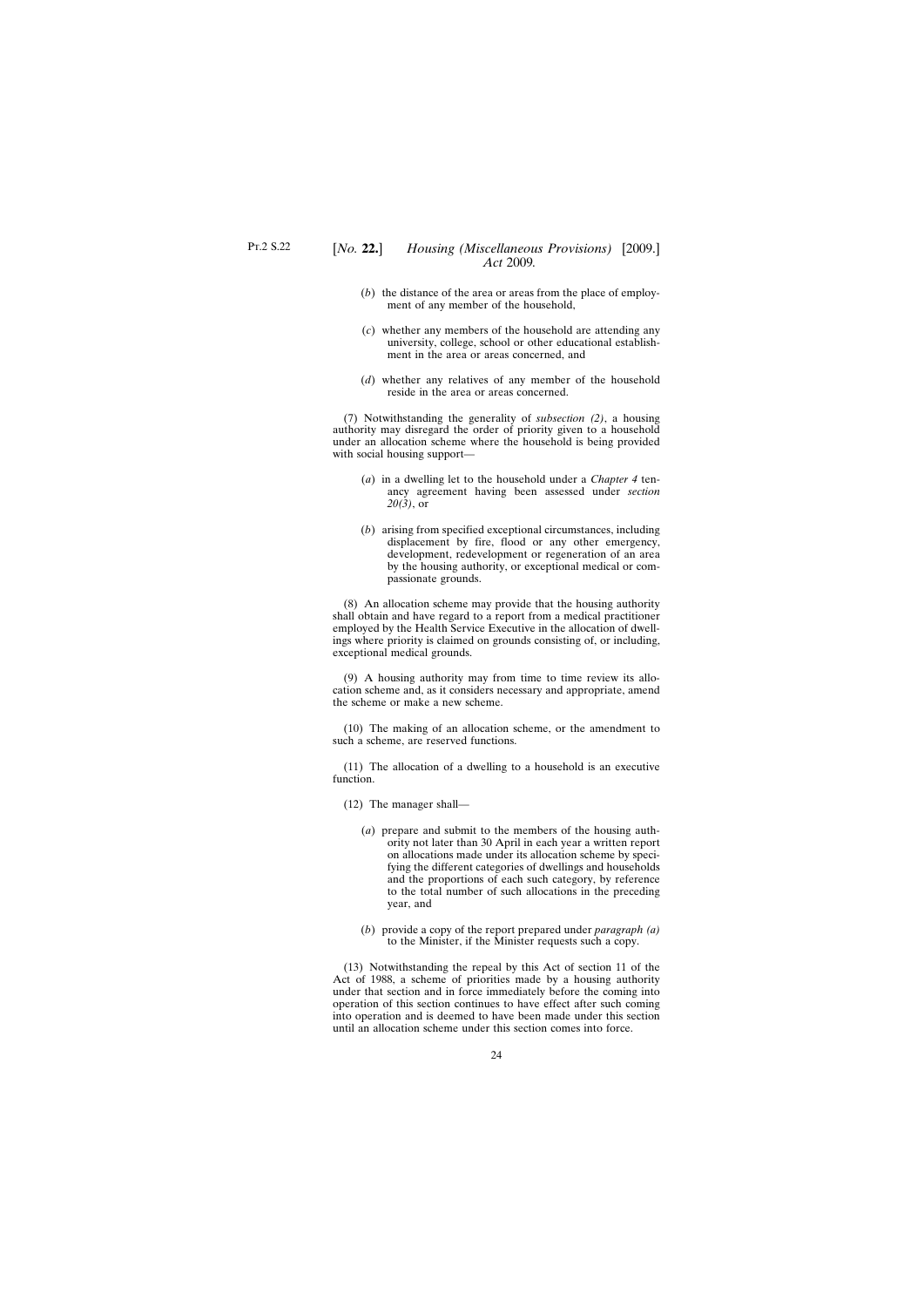(*b*) the distance of the area or areas from the place of employment of any member of the household,

(*c*) whether any members of the household are attending any university, college, school or other educational establishment in the area or areas concerned, and

(*d*) whether any relatives of any member of the household reside in the area or areas concerned.

(7) Notwithstanding the generality of *subsection (2)*, a housing authority may disregard the order of priority given to a household under an allocation scheme where the household is being provided with social housing support—

(*a*) in a dwelling let to the household under a *Chapter 4* tenancy agreement having been assessed under *section 20(3)*, or

(*b*) arising from specified exceptional circumstances, including displacement by fire, flood or any other emergency, development, redevelopment or regeneration of an area by the housing authority, or exceptional medical or compassionate grounds.

(8) An allocation scheme may provide that the housing authority shall obtain and have regard to a report from a medical practitioner employed by the Health Service Executive in the allocation of dwellings where priority is claimed on grounds consisting of, or including, exceptional medical grounds.

(9) A housing authority may from time to time review its allocation scheme and, as it considers necessary and appropriate, amend the scheme or make a new scheme.

(10) The making of an allocation scheme, or the amendment to such a scheme, are reserved functions.

(11) The allocation of a dwelling to a household is an executive function.

(12) The manager shall—

(*a*) prepare and submit to the members of the housing authority not later than 30 April in each year a written report on allocations made under its allocation scheme by specifying the different categories of dwellings and households and the proportions of each such category, by reference to the total number of such allocations in the preceding year, and

(*b*) provide a copy of the report prepared under *paragraph (a)* to the Minister, if the Minister requests such a copy.

(13) Notwithstanding the repeal by this Act of section 11 of the Act of 1988, a scheme of priorities made by a housing authority under that section and in force immediately before the coming into operation of this section continues to have effect after such coming into operation and is deemed to have been made under this section until an allocation scheme under this section comes into force.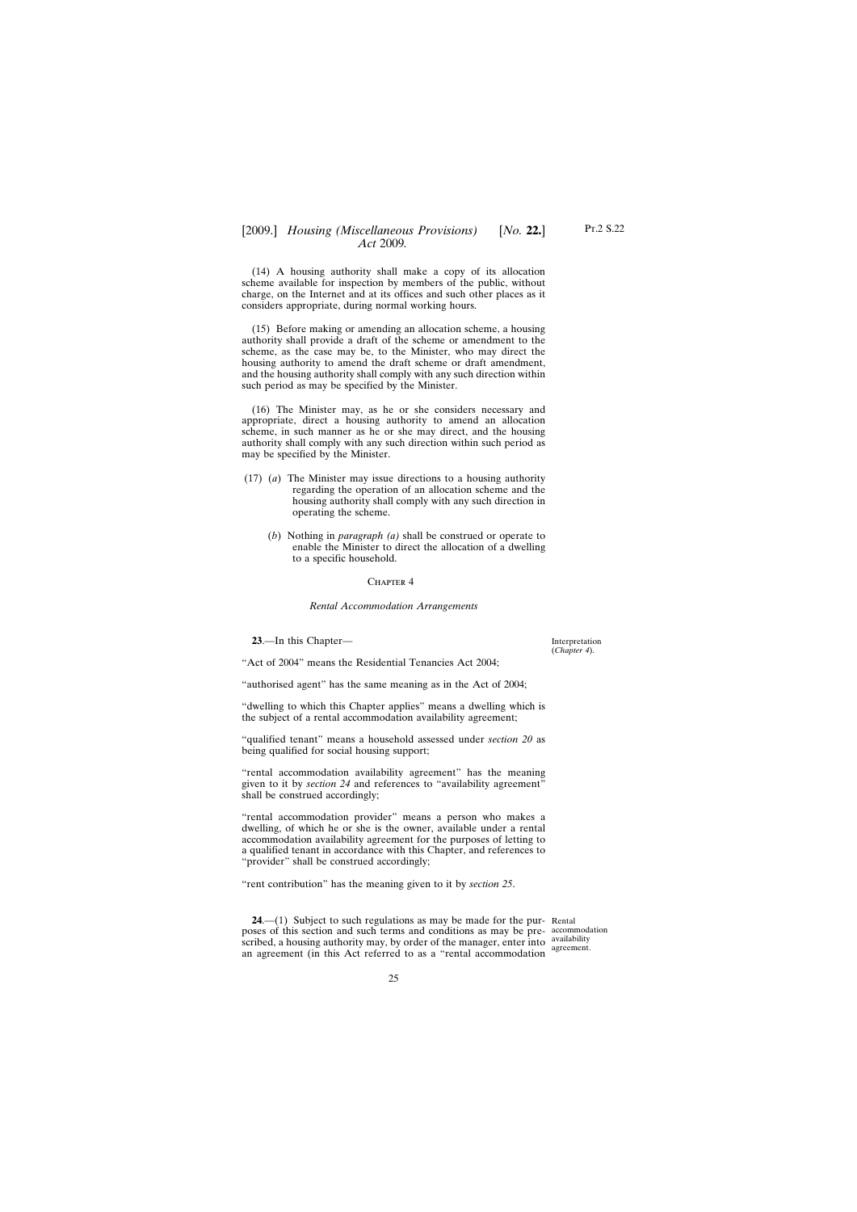(14) A housing authority shall make a copy of its allocation scheme available for inspection by members of the public, without charge, on the Internet and at its offices and such other places as it considers appropriate, during normal working hours.

(15) Before making or amending an allocation scheme, a housing authority shall provide a draft of the scheme or amendment to the scheme, as the case may be, to the Minister, who may direct the housing authority to amend the draft scheme or draft amendment, and the housing authority shall comply with any such direction within such period as may be specified by the Minister.

(16) The Minister may, as he or she considers necessary and appropriate, direct a housing authority to amend an allocation scheme, in such manner as he or she may direct, and the housing authority shall comply with any such direction within such period as may be specified by the Minister.

(17) (*a*) The Minister may issue directions to a housing authority regarding the operation of an allocation scheme and the housing authority shall comply with any such direction in operating the scheme.

(*b*) Nothing in *paragraph (a)* shall be construed or operate to enable the Minister to direct the allocation of a dwelling to a specific household.

## Chapter 4

### *Rental Accommodation Arrangements*

Interpretation (*Chapter 4*).

**23**.—In this Chapter—

"Act of 2004" means the Residential Tenancies Act 2004;

"authorised agent" has the same meaning as in the Act of 2004;

"dwelling to which this Chapter applies" means a dwelling which is the subject of a rental accommodation availability agreement;

"qualified tenant" means a household assessed under *section 20* as being qualified for social housing support;

"rental accommodation availability agreement" has the meaning given to it by *section 24* and references to "availability agreement" shall be construed accordingly;

"rental accommodation provider" means a person who makes a dwelling, of which he or she is the owner, available under a rental accommodation availability agreement for the purposes of letting to a qualified tenant in accordance with this Chapter, and references to "provider" shall be construed accordingly;

"rent contribution" has the meaning given to it by *section 25*.

Rental accommodation availability agreement.

**24**.—(1) Subject to such regulations as may be made for the purposes of this section and such terms and conditions as may be prescribed, a housing authority may, by order of the manager, enter into an agreement (in this Act referred to as a "rental accommodation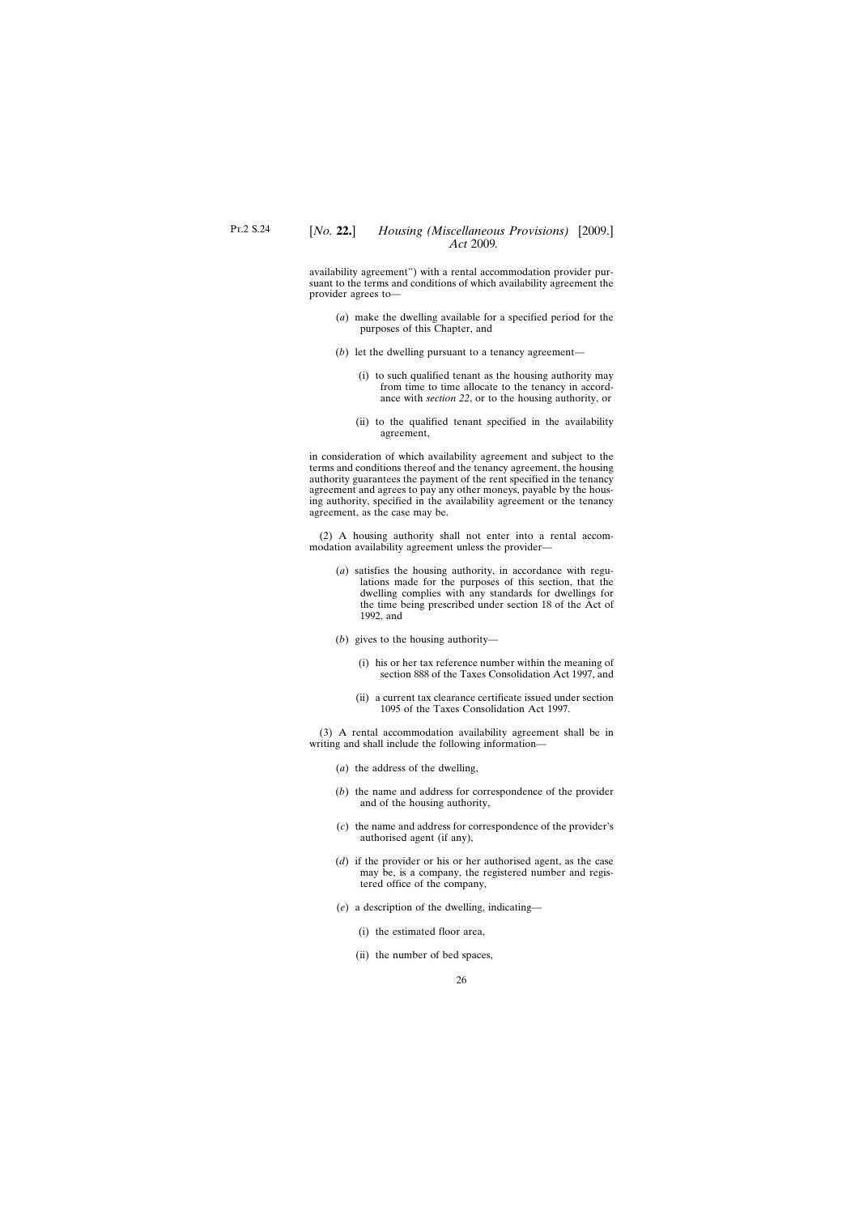availability agreement") with a rental accommodation provider pursuant to the terms and conditions of which availability agreement the provider agrees to—

(*a*) make the dwelling available for a specified period for the purposes of this Chapter, and

(*b*) let the dwelling pursuant to a tenancy agreement—

(i) to such qualified tenant as the housing authority may from time to time allocate to the tenancy in accordance with *section 22*, or to the housing authority, or

(ii) to the qualified tenant specified in the availability agreement,

in consideration of which availability agreement and subject to the terms and conditions thereof and the tenancy agreement, the housing authority guarantees the payment of the rent specified in the tenancy agreement and agrees to pay any other moneys, payable by the housing authority, specified in the availability agreement or the tenancy agreement, as the case may be.

(2) A housing authority shall not enter into a rental accommodation availability agreement unless the provider—

(*a*) satisfies the housing authority, in accordance with regulations made for the purposes of this section, that the dwelling complies with any standards for dwellings for the time being prescribed under section 18 of the Act of 1992, and

(*b*) gives to the housing authority—

(i) his or her tax reference number within the meaning of section 888 of the Taxes Consolidation Act 1997, and

(ii) a current tax clearance certificate issued under section 1095 of the Taxes Consolidation Act 1997.

(3) A rental accommodation availability agreement shall be in writing and shall include the following information—

(*a*) the address of the dwelling,

(*b*) the name and address for correspondence of the provider and of the housing authority,

(*c*) the name and address for correspondence of the provider's authorised agent (if any),

(*d*) if the provider or his or her authorised agent, as the case may be, is a company, the registered number and registered office of the company,

(*e*) a description of the dwelling, indicating—

(i) the estimated floor area,

(ii) the number of bed spaces,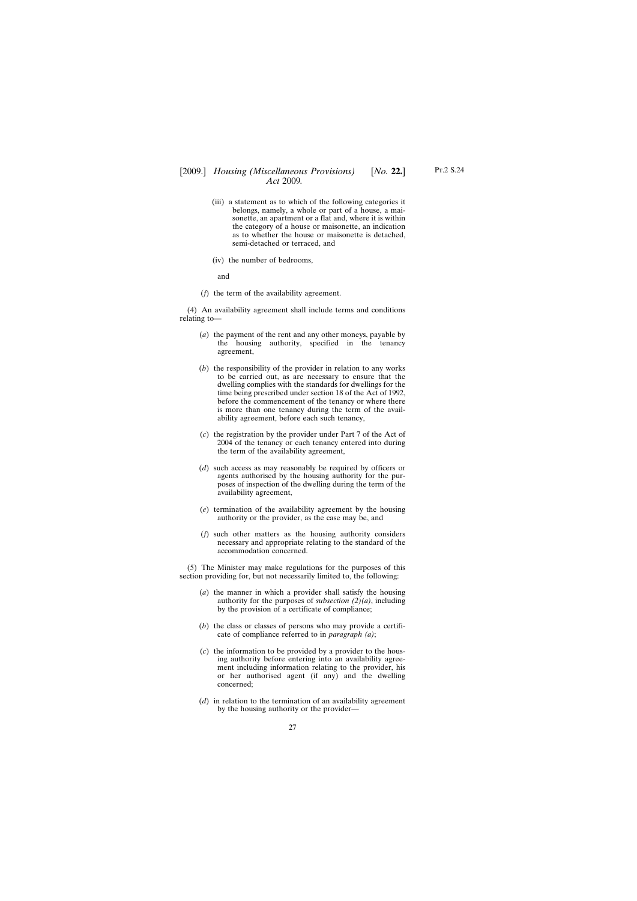(iii) a statement as to which of the following categories it belongs, namely, a whole or part of a house, a maisonette, an apartment or a flat and, where it is within the category of a house or maisonette, an indication as to whether the house or maisonette is detached, semi-detached or terraced, and

(iv) the number of bedrooms,

and

(*f*) the term of the availability agreement.

(4) An availability agreement shall include terms and conditions relating to—

(*a*) the payment of the rent and any other moneys, payable by the housing authority, specified in the tenancy agreement,

(*b*) the responsibility of the provider in relation to any works to be carried out, as are necessary to ensure that the dwelling complies with the standards for dwellings for the time being prescribed under section 18 of the Act of 1992, before the commencement of the tenancy or where there is more than one tenancy during the term of the availability agreement, before each such tenancy,

(*c*) the registration by the provider under Part 7 of the Act of 2004 of the tenancy or each tenancy entered into during the term of the availability agreement,

(*d*) such access as may reasonably be required by officers or agents authorised by the housing authority for the purposes of inspection of the dwelling during the term of the availability agreement,

(*e*) termination of the availability agreement by the housing authority or the provider, as the case may be, and

(*f*) such other matters as the housing authority considers necessary and appropriate relating to the standard of the accommodation concerned.

(5) The Minister may make regulations for the purposes of this section providing for, but not necessarily limited to, the following:

(*a*) the manner in which a provider shall satisfy the housing authority for the purposes of *subsection (2)(a)*, including by the provision of a certificate of compliance;

(*b*) the class or classes of persons who may provide a certificate of compliance referred to in *paragraph (a)*;

(*c*) the information to be provided by a provider to the housing authority before entering into an availability agreement including information relating to the provider, his or her authorised agent (if any) and the dwelling concerned;

(*d*) in relation to the termination of an availability agreement by the housing authority or the provider—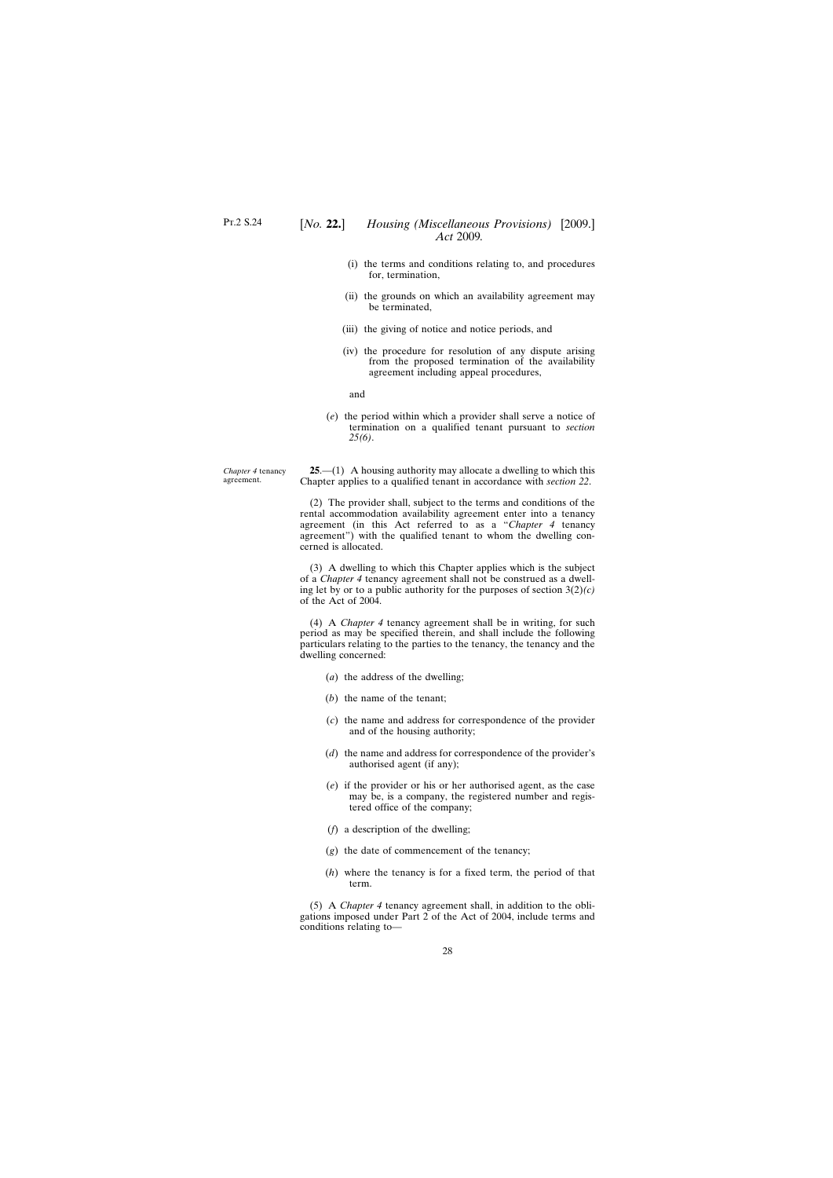(i) the terms and conditions relating to, and procedures for, termination,

(ii) the grounds on which an availability agreement may be terminated,

(iii) the giving of notice and notice periods, and

(iv) the procedure for resolution of any dispute arising from the proposed termination of the availability agreement including appeal procedures,

and

(*e*) the period within which a provider shall serve a notice of termination on a qualified tenant pursuant to *section 25(6)*.

*Chapter 4* tenancy agreement.

**25**.—(1) A housing authority may allocate a dwelling to which this Chapter applies to a qualified tenant in accordance with *section 22*.

(2) The provider shall, subject to the terms and conditions of the rental accommodation availability agreement enter into a tenancy agreement (in this Act referred to as a "*Chapter 4* tenancy agreement") with the qualified tenant to whom the dwelling concerned is allocated.

(3) A dwelling to which this Chapter applies which is the subject of a *Chapter 4* tenancy agreement shall not be construed as a dwelling let by or to a public authority for the purposes of section 3(2)*(c)* of the Act of 2004.

(4) A *Chapter 4* tenancy agreement shall be in writing, for such period as may be specified therein, and shall include the following particulars relating to the parties to the tenancy, the tenancy and the dwelling concerned:

(*a*) the address of the dwelling;

(*b*) the name of the tenant;

(*c*) the name and address for correspondence of the provider and of the housing authority;

(*d*) the name and address for correspondence of the provider's authorised agent (if any);

(*e*) if the provider or his or her authorised agent, as the case may be, is a company, the registered number and registered office of the company;

(*f*) a description of the dwelling;

(*g*) the date of commencement of the tenancy;

(*h*) where the tenancy is for a fixed term, the period of that term.

(5) A *Chapter 4* tenancy agreement shall, in addition to the obligations imposed under Part 2 of the Act of 2004, include terms and conditions relating to—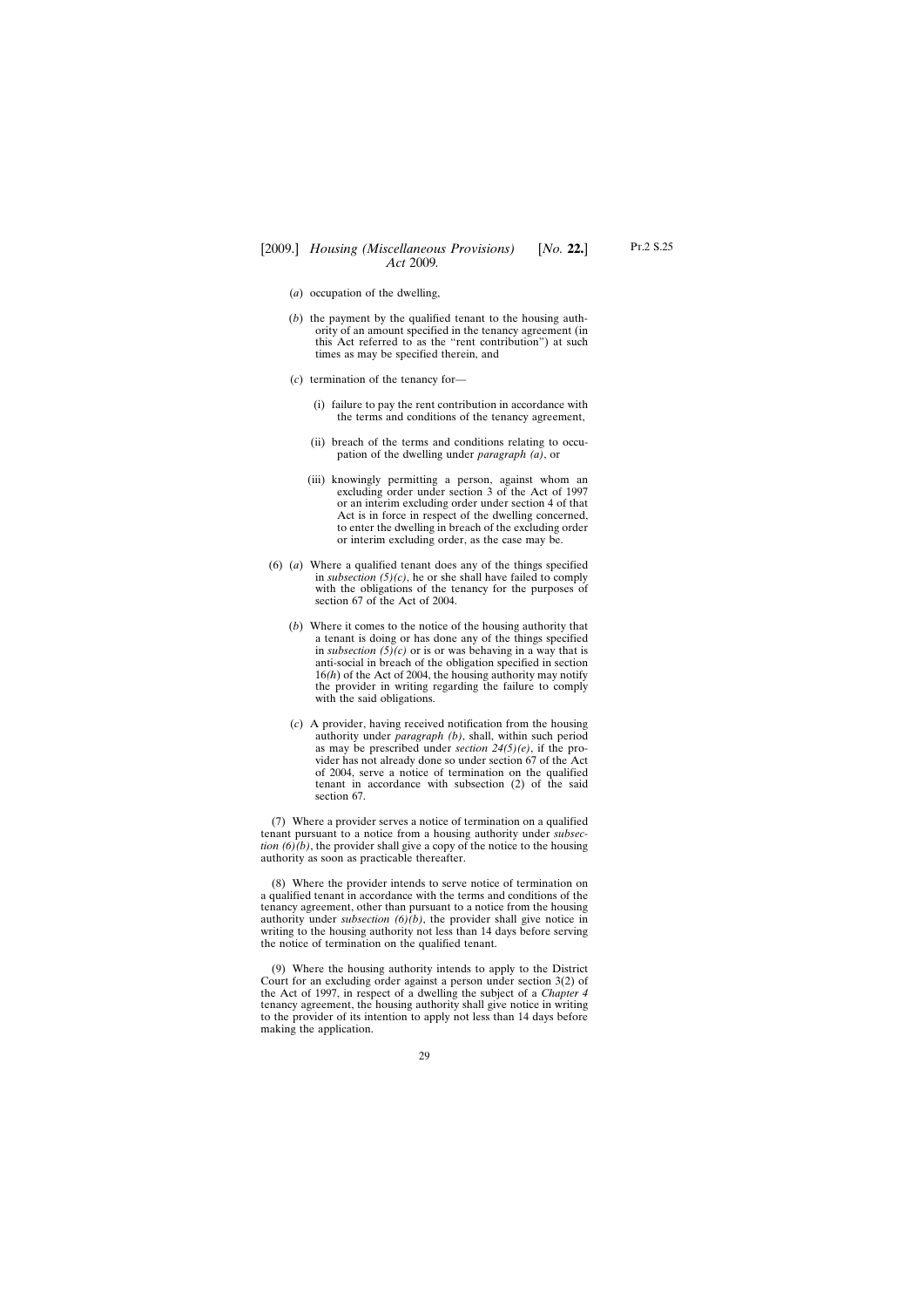(*a*) occupation of the dwelling,

(*b*) the payment by the qualified tenant to the housing authority of an amount specified in the tenancy agreement (in this Act referred to as the "rent contribution") at such times as may be specified therein, and

(*c*) termination of the tenancy for—

(i) failure to pay the rent contribution in accordance with the terms and conditions of the tenancy agreement,

(ii) breach of the terms and conditions relating to occupation of the dwelling under *paragraph (a)*, or

(iii) knowingly permitting a person, against whom an excluding order under section 3 of the Act of 1997 or an interim excluding order under section 4 of that Act is in force in respect of the dwelling concerned, to enter the dwelling in breach of the excluding order or interim excluding order, as the case may be.

(6) (*a*) Where a qualified tenant does any of the things specified in *subsection (5)(c)*, he or she shall have failed to comply with the obligations of the tenancy for the purposes of section 67 of the Act of 2004.

(*b*) Where it comes to the notice of the housing authority that a tenant is doing or has done any of the things specified in *subsection (5)(c)* or is or was behaving in a way that is anti-social in breach of the obligation specified in section 16*(h)* of the Act of 2004, the housing authority may notify the provider in writing regarding the failure to comply with the said obligations.

(*c*) A provider, having received notification from the housing authority under *paragraph (b)*, shall, within such period as may be prescribed under *section 24(5)(e)*, if the provider has not already done so under section 67 of the Act of 2004, serve a notice of termination on the qualified tenant in accordance with subsection (2) of the said section 67.

(7) Where a provider serves a notice of termination on a qualified tenant pursuant to a notice from a housing authority under *subsection (6)(b)*, the provider shall give a copy of the notice to the housing authority as soon as practicable thereafter.

(8) Where the provider intends to serve notice of termination on a qualified tenant in accordance with the terms and conditions of the tenancy agreement, other than pursuant to a notice from the housing authority under *subsection (6)(b)*, the provider shall give notice in writing to the housing authority not less than 14 days before serving the notice of termination on the qualified tenant.

(9) Where the housing authority intends to apply to the District Court for an excluding order against a person under section 3(2) of the Act of 1997, in respect of a dwelling the subject of a *Chapter 4* tenancy agreement, the housing authority shall give notice in writing to the provider of its intention to apply not less than 14 days before making the application.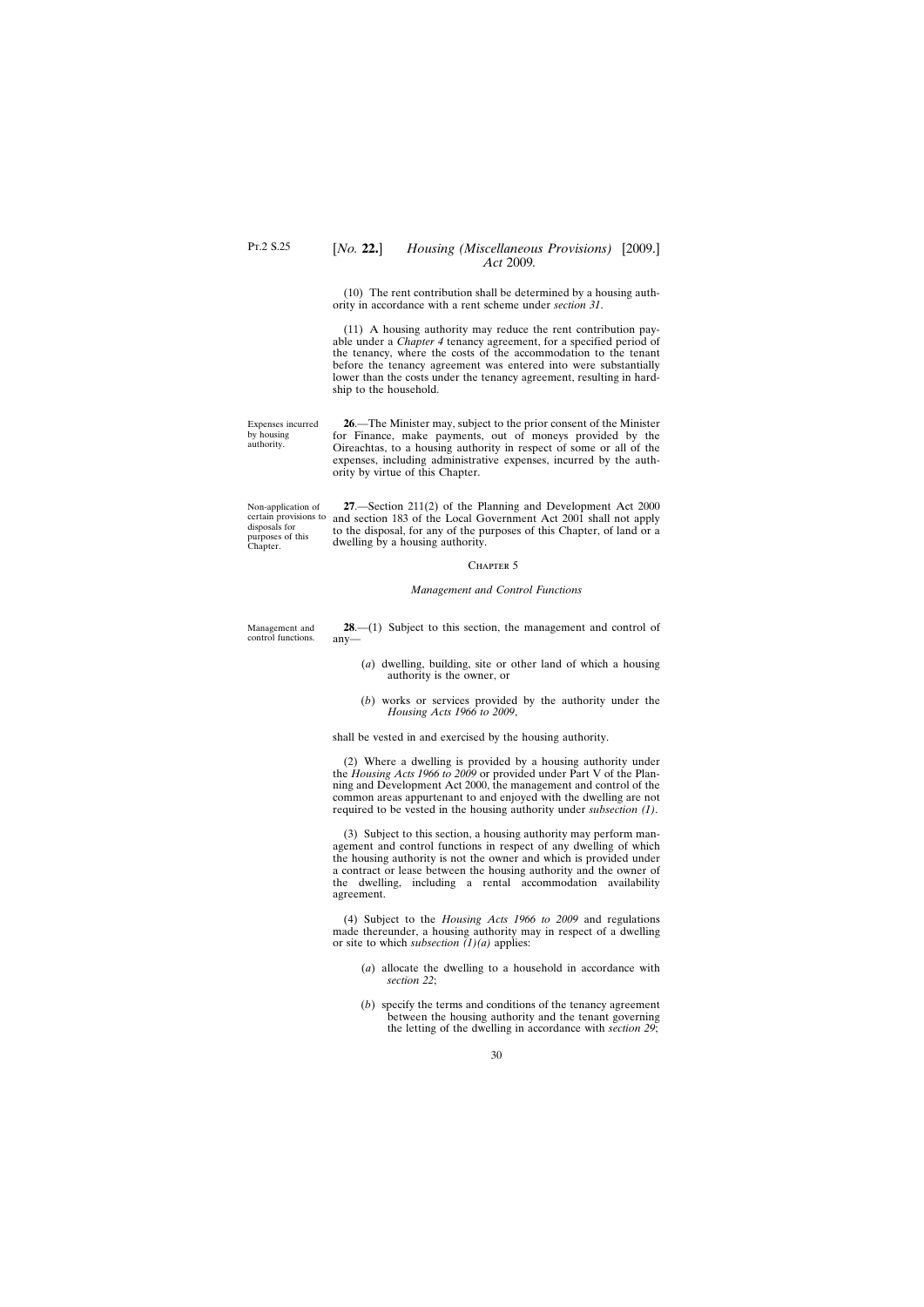(10) The rent contribution shall be determined by a housing authority in accordance with a rent scheme under *section 31*.

(11) A housing authority may reduce the rent contribution payable under a *Chapter 4* tenancy agreement, for a specified period of the tenancy, where the costs of the accommodation to the tenant before the tenancy agreement was entered into were substantially lower than the costs under the tenancy agreement, resulting in hardship to the household.

Expenses incurred by housing authority.

**26**.—The Minister may, subject to the prior consent of the Minister for Finance, make payments, out of moneys provided by the Oireachtas, to a housing authority in respect of some or all of the expenses, including administrative expenses, incurred by the authority by virtue of this Chapter.

Non-application of certain provisions to disposals for purposes of this Chapter.

**27**.—Section 211(2) of the Planning and Development Act 2000 and section 183 of the Local Government Act 2001 shall not apply to the disposal, for any of the purposes of this Chapter, of land or a dwelling by a housing authority.

## Chapter 5

### *Management and Control Functions*

Management and control functions.

**28**.—(1) Subject to this section, the management and control of any—

(*a*) dwelling, building, site or other land of which a housing authority is the owner, or

(*b*) works or services provided by the authority under the *Housing Acts 1966 to 2009*,

shall be vested in and exercised by the housing authority.

(2) Where a dwelling is provided by a housing authority under the *Housing Acts 1966 to 2009* or provided under Part V of the Planning and Development Act 2000, the management and control of the common areas appurtenant to and enjoyed with the dwelling are not required to be vested in the housing authority under *subsection (1)*.

(3) Subject to this section, a housing authority may perform management and control functions in respect of any dwelling of which the housing authority is not the owner and which is provided under a contract or lease between the housing authority and the owner of the dwelling, including a rental accommodation availability agreement.

(4) Subject to the *Housing Acts 1966 to 2009* and regulations made thereunder, a housing authority may in respect of a dwelling or site to which *subsection (1)(a)* applies:

(*a*) allocate the dwelling to a household in accordance with *section 22*;

(*b*) specify the terms and conditions of the tenancy agreement between the housing authority and the tenant governing the letting of the dwelling in accordance with *section 29*;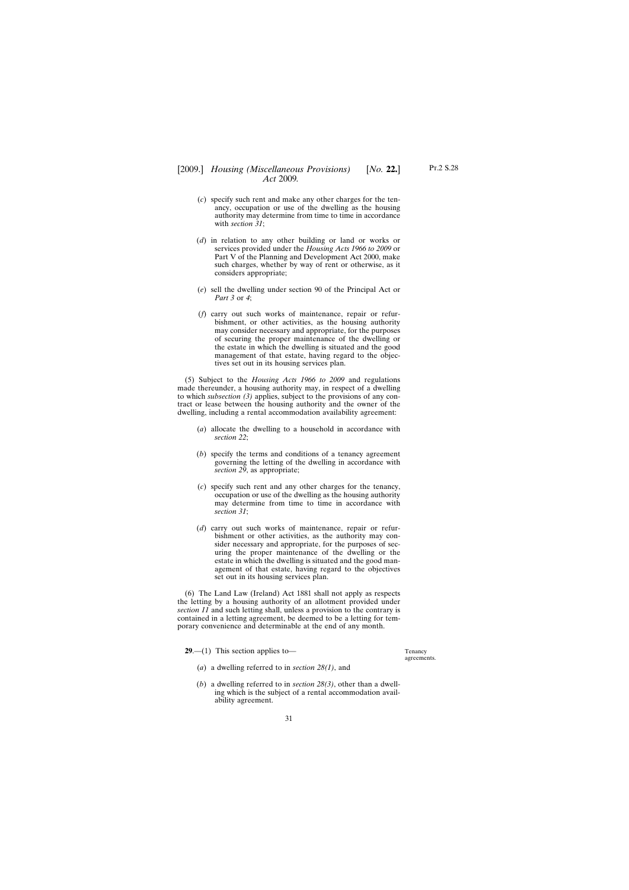(*c*) specify such rent and make any other charges for the tenancy, occupation or use of the dwelling as the housing authority may determine from time to time in accordance with *section 31*;

(*d*) in relation to any other building or land or works or services provided under the *Housing Acts 1966 to 2009* or Part V of the Planning and Development Act 2000, make such charges, whether by way of rent or otherwise, as it considers appropriate;

(*e*) sell the dwelling under section 90 of the Principal Act or *Part 3* or *4*;

(*f*) carry out such works of maintenance, repair or refurbishment, or other activities, as the housing authority may consider necessary and appropriate, for the purposes of securing the proper maintenance of the dwelling or the estate in which the dwelling is situated and the good management of that estate, having regard to the objectives set out in its housing services plan.

(5) Subject to the *Housing Acts 1966 to 2009* and regulations made thereunder, a housing authority may, in respect of a dwelling to which *subsection (3)* applies, subject to the provisions of any contract or lease between the housing authority and the owner of the dwelling, including a rental accommodation availability agreement:

(*a*) allocate the dwelling to a household in accordance with *section 22*;

(*b*) specify the terms and conditions of a tenancy agreement governing the letting of the dwelling in accordance with *section 29*, as appropriate;

(*c*) specify such rent and any other charges for the tenancy, occupation or use of the dwelling as the housing authority may determine from time to time in accordance with *section 31*;

(*d*) carry out such works of maintenance, repair or refurbishment or other activities, as the authority may consider necessary and appropriate, for the purposes of securing the proper maintenance of the dwelling or the estate in which the dwelling is situated and the good management of that estate, having regard to the objectives set out in its housing services plan.

(6) The Land Law (Ireland) Act 1881 shall not apply as respects the letting by a housing authority of an allotment provided under *section 11* and such letting shall, unless a provision to the contrary is contained in a letting agreement, be deemed to be a letting for temporary convenience and determinable at the end of any month.

Tenancy agreements.

**29**.—(1) This section applies to—

(*a*) a dwelling referred to in *section 28(1)*, and

(*b*) a dwelling referred to in *section 28(3)*, other than a dwelling which is the subject of a rental accommodation availability agreement.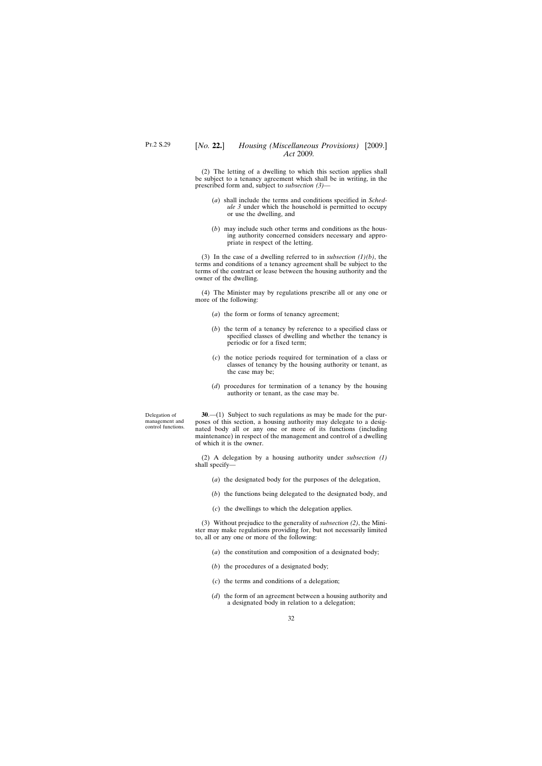(2) The letting of a dwelling to which this section applies shall be subject to a tenancy agreement which shall be in writing, in the prescribed form and, subject to *subsection (3)*—

(*a*) shall include the terms and conditions specified in *Schedule 3* under which the household is permitted to occupy or use the dwelling, and

(*b*) may include such other terms and conditions as the housing authority concerned considers necessary and appropriate in respect of the letting.

(3) In the case of a dwelling referred to in *subsection (1)(b)*, the terms and conditions of a tenancy agreement shall be subject to the terms of the contract or lease between the housing authority and the owner of the dwelling.

(4) The Minister may by regulations prescribe all or any one or more of the following:

(*a*) the form or forms of tenancy agreement;

(*b*) the term of a tenancy by reference to a specified class or specified classes of dwelling and whether the tenancy is periodic or for a fixed term;

(*c*) the notice periods required for termination of a class or classes of tenancy by the housing authority or tenant, as the case may be;

(*d*) procedures for termination of a tenancy by the housing authority or tenant, as the case may be.

Delegation of management and control functions.

**30**.—(1) Subject to such regulations as may be made for the purposes of this section, a housing authority may delegate to a designated body all or any one or more of its functions (including maintenance) in respect of the management and control of a dwelling of which it is the owner.

(2) A delegation by a housing authority under *subsection (1)* shall specify—

(*a*) the designated body for the purposes of the delegation,

(*b*) the functions being delegated to the designated body, and

(*c*) the dwellings to which the delegation applies.

(3) Without prejudice to the generality of *subsection (2)*, the Minister may make regulations providing for, but not necessarily limited to, all or any one or more of the following:

(*a*) the constitution and composition of a designated body;

(*b*) the procedures of a designated body;

(*c*) the terms and conditions of a delegation;

(*d*) the form of an agreement between a housing authority and a designated body in relation to a delegation;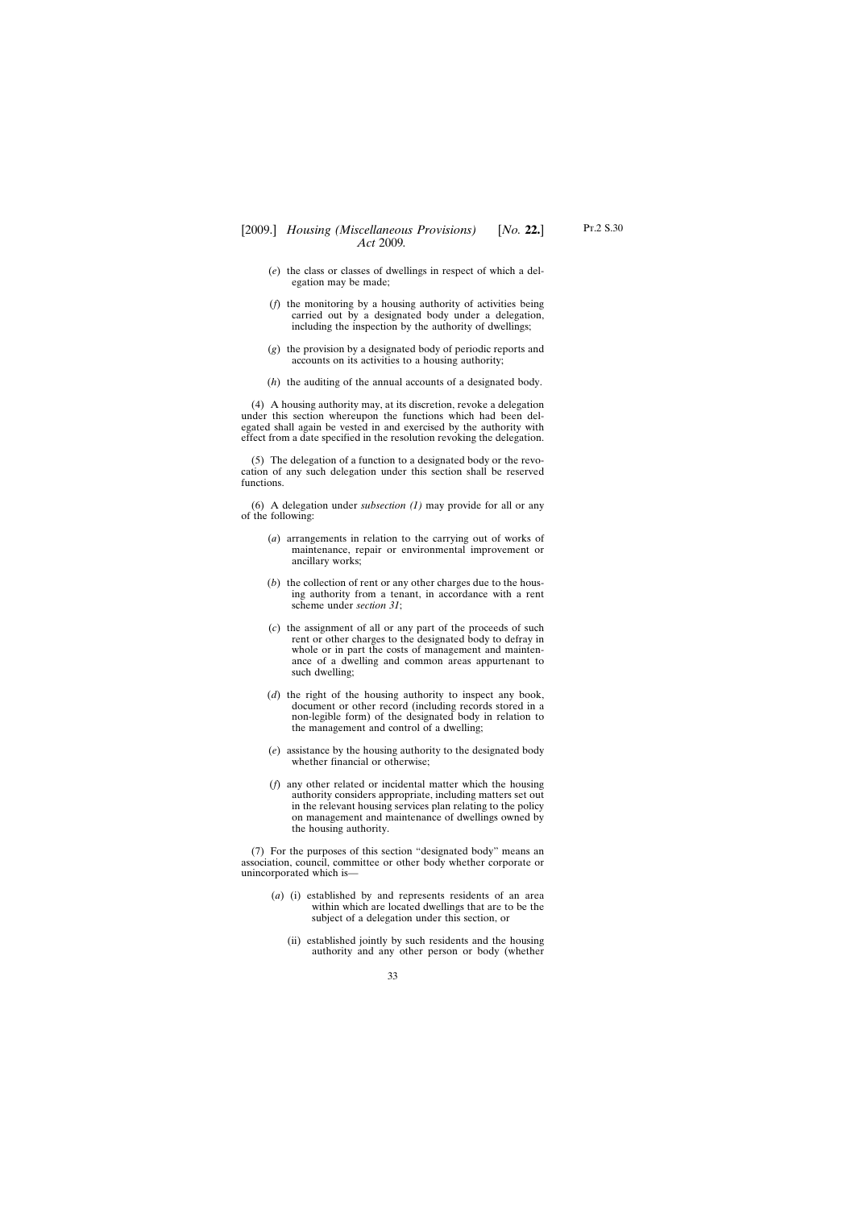(*e*) the class or classes of dwellings in respect of which a delegation may be made;

(*f*) the monitoring by a housing authority of activities being carried out by a designated body under a delegation, including the inspection by the authority of dwellings;

(*g*) the provision by a designated body of periodic reports and accounts on its activities to a housing authority;

(*h*) the auditing of the annual accounts of a designated body.

(4) A housing authority may, at its discretion, revoke a delegation under this section whereupon the functions which had been delegated shall again be vested in and exercised by the authority with effect from a date specified in the resolution revoking the delegation.

(5) The delegation of a function to a designated body or the revocation of any such delegation under this section shall be reserved functions.

(6) A delegation under *subsection (1)* may provide for all or any of the following:

(*a*) arrangements in relation to the carrying out of works of maintenance, repair or environmental improvement or ancillary works;

(*b*) the collection of rent or any other charges due to the housing authority from a tenant, in accordance with a rent scheme under *section 31*;

(*c*) the assignment of all or any part of the proceeds of such rent or other charges to the designated body to defray in whole or in part the costs of management and maintenance of a dwelling and common areas appurtenant to such dwelling;

(*d*) the right of the housing authority to inspect any book, document or other record (including records stored in a non-legible form) of the designated body in relation to the management and control of a dwelling;

(*e*) assistance by the housing authority to the designated body whether financial or otherwise;

(*f*) any other related or incidental matter which the housing authority considers appropriate, including matters set out in the relevant housing services plan relating to the policy on management and maintenance of dwellings owned by the housing authority.

(7) For the purposes of this section "designated body" means an association, council, committee or other body whether corporate or unincorporated which is—

(*a*) (i) established by and represents residents of an area within which are located dwellings that are to be the subject of a delegation under this section, or

(ii) established jointly by such residents and the housing authority and any other person or body (whether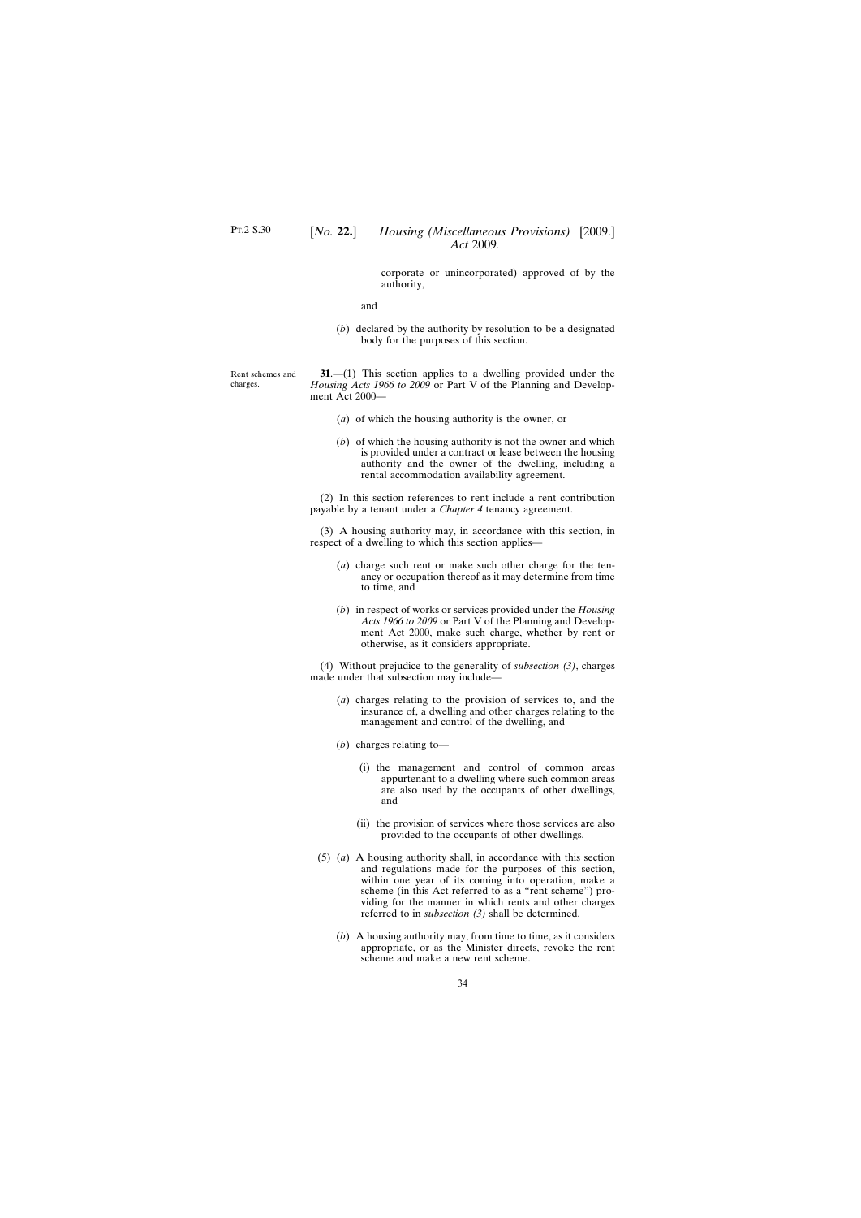corporate or unincorporated) approved of by the authority,

and

(*b*) declared by the authority by resolution to be a designated body for the purposes of this section.

Rent schemes and charges.

**31**.—(1) This section applies to a dwelling provided under the *Housing Acts 1966 to 2009* or Part V of the Planning and Development Act 2000—

(*a*) of which the housing authority is the owner, or

(*b*) of which the housing authority is not the owner and which is provided under a contract or lease between the housing authority and the owner of the dwelling, including a rental accommodation availability agreement.

(2) In this section references to rent include a rent contribution payable by a tenant under a *Chapter 4* tenancy agreement.

(3) A housing authority may, in accordance with this section, in respect of a dwelling to which this section applies—

(*a*) charge such rent or make such other charge for the tenancy or occupation thereof as it may determine from time to time, and

(*b*) in respect of works or services provided under the *Housing Acts 1966 to 2009* or Part V of the Planning and Development Act 2000, make such charge, whether by rent or otherwise, as it considers appropriate.

(4) Without prejudice to the generality of *subsection (3)*, charges made under that subsection may include—

(*a*) charges relating to the provision of services to, and the insurance of, a dwelling and other charges relating to the management and control of the dwelling, and

(*b*) charges relating to—

(i) the management and control of common areas appurtenant to a dwelling where such common areas are also used by the occupants of other dwellings, and

(ii) the provision of services where those services are also provided to the occupants of other dwellings.

(5) (*a*) A housing authority shall, in accordance with this section and regulations made for the purposes of this section, within one year of its coming into operation, make a scheme (in this Act referred to as a "rent scheme") providing for the manner in which rents and other charges referred to in *subsection (3)* shall be determined.

(*b*) A housing authority may, from time to time, as it considers appropriate, or as the Minister directs, revoke the rent scheme and make a new rent scheme.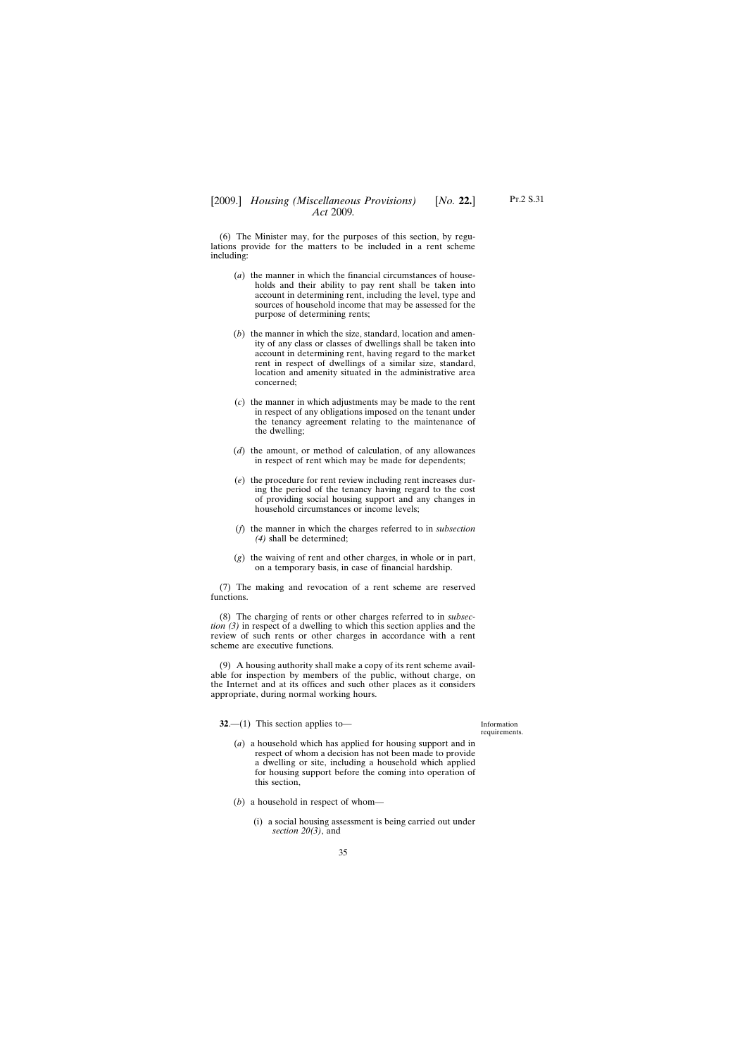(6) The Minister may, for the purposes of this section, by regulations provide for the matters to be included in a rent scheme including:

- (*a*) the manner in which the financial circumstances of households and their ability to pay rent shall be taken into account in determining rent, including the level, type and sources of household income that may be assessed for the purpose of determining rents;
- (*b*) the manner in which the size, standard, location and amenity of any class or classes of dwellings shall be taken into account in determining rent, having regard to the market rent in respect of dwellings of a similar size, standard, location and amenity situated in the administrative area concerned;
- (*c*) the manner in which adjustments may be made to the rent in respect of any obligations imposed on the tenant under the tenancy agreement relating to the maintenance of the dwelling;
- (*d*) the amount, or method of calculation, of any allowances in respect of rent which may be made for dependents;
- (*e*) the procedure for rent review including rent increases during the period of the tenancy having regard to the cost of providing social housing support and any changes in household circumstances or income levels;
- (*f*) the manner in which the charges referred to in *subsection (4)* shall be determined;
- (*g*) the waiving of rent and other charges, in whole or in part, on a temporary basis, in case of financial hardship.

(7) The making and revocation of a rent scheme are reserved functions.

(8) The charging of rents or other charges referred to in *subsection (3)* in respect of a dwelling to which this section applies and the review of such rents or other charges in accordance with a rent scheme are executive functions.

(9) A housing authority shall make a copy of its rent scheme available for inspection by members of the public, without charge, on the Internet and at its offices and such other places as it considers appropriate, during normal working hours.

Information requirements.

**32**.—(1) This section applies to—

- (*a*) a household which has applied for housing support and in respect of whom a decision has not been made to provide a dwelling or site, including a household which applied for housing support before the coming into operation of this section,
- (*b*) a household in respect of whom—
  - (i) a social housing assessment is being carried out under *section 20(3)*, and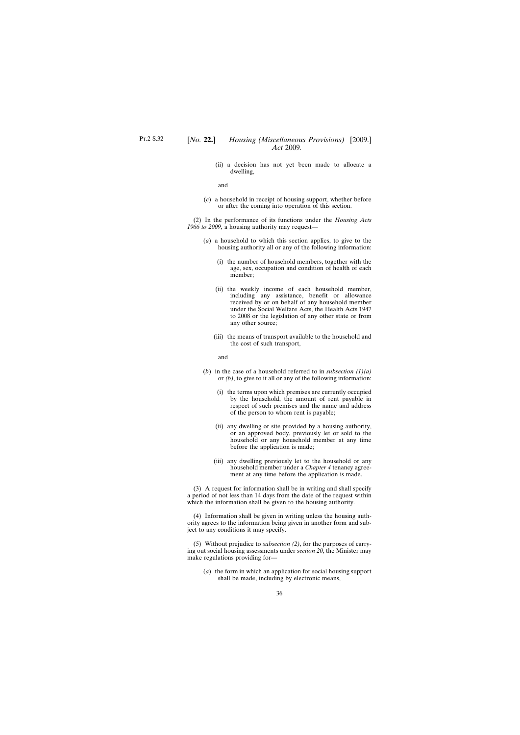(ii) a decision has not yet been made to allocate a dwelling,

and

(*c*) a household in receipt of housing support, whether before or after the coming into operation of this section.

(2) In the performance of its functions under the *Housing Acts 1966 to 2009*, a housing authority may request—

(*a*) a household to which this section applies, to give to the housing authority all or any of the following information:

(i) the number of household members, together with the age, sex, occupation and condition of health of each member;

(ii) the weekly income of each household member, including any assistance, benefit or allowance received by or on behalf of any household member under the Social Welfare Acts, the Health Acts 1947 to 2008 or the legislation of any other state or from any other source;

(iii) the means of transport available to the household and the cost of such transport,

and

(*b*) in the case of a household referred to in *subsection (1)(a)* or *(b)*, to give to it all or any of the following information:

(i) the terms upon which premises are currently occupied by the household, the amount of rent payable in respect of such premises and the name and address of the person to whom rent is payable;

(ii) any dwelling or site provided by a housing authority, or an approved body, previously let or sold to the household or any household member at any time before the application is made;

(iii) any dwelling previously let to the household or any household member under a *Chapter 4* tenancy agreement at any time before the application is made.

(3) A request for information shall be in writing and shall specify a period of not less than 14 days from the date of the request within which the information shall be given to the housing authority.

(4) Information shall be given in writing unless the housing authority agrees to the information being given in another form and subject to any conditions it may specify.

(5) Without prejudice to *subsection (2)*, for the purposes of carrying out social housing assessments under *section 20*, the Minister may make regulations providing for—

(*a*) the form in which an application for social housing support shall be made, including by electronic means,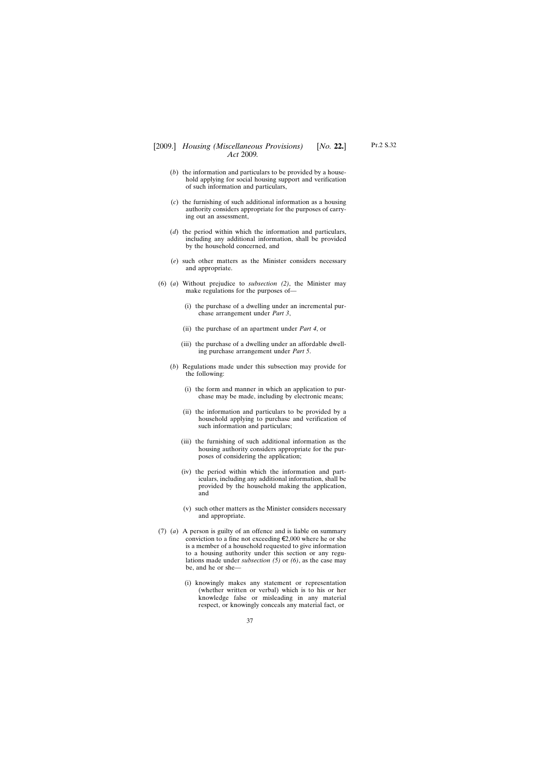(*b*) the information and particulars to be provided by a household applying for social housing support and verification of such information and particulars,

(*c*) the furnishing of such additional information as a housing authority considers appropriate for the purposes of carrying out an assessment,

(*d*) the period within which the information and particulars, including any additional information, shall be provided by the household concerned, and

(*e*) such other matters as the Minister considers necessary and appropriate.

(6) (*a*) Without prejudice to *subsection (2)*, the Minister may make regulations for the purposes of—

(i) the purchase of a dwelling under an incremental purchase arrangement under *Part 3*,

(ii) the purchase of an apartment under *Part 4*, or

(iii) the purchase of a dwelling under an affordable dwelling purchase arrangement under *Part 5*.

(*b*) Regulations made under this subsection may provide for the following:

(i) the form and manner in which an application to purchase may be made, including by electronic means;

(ii) the information and particulars to be provided by a household applying to purchase and verification of such information and particulars;

(iii) the furnishing of such additional information as the housing authority considers appropriate for the purposes of considering the application;

(iv) the period within which the information and particulars, including any additional information, shall be provided by the household making the application, and

(v) such other matters as the Minister considers necessary and appropriate.

(7) (*a*) A person is guilty of an offence and is liable on summary conviction to a fine not exceeding €2,000 where he or she is a member of a household requested to give information to a housing authority under this section or any regulations made under *subsection (5)* or *(6)*, as the case may be, and he or she—

(i) knowingly makes any statement or representation (whether written or verbal) which is to his or her knowledge false or misleading in any material respect, or knowingly conceals any material fact, or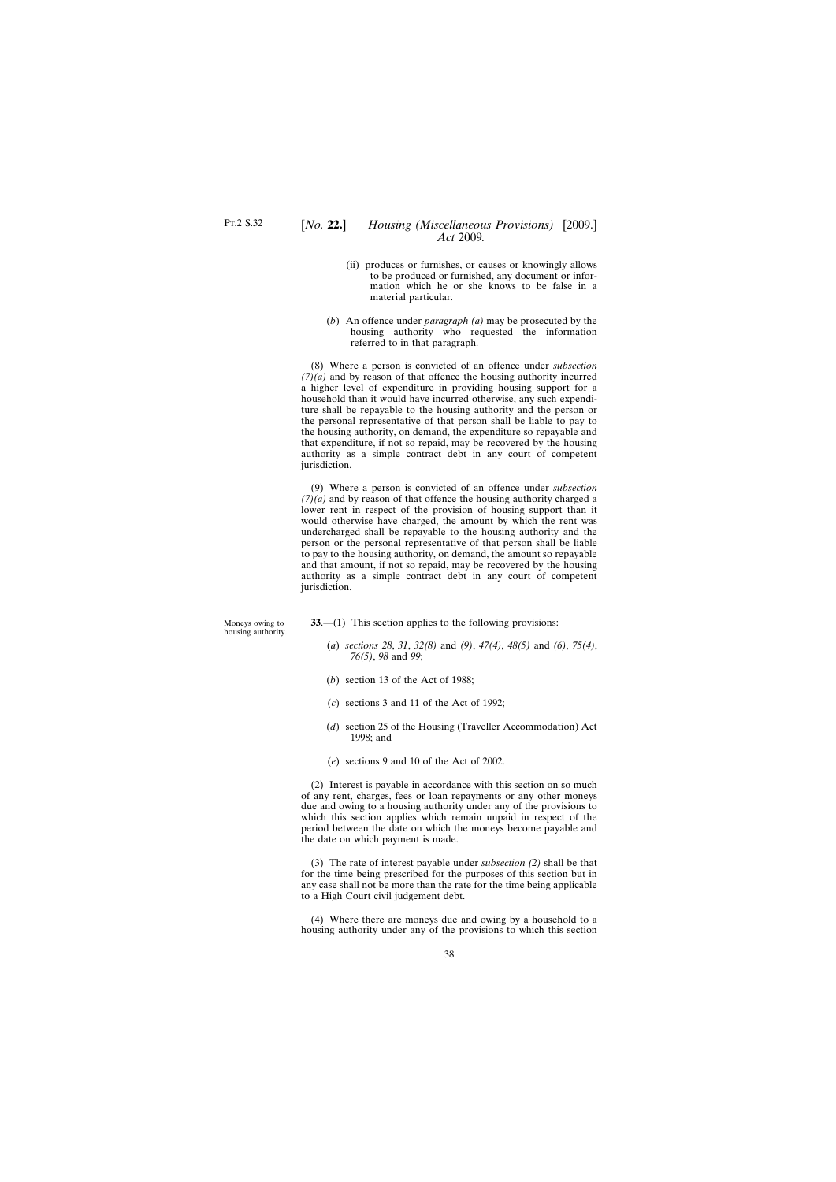(ii) produces or furnishes, or causes or knowingly allows to be produced or furnished, any document or information which he or she knows to be false in a material particular.

(*b*) An offence under *paragraph (a)* may be prosecuted by the housing authority who requested the information referred to in that paragraph.

(8) Where a person is convicted of an offence under *subsection (7)(a)* and by reason of that offence the housing authority incurred a higher level of expenditure in providing housing support for a household than it would have incurred otherwise, any such expenditure shall be repayable to the housing authority and the person or the personal representative of that person shall be liable to pay to the housing authority, on demand, the expenditure so repayable and that expenditure, if not so repaid, may be recovered by the housing authority as a simple contract debt in any court of competent jurisdiction.

(9) Where a person is convicted of an offence under *subsection (7)(a)* and by reason of that offence the housing authority charged a lower rent in respect of the provision of housing support than it would otherwise have charged, the amount by which the rent was undercharged shall be repayable to the housing authority and the person or the personal representative of that person shall be liable to pay to the housing authority, on demand, the amount so repayable and that amount, if not so repaid, may be recovered by the housing authority as a simple contract debt in any court of competent jurisdiction.

Moneys owing to housing authority.

**33**.—(1) This section applies to the following provisions:

(*a*) *sections 28*, *31*, *32(8)* and *(9)*, *47(4)*, *48(5)* and *(6)*, *75(4)*, *76(5)*, *98* and *99*;

(*b*) section 13 of the Act of 1988;

(*c*) sections 3 and 11 of the Act of 1992;

(*d*) section 25 of the Housing (Traveller Accommodation) Act 1998; and

(*e*) sections 9 and 10 of the Act of 2002.

(2) Interest is payable in accordance with this section on so much of any rent, charges, fees or loan repayments or any other moneys due and owing to a housing authority under any of the provisions to which this section applies which remain unpaid in respect of the period between the date on which the moneys become payable and the date on which payment is made.

(3) The rate of interest payable under *subsection (2)* shall be that for the time being prescribed for the purposes of this section but in any case shall not be more than the rate for the time being applicable to a High Court civil judgement debt.

(4) Where there are moneys due and owing by a household to a housing authority under any of the provisions to which this section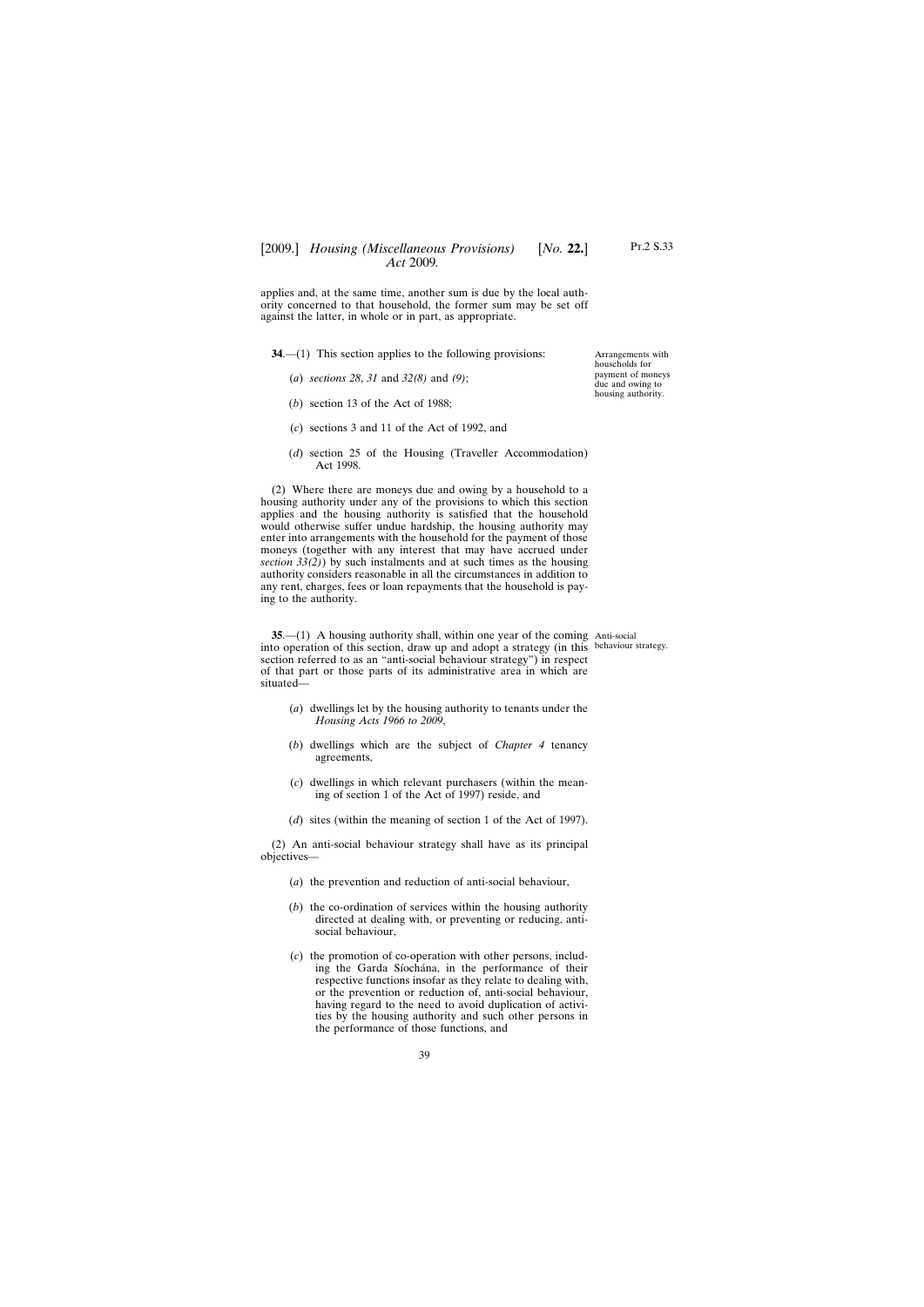applies and, at the same time, another sum is due by the local authority concerned to that household, the former sum may be set off against the latter, in whole or in part, as appropriate.

Arrangements with households for payment of moneys due and owing to housing authority.

**34**.—(1) This section applies to the following provisions:

(*a*) *sections 28*, *31* and *32(8)* and *(9)*;

(*b*) section 13 of the Act of 1988;

(*c*) sections 3 and 11 of the Act of 1992, and

(*d*) section 25 of the Housing (Traveller Accommodation) Act 1998.

(2) Where there are moneys due and owing by a household to a housing authority under any of the provisions to which this section applies and the housing authority is satisfied that the household would otherwise suffer undue hardship, the housing authority may enter into arrangements with the household for the payment of those moneys (together with any interest that may have accrued under *section 33(2)*) by such instalments and at such times as the housing authority considers reasonable in all the circumstances in addition to any rent, charges, fees or loan repayments that the household is paying to the authority.

Anti-social behaviour strategy.

**35**.—(1) A housing authority shall, within one year of the coming into operation of this section, draw up and adopt a strategy (in this section referred to as an "anti-social behaviour strategy") in respect of that part or those parts of its administrative area in which are situated—

(*a*) dwellings let by the housing authority to tenants under the *Housing Acts 1966 to 2009*,

(*b*) dwellings which are the subject of *Chapter 4* tenancy agreements,

(*c*) dwellings in which relevant purchasers (within the meaning of section 1 of the Act of 1997) reside, and

(*d*) sites (within the meaning of section 1 of the Act of 1997).

(2) An anti-social behaviour strategy shall have as its principal objectives—

(*a*) the prevention and reduction of anti-social behaviour,

(*b*) the co-ordination of services within the housing authority directed at dealing with, or preventing or reducing, anti-social behaviour,

(*c*) the promotion of co-operation with other persons, including the Garda Síochána, in the performance of their respective functions insofar as they relate to dealing with, or the prevention or reduction of, anti-social behaviour, having regard to the need to avoid duplication of activities by the housing authority and such other persons in the performance of those functions, and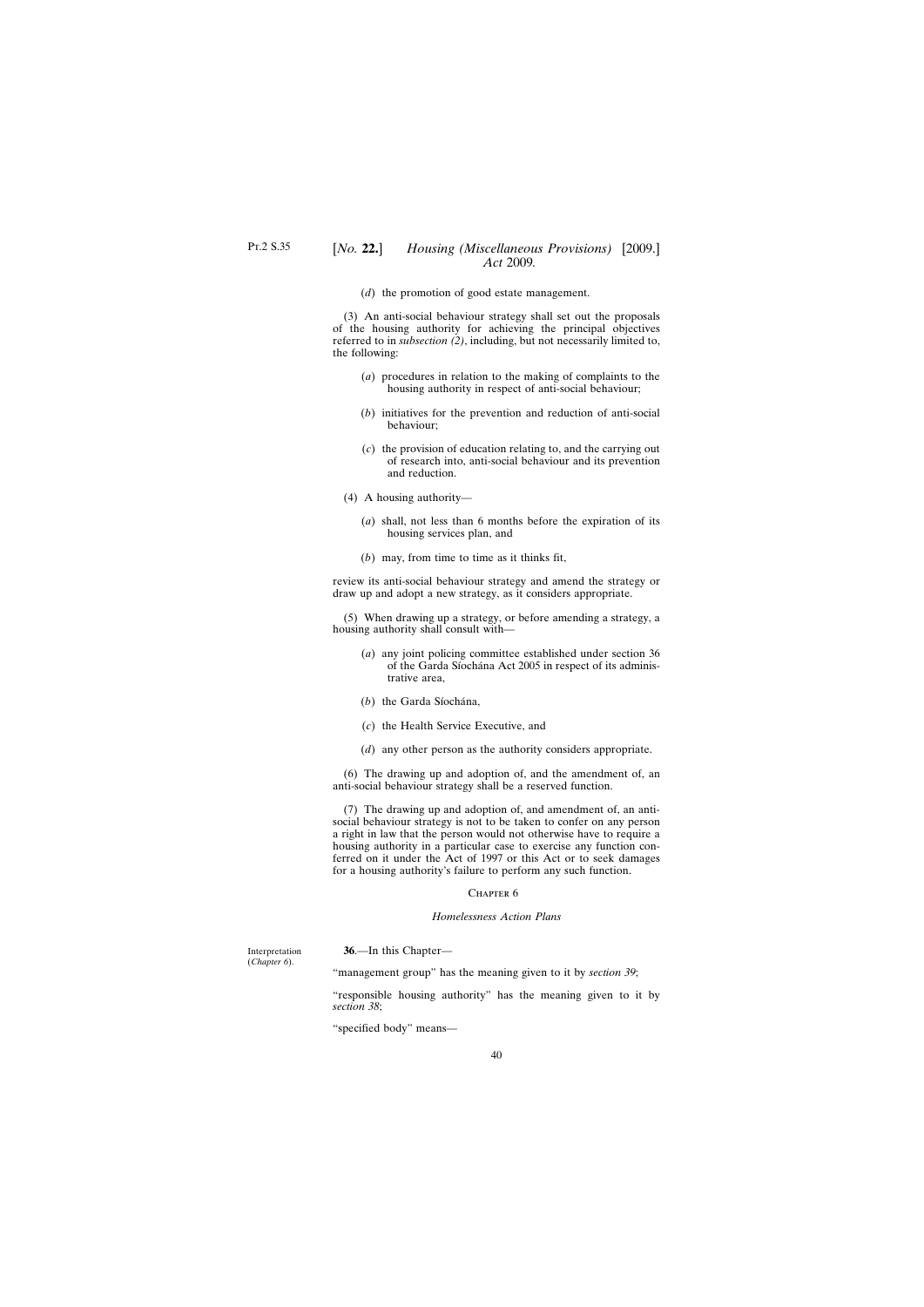(*d*) the promotion of good estate management.

(3) An anti-social behaviour strategy shall set out the proposals of the housing authority for achieving the principal objectives referred to in *subsection (2)*, including, but not necessarily limited to, the following:

(*a*) procedures in relation to the making of complaints to the housing authority in respect of anti-social behaviour;

(*b*) initiatives for the prevention and reduction of anti-social behaviour;

(*c*) the provision of education relating to, and the carrying out of research into, anti-social behaviour and its prevention and reduction.

(4) A housing authority—

(*a*) shall, not less than 6 months before the expiration of its housing services plan, and

(*b*) may, from time to time as it thinks fit,

review its anti-social behaviour strategy and amend the strategy or draw up and adopt a new strategy, as it considers appropriate.

(5) When drawing up a strategy, or before amending a strategy, a housing authority shall consult with—

(*a*) any joint policing committee established under section 36 of the Garda Síochána Act 2005 in respect of its administrative area,

(*b*) the Garda Síochána,

(*c*) the Health Service Executive, and

(*d*) any other person as the authority considers appropriate.

(6) The drawing up and adoption of, and the amendment of, an anti-social behaviour strategy shall be a reserved function.

(7) The drawing up and adoption of, and amendment of, an anti-social behaviour strategy is not to be taken to confer on any person a right in law that the person would not otherwise have to require a housing authority in a particular case to exercise any function conferred on it under the Act of 1997 or this Act or to seek damages for a housing authority's failure to perform any such function.

## Chapter 6

### *Homelessness Action Plans*

Interpretation (*Chapter 6*).

**36**.—In this Chapter—

"management group" has the meaning given to it by *section 39*;

"responsible housing authority" has the meaning given to it by *section 38*;

"specified body" means—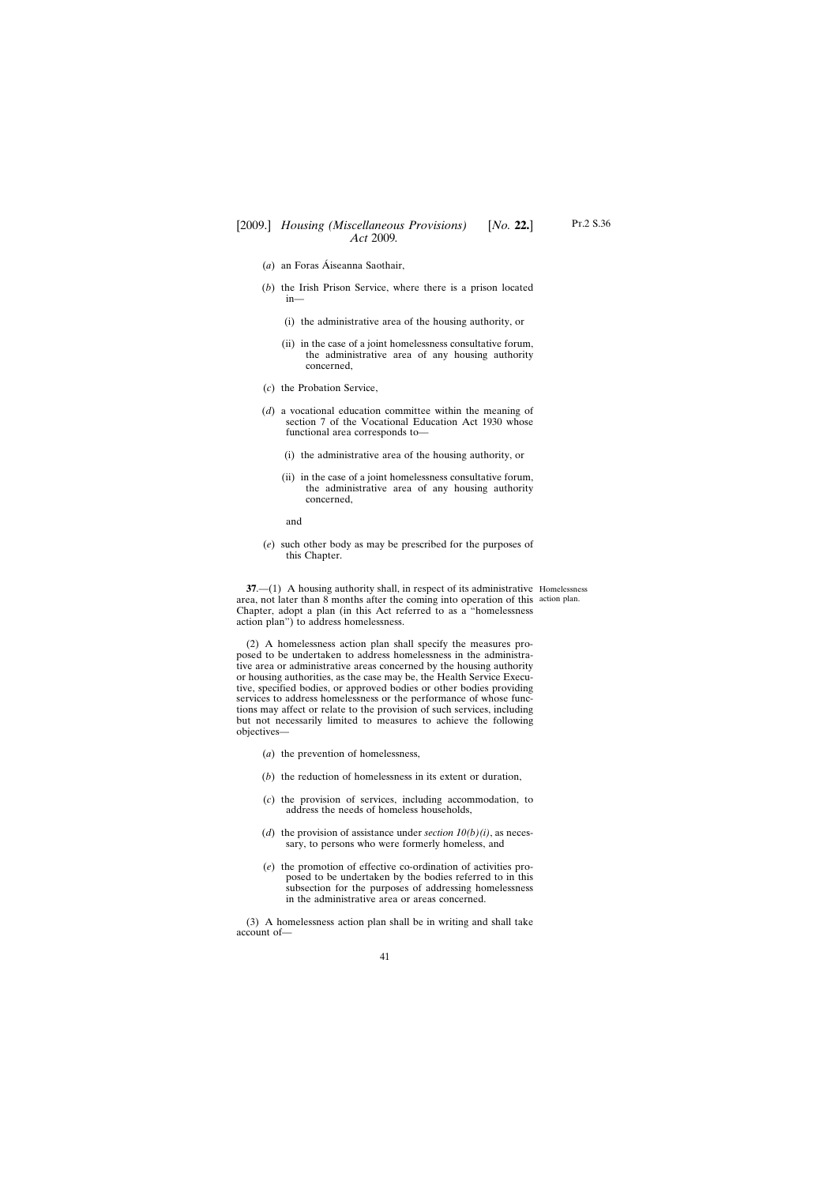(*a*) an Foras Áiseanna Saothair,

(*b*) the Irish Prison Service, where there is a prison located in—

(i) the administrative area of the housing authority, or

(ii) in the case of a joint homelessness consultative forum, the administrative area of any housing authority concerned,

(*c*) the Probation Service,

(*d*) a vocational education committee within the meaning of section 7 of the Vocational Education Act 1930 whose functional area corresponds to—

(i) the administrative area of the housing authority, or

(ii) in the case of a joint homelessness consultative forum, the administrative area of any housing authority concerned,

and

(*e*) such other body as may be prescribed for the purposes of this Chapter.

Homelessness action plan.

**37**.—(1) A housing authority shall, in respect of its administrative area, not later than 8 months after the coming into operation of this Chapter, adopt a plan (in this Act referred to as a "homelessness action plan") to address homelessness.

(2) A homelessness action plan shall specify the measures proposed to be undertaken to address homelessness in the administrative area or administrative areas concerned by the housing authority or housing authorities, as the case may be, the Health Service Executive, specified bodies, or approved bodies or other bodies providing services to address homelessness or the performance of whose functions may affect or relate to the provision of such services, including but not necessarily limited to measures to achieve the following objectives—

(*a*) the prevention of homelessness,

(*b*) the reduction of homelessness in its extent or duration,

(*c*) the provision of services, including accommodation, to address the needs of homeless households,

(*d*) the provision of assistance under *section 10(b)(i)*, as necessary, to persons who were formerly homeless, and

(*e*) the promotion of effective co-ordination of activities proposed to be undertaken by the bodies referred to in this subsection for the purposes of addressing homelessness in the administrative area or areas concerned.

(3) A homelessness action plan shall be in writing and shall take account of—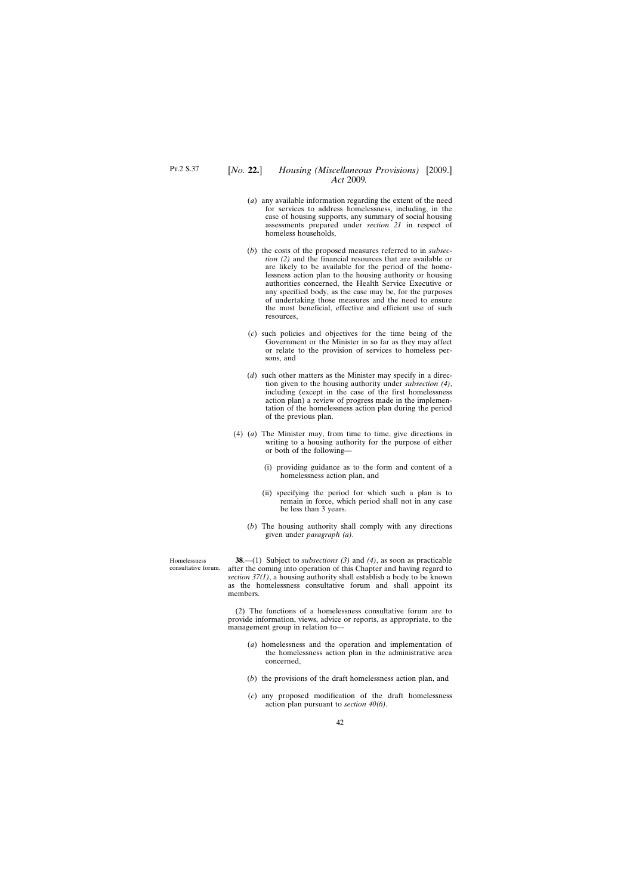(*a*) any available information regarding the extent of the need for services to address homelessness, including, in the case of housing supports, any summary of social housing assessments prepared under *section 21* in respect of homeless households,

(*b*) the costs of the proposed measures referred to in *subsection (2)* and the financial resources that are available or are likely to be available for the period of the homelessness action plan to the housing authority or housing authorities concerned, the Health Service Executive or any specified body, as the case may be, for the purposes of undertaking those measures and the need to ensure the most beneficial, effective and efficient use of such resources,

(*c*) such policies and objectives for the time being of the Government or the Minister in so far as they may affect or relate to the provision of services to homeless persons, and

(*d*) such other matters as the Minister may specify in a direction given to the housing authority under *subsection (4)*, including (except in the case of the first homelessness action plan) a review of progress made in the implementation of the homelessness action plan during the period of the previous plan.

(4) (*a*) The Minister may, from time to time, give directions in writing to a housing authority for the purpose of either or both of the following—

(i) providing guidance as to the form and content of a homelessness action plan, and

(ii) specifying the period for which such a plan is to remain in force, which period shall not in any case be less than 3 years.

(*b*) The housing authority shall comply with any directions given under *paragraph (a)*.

Homelessness consultative forum.

**38**.—(1) Subject to *subsections (3)* and *(4)*, as soon as practicable after the coming into operation of this Chapter and having regard to *section 37(1)*, a housing authority shall establish a body to be known as the homelessness consultative forum and shall appoint its members.

(2) The functions of a homelessness consultative forum are to provide information, views, advice or reports, as appropriate, to the management group in relation to—

(*a*) homelessness and the operation and implementation of the homelessness action plan in the administrative area concerned,

(*b*) the provisions of the draft homelessness action plan, and

(*c*) any proposed modification of the draft homelessness action plan pursuant to *section 40(6)*.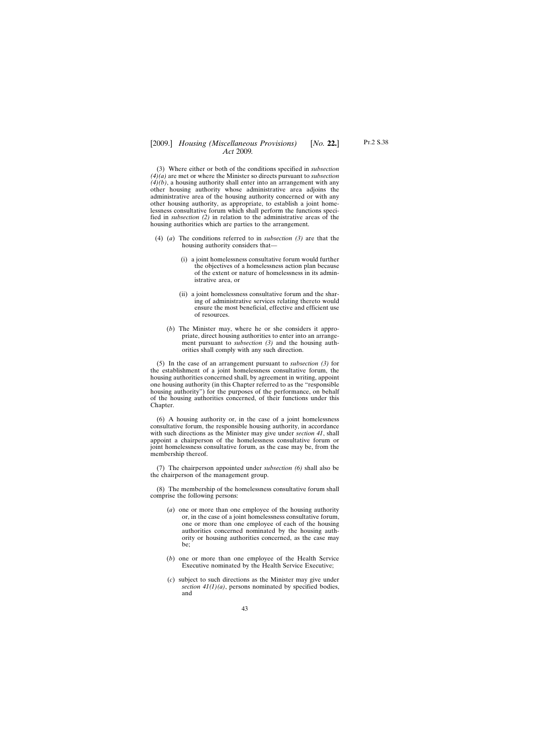(3) Where either or both of the conditions specified in *subsection (4)(a)* are met or where the Minister so directs pursuant to *subsection (4)(b)*, a housing authority shall enter into an arrangement with any other housing authority whose administrative area adjoins the administrative area of the housing authority concerned or with any other housing authority, as appropriate, to establish a joint homelessness consultative forum which shall perform the functions specified in *subsection (2)* in relation to the administrative areas of the housing authorities which are parties to the arrangement.

(4) (*a*) The conditions referred to in *subsection (3)* are that the housing authority considers that—

(i) a joint homelessness consultative forum would further the objectives of a homelessness action plan because of the extent or nature of homelessness in its administrative area, or

(ii) a joint homelessness consultative forum and the sharing of administrative services relating thereto would ensure the most beneficial, effective and efficient use of resources.

(*b*) The Minister may, where he or she considers it appropriate, direct housing authorities to enter into an arrangement pursuant to *subsection (3)* and the housing authorities shall comply with any such direction.

(5) In the case of an arrangement pursuant to *subsection (3)* for the establishment of a joint homelessness consultative forum, the housing authorities concerned shall, by agreement in writing, appoint one housing authority (in this Chapter referred to as the "responsible housing authority") for the purposes of the performance, on behalf of the housing authorities concerned, of their functions under this Chapter.

(6) A housing authority or, in the case of a joint homelessness consultative forum, the responsible housing authority, in accordance with such directions as the Minister may give under *section 41*, shall appoint a chairperson of the homelessness consultative forum or joint homelessness consultative forum, as the case may be, from the membership thereof.

(7) The chairperson appointed under *subsection (6)* shall also be the chairperson of the management group.

(8) The membership of the homelessness consultative forum shall comprise the following persons:

(*a*) one or more than one employee of the housing authority or, in the case of a joint homelessness consultative forum, one or more than one employee of each of the housing authorities concerned nominated by the housing authority or housing authorities concerned, as the case may be;

(*b*) one or more than one employee of the Health Service Executive nominated by the Health Service Executive;

(*c*) subject to such directions as the Minister may give under *section 41(1)(a)*, persons nominated by specified bodies, and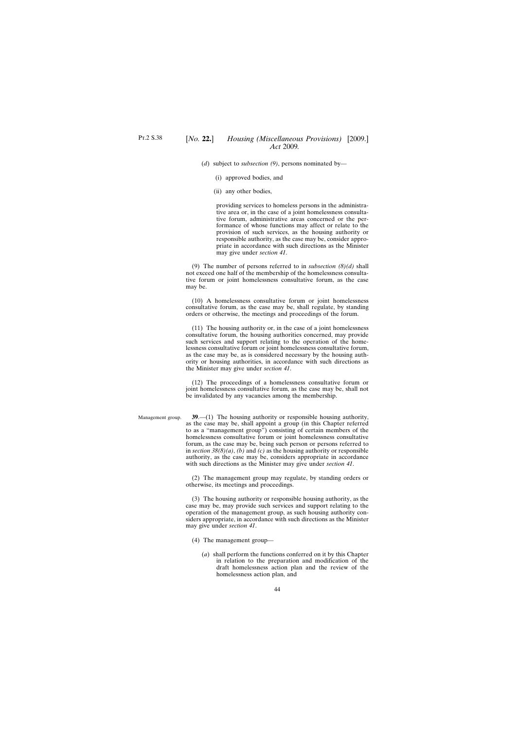(*d*) subject to *subsection (9)*, persons nominated by—

(i) approved bodies, and

(ii) any other bodies,

providing services to homeless persons in the administrative area or, in the case of a joint homelessness consultative forum, administrative areas concerned or the performance of whose functions may affect or relate to the provision of such services, as the housing authority or responsible authority, as the case may be, consider appropriate in accordance with such directions as the Minister may give under *section 41*.

(9) The number of persons referred to in *subsection (8)(d)* shall not exceed one half of the membership of the homelessness consultative forum or joint homelessness consultative forum, as the case may be.

(10) A homelessness consultative forum or joint homelessness consultative forum, as the case may be, shall regulate, by standing orders or otherwise, the meetings and proceedings of the forum.

(11) The housing authority or, in the case of a joint homelessness consultative forum, the housing authorities concerned, may provide such services and support relating to the operation of the homelessness consultative forum or joint homelessness consultative forum, as the case may be, as is considered necessary by the housing authority or housing authorities, in accordance with such directions as the Minister may give under *section 41*.

(12) The proceedings of a homelessness consultative forum or joint homelessness consultative forum, as the case may be, shall not be invalidated by any vacancies among the membership.

Management group.

**39**.—(1) The housing authority or responsible housing authority, as the case may be, shall appoint a group (in this Chapter referred to as a "management group") consisting of certain members of the homelessness consultative forum or joint homelessness consultative forum, as the case may be, being such person or persons referred to in *section 38(8)(a)*, *(b)* and *(c)* as the housing authority or responsible authority, as the case may be, considers appropriate in accordance with such directions as the Minister may give under *section 41*.

(2) The management group may regulate, by standing orders or otherwise, its meetings and proceedings.

(3) The housing authority or responsible housing authority, as the case may be, may provide such services and support relating to the operation of the management group, as such housing authority considers appropriate, in accordance with such directions as the Minister may give under *section 41*.

(4) The management group—

(*a*) shall perform the functions conferred on it by this Chapter in relation to the preparation and modification of the draft homelessness action plan and the review of the homelessness action plan, and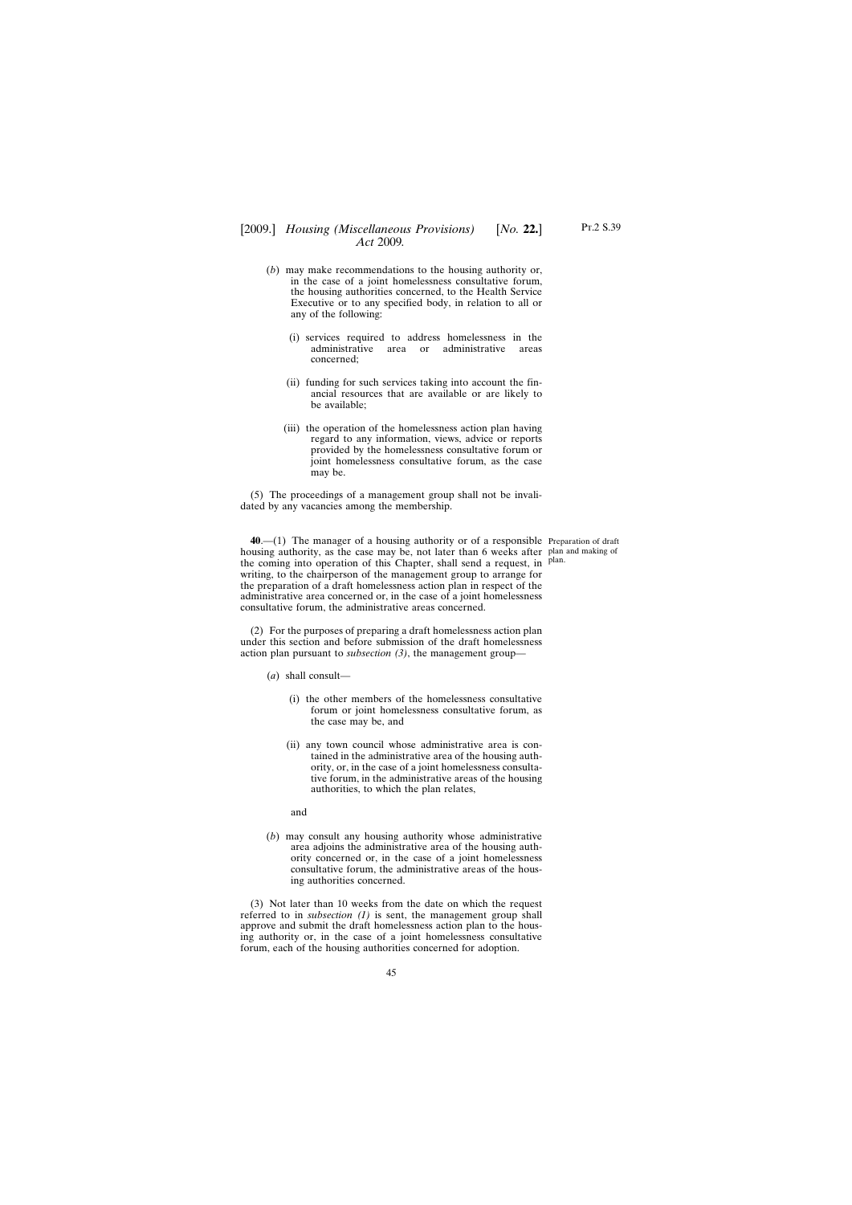(*b*) may make recommendations to the housing authority or, in the case of a joint homelessness consultative forum, the housing authorities concerned, to the Health Service Executive or to any specified body, in relation to all or any of the following:

(i) services required to address homelessness in the administrative area or administrative areas concerned;

(ii) funding for such services taking into account the financial resources that are available or are likely to be available;

(iii) the operation of the homelessness action plan having regard to any information, views, advice or reports provided by the homelessness consultative forum or joint homelessness consultative forum, as the case may be.

(5) The proceedings of a management group shall not be invalidated by any vacancies among the membership.

Preparation of draft plan and making of plan.

**40**.—(1) The manager of a housing authority or of a responsible housing authority, as the case may be, not later than 6 weeks after the coming into operation of this Chapter, shall send a request, in writing, to the chairperson of the management group to arrange for the preparation of a draft homelessness action plan in respect of the administrative area concerned or, in the case of a joint homelessness consultative forum, the administrative areas concerned.

(2) For the purposes of preparing a draft homelessness action plan under this section and before submission of the draft homelessness action plan pursuant to *subsection (3)*, the management group—

(*a*) shall consult—

(i) the other members of the homelessness consultative forum or joint homelessness consultative forum, as the case may be, and

(ii) any town council whose administrative area is contained in the administrative area of the housing authority, or, in the case of a joint homelessness consultative forum, in the administrative areas of the housing authorities, to which the plan relates,

and

(*b*) may consult any housing authority whose administrative area adjoins the administrative area of the housing authority concerned or, in the case of a joint homelessness consultative forum, the administrative areas of the housing authorities concerned.

(3) Not later than 10 weeks from the date on which the request referred to in *subsection (1)* is sent, the management group shall approve and submit the draft homelessness action plan to the housing authority or, in the case of a joint homelessness consultative forum, each of the housing authorities concerned for adoption.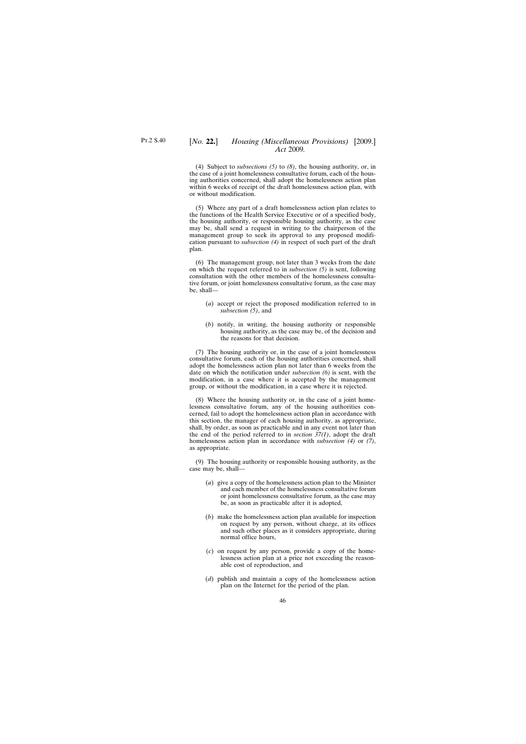(4) Subject to *subsections (5)* to *(8)*, the housing authority, or, in the case of a joint homelessness consultative forum, each of the housing authorities concerned, shall adopt the homelessness action plan within 6 weeks of receipt of the draft homelessness action plan, with or without modification.

(5) Where any part of a draft homelessness action plan relates to the functions of the Health Service Executive or of a specified body, the housing authority, or responsible housing authority, as the case may be, shall send a request in writing to the chairperson of the management group to seek its approval to any proposed modification pursuant to *subsection (4)* in respect of such part of the draft plan.

(6) The management group, not later than 3 weeks from the date on which the request referred to in *subsection (5)* is sent, following consultation with the other members of the homelessness consultative forum, or joint homelessness consultative forum, as the case may be, shall—

(*a*) accept or reject the proposed modification referred to in *subsection (5)*, and

(*b*) notify, in writing, the housing authority or responsible housing authority, as the case may be, of the decision and the reasons for that decision.

(7) The housing authority or, in the case of a joint homelessness consultative forum, each of the housing authorities concerned, shall adopt the homelessness action plan not later than 6 weeks from the date on which the notification under *subsection (6)* is sent, with the modification, in a case where it is accepted by the management group, or without the modification, in a case where it is rejected.

(8) Where the housing authority or, in the case of a joint homelessness consultative forum, any of the housing authorities concerned, fail to adopt the homelessness action plan in accordance with this section, the manager of each housing authority, as appropriate, shall, by order, as soon as practicable and in any event not later than the end of the period referred to in *section 37(1)*, adopt the draft homelessness action plan in accordance with *subsection (4)* or *(7)*, as appropriate.

(9) The housing authority or responsible housing authority, as the case may be, shall—

(*a*) give a copy of the homelessness action plan to the Minister and each member of the homelessness consultative forum or joint homelessness consultative forum, as the case may be, as soon as practicable after it is adopted,

(*b*) make the homelessness action plan available for inspection on request by any person, without charge, at its offices and such other places as it considers appropriate, during normal office hours,

(*c*) on request by any person, provide a copy of the homelessness action plan at a price not exceeding the reasonable cost of reproduction, and

(*d*) publish and maintain a copy of the homelessness action plan on the Internet for the period of the plan.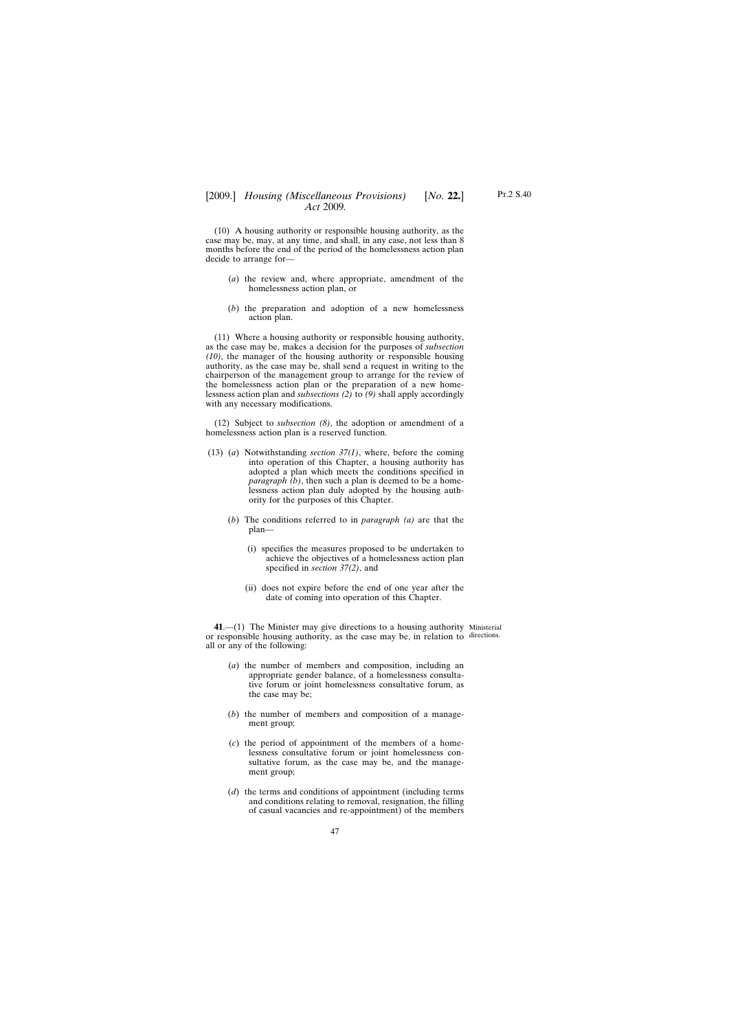(10) A housing authority or responsible housing authority, as the case may be, may, at any time, and shall, in any case, not less than 8 months before the end of the period of the homelessness action plan decide to arrange for—

(*a*) the review and, where appropriate, amendment of the homelessness action plan, or

(*b*) the preparation and adoption of a new homelessness action plan.

(11) Where a housing authority or responsible housing authority, as the case may be, makes a decision for the purposes of *subsection (10)*, the manager of the housing authority or responsible housing authority, as the case may be, shall send a request in writing to the chairperson of the management group to arrange for the review of the homelessness action plan or the preparation of a new homelessness action plan and *subsections (2)* to *(9)* shall apply accordingly with any necessary modifications.

(12) Subject to *subsection (8)*, the adoption or amendment of a homelessness action plan is a reserved function.

(13) (*a*) Notwithstanding *section 37(1)*, where, before the coming into operation of this Chapter, a housing authority has adopted a plan which meets the conditions specified in *paragraph (b)*, then such a plan is deemed to be a homelessness action plan duly adopted by the housing authority for the purposes of this Chapter.

(*b*) The conditions referred to in *paragraph (a)* are that the plan—

(i) specifies the measures proposed to be undertaken to achieve the objectives of a homelessness action plan specified in *section 37(2)*, and

(ii) does not expire before the end of one year after the date of coming into operation of this Chapter.

Ministerial directions.

**41**.—(1) The Minister may give directions to a housing authority or responsible housing authority, as the case may be, in relation to all or any of the following:

(*a*) the number of members and composition, including an appropriate gender balance, of a homelessness consultative forum or joint homelessness consultative forum, as the case may be;

(*b*) the number of members and composition of a management group;

(*c*) the period of appointment of the members of a homelessness consultative forum or joint homelessness consultative forum, as the case may be, and the management group;

(*d*) the terms and conditions of appointment (including terms and conditions relating to removal, resignation, the filling of casual vacancies and re-appointment) of the members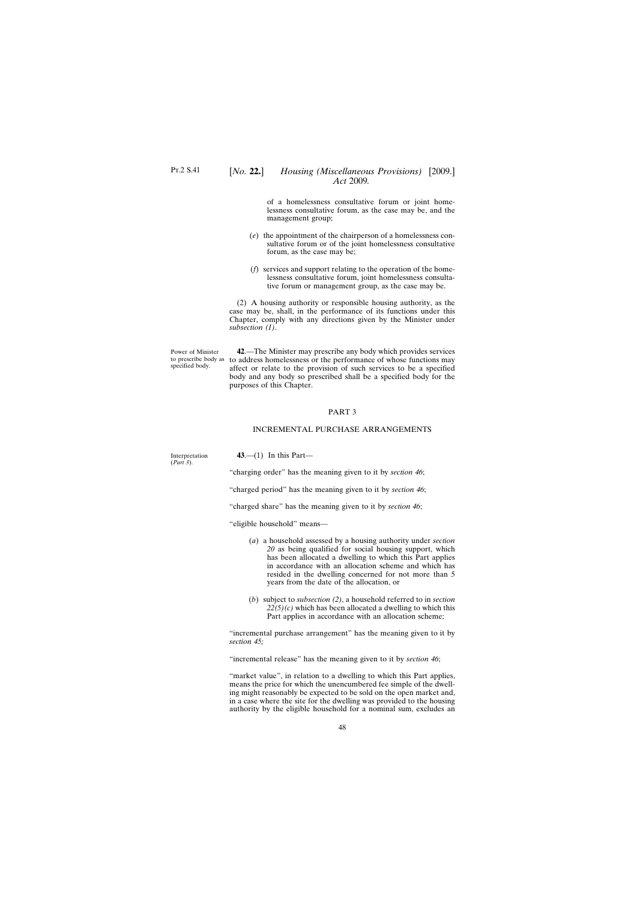of a homelessness consultative forum or joint homelessness consultative forum, as the case may be, and the management group;

(*e*) the appointment of the chairperson of a homelessness consultative forum or of the joint homelessness consultative forum, as the case may be;

(*f*) services and support relating to the operation of the homelessness consultative forum, joint homelessness consultative forum or management group, as the case may be.

(2) A housing authority or responsible housing authority, as the case may be, shall, in the performance of its functions under this Chapter, comply with any directions given by the Minister under *subsection (1)*.

Power of Minister to prescribe body as specified body.

**42**.—The Minister may prescribe any body which provides services to address homelessness or the performance of whose functions may affect or relate to the provision of such services to be a specified body and any body so prescribed shall be a specified body for the purposes of this Chapter.

## PART 3

## INCREMENTAL PURCHASE ARRANGEMENTS

Interpretation (*Part 3*).

**43**.—(1) In this Part—

"charging order" has the meaning given to it by *section 46*;

"charged period" has the meaning given to it by *section 46*;

"charged share" has the meaning given to it by *section 46*;

"eligible household" means—

(*a*) a household assessed by a housing authority under *section 20* as being qualified for social housing support, which has been allocated a dwelling to which this Part applies in accordance with an allocation scheme and which has resided in the dwelling concerned for not more than 5 years from the date of the allocation, or

(*b*) subject to *subsection (2)*, a household referred to in *section 22(5)(c)* which has been allocated a dwelling to which this Part applies in accordance with an allocation scheme;

"incremental purchase arrangement" has the meaning given to it by *section 45;*

"incremental release" has the meaning given to it by *section 46*;

"market value", in relation to a dwelling to which this Part applies, means the price for which the unencumbered fee simple of the dwelling might reasonably be expected to be sold on the open market and, in a case where the site for the dwelling was provided to the housing authority by the eligible household for a nominal sum, excludes an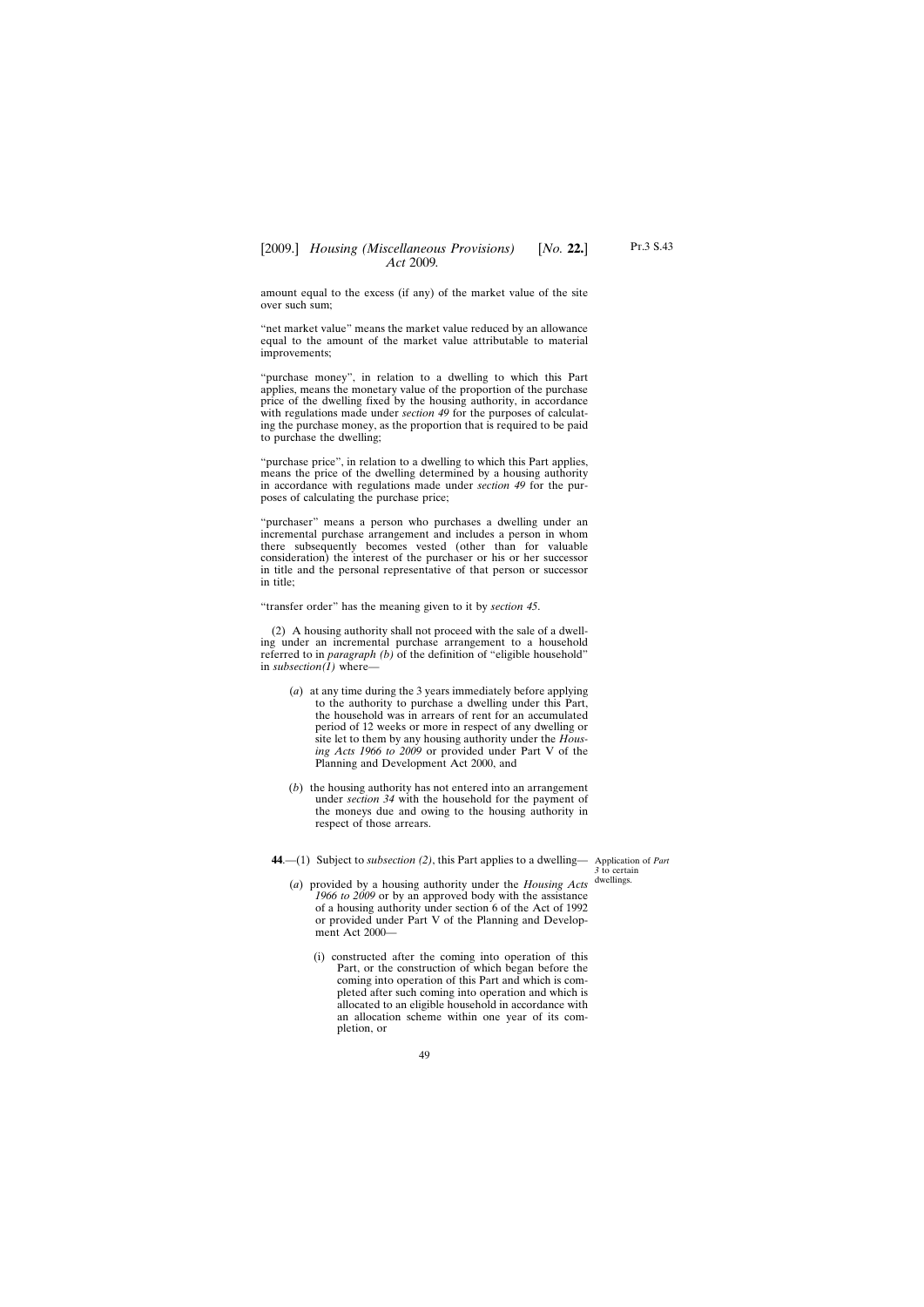amount equal to the excess (if any) of the market value of the site over such sum;

"net market value" means the market value reduced by an allowance equal to the amount of the market value attributable to material improvements;

"purchase money", in relation to a dwelling to which this Part applies, means the monetary value of the proportion of the purchase price of the dwelling fixed by the housing authority, in accordance with regulations made under *section 49* for the purposes of calculating the purchase money, as the proportion that is required to be paid to purchase the dwelling;

"purchase price", in relation to a dwelling to which this Part applies, means the price of the dwelling determined by a housing authority in accordance with regulations made under *section 49* for the purposes of calculating the purchase price;

"purchaser" means a person who purchases a dwelling under an incremental purchase arrangement and includes a person in whom there subsequently becomes vested (other than for valuable consideration) the interest of the purchaser or his or her successor in title and the personal representative of that person or successor in title;

"transfer order" has the meaning given to it by *section 45*.

(2) A housing authority shall not proceed with the sale of a dwelling under an incremental purchase arrangement to a household referred to in *paragraph (b)* of the definition of "eligible household" in *subsection(1)* where—

(*a*) at any time during the 3 years immediately before applying to the authority to purchase a dwelling under this Part, the household was in arrears of rent for an accumulated period of 12 weeks or more in respect of any dwelling or site let to them by any housing authority under the *Housing Acts 1966 to 2009* or provided under Part V of the Planning and Development Act 2000, and

(*b*) the housing authority has not entered into an arrangement under *section 34* with the household for the payment of the moneys due and owing to the housing authority in respect of those arrears.

Application of *Part 3* to certain dwellings.

**44**.—(1) Subject to *subsection (2)*, this Part applies to a dwelling—

(*a*) provided by a housing authority under the *Housing Acts 1966 to 2009* or by an approved body with the assistance of a housing authority under section 6 of the Act of 1992 or provided under Part V of the Planning and Development Act 2000—

(i) constructed after the coming into operation of this Part, or the construction of which began before the coming into operation of this Part and which is completed after such coming into operation and which is allocated to an eligible household in accordance with an allocation scheme within one year of its completion, or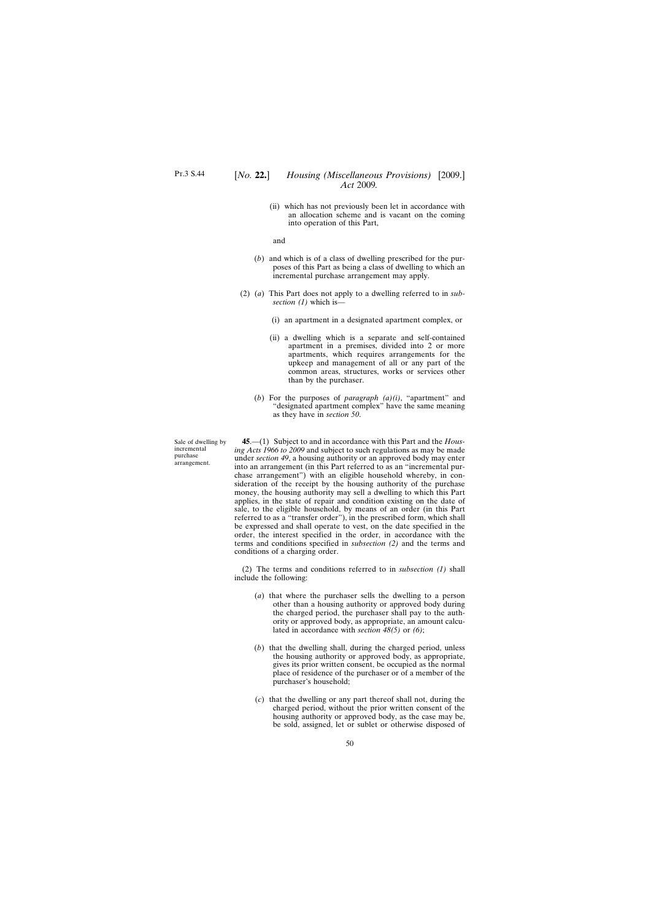(ii) which has not previously been let in accordance with an allocation scheme and is vacant on the coming into operation of this Part,

and

(*b*) and which is of a class of dwelling prescribed for the purposes of this Part as being a class of dwelling to which an incremental purchase arrangement may apply.

(2) (*a*) This Part does not apply to a dwelling referred to in *subsection (1)* which is—

(i) an apartment in a designated apartment complex, or

(ii) a dwelling which is a separate and self-contained apartment in a premises, divided into 2 or more apartments, which requires arrangements for the upkeep and management of all or any part of the common areas, structures, works or services other than by the purchaser.

(*b*) For the purposes of *paragraph (a)(i)*, "apartment" and "designated apartment complex" have the same meaning as they have in *section 50*.

Sale of dwelling by incremental purchase arrangement.

**45**.—(1) Subject to and in accordance with this Part and the *Housing Acts 1966 to 2009* and subject to such regulations as may be made under *section 49*, a housing authority or an approved body may enter into an arrangement (in this Part referred to as an "incremental purchase arrangement") with an eligible household whereby, in consideration of the receipt by the housing authority of the purchase money, the housing authority may sell a dwelling to which this Part applies, in the state of repair and condition existing on the date of sale, to the eligible household, by means of an order (in this Part referred to as a "transfer order"), in the prescribed form, which shall be expressed and shall operate to vest, on the date specified in the order, the interest specified in the order, in accordance with the terms and conditions specified in *subsection (2)* and the terms and conditions of a charging order.

(2) The terms and conditions referred to in *subsection (1)* shall include the following:

(*a*) that where the purchaser sells the dwelling to a person other than a housing authority or approved body during the charged period, the purchaser shall pay to the authority or approved body, as appropriate, an amount calculated in accordance with *section 48(5)* or *(6)*;

(*b*) that the dwelling shall, during the charged period, unless the housing authority or approved body, as appropriate, gives its prior written consent, be occupied as the normal place of residence of the purchaser or of a member of the purchaser's household;

(*c*) that the dwelling or any part thereof shall not, during the charged period, without the prior written consent of the housing authority or approved body, as the case may be, be sold, assigned, let or sublet or otherwise disposed of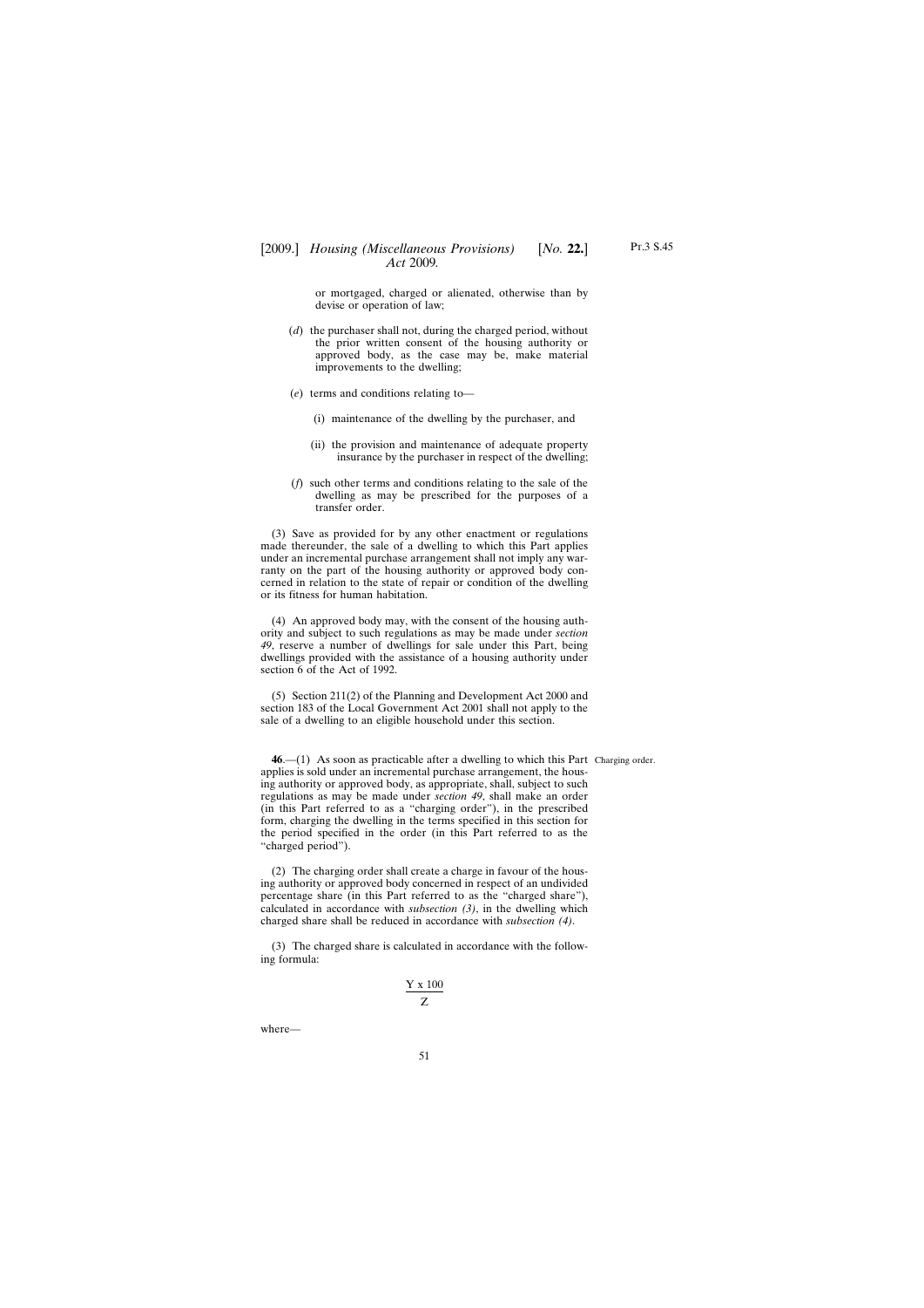or mortgaged, charged or alienated, otherwise than by devise or operation of law;

(*d*) the purchaser shall not, during the charged period, without the prior written consent of the housing authority or approved body, as the case may be, make material improvements to the dwelling;

(*e*) terms and conditions relating to—

(i) maintenance of the dwelling by the purchaser, and

(ii) the provision and maintenance of adequate property insurance by the purchaser in respect of the dwelling;

(*f*) such other terms and conditions relating to the sale of the dwelling as may be prescribed for the purposes of a transfer order.

(3) Save as provided for by any other enactment or regulations made thereunder, the sale of a dwelling to which this Part applies under an incremental purchase arrangement shall not imply any warranty on the part of the housing authority or approved body concerned in relation to the state of repair or condition of the dwelling or its fitness for human habitation.

(4) An approved body may, with the consent of the housing authority and subject to such regulations as may be made under *section 49*, reserve a number of dwellings for sale under this Part, being dwellings provided with the assistance of a housing authority under section 6 of the Act of 1992.

(5) Section 211(2) of the Planning and Development Act 2000 and section 183 of the Local Government Act 2001 shall not apply to the sale of a dwelling to an eligible household under this section.

Charging order.

**46**.—(1) As soon as practicable after a dwelling to which this Part applies is sold under an incremental purchase arrangement, the housing authority or approved body, as appropriate, shall, subject to such regulations as may be made under *section 49*, shall make an order (in this Part referred to as a "charging order"), in the prescribed form, charging the dwelling in the terms specified in this section for the period specified in the order (in this Part referred to as the "charged period").

(2) The charging order shall create a charge in favour of the housing authority or approved body concerned in respect of an undivided percentage share (in this Part referred to as the "charged share"), calculated in accordance with *subsection (3)*, in the dwelling which charged share shall be reduced in accordance with *subsection (4)*.

(3) The charged share is calculated in accordance with the following formula:

$$\frac{Y \times 100}{Z}$$

where—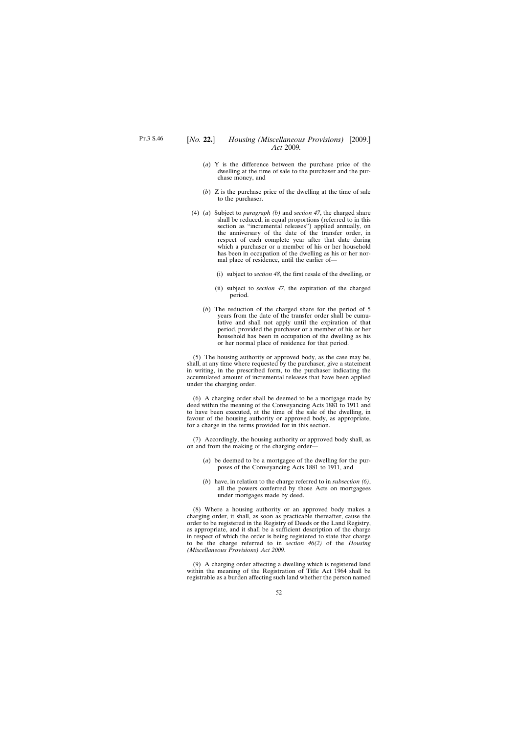(*a*) Y is the difference between the purchase price of the dwelling at the time of sale to the purchaser and the purchase money, and

(*b*) Z is the purchase price of the dwelling at the time of sale to the purchaser.

(4) (*a*) Subject to *paragraph (b)* and *section 47*, the charged share shall be reduced, in equal proportions (referred to in this section as "incremental releases") applied annually, on the anniversary of the date of the transfer order, in respect of each complete year after that date during which a purchaser or a member of his or her household has been in occupation of the dwelling as his or her normal place of residence, until the earlier of—

(i) subject to *section 48*, the first resale of the dwelling, or

(ii) subject to *section 47*, the expiration of the charged period.

(*b*) The reduction of the charged share for the period of 5 years from the date of the transfer order shall be cumulative and shall not apply until the expiration of that period, provided the purchaser or a member of his or her household has been in occupation of the dwelling as his or her normal place of residence for that period.

(5) The housing authority or approved body, as the case may be, shall, at any time where requested by the purchaser, give a statement in writing, in the prescribed form, to the purchaser indicating the accumulated amount of incremental releases that have been applied under the charging order.

(6) A charging order shall be deemed to be a mortgage made by deed within the meaning of the Conveyancing Acts 1881 to 1911 and to have been executed, at the time of the sale of the dwelling, in favour of the housing authority or approved body, as appropriate, for a charge in the terms provided for in this section.

(7) Accordingly, the housing authority or approved body shall, as on and from the making of the charging order—

(*a*) be deemed to be a mortgagee of the dwelling for the purposes of the Conveyancing Acts 1881 to 1911, and

(*b*) have, in relation to the charge referred to in *subsection (6)*, all the powers conferred by those Acts on mortgagees under mortgages made by deed.

(8) Where a housing authority or an approved body makes a charging order, it shall, as soon as practicable thereafter, cause the order to be registered in the Registry of Deeds or the Land Registry, as appropriate, and it shall be a sufficient description of the charge in respect of which the order is being registered to state that charge to be the charge referred to in *section 46(2)* of the *Housing (Miscellaneous Provisions) Act 2009*.

(9) A charging order affecting a dwelling which is registered land within the meaning of the Registration of Title Act 1964 shall be registrable as a burden affecting such land whether the person named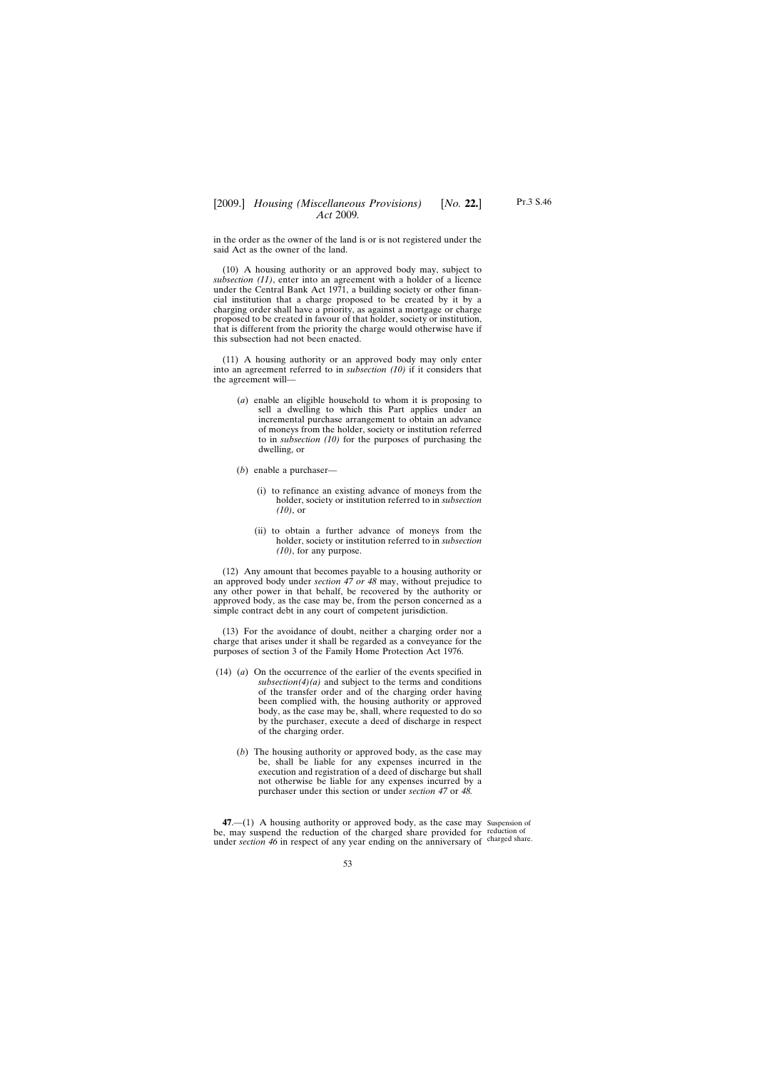in the order as the owner of the land is or is not registered under the said Act as the owner of the land.

(10) A housing authority or an approved body may, subject to *subsection (11)*, enter into an agreement with a holder of a licence under the Central Bank Act 1971, a building society or other financial institution that a charge proposed to be created by it by a charging order shall have a priority, as against a mortgage or charge proposed to be created in favour of that holder, society or institution, that is different from the priority the charge would otherwise have if this subsection had not been enacted.

(11) A housing authority or an approved body may only enter into an agreement referred to in *subsection (10)* if it considers that the agreement will—

(*a*) enable an eligible household to whom it is proposing to sell a dwelling to which this Part applies under an incremental purchase arrangement to obtain an advance of moneys from the holder, society or institution referred to in *subsection (10)* for the purposes of purchasing the dwelling, or

(*b*) enable a purchaser—

(i) to refinance an existing advance of moneys from the holder, society or institution referred to in *subsection (10)*, or

(ii) to obtain a further advance of moneys from the holder, society or institution referred to in *subsection (10)*, for any purpose.

(12) Any amount that becomes payable to a housing authority or an approved body under *section 47 or 48* may, without prejudice to any other power in that behalf, be recovered by the authority or approved body, as the case may be, from the person concerned as a simple contract debt in any court of competent jurisdiction.

(13) For the avoidance of doubt, neither a charging order nor a charge that arises under it shall be regarded as a conveyance for the purposes of section 3 of the Family Home Protection Act 1976.

(14) (*a*) On the occurrence of the earlier of the events specified in *subsection(4)(a)* and subject to the terms and conditions of the transfer order and of the charging order having been complied with, the housing authority or approved body, as the case may be, shall, where requested to do so by the purchaser, execute a deed of discharge in respect of the charging order.

(*b*) The housing authority or approved body, as the case may be, shall be liable for any expenses incurred in the execution and registration of a deed of discharge but shall not otherwise be liable for any expenses incurred by a purchaser under this section or under *section 47* or *48*.

Suspension of reduction of charged share.

**47**.—(1) A housing authority or approved body, as the case may be, may suspend the reduction of the charged share provided for under *section 46* in respect of any year ending on the anniversary of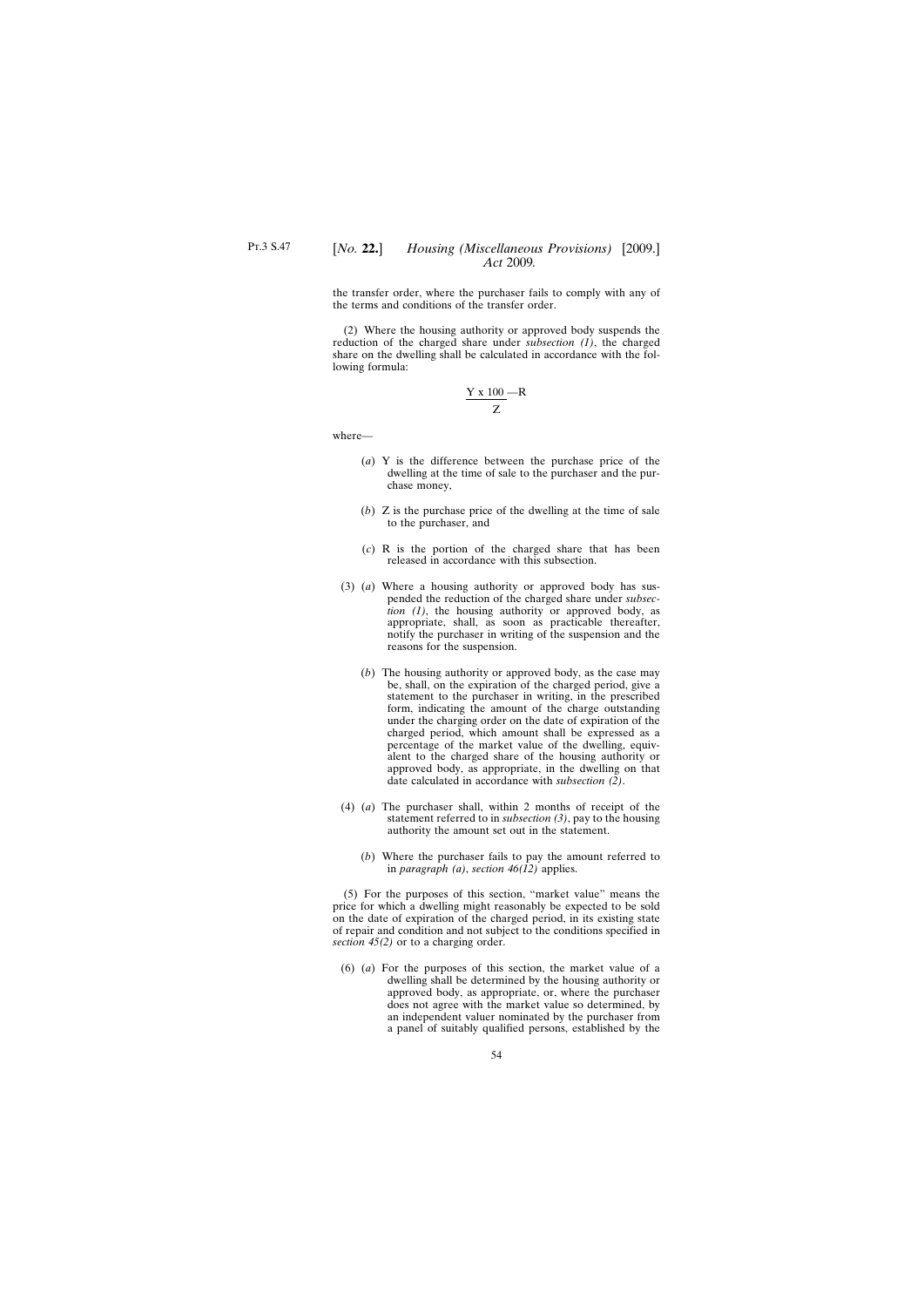the transfer order, where the purchaser fails to comply with any of the terms and conditions of the transfer order.

(2) Where the housing authority or approved body suspends the reduction of the charged share under *subsection (1)*, the charged share on the dwelling shall be calculated in accordance with the following formula:

$$\frac{Y \times 100}{Z} - R$$

where—

(*a*) Y is the difference between the purchase price of the dwelling at the time of sale to the purchaser and the purchase money,

(*b*) Z is the purchase price of the dwelling at the time of sale to the purchaser, and

(*c*) R is the portion of the charged share that has been released in accordance with this subsection.

(3) (*a*) Where a housing authority or approved body has suspended the reduction of the charged share under *subsection (1)*, the housing authority or approved body, as appropriate, shall, as soon as practicable thereafter, notify the purchaser in writing of the suspension and the reasons for the suspension.

(*b*) The housing authority or approved body, as the case may be, shall, on the expiration of the charged period, give a statement to the purchaser in writing, in the prescribed form, indicating the amount of the charge outstanding under the charging order on the date of expiration of the charged period, which amount shall be expressed as a percentage of the market value of the dwelling, equivalent to the charged share of the housing authority or approved body, as appropriate, in the dwelling on that date calculated in accordance with *subsection (2)*.

(4) (*a*) The purchaser shall, within 2 months of receipt of the statement referred to in *subsection (3)*, pay to the housing authority the amount set out in the statement.

(*b*) Where the purchaser fails to pay the amount referred to in *paragraph (a)*, *section 46(12)* applies.

(5) For the purposes of this section, "market value" means the price for which a dwelling might reasonably be expected to be sold on the date of expiration of the charged period, in its existing state of repair and condition and not subject to the conditions specified in *section 45(2)* or to a charging order.

(6) (*a*) For the purposes of this section, the market value of a dwelling shall be determined by the housing authority or approved body, as appropriate, or, where the purchaser does not agree with the market value so determined, by an independent valuer nominated by the purchaser from a panel of suitably qualified persons, established by the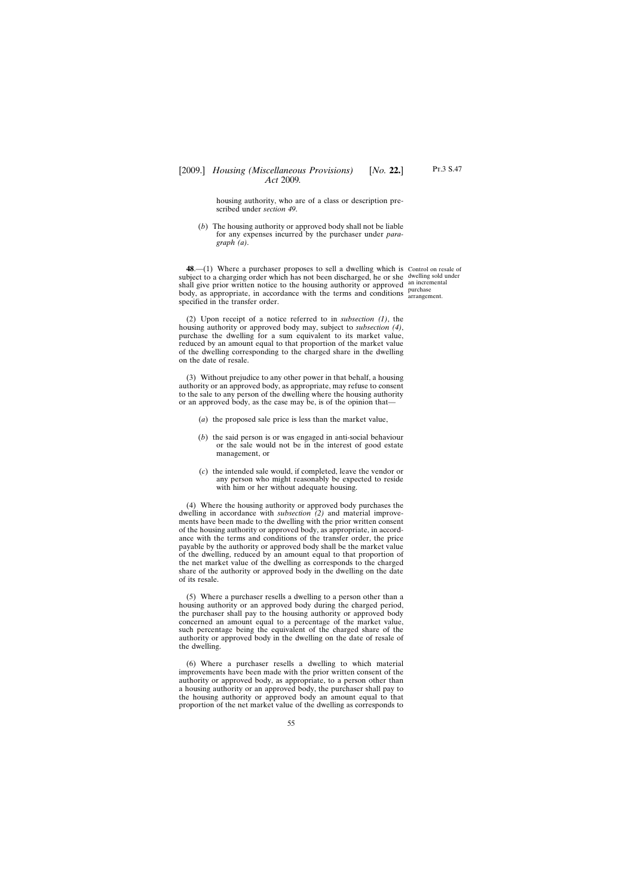housing authority, who are of a class or description prescribed under *section 49*.

(*b*) The housing authority or approved body shall not be liable for any expenses incurred by the purchaser under *paragraph (a)*.

Control on resale of dwelling sold under an incremental purchase arrangement.

**48**.—(1) Where a purchaser proposes to sell a dwelling which is subject to a charging order which has not been discharged, he or she shall give prior written notice to the housing authority or approved body, as appropriate, in accordance with the terms and conditions specified in the transfer order.

(2) Upon receipt of a notice referred to in *subsection (1)*, the housing authority or approved body may, subject to *subsection (4)*, purchase the dwelling for a sum equivalent to its market value, reduced by an amount equal to that proportion of the market value of the dwelling corresponding to the charged share in the dwelling on the date of resale.

(3) Without prejudice to any other power in that behalf, a housing authority or an approved body, as appropriate, may refuse to consent to the sale to any person of the dwelling where the housing authority or an approved body, as the case may be, is of the opinion that—

(*a*) the proposed sale price is less than the market value,

(*b*) the said person is or was engaged in anti-social behaviour or the sale would not be in the interest of good estate management, or

(*c*) the intended sale would, if completed, leave the vendor or any person who might reasonably be expected to reside with him or her without adequate housing.

(4) Where the housing authority or approved body purchases the dwelling in accordance with *subsection (2)* and material improvements have been made to the dwelling with the prior written consent of the housing authority or approved body, as appropriate, in accordance with the terms and conditions of the transfer order, the price payable by the authority or approved body shall be the market value of the dwelling, reduced by an amount equal to that proportion of the net market value of the dwelling as corresponds to the charged share of the authority or approved body in the dwelling on the date of its resale.

(5) Where a purchaser resells a dwelling to a person other than a housing authority or an approved body during the charged period, the purchaser shall pay to the housing authority or approved body concerned an amount equal to a percentage of the market value, such percentage being the equivalent of the charged share of the authority or approved body in the dwelling on the date of resale of the dwelling.

(6) Where a purchaser resells a dwelling to which material improvements have been made with the prior written consent of the authority or approved body, as appropriate, to a person other than a housing authority or an approved body, the purchaser shall pay to the housing authority or approved body an amount equal to that proportion of the net market value of the dwelling as corresponds to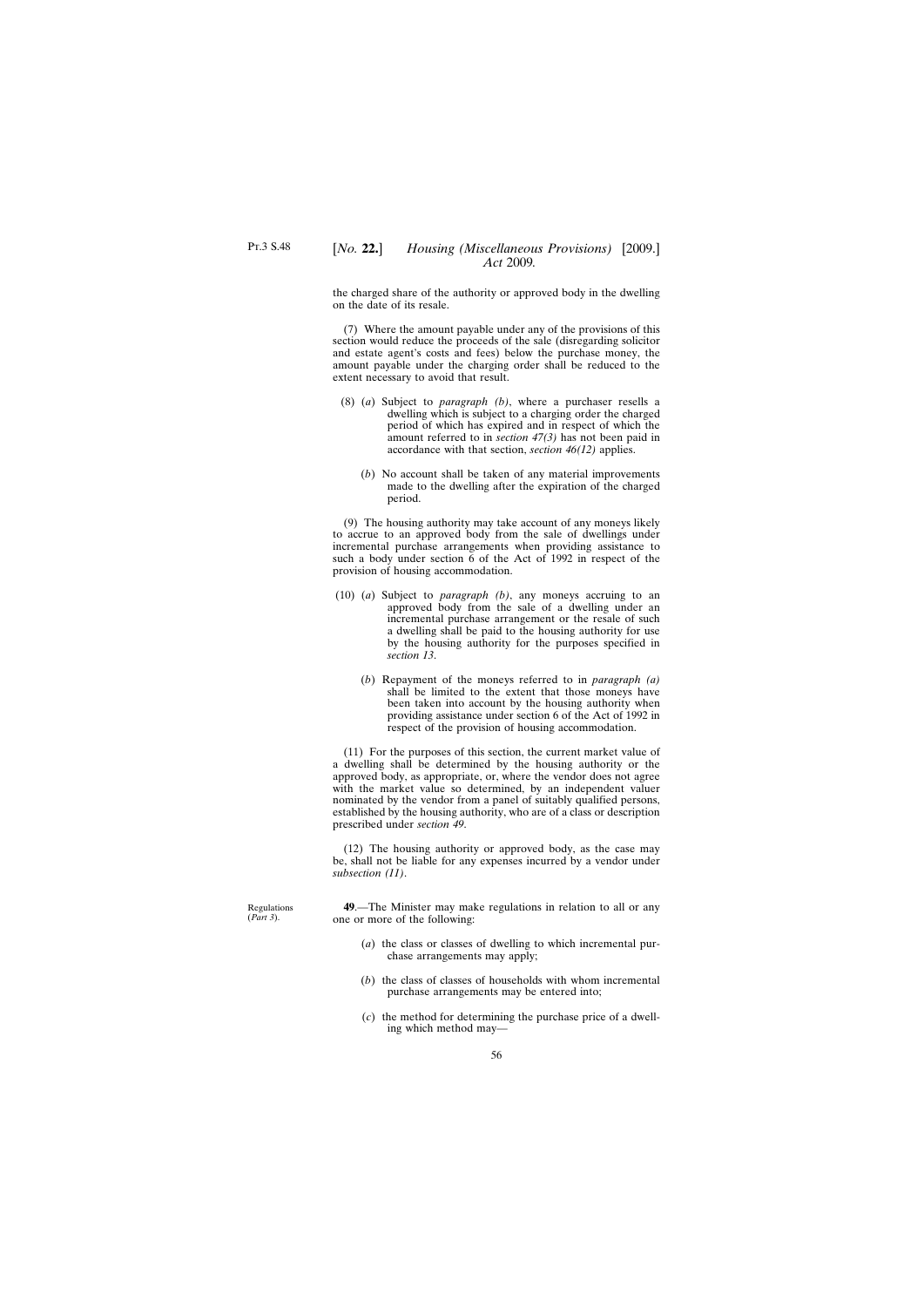the charged share of the authority or approved body in the dwelling on the date of its resale.

(7) Where the amount payable under any of the provisions of this section would reduce the proceeds of the sale (disregarding solicitor and estate agent's costs and fees) below the purchase money, the amount payable under the charging order shall be reduced to the extent necessary to avoid that result.

(8) (*a*) Subject to *paragraph (b)*, where a purchaser resells a dwelling which is subject to a charging order the charged period of which has expired and in respect of which the amount referred to in *section 47(3)* has not been paid in accordance with that section, *section 46(12)* applies.

(*b*) No account shall be taken of any material improvements made to the dwelling after the expiration of the charged period.

(9) The housing authority may take account of any moneys likely to accrue to an approved body from the sale of dwellings under incremental purchase arrangements when providing assistance to such a body under section 6 of the Act of 1992 in respect of the provision of housing accommodation.

(10) (*a*) Subject to *paragraph (b)*, any moneys accruing to an approved body from the sale of a dwelling under an incremental purchase arrangement or the resale of such a dwelling shall be paid to the housing authority for use by the housing authority for the purposes specified in *section 13*.

(*b*) Repayment of the moneys referred to in *paragraph (a)* shall be limited to the extent that those moneys have been taken into account by the housing authority when providing assistance under section 6 of the Act of 1992 in respect of the provision of housing accommodation.

(11) For the purposes of this section, the current market value of a dwelling shall be determined by the housing authority or the approved body, as appropriate, or, where the vendor does not agree with the market value so determined, by an independent valuer nominated by the vendor from a panel of suitably qualified persons, established by the housing authority, who are of a class or description prescribed under *section 49*.

(12) The housing authority or approved body, as the case may be, shall not be liable for any expenses incurred by a vendor under *subsection (11)*.

Regulations (*Part 3*).

**49**.—The Minister may make regulations in relation to all or any one or more of the following:

(*a*) the class or classes of dwelling to which incremental purchase arrangements may apply;

(*b*) the class of classes of households with whom incremental purchase arrangements may be entered into;

(*c*) the method for determining the purchase price of a dwelling which method may—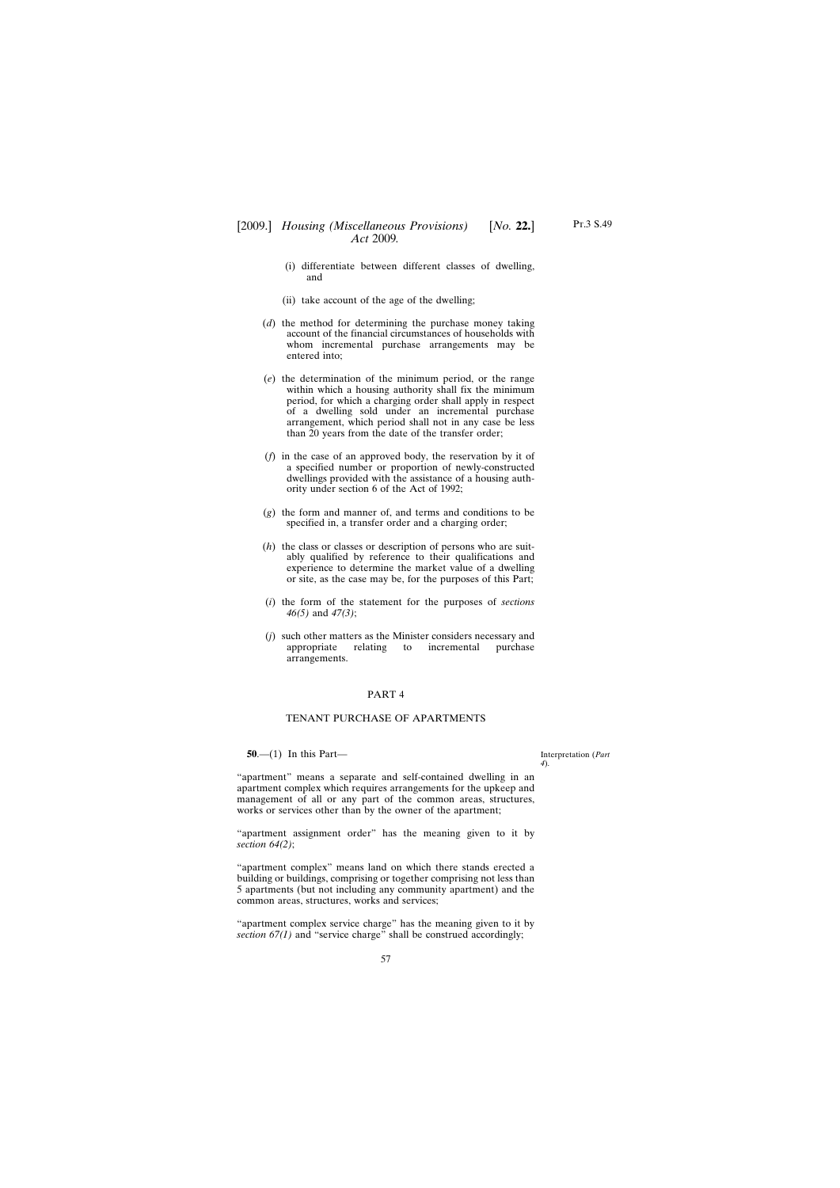(i) differentiate between different classes of dwelling, and

(ii) take account of the age of the dwelling;

(*d*) the method for determining the purchase money taking account of the financial circumstances of households with whom incremental purchase arrangements may be entered into;

(*e*) the determination of the minimum period, or the range within which a housing authority shall fix the minimum period, for which a charging order shall apply in respect of a dwelling sold under an incremental purchase arrangement, which period shall not in any case be less than 20 years from the date of the transfer order;

(*f*) in the case of an approved body, the reservation by it of a specified number or proportion of newly-constructed dwellings provided with the assistance of a housing authority under section 6 of the Act of 1992;

(*g*) the form and manner of, and terms and conditions to be specified in, a transfer order and a charging order;

(*h*) the class or classes or description of persons who are suitably qualified by reference to their qualifications and experience to determine the market value of a dwelling or site, as the case may be, for the purposes of this Part;

(*i*) the form of the statement for the purposes of *sections 46(5)* and *47(3)*;

(*j*) such other matters as the Minister considers necessary and appropriate relating to incremental purchase arrangements.

## PART 4

## TENANT PURCHASE OF APARTMENTS

Interpretation (*Part 4*).

**50**.—(1) In this Part—

"apartment" means a separate and self-contained dwelling in an apartment complex which requires arrangements for the upkeep and management of all or any part of the common areas, structures, works or services other than by the owner of the apartment;

"apartment assignment order" has the meaning given to it by *section 64(2)*;

"apartment complex" means land on which there stands erected a building or buildings, comprising or together comprising not less than 5 apartments (but not including any community apartment) and the common areas, structures, works and services;

"apartment complex service charge" has the meaning given to it by *section 67(1)* and "service charge" shall be construed accordingly;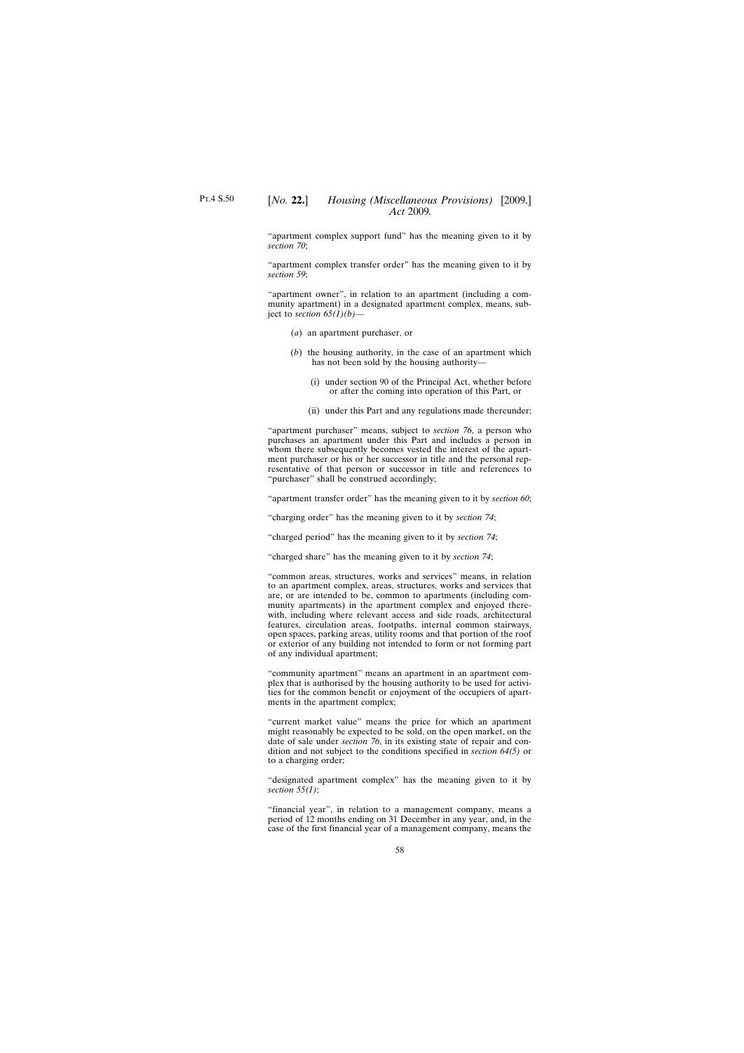"apartment complex support fund" has the meaning given to it by *section 70*;

"apartment complex transfer order" has the meaning given to it by *section 59*;

"apartment owner", in relation to an apartment (including a community apartment) in a designated apartment complex, means, subject to *section 65(1)(b)*—

(*a*) an apartment purchaser, or

(*b*) the housing authority, in the case of an apartment which has not been sold by the housing authority—

(i) under section 90 of the Principal Act, whether before or after the coming into operation of this Part, or

(ii) under this Part and any regulations made thereunder;

"apartment purchaser" means, subject to *section 76*, a person who purchases an apartment under this Part and includes a person in whom there subsequently becomes vested the interest of the apartment purchaser or his or her successor in title and the personal representative of that person or successor in title and references to "purchaser" shall be construed accordingly;

"apartment transfer order" has the meaning given to it by *section 60*;

"charging order" has the meaning given to it by *section 74*;

"charged period" has the meaning given to it by *section 74*;

"charged share" has the meaning given to it by *section 74*;

"common areas, structures, works and services" means, in relation to an apartment complex, areas, structures, works and services that are, or are intended to be, common to apartments (including community apartments) in the apartment complex and enjoyed therewith, including where relevant access and side roads, architectural features, circulation areas, footpaths, internal common stairways, open spaces, parking areas, utility rooms and that portion of the roof or exterior of any building not intended to form or not forming part of any individual apartment;

"community apartment" means an apartment in an apartment complex that is authorised by the housing authority to be used for activities for the common benefit or enjoyment of the occupiers of apartments in the apartment complex;

"current market value" means the price for which an apartment might reasonably be expected to be sold, on the open market, on the date of sale under *section 76*, in its existing state of repair and condition and not subject to the conditions specified in *section 64(5)* or to a charging order;

"designated apartment complex" has the meaning given to it by *section 55(1)*;

"financial year", in relation to a management company, means a period of 12 months ending on 31 December in any year, and, in the case of the first financial year of a management company, means the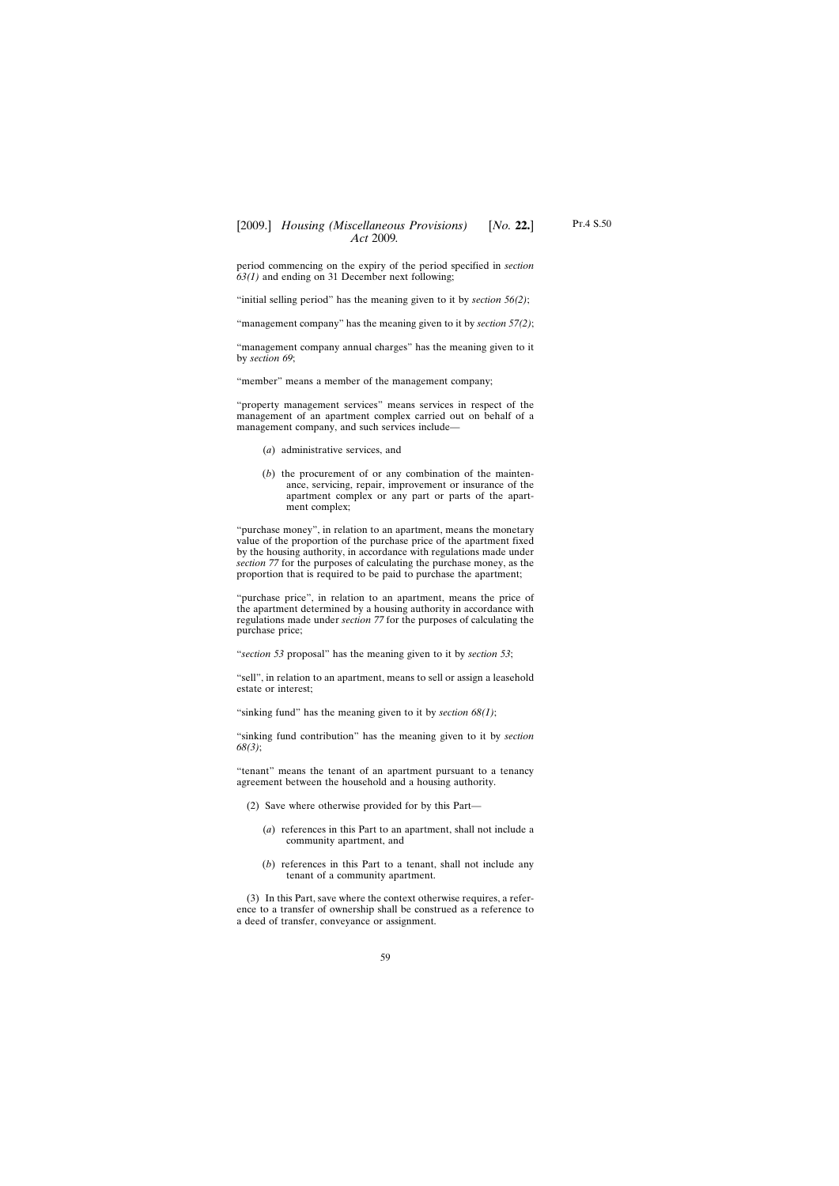period commencing on the expiry of the period specified in *section 63(1)* and ending on 31 December next following;

"initial selling period" has the meaning given to it by *section 56(2)*;

"management company" has the meaning given to it by *section 57(2)*;

"management company annual charges" has the meaning given to it by *section 69*;

"member" means a member of the management company;

"property management services" means services in respect of the management of an apartment complex carried out on behalf of a management company, and such services include—

(*a*) administrative services, and

(*b*) the procurement of or any combination of the maintenance, servicing, repair, improvement or insurance of the apartment complex or any part or parts of the apartment complex;

"purchase money", in relation to an apartment, means the monetary value of the proportion of the purchase price of the apartment fixed by the housing authority, in accordance with regulations made under *section 77* for the purposes of calculating the purchase money, as the proportion that is required to be paid to purchase the apartment;

"purchase price", in relation to an apartment, means the price of the apartment determined by a housing authority in accordance with regulations made under *section 77* for the purposes of calculating the purchase price;

"*section 53* proposal" has the meaning given to it by *section 53*;

"sell", in relation to an apartment, means to sell or assign a leasehold estate or interest;

"sinking fund" has the meaning given to it by *section 68(1)*;

"sinking fund contribution" has the meaning given to it by *section 68(3)*;

"tenant" means the tenant of an apartment pursuant to a tenancy agreement between the household and a housing authority.

(2) Save where otherwise provided for by this Part—

(*a*) references in this Part to an apartment, shall not include a community apartment, and

(*b*) references in this Part to a tenant, shall not include any tenant of a community apartment.

(3) In this Part, save where the context otherwise requires, a reference to a transfer of ownership shall be construed as a reference to a deed of transfer, conveyance or assignment.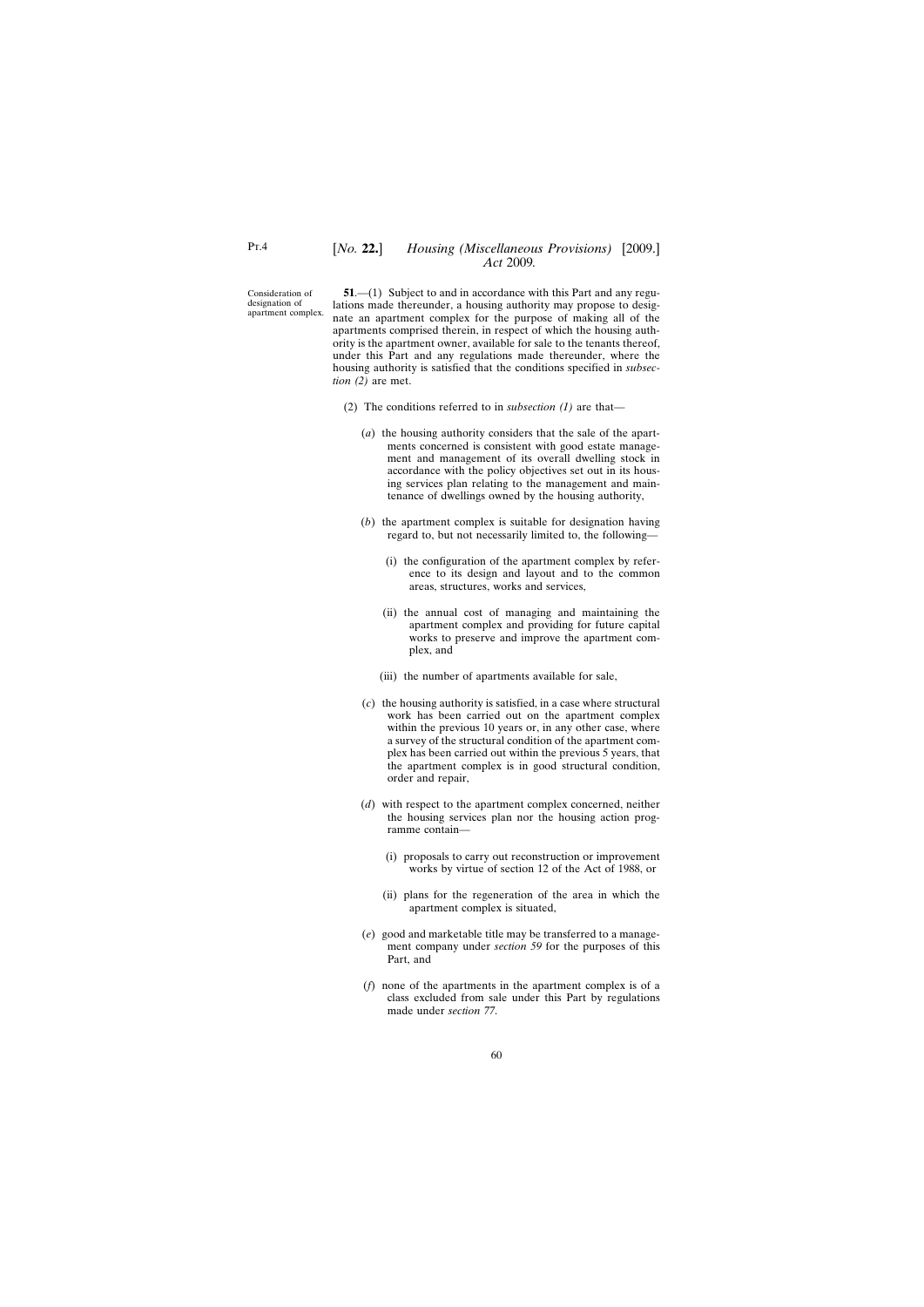Consideration of designation of apartment complex.

**51**.—(1) Subject to and in accordance with this Part and any regulations made thereunder, a housing authority may propose to designate an apartment complex for the purpose of making all of the apartments comprised therein, in respect of which the housing authority is the apartment owner, available for sale to the tenants thereof, under this Part and any regulations made thereunder, where the housing authority is satisfied that the conditions specified in *subsection (2)* are met.

(2) The conditions referred to in *subsection (1)* are that—

(*a*) the housing authority considers that the sale of the apartments concerned is consistent with good estate management and management of its overall dwelling stock in accordance with the policy objectives set out in its housing services plan relating to the management and maintenance of dwellings owned by the housing authority,

(*b*) the apartment complex is suitable for designation having regard to, but not necessarily limited to, the following—

(i) the configuration of the apartment complex by reference to its design and layout and to the common areas, structures, works and services,

(ii) the annual cost of managing and maintaining the apartment complex and providing for future capital works to preserve and improve the apartment complex, and

(iii) the number of apartments available for sale,

(*c*) the housing authority is satisfied, in a case where structural work has been carried out on the apartment complex within the previous 10 years or, in any other case, where a survey of the structural condition of the apartment complex has been carried out within the previous 5 years, that the apartment complex is in good structural condition, order and repair,

(*d*) with respect to the apartment complex concerned, neither the housing services plan nor the housing action programme contain—

(i) proposals to carry out reconstruction or improvement works by virtue of section 12 of the Act of 1988, or

(ii) plans for the regeneration of the area in which the apartment complex is situated,

(*e*) good and marketable title may be transferred to a management company under *section 59* for the purposes of this Part, and

(*f*) none of the apartments in the apartment complex is of a class excluded from sale under this Part by regulations made under *section 77*.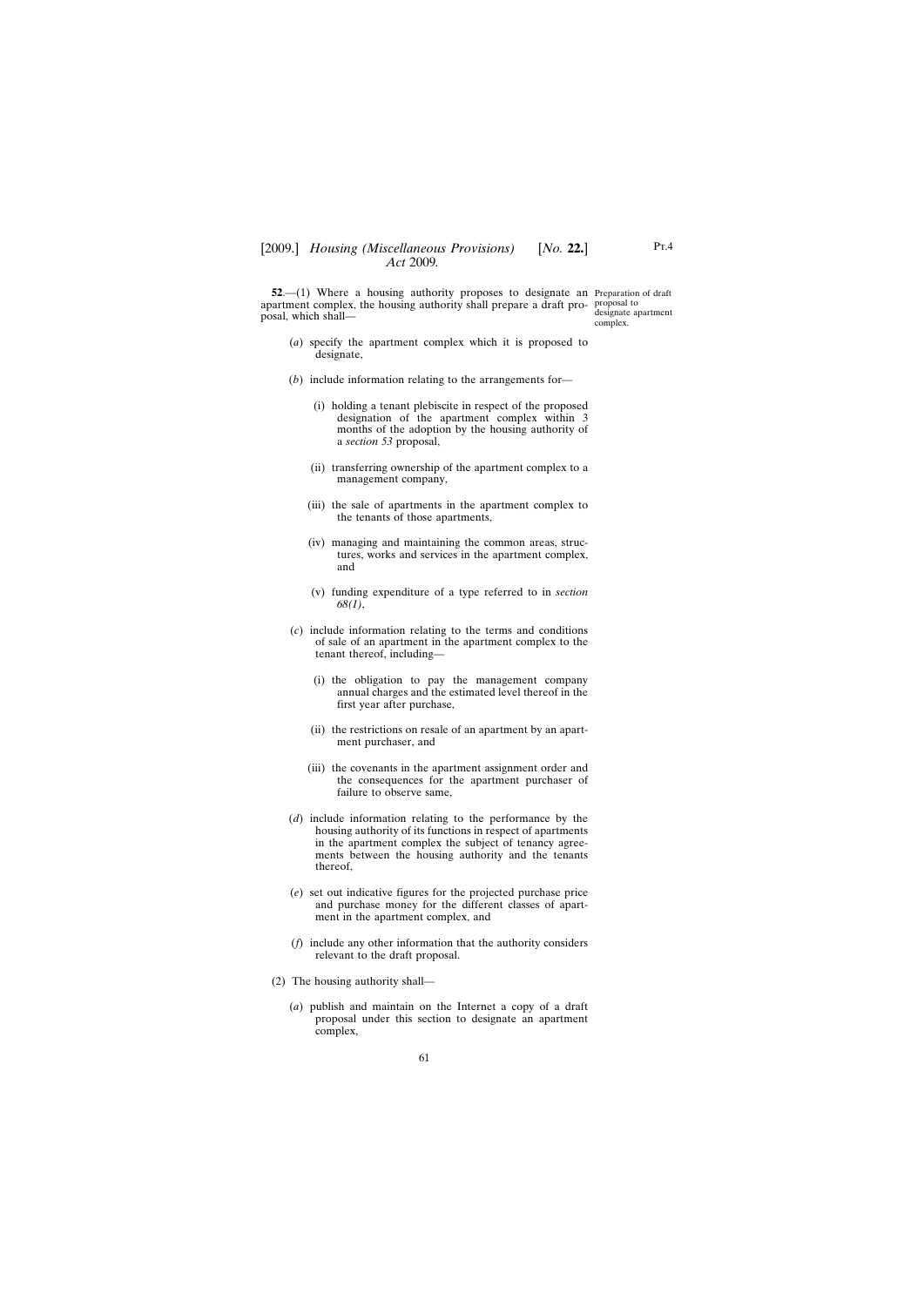**52**.—(1) Where a housing authority proposes to designate an apartment complex, the housing authority shall prepare a draft proposal, which shall—

Preparation of draft proposal to designate apartment complex.

(*a*) specify the apartment complex which it is proposed to designate,

(*b*) include information relating to the arrangements for—

(i) holding a tenant plebiscite in respect of the proposed designation of the apartment complex within 3 months of the adoption by the housing authority of a *section 53* proposal,

(ii) transferring ownership of the apartment complex to a management company,

(iii) the sale of apartments in the apartment complex to the tenants of those apartments,

(iv) managing and maintaining the common areas, structures, works and services in the apartment complex, and

(v) funding expenditure of a type referred to in *section 68(1)*,

(*c*) include information relating to the terms and conditions of sale of an apartment in the apartment complex to the tenant thereof, including—

(i) the obligation to pay the management company annual charges and the estimated level thereof in the first year after purchase,

(ii) the restrictions on resale of an apartment by an apartment purchaser, and

(iii) the covenants in the apartment assignment order and the consequences for the apartment purchaser of failure to observe same,

(*d*) include information relating to the performance by the housing authority of its functions in respect of apartments in the apartment complex the subject of tenancy agreements between the housing authority and the tenants thereof,

(*e*) set out indicative figures for the projected purchase price and purchase money for the different classes of apartment in the apartment complex, and

(*f*) include any other information that the authority considers relevant to the draft proposal.

(2) The housing authority shall—

(*a*) publish and maintain on the Internet a copy of a draft proposal under this section to designate an apartment complex,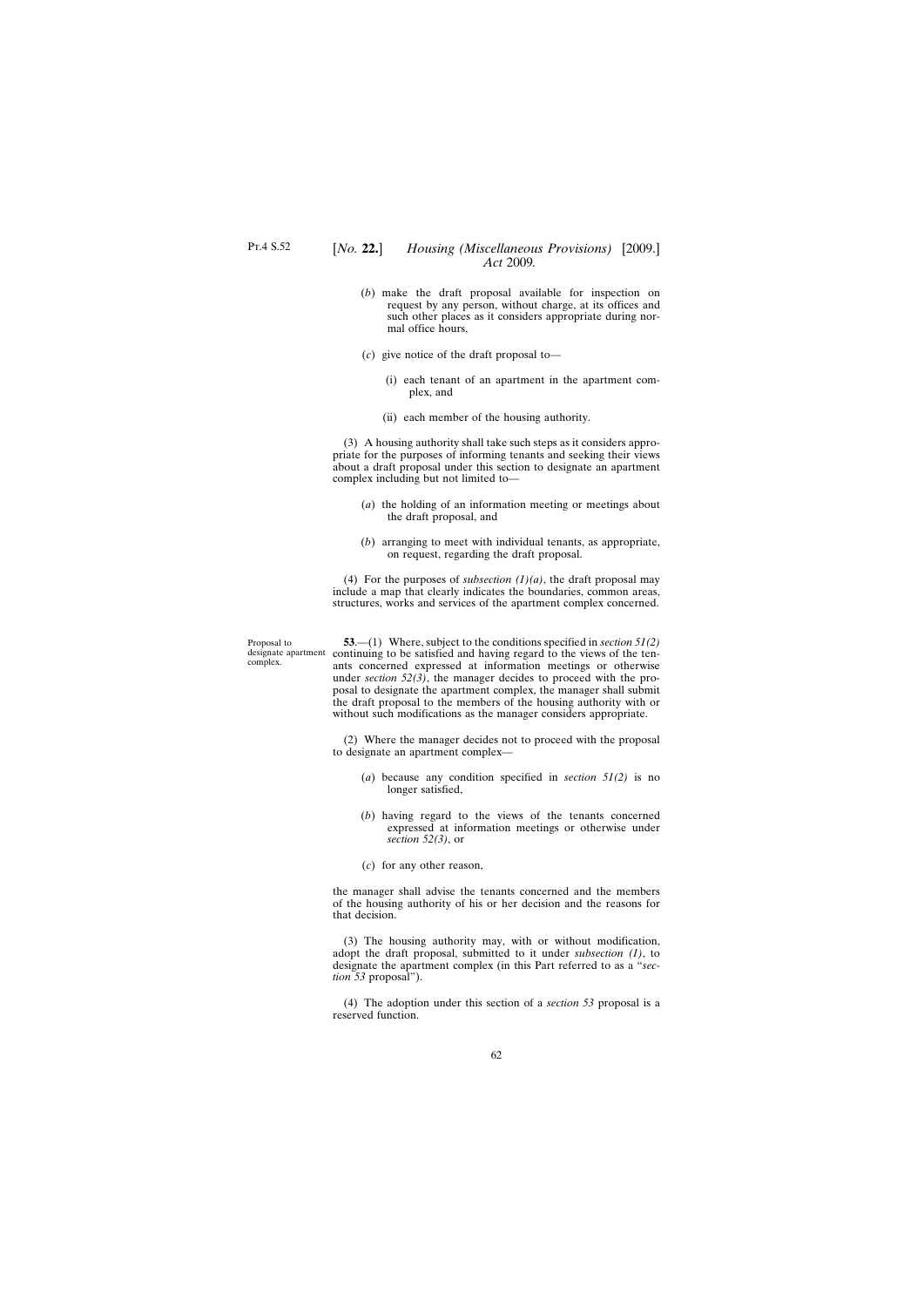(*b*) make the draft proposal available for inspection on request by any person, without charge, at its offices and such other places as it considers appropriate during normal office hours,

(*c*) give notice of the draft proposal to—

(i) each tenant of an apartment in the apartment complex, and

(ii) each member of the housing authority.

(3) A housing authority shall take such steps as it considers appropriate for the purposes of informing tenants and seeking their views about a draft proposal under this section to designate an apartment complex including but not limited to—

(*a*) the holding of an information meeting or meetings about the draft proposal, and

(*b*) arranging to meet with individual tenants, as appropriate, on request, regarding the draft proposal.

(4) For the purposes of *subsection (1)(a)*, the draft proposal may include a map that clearly indicates the boundaries, common areas, structures, works and services of the apartment complex concerned.

Proposal to designate apartment complex.

**53**.—(1) Where, subject to the conditions specified in *section 51(2)* continuing to be satisfied and having regard to the views of the tenants concerned expressed at information meetings or otherwise under *section 52(3)*, the manager decides to proceed with the proposal to designate the apartment complex, the manager shall submit the draft proposal to the members of the housing authority with or without such modifications as the manager considers appropriate.

(2) Where the manager decides not to proceed with the proposal to designate an apartment complex—

(*a*) because any condition specified in *section 51(2)* is no longer satisfied,

(*b*) having regard to the views of the tenants concerned expressed at information meetings or otherwise under *section 52(3)*, or

(*c*) for any other reason,

the manager shall advise the tenants concerned and the members of the housing authority of his or her decision and the reasons for that decision.

(3) The housing authority may, with or without modification, adopt the draft proposal, submitted to it under *subsection (1)*, to designate the apartment complex (in this Part referred to as a "*section 53* proposal").

(4) The adoption under this section of a *section 53* proposal is a reserved function.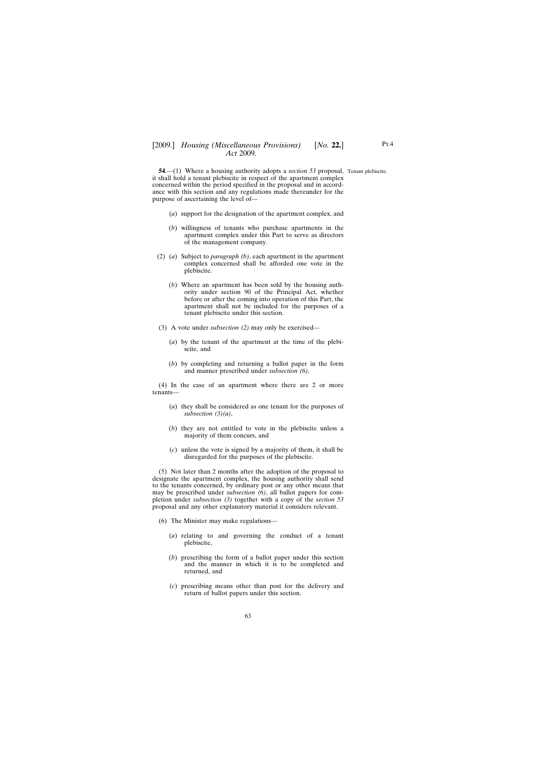**54**.—(1) Where a housing authority adopts a *section 53* proposal, it shall hold a tenant plebiscite in respect of the apartment complex concerned within the period specified in the proposal and in accordance with this section and any regulations made thereunder for the purpose of ascertaining the level of—

Tenant plebiscite.

(*a*) support for the designation of the apartment complex, and

(*b*) willingness of tenants who purchase apartments in the apartment complex under this Part to serve as directors of the management company.

(2) (*a*) Subject to *paragraph (b)*, each apartment in the apartment complex concerned shall be afforded one vote in the plebiscite.

(*b*) Where an apartment has been sold by the housing authority under section 90 of the Principal Act, whether before or after the coming into operation of this Part, the apartment shall not be included for the purposes of a tenant plebiscite under this section.

(3) A vote under *subsection (2)* may only be exercised—

(*a*) by the tenant of the apartment at the time of the plebiscite, and

(*b*) by completing and returning a ballot paper in the form and manner prescribed under *subsection (6)*.

(4) In the case of an apartment where there are 2 or more tenants—

(*a*) they shall be considered as one tenant for the purposes of *subsection (3)(a)*,

(*b*) they are not entitled to vote in the plebiscite unless a majority of them concurs, and

(*c*) unless the vote is signed by a majority of them, it shall be disregarded for the purposes of the plebiscite.

(5) Not later than 2 months after the adoption of the proposal to designate the apartment complex, the housing authority shall send to the tenants concerned, by ordinary post or any other means that may be prescribed under *subsection (6)*, all ballot papers for completion under *subsection (3)* together with a copy of the *section 53* proposal and any other explanatory material it considers relevant.

(6) The Minister may make regulations—

(*a*) relating to and governing the conduct of a tenant plebiscite,

(*b*) prescribing the form of a ballot paper under this section and the manner in which it is to be completed and returned, and

(*c*) prescribing means other than post for the delivery and return of ballot papers under this section.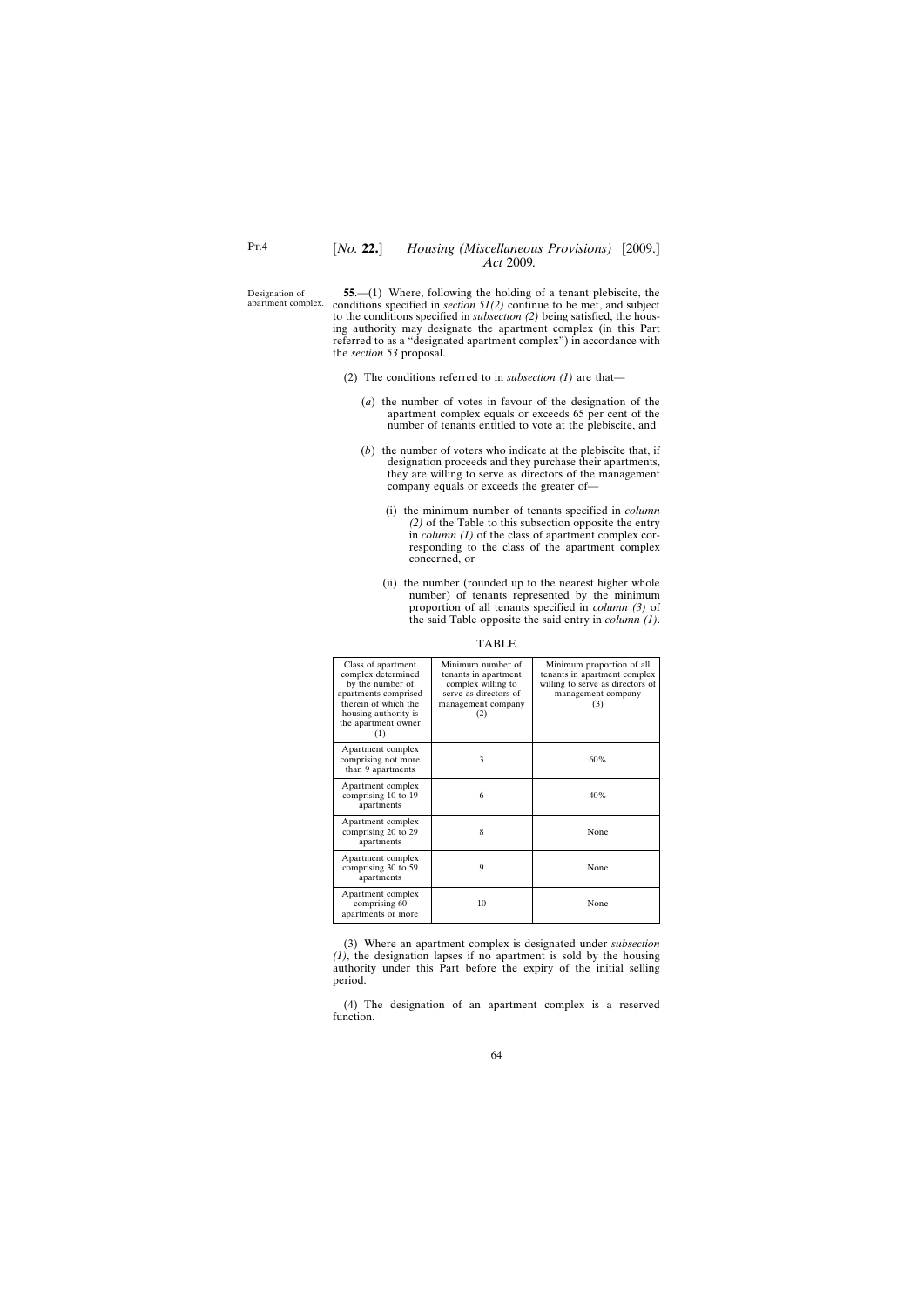Designation of apartment complex.

**55**.—(1) Where, following the holding of a tenant plebiscite, the conditions specified in *section 51(2)* continue to be met, and subject to the conditions specified in *subsection (2)* being satisfied, the housing authority may designate the apartment complex (in this Part referred to as a "designated apartment complex") in accordance with the *section 53* proposal.

(2) The conditions referred to in *subsection (1)* are that—

(*a*) the number of votes in favour of the designation of the apartment complex equals or exceeds 65 per cent of the number of tenants entitled to vote at the plebiscite, and

(*b*) the number of voters who indicate at the plebiscite that, if designation proceeds and they purchase their apartments, they are willing to serve as directors of the management company equals or exceeds the greater of—

(i) the minimum number of tenants specified in *column (2)* of the Table to this subsection opposite the entry in *column (1)* of the class of apartment complex corresponding to the class of the apartment complex concerned, or

(ii) the number (rounded up to the nearest higher whole number) of tenants represented by the minimum proportion of all tenants specified in *column (3)* of the said Table opposite the said entry in *column (1)*.

TABLE

| Class of apartment complex determined by the number of apartments comprised therein of which the housing authority is the apartment owner (1) | Minimum number of tenants in apartment complex willing to serve as directors of management company (2) | Minimum proportion of all tenants in apartment complex willing to serve as directors of management company (3) |
|---|---|---|
| Apartment complex comprising not more than 9 apartments | 3 | 60% |
| Apartment complex comprising 10 to 19 apartments | 6 | 40% |
| Apartment complex comprising 20 to 29 apartments | 8 | None |
| Apartment complex comprising 30 to 59 apartments | 9 | None |
| Apartment complex comprising 60 apartments or more | 10 | None |

(3) Where an apartment complex is designated under *subsection (1)*, the designation lapses if no apartment is sold by the housing authority under this Part before the expiry of the initial selling period.

(4) The designation of an apartment complex is a reserved function.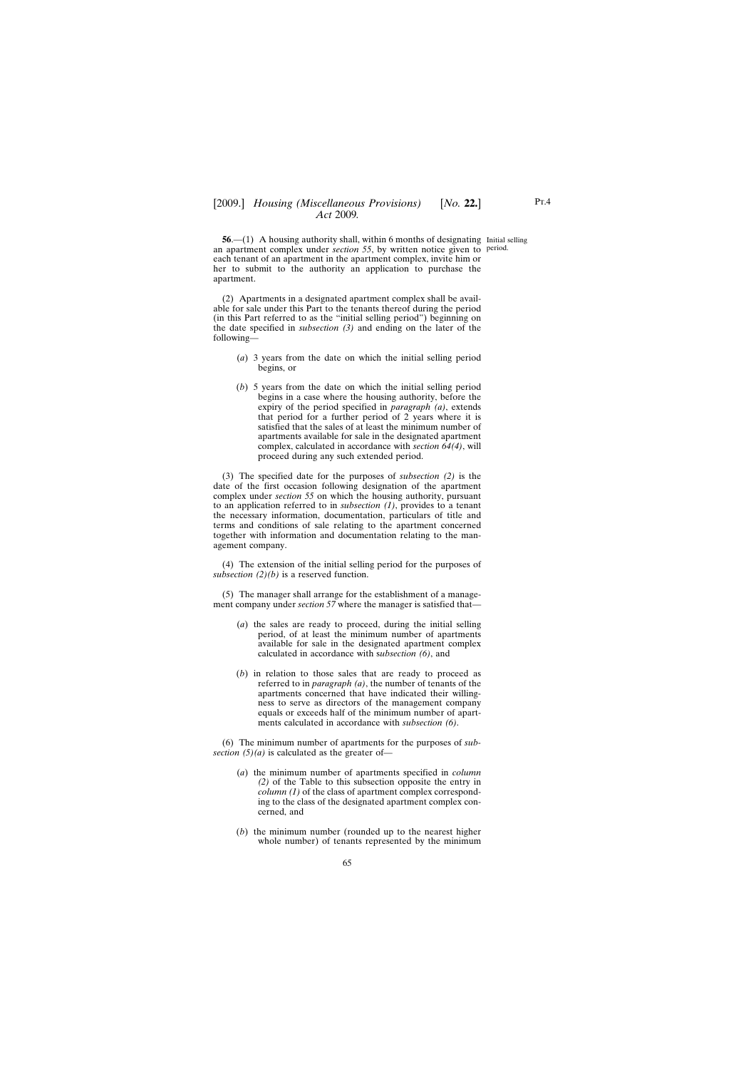**56**.—(1) A housing authority shall, within 6 months of designating an apartment complex under *section 55*, by written notice given to each tenant of an apartment in the apartment complex, invite him or her to submit to the authority an application to purchase the apartment.

Initial selling period.

(2) Apartments in a designated apartment complex shall be available for sale under this Part to the tenants thereof during the period (in this Part referred to as the "initial selling period") beginning on the date specified in *subsection (3)* and ending on the later of the following—

(*a*) 3 years from the date on which the initial selling period begins, or

(*b*) 5 years from the date on which the initial selling period begins in a case where the housing authority, before the expiry of the period specified in *paragraph (a)*, extends that period for a further period of 2 years where it is satisfied that the sales of at least the minimum number of apartments available for sale in the designated apartment complex, calculated in accordance with *section 64(4)*, will proceed during any such extended period.

(3) The specified date for the purposes of *subsection (2)* is the date of the first occasion following designation of the apartment complex under *section 55* on which the housing authority, pursuant to an application referred to in *subsection (1)*, provides to a tenant the necessary information, documentation, particulars of title and terms and conditions of sale relating to the apartment concerned together with information and documentation relating to the management company.

(4) The extension of the initial selling period for the purposes of *subsection (2)(b)* is a reserved function.

(5) The manager shall arrange for the establishment of a management company under *section 57* where the manager is satisfied that—

(*a*) the sales are ready to proceed, during the initial selling period, of at least the minimum number of apartments available for sale in the designated apartment complex calculated in accordance with s*ubsection (6)*, and

(*b*) in relation to those sales that are ready to proceed as referred to in *paragraph (a)*, the number of tenants of the apartments concerned that have indicated their willingness to serve as directors of the management company equals or exceeds half of the minimum number of apartments calculated in accordance with *subsection (6)*.

(6) The minimum number of apartments for the purposes of *subsection (5)(a)* is calculated as the greater of—

(*a*) the minimum number of apartments specified in *column (2)* of the Table to this subsection opposite the entry in *column (1)* of the class of apartment complex corresponding to the class of the designated apartment complex concerned, and

(*b*) the minimum number (rounded up to the nearest higher whole number) of tenants represented by the minimum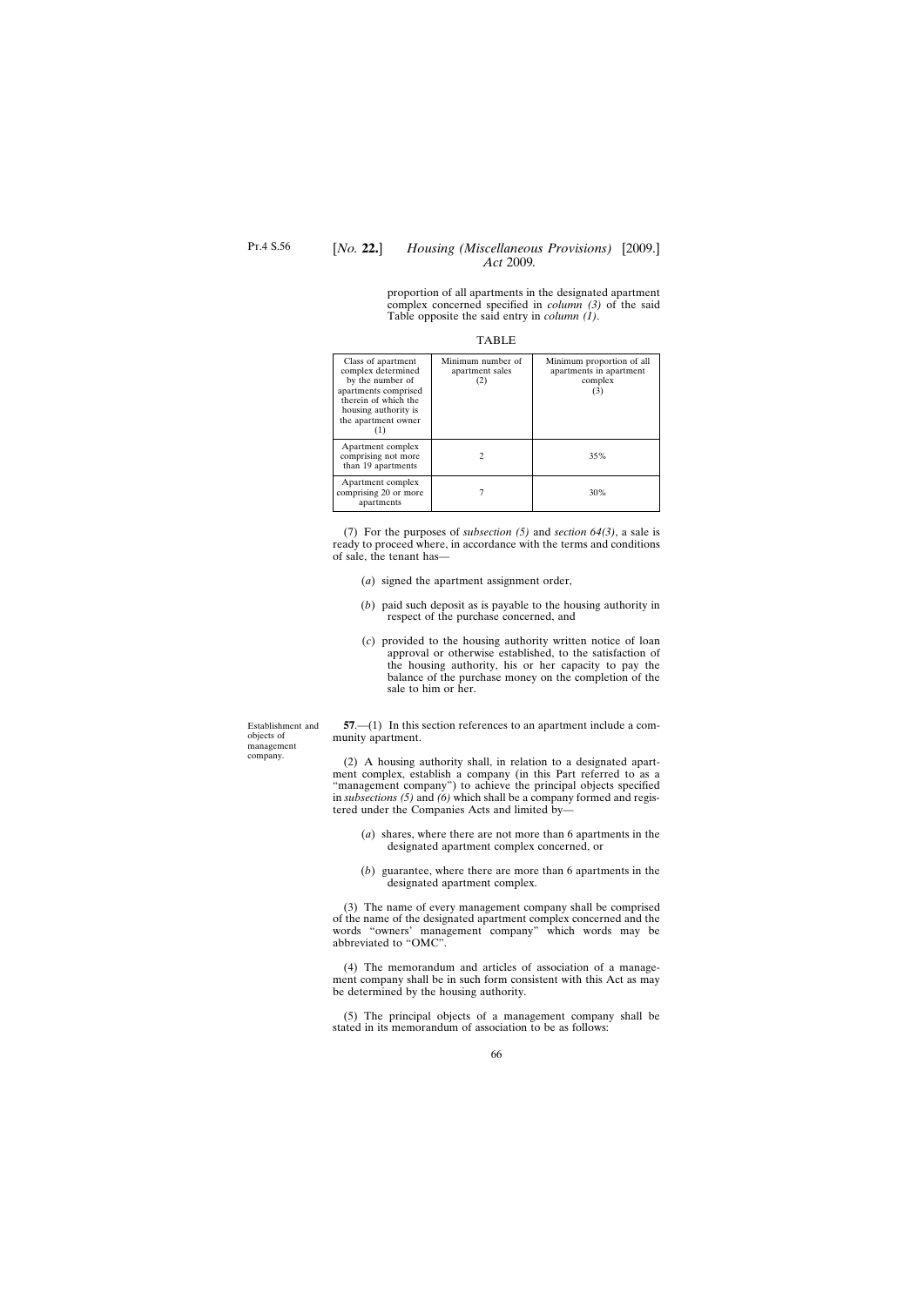proportion of all apartments in the designated apartment complex concerned specified in *column (3)* of the said Table opposite the said entry in *column (1)*.

TABLE

| Class of apartment complex determined by the number of apartments comprised therein of which the housing authority is the apartment owner (1) | Minimum number of apartment sales (2) | Minimum proportion of all apartments in apartment complex (3) |
|---|---|---|
| Apartment complex comprising not more than 19 apartments | 2 | 35% |
| Apartment complex comprising 20 or more apartments | 7 | 30% |

(7) For the purposes of *subsection (5)* and *section 64(3)*, a sale is ready to proceed where, in accordance with the terms and conditions of sale, the tenant has—

(*a*) signed the apartment assignment order,

(*b*) paid such deposit as is payable to the housing authority in respect of the purchase concerned, and

(*c*) provided to the housing authority written notice of loan approval or otherwise established, to the satisfaction of the housing authority, his or her capacity to pay the balance of the purchase money on the completion of the sale to him or her.

Establishment and objects of management company.

**57**.—(1) In this section references to an apartment include a community apartment.

(2) A housing authority shall, in relation to a designated apartment complex, establish a company (in this Part referred to as a "management company") to achieve the principal objects specified in *subsections (5)* and *(6)* which shall be a company formed and registered under the Companies Acts and limited by—

(*a*) shares, where there are not more than 6 apartments in the designated apartment complex concerned, or

(*b*) guarantee, where there are more than 6 apartments in the designated apartment complex.

(3) The name of every management company shall be comprised of the name of the designated apartment complex concerned and the words "owners' management company" which words may be abbreviated to "OMC".

(4) The memorandum and articles of association of a management company shall be in such form consistent with this Act as may be determined by the housing authority.

(5) The principal objects of a management company shall be stated in its memorandum of association to be as follows: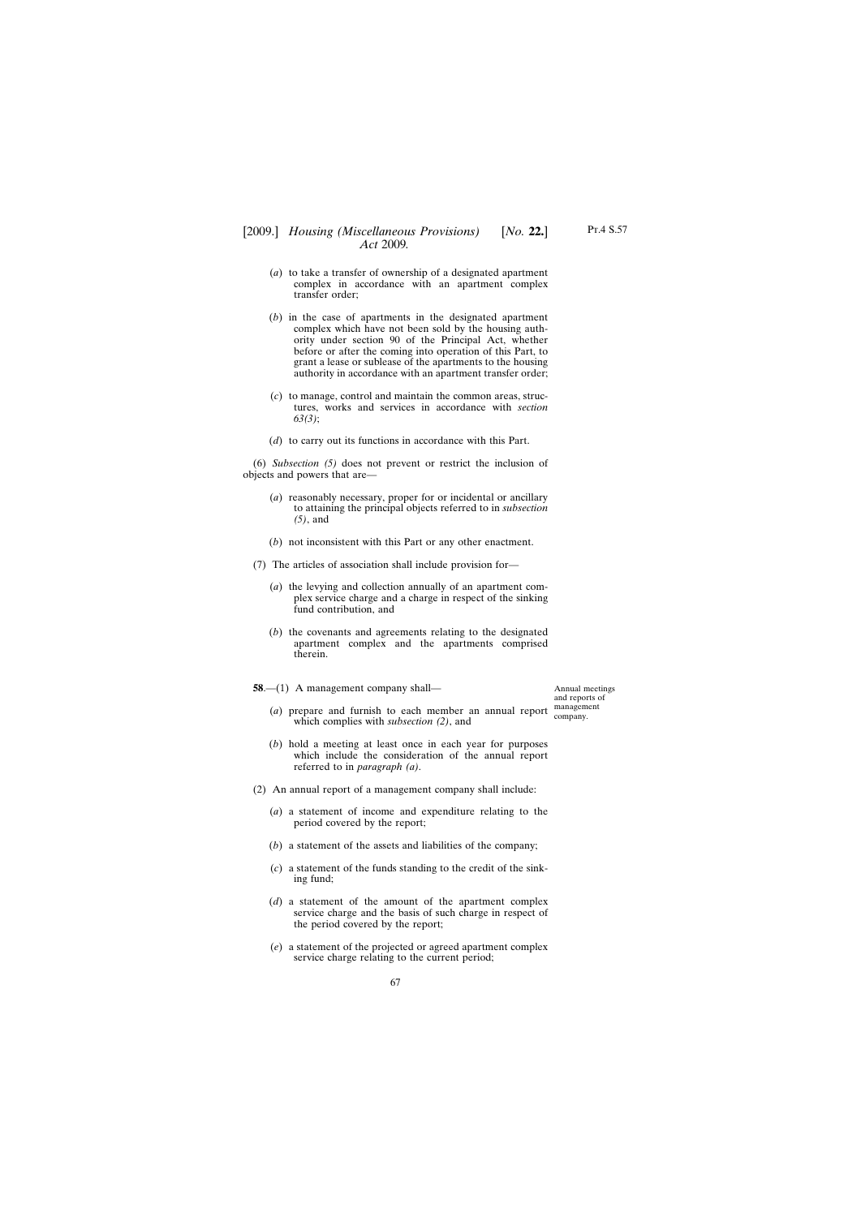(*a*) to take a transfer of ownership of a designated apartment complex in accordance with an apartment complex transfer order;

(*b*) in the case of apartments in the designated apartment complex which have not been sold by the housing authority under section 90 of the Principal Act, whether before or after the coming into operation of this Part, to grant a lease or sublease of the apartments to the housing authority in accordance with an apartment transfer order;

(*c*) to manage, control and maintain the common areas, structures, works and services in accordance with *section 63(3)*;

(*d*) to carry out its functions in accordance with this Part.

(6) *Subsection (5)* does not prevent or restrict the inclusion of objects and powers that are—

(*a*) reasonably necessary, proper for or incidental or ancillary to attaining the principal objects referred to in *subsection (5)*, and

(*b*) not inconsistent with this Part or any other enactment.

(7) The articles of association shall include provision for—

(*a*) the levying and collection annually of an apartment complex service charge and a charge in respect of the sinking fund contribution, and

(*b*) the covenants and agreements relating to the designated apartment complex and the apartments comprised therein.

Annual meetings and reports of management company.

**58**.—(1) A management company shall—

(*a*) prepare and furnish to each member an annual report which complies with *subsection (2)*, and

(*b*) hold a meeting at least once in each year for purposes which include the consideration of the annual report referred to in *paragraph (a)*.

(2) An annual report of a management company shall include:

(*a*) a statement of income and expenditure relating to the period covered by the report;

(*b*) a statement of the assets and liabilities of the company;

(*c*) a statement of the funds standing to the credit of the sinking fund;

(*d*) a statement of the amount of the apartment complex service charge and the basis of such charge in respect of the period covered by the report;

(*e*) a statement of the projected or agreed apartment complex service charge relating to the current period;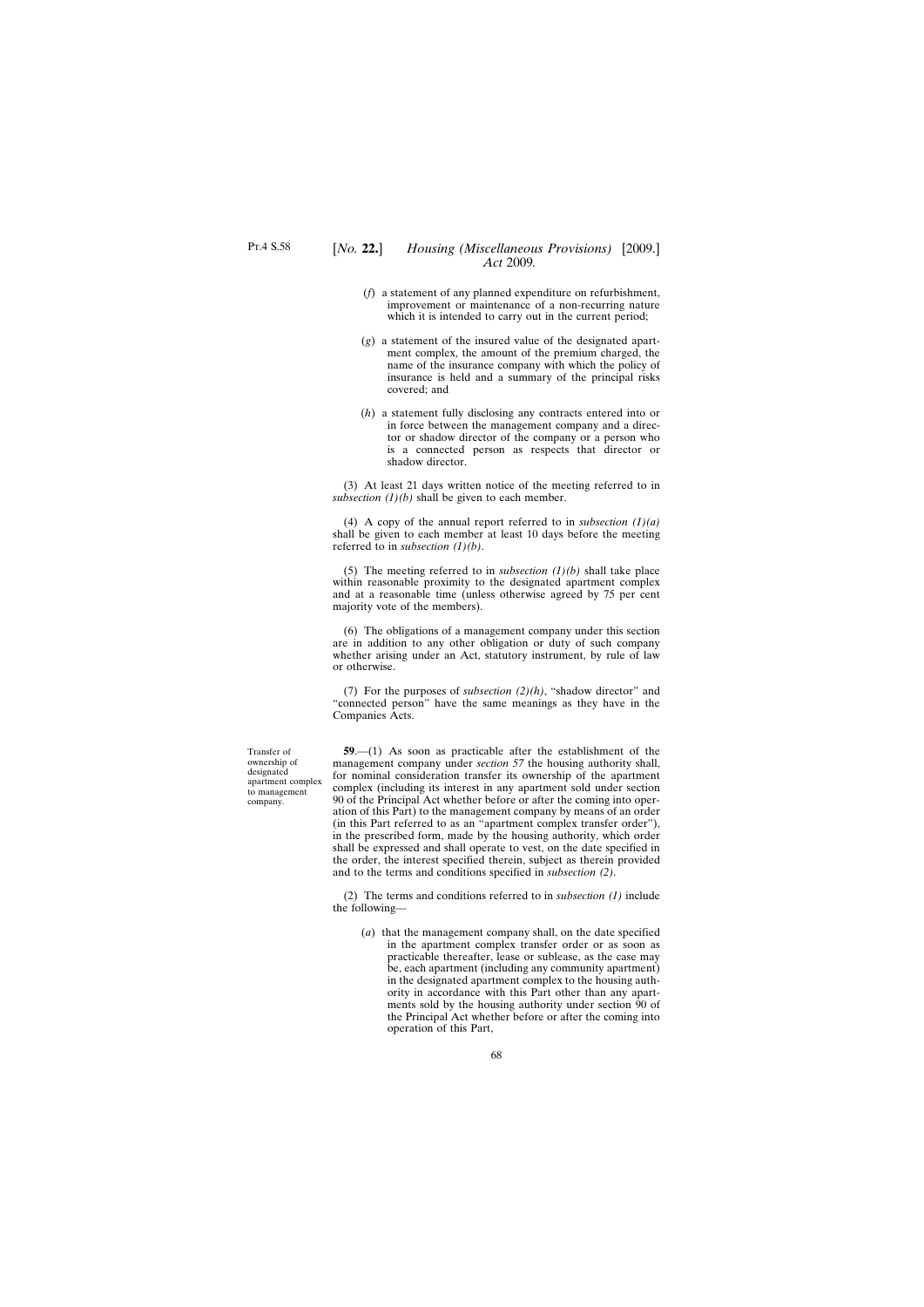(*f*) a statement of any planned expenditure on refurbishment, improvement or maintenance of a non-recurring nature which it is intended to carry out in the current period;

(*g*) a statement of the insured value of the designated apartment complex, the amount of the premium charged, the name of the insurance company with which the policy of insurance is held and a summary of the principal risks covered; and

(*h*) a statement fully disclosing any contracts entered into or in force between the management company and a director or shadow director of the company or a person who is a connected person as respects that director or shadow director.

(3) At least 21 days written notice of the meeting referred to in *subsection (1)(b)* shall be given to each member.

(4) A copy of the annual report referred to in *subsection (1)(a)* shall be given to each member at least 10 days before the meeting referred to in *subsection (1)(b)*.

(5) The meeting referred to in *subsection (1)(b)* shall take place within reasonable proximity to the designated apartment complex and at a reasonable time (unless otherwise agreed by 75 per cent majority vote of the members).

(6) The obligations of a management company under this section are in addition to any other obligation or duty of such company whether arising under an Act, statutory instrument, by rule of law or otherwise.

(7) For the purposes of *subsection (2)(h)*, "shadow director" and "connected person" have the same meanings as they have in the Companies Acts.

Transfer of ownership of designated apartment complex to management company.

**59**.—(1) As soon as practicable after the establishment of the management company under *section 57* the housing authority shall, for nominal consideration transfer its ownership of the apartment complex (including its interest in any apartment sold under section 90 of the Principal Act whether before or after the coming into operation of this Part) to the management company by means of an order (in this Part referred to as an "apartment complex transfer order"), in the prescribed form, made by the housing authority, which order shall be expressed and shall operate to vest, on the date specified in the order, the interest specified therein, subject as therein provided and to the terms and conditions specified in *subsection (2)*.

(2) The terms and conditions referred to in *subsection (1)* include the following—

(*a*) that the management company shall, on the date specified in the apartment complex transfer order or as soon as practicable thereafter, lease or sublease, as the case may be, each apartment (including any community apartment) in the designated apartment complex to the housing authority in accordance with this Part other than any apartments sold by the housing authority under section 90 of the Principal Act whether before or after the coming into operation of this Part,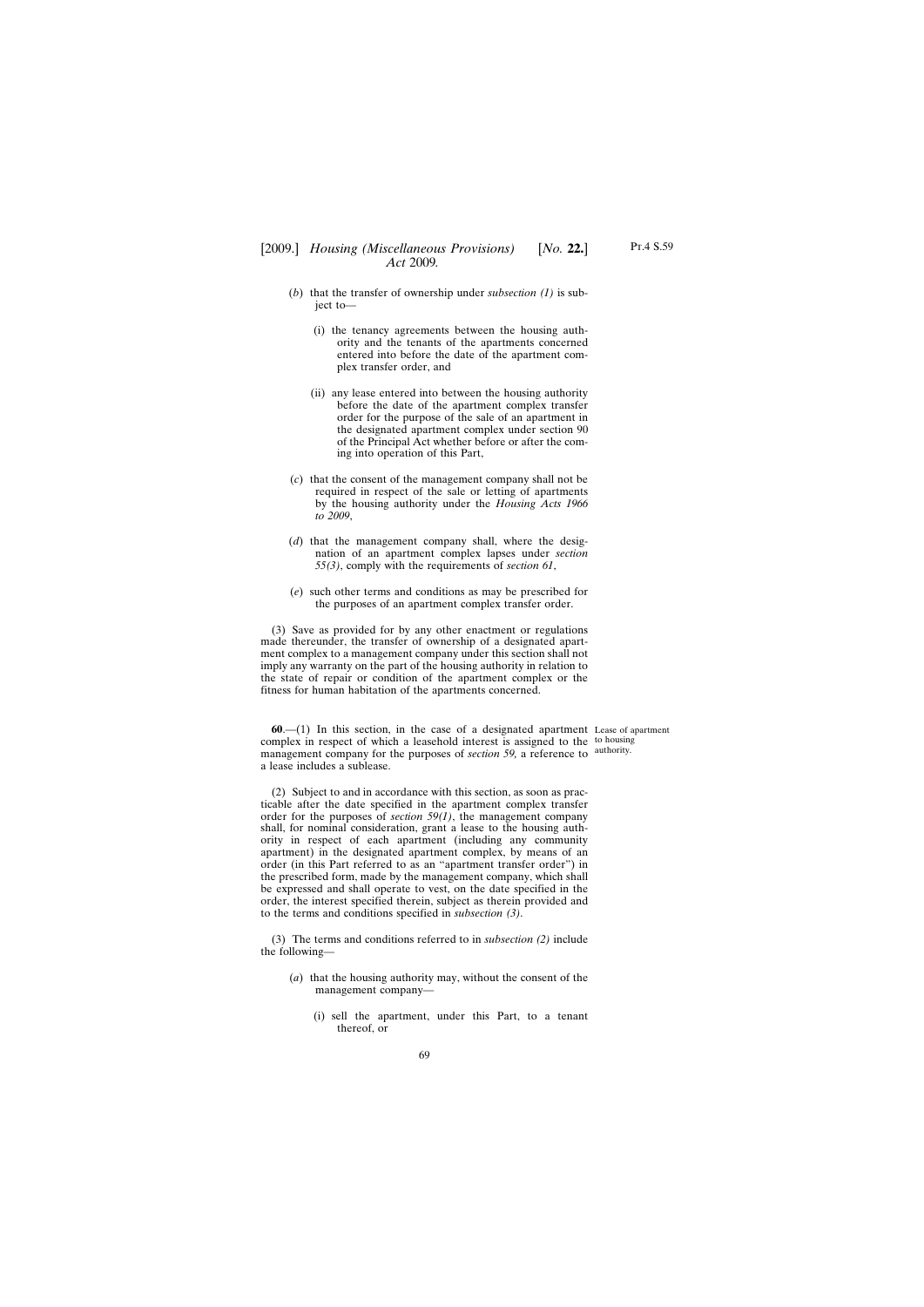(*b*) that the transfer of ownership under *subsection (1)* is subject to—

(i) the tenancy agreements between the housing authority and the tenants of the apartments concerned entered into before the date of the apartment complex transfer order, and

(ii) any lease entered into between the housing authority before the date of the apartment complex transfer order for the purpose of the sale of an apartment in the designated apartment complex under section 90 of the Principal Act whether before or after the coming into operation of this Part,

(*c*) that the consent of the management company shall not be required in respect of the sale or letting of apartments by the housing authority under the *Housing Acts 1966 to 2009*,

(*d*) that the management company shall, where the designation of an apartment complex lapses under *section 55(3)*, comply with the requirements of *section 61*,

(*e*) such other terms and conditions as may be prescribed for the purposes of an apartment complex transfer order.

(3) Save as provided for by any other enactment or regulations made thereunder, the transfer of ownership of a designated apartment complex to a management company under this section shall not imply any warranty on the part of the housing authority in relation to the state of repair or condition of the apartment complex or the fitness for human habitation of the apartments concerned.

Lease of apartment to housing authority.

**60**.—(1) In this section, in the case of a designated apartment complex in respect of which a leasehold interest is assigned to the management company for the purposes of *section 59*, a reference to a lease includes a sublease.

(2) Subject to and in accordance with this section, as soon as practicable after the date specified in the apartment complex transfer order for the purposes of *section 59(1)*, the management company shall, for nominal consideration, grant a lease to the housing authority in respect of each apartment (including any community apartment) in the designated apartment complex, by means of an order (in this Part referred to as an "apartment transfer order") in the prescribed form, made by the management company, which shall be expressed and shall operate to vest, on the date specified in the order, the interest specified therein, subject as therein provided and to the terms and conditions specified in *subsection (3)*.

(3) The terms and conditions referred to in *subsection (2)* include the following—

(*a*) that the housing authority may, without the consent of the management company—

(i) sell the apartment, under this Part, to a tenant thereof, or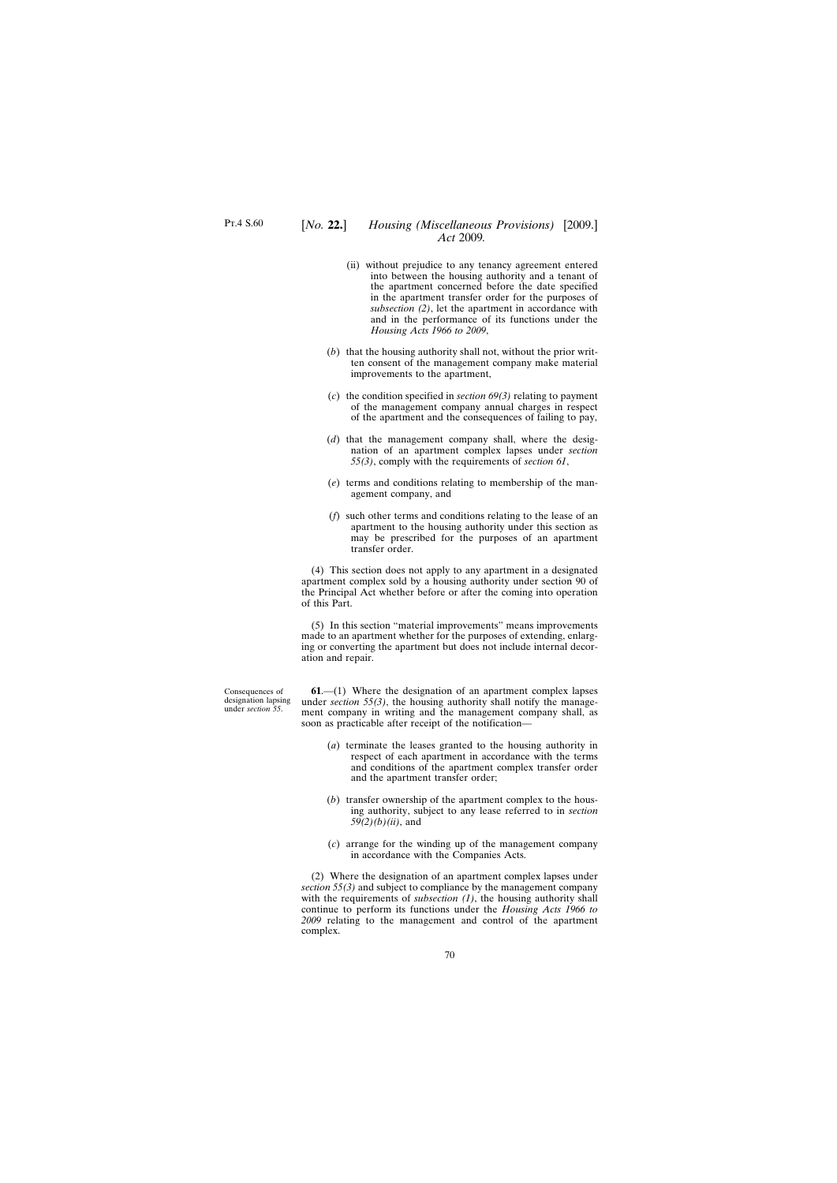(ii) without prejudice to any tenancy agreement entered into between the housing authority and a tenant of the apartment concerned before the date specified in the apartment transfer order for the purposes of *subsection (2)*, let the apartment in accordance with and in the performance of its functions under the *Housing Acts 1966 to 2009*,

(*b*) that the housing authority shall not, without the prior written consent of the management company make material improvements to the apartment,

(*c*) the condition specified in *section 69(3)* relating to payment of the management company annual charges in respect of the apartment and the consequences of failing to pay,

(*d*) that the management company shall, where the designation of an apartment complex lapses under *section 55(3)*, comply with the requirements of *section 61*,

(*e*) terms and conditions relating to membership of the management company, and

(*f*) such other terms and conditions relating to the lease of an apartment to the housing authority under this section as may be prescribed for the purposes of an apartment transfer order.

(4) This section does not apply to any apartment in a designated apartment complex sold by a housing authority under section 90 of the Principal Act whether before or after the coming into operation of this Part.

(5) In this section "material improvements" means improvements made to an apartment whether for the purposes of extending, enlarging or converting the apartment but does not include internal decoration and repair.

Consequences of designation lapsing under *section 55*.

**61**.—(1) Where the designation of an apartment complex lapses under *section 55(3)*, the housing authority shall notify the management company in writing and the management company shall, as soon as practicable after receipt of the notification—

(*a*) terminate the leases granted to the housing authority in respect of each apartment in accordance with the terms and conditions of the apartment complex transfer order and the apartment transfer order;

(*b*) transfer ownership of the apartment complex to the housing authority, subject to any lease referred to in *section 59(2)(b)(ii)*, and

(*c*) arrange for the winding up of the management company in accordance with the Companies Acts.

(2) Where the designation of an apartment complex lapses under *section 55(3)* and subject to compliance by the management company with the requirements of *subsection (1)*, the housing authority shall continue to perform its functions under the *Housing Acts 1966 to 2009* relating to the management and control of the apartment complex.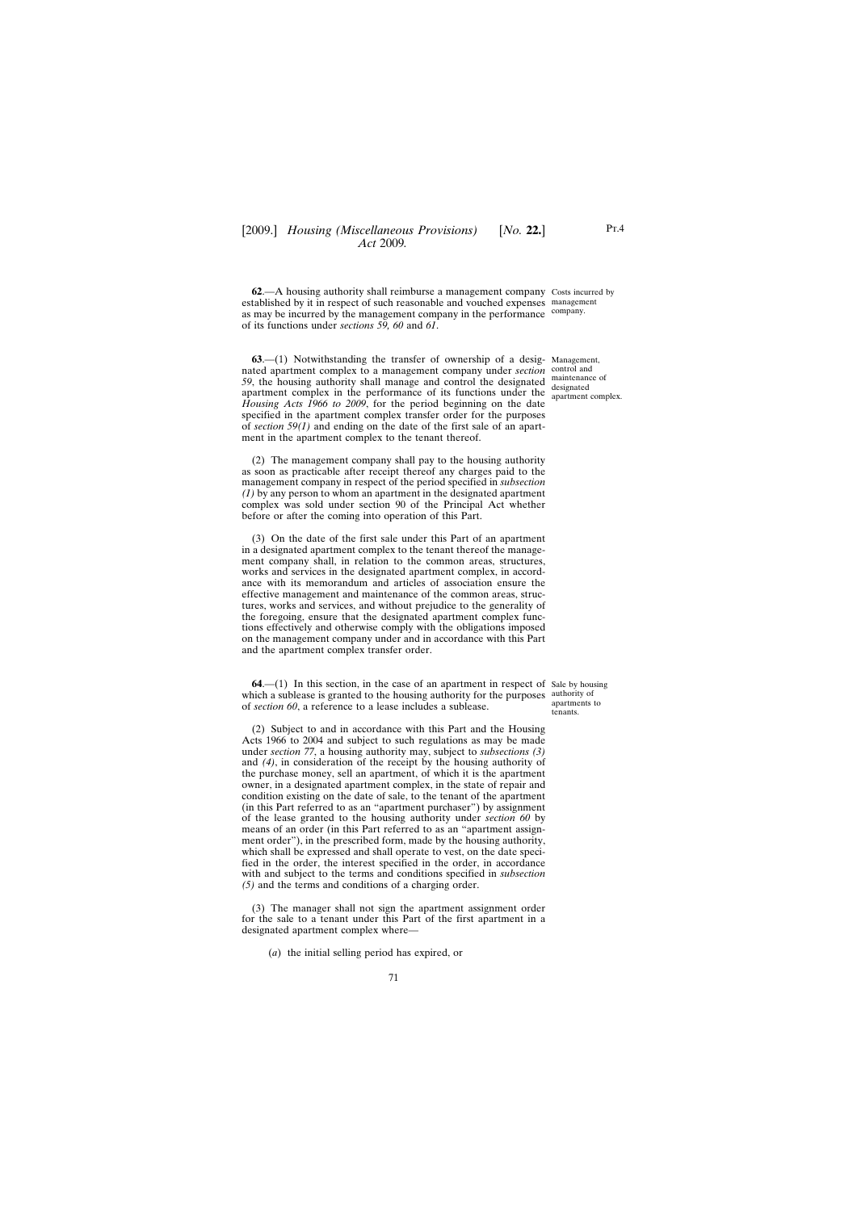**62**.—A housing authority shall reimburse a management company established by it in respect of such reasonable and vouched expenses as may be incurred by the management company in the performance of its functions under *sections 59, 60* and *61*.

Costs incurred by management company.

**63**.—(1) Notwithstanding the transfer of ownership of a designated apartment complex to a management company under *section 59*, the housing authority shall manage and control the designated apartment complex in the performance of its functions under the *Housing Acts 1966 to 2009*, for the period beginning on the date specified in the apartment complex transfer order for the purposes of *section 59(1)* and ending on the date of the first sale of an apartment in the apartment complex to the tenant thereof.

Management, control and maintenance of designated apartment complex.

(2) The management company shall pay to the housing authority as soon as practicable after receipt thereof any charges paid to the management company in respect of the period specified in *subsection (1)* by any person to whom an apartment in the designated apartment complex was sold under section 90 of the Principal Act whether before or after the coming into operation of this Part.

(3) On the date of the first sale under this Part of an apartment in a designated apartment complex to the tenant thereof the management company shall, in relation to the common areas, structures, works and services in the designated apartment complex, in accordance with its memorandum and articles of association ensure the effective management and maintenance of the common areas, structures, works and services, and without prejudice to the generality of the foregoing, ensure that the designated apartment complex functions effectively and otherwise comply with the obligations imposed on the management company under and in accordance with this Part and the apartment complex transfer order.

**64**.—(1) In this section, in the case of an apartment in respect of which a sublease is granted to the housing authority for the purposes of *section 60*, a reference to a lease includes a sublease.

Sale by housing authority of apartments to tenants.

(2) Subject to and in accordance with this Part and the Housing Acts 1966 to 2004 and subject to such regulations as may be made under *section 77*, a housing authority may, subject to *subsections (3)* and *(4)*, in consideration of the receipt by the housing authority of the purchase money, sell an apartment, of which it is the apartment owner, in a designated apartment complex, in the state of repair and condition existing on the date of sale, to the tenant of the apartment (in this Part referred to as an "apartment purchaser") by assignment of the lease granted to the housing authority under *section 60* by means of an order (in this Part referred to as an "apartment assignment order"), in the prescribed form, made by the housing authority, which shall be expressed and shall operate to vest, on the date specified in the order, the interest specified in the order, in accordance with and subject to the terms and conditions specified in *subsection (5)* and the terms and conditions of a charging order.

(3) The manager shall not sign the apartment assignment order for the sale to a tenant under this Part of the first apartment in a designated apartment complex where—

(*a*) the initial selling period has expired, or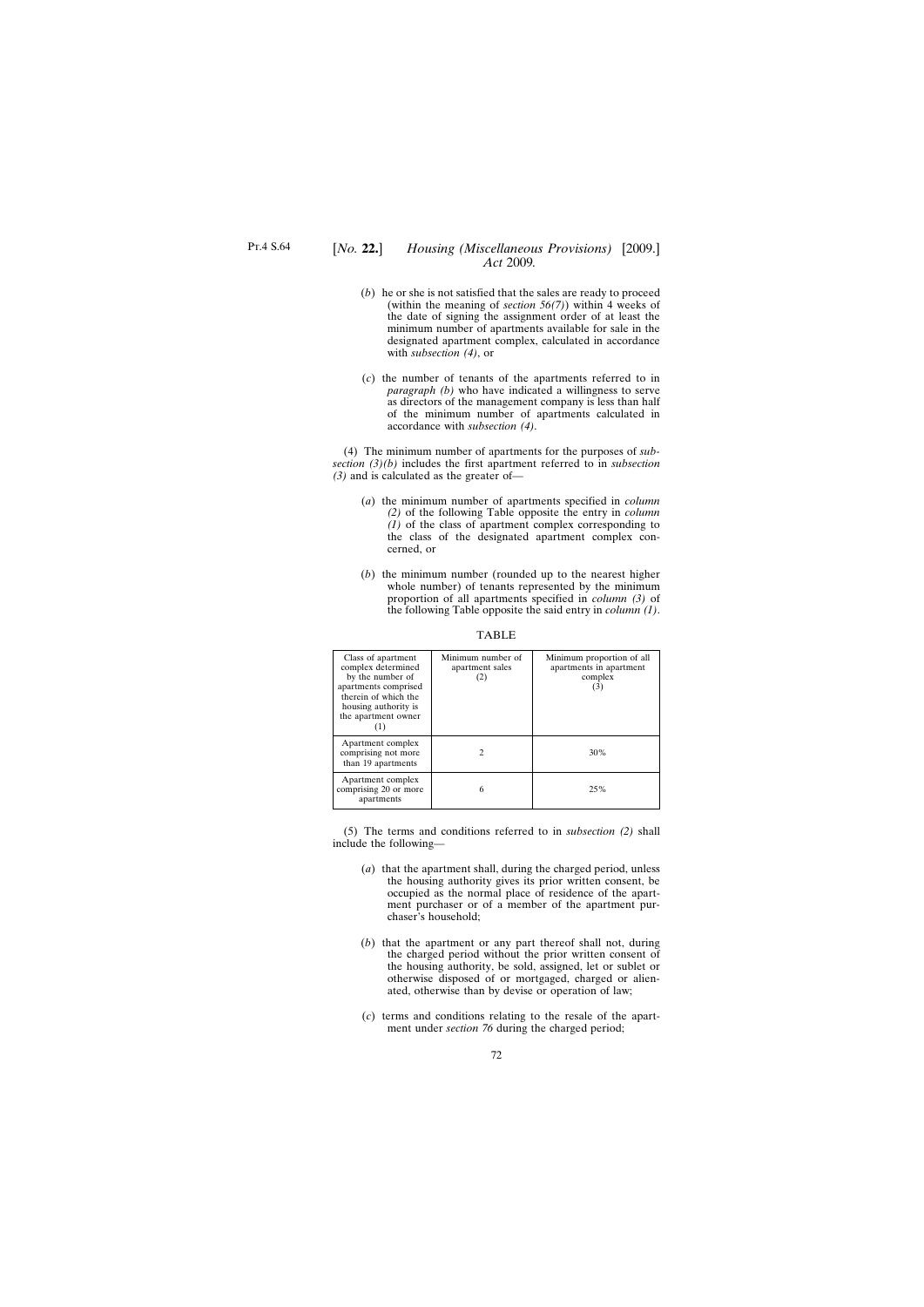(*b*) he or she is not satisfied that the sales are ready to proceed (within the meaning of *section 56(7)*) within 4 weeks of the date of signing the assignment order of at least the minimum number of apartments available for sale in the designated apartment complex, calculated in accordance with *subsection (4)*, or

(*c*) the number of tenants of the apartments referred to in *paragraph (b)* who have indicated a willingness to serve as directors of the management company is less than half of the minimum number of apartments calculated in accordance with *subsection (4)*.

(4) The minimum number of apartments for the purposes of *subsection (3)(b)* includes the first apartment referred to in *subsection (3)* and is calculated as the greater of—

(*a*) the minimum number of apartments specified in *column (2)* of the following Table opposite the entry in *column (1)* of the class of apartment complex corresponding to the class of the designated apartment complex concerned, or

(*b*) the minimum number (rounded up to the nearest higher whole number) of tenants represented by the minimum proportion of all apartments specified in *column (3)* of the following Table opposite the said entry in *column (1)*.

TABLE

| Class of apartment complex determined by the number of apartments comprised therein of which the housing authority is the apartment owner (1) | Minimum number of apartment sales (2) | Minimum proportion of all apartments in apartment complex (3) |
|---|---|---|
| Apartment complex comprising not more than 19 apartments | 2 | 30% |
| Apartment complex comprising 20 or more apartments | 6 | 25% |

(5) The terms and conditions referred to in *subsection (2)* shall include the following—

(*a*) that the apartment shall, during the charged period, unless the housing authority gives its prior written consent, be occupied as the normal place of residence of the apartment purchaser or of a member of the apartment purchaser's household;

(*b*) that the apartment or any part thereof shall not, during the charged period without the prior written consent of the housing authority, be sold, assigned, let or sublet or otherwise disposed of or mortgaged, charged or alienated, otherwise than by devise or operation of law;

(*c*) terms and conditions relating to the resale of the apartment under *section 76* during the charged period;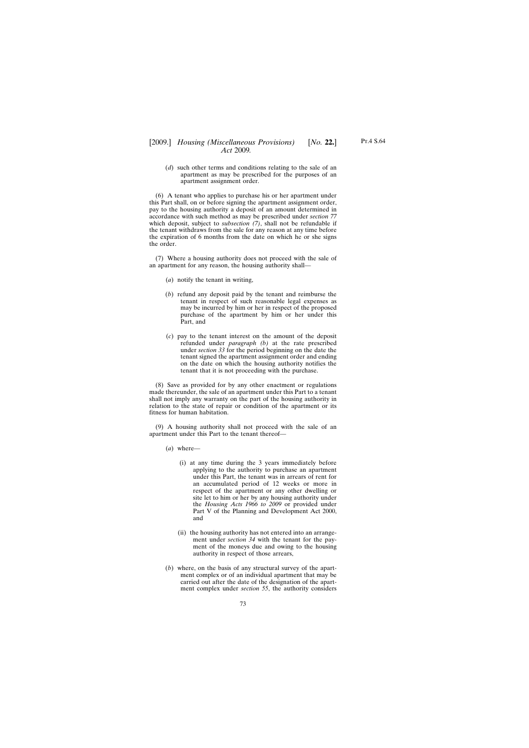(*d*) such other terms and conditions relating to the sale of an apartment as may be prescribed for the purposes of an apartment assignment order.

(6) A tenant who applies to purchase his or her apartment under this Part shall, on or before signing the apartment assignment order, pay to the housing authority a deposit of an amount determined in accordance with such method as may be prescribed under *section 77* which deposit, subject to *subsection (7)*, shall not be refundable if the tenant withdraws from the sale for any reason at any time before the expiration of 6 months from the date on which he or she signs the order.

(7) Where a housing authority does not proceed with the sale of an apartment for any reason, the housing authority shall—

(*a*) notify the tenant in writing,

(*b*) refund any deposit paid by the tenant and reimburse the tenant in respect of such reasonable legal expenses as may be incurred by him or her in respect of the proposed purchase of the apartment by him or her under this Part, and

(*c*) pay to the tenant interest on the amount of the deposit refunded under *paragraph (b)* at the rate prescribed under *section 33* for the period beginning on the date the tenant signed the apartment assignment order and ending on the date on which the housing authority notifies the tenant that it is not proceeding with the purchase.

(8) Save as provided for by any other enactment or regulations made thereunder, the sale of an apartment under this Part to a tenant shall not imply any warranty on the part of the housing authority in relation to the state of repair or condition of the apartment or its fitness for human habitation.

(9) A housing authority shall not proceed with the sale of an apartment under this Part to the tenant thereof—

(*a*) where—

(i) at any time during the 3 years immediately before applying to the authority to purchase an apartment under this Part, the tenant was in arrears of rent for an accumulated period of 12 weeks or more in respect of the apartment or any other dwelling or site let to him or her by any housing authority under the *Housing Acts 1966 to 2009* or provided under Part V of the Planning and Development Act 2000, and

(ii) the housing authority has not entered into an arrangement under *section 34* with the tenant for the payment of the moneys due and owing to the housing authority in respect of those arrears,

(*b*) where, on the basis of any structural survey of the apartment complex or of an individual apartment that may be carried out after the date of the designation of the apartment complex under *section 55*, the authority considers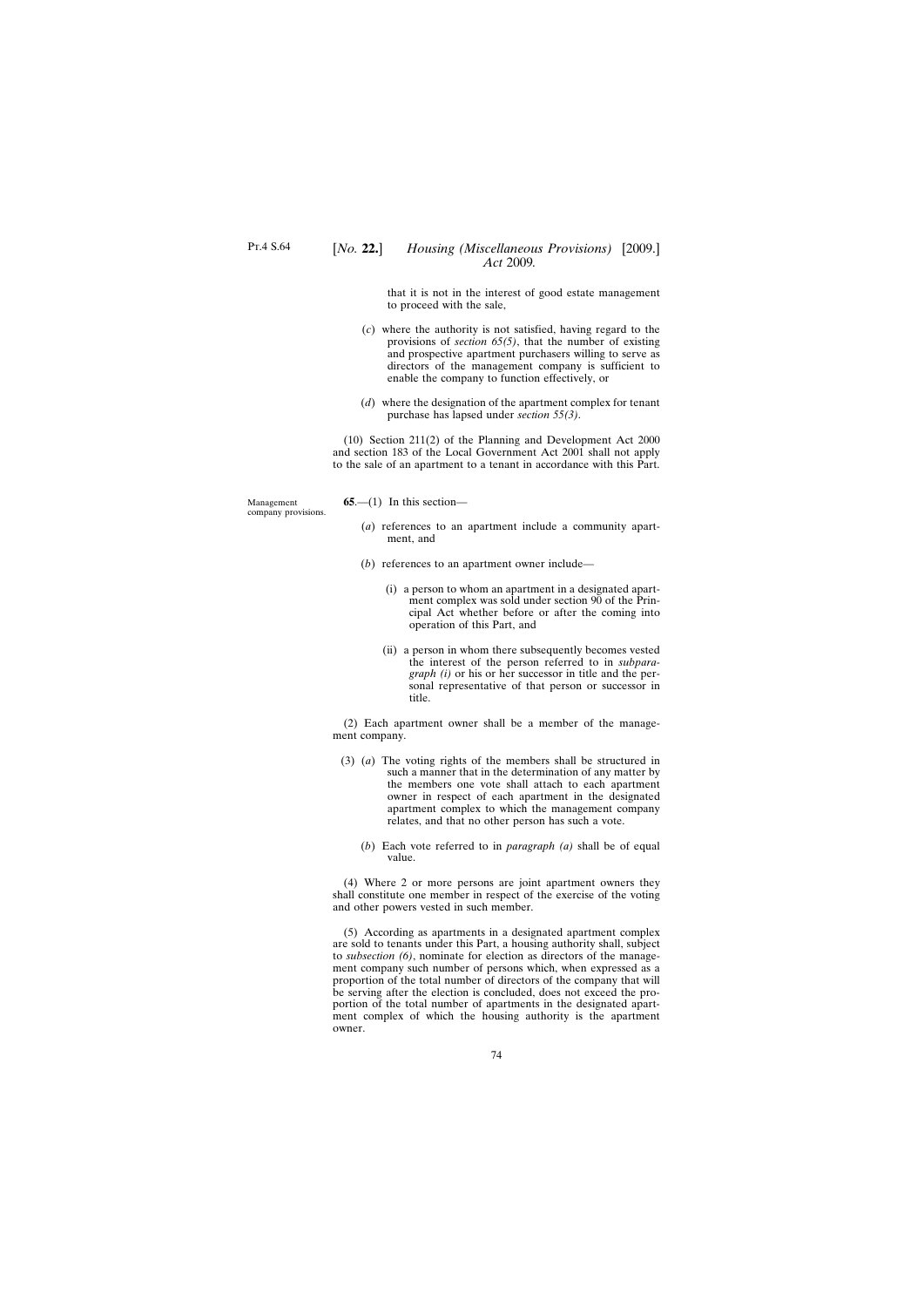that it is not in the interest of good estate management to proceed with the sale,

(*c*) where the authority is not satisfied, having regard to the provisions of *section 65(5)*, that the number of existing and prospective apartment purchasers willing to serve as directors of the management company is sufficient to enable the company to function effectively, or

(*d*) where the designation of the apartment complex for tenant purchase has lapsed under *section 55(3)*.

(10) Section 211(2) of the Planning and Development Act 2000 and section 183 of the Local Government Act 2001 shall not apply to the sale of an apartment to a tenant in accordance with this Part.

Management company provisions.

**65**.—(1) In this section—

(*a*) references to an apartment include a community apartment, and

(*b*) references to an apartment owner include—

(i) a person to whom an apartment in a designated apartment complex was sold under section 90 of the Principal Act whether before or after the coming into operation of this Part, and

(ii) a person in whom there subsequently becomes vested the interest of the person referred to in *subparagraph (i)* or his or her successor in title and the personal representative of that person or successor in title.

(2) Each apartment owner shall be a member of the management company.

(3) (*a*) The voting rights of the members shall be structured in such a manner that in the determination of any matter by the members one vote shall attach to each apartment owner in respect of each apartment in the designated apartment complex to which the management company relates, and that no other person has such a vote.

(*b*) Each vote referred to in *paragraph (a)* shall be of equal value.

(4) Where 2 or more persons are joint apartment owners they shall constitute one member in respect of the exercise of the voting and other powers vested in such member.

(5) According as apartments in a designated apartment complex are sold to tenants under this Part, a housing authority shall, subject to *subsection (6)*, nominate for election as directors of the management company such number of persons which, when expressed as a proportion of the total number of directors of the company that will be serving after the election is concluded, does not exceed the proportion of the total number of apartments in the designated apartment complex of which the housing authority is the apartment owner.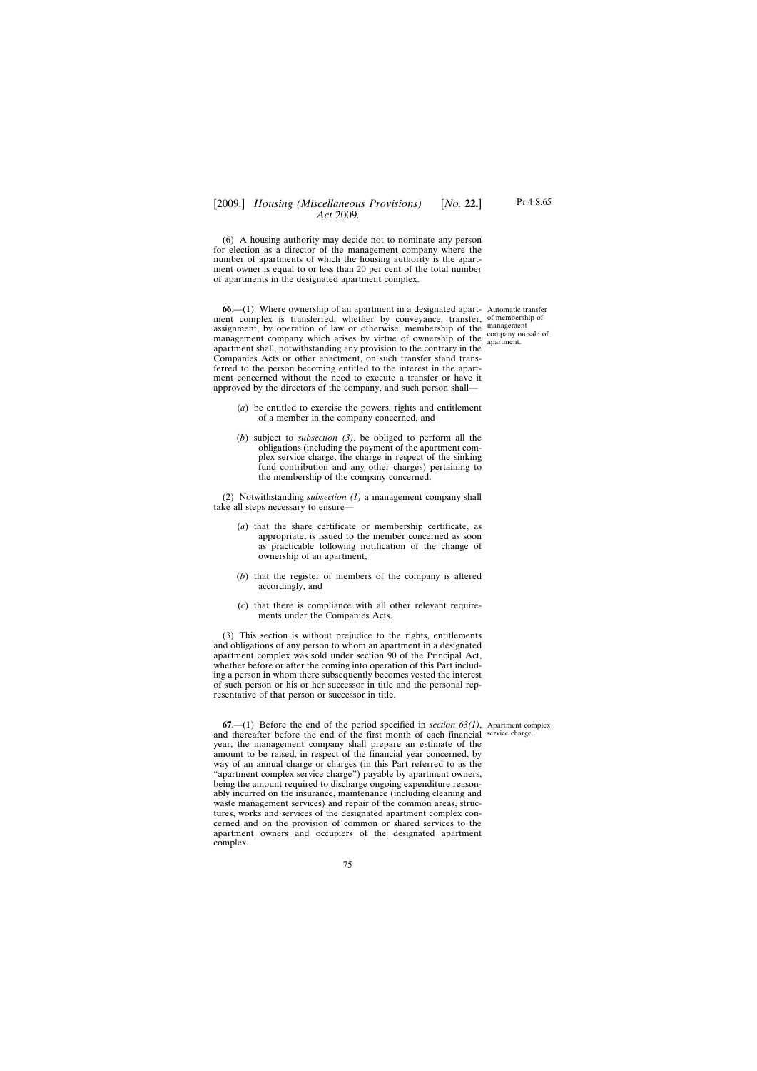(6) A housing authority may decide not to nominate any person for election as a director of the management company where the number of apartments of which the housing authority is the apartment owner is equal to or less than 20 per cent of the total number of apartments in the designated apartment complex.

Automatic transfer of membership of management company on sale of apartment.

**66**.—(1) Where ownership of an apartment in a designated apartment complex is transferred, whether by conveyance, transfer, assignment, by operation of law or otherwise, membership of the management company which arises by virtue of ownership of the apartment shall, notwithstanding any provision to the contrary in the Companies Acts or other enactment, on such transfer stand transferred to the person becoming entitled to the interest in the apartment concerned without the need to execute a transfer or have it approved by the directors of the company, and such person shall—

(*a*) be entitled to exercise the powers, rights and entitlement of a member in the company concerned, and

(*b*) subject to *subsection (3)*, be obliged to perform all the obligations (including the payment of the apartment complex service charge, the charge in respect of the sinking fund contribution and any other charges) pertaining to the membership of the company concerned.

(2) Notwithstanding *subsection (1)* a management company shall take all steps necessary to ensure—

(*a*) that the share certificate or membership certificate, as appropriate, is issued to the member concerned as soon as practicable following notification of the change of ownership of an apartment,

(*b*) that the register of members of the company is altered accordingly, and

(*c*) that there is compliance with all other relevant requirements under the Companies Acts.

(3) This section is without prejudice to the rights, entitlements and obligations of any person to whom an apartment in a designated apartment complex was sold under section 90 of the Principal Act, whether before or after the coming into operation of this Part including a person in whom there subsequently becomes vested the interest of such person or his or her successor in title and the personal representative of that person or successor in title.

Apartment complex service charge.

**67**.—(1) Before the end of the period specified in *section 63(1)*, and thereafter before the end of the first month of each financial year, the management company shall prepare an estimate of the amount to be raised, in respect of the financial year concerned, by way of an annual charge or charges (in this Part referred to as the "apartment complex service charge") payable by apartment owners, being the amount required to discharge ongoing expenditure reasonably incurred on the insurance, maintenance (including cleaning and waste management services) and repair of the common areas, structures, works and services of the designated apartment complex concerned and on the provision of common or shared services to the apartment owners and occupiers of the designated apartment complex.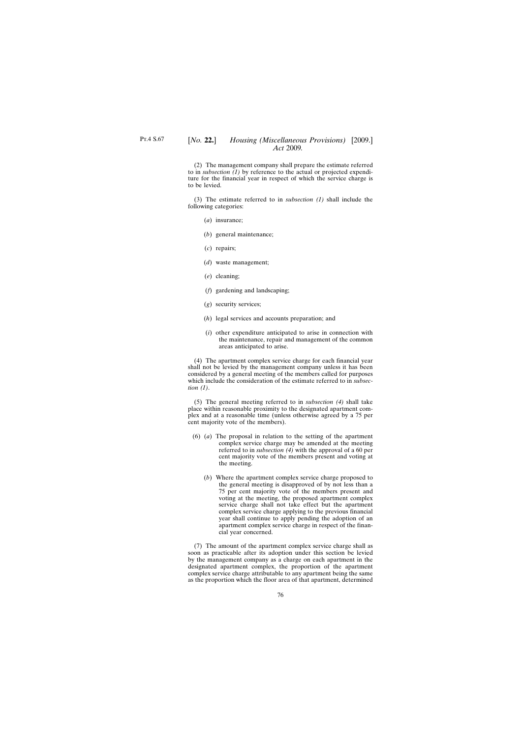(2) The management company shall prepare the estimate referred to in *subsection (1)* by reference to the actual or projected expenditure for the financial year in respect of which the service charge is to be levied.

(3) The estimate referred to in *subsection (1)* shall include the following categories:

- (*a*) insurance;
- (*b*) general maintenance;
- (*c*) repairs;
- (*d*) waste management;
- (*e*) cleaning;
- (*f*) gardening and landscaping;
- (*g*) security services;
- (*h*) legal services and accounts preparation; and
- (*i*) other expenditure anticipated to arise in connection with the maintenance, repair and management of the common areas anticipated to arise.

(4) The apartment complex service charge for each financial year shall not be levied by the management company unless it has been considered by a general meeting of the members called for purposes which include the consideration of the estimate referred to in *subsection (1)*.

(5) The general meeting referred to in *subsection (4)* shall take place within reasonable proximity to the designated apartment complex and at a reasonable time (unless otherwise agreed by a 75 per cent majority vote of the members).

(6) (*a*) The proposal in relation to the setting of the apartment complex service charge may be amended at the meeting referred to in *subsection (4)* with the approval of a 60 per cent majority vote of the members present and voting at the meeting.

(*b*) Where the apartment complex service charge proposed to the general meeting is disapproved of by not less than a 75 per cent majority vote of the members present and voting at the meeting, the proposed apartment complex service charge shall not take effect but the apartment complex service charge applying to the previous financial year shall continue to apply pending the adoption of an apartment complex service charge in respect of the financial year concerned.

(7) The amount of the apartment complex service charge shall as soon as practicable after its adoption under this section be levied by the management company as a charge on each apartment in the designated apartment complex, the proportion of the apartment complex service charge attributable to any apartment being the same as the proportion which the floor area of that apartment, determined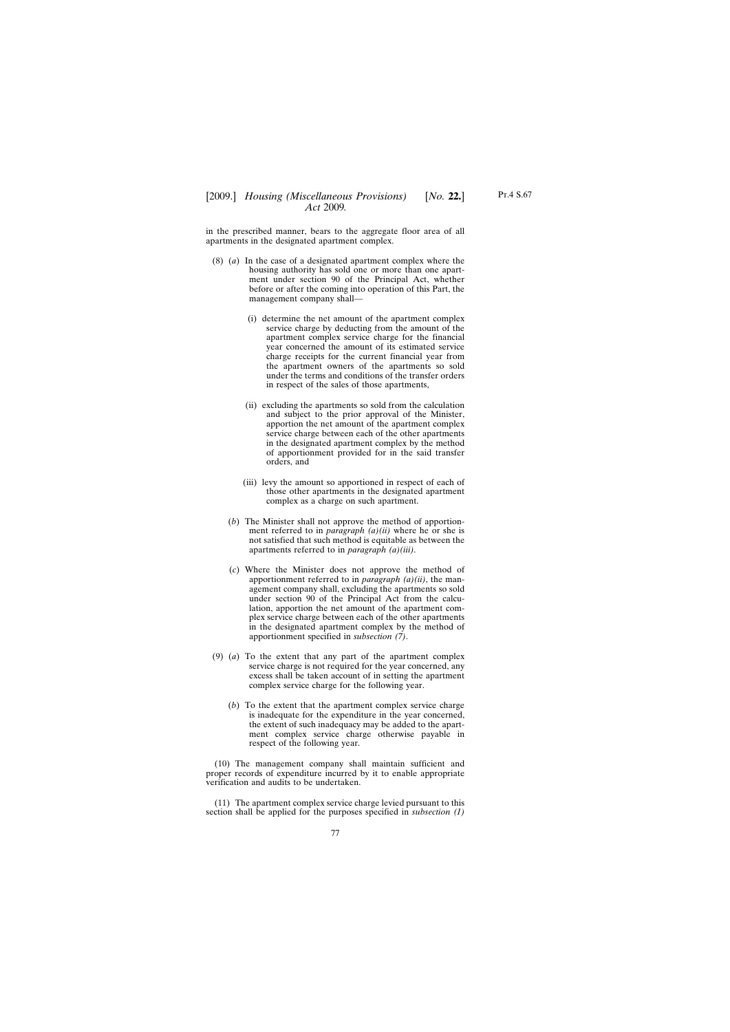in the prescribed manner, bears to the aggregate floor area of all apartments in the designated apartment complex.

(8) (*a*) In the case of a designated apartment complex where the housing authority has sold one or more than one apartment under section 90 of the Principal Act, whether before or after the coming into operation of this Part, the management company shall—

(i) determine the net amount of the apartment complex service charge by deducting from the amount of the apartment complex service charge for the financial year concerned the amount of its estimated service charge receipts for the current financial year from the apartment owners of the apartments so sold under the terms and conditions of the transfer orders in respect of the sales of those apartments,

(ii) excluding the apartments so sold from the calculation and subject to the prior approval of the Minister, apportion the net amount of the apartment complex service charge between each of the other apartments in the designated apartment complex by the method of apportionment provided for in the said transfer orders, and

(iii) levy the amount so apportioned in respect of each of those other apartments in the designated apartment complex as a charge on such apartment.

(*b*) The Minister shall not approve the method of apportionment referred to in *paragraph (a)(ii)* where he or she is not satisfied that such method is equitable as between the apartments referred to in *paragraph (a)(iii)*.

(*c*) Where the Minister does not approve the method of apportionment referred to in *paragraph (a)(ii)*, the management company shall, excluding the apartments so sold under section 90 of the Principal Act from the calculation, apportion the net amount of the apartment complex service charge between each of the other apartments in the designated apartment complex by the method of apportionment specified in *subsection (7)*.

(9) (*a*) To the extent that any part of the apartment complex service charge is not required for the year concerned, any excess shall be taken account of in setting the apartment complex service charge for the following year.

(*b*) To the extent that the apartment complex service charge is inadequate for the expenditure in the year concerned, the extent of such inadequacy may be added to the apartment complex service charge otherwise payable in respect of the following year.

(10) The management company shall maintain sufficient and proper records of expenditure incurred by it to enable appropriate verification and audits to be undertaken.

(11) The apartment complex service charge levied pursuant to this section shall be applied for the purposes specified in *subsection (1)*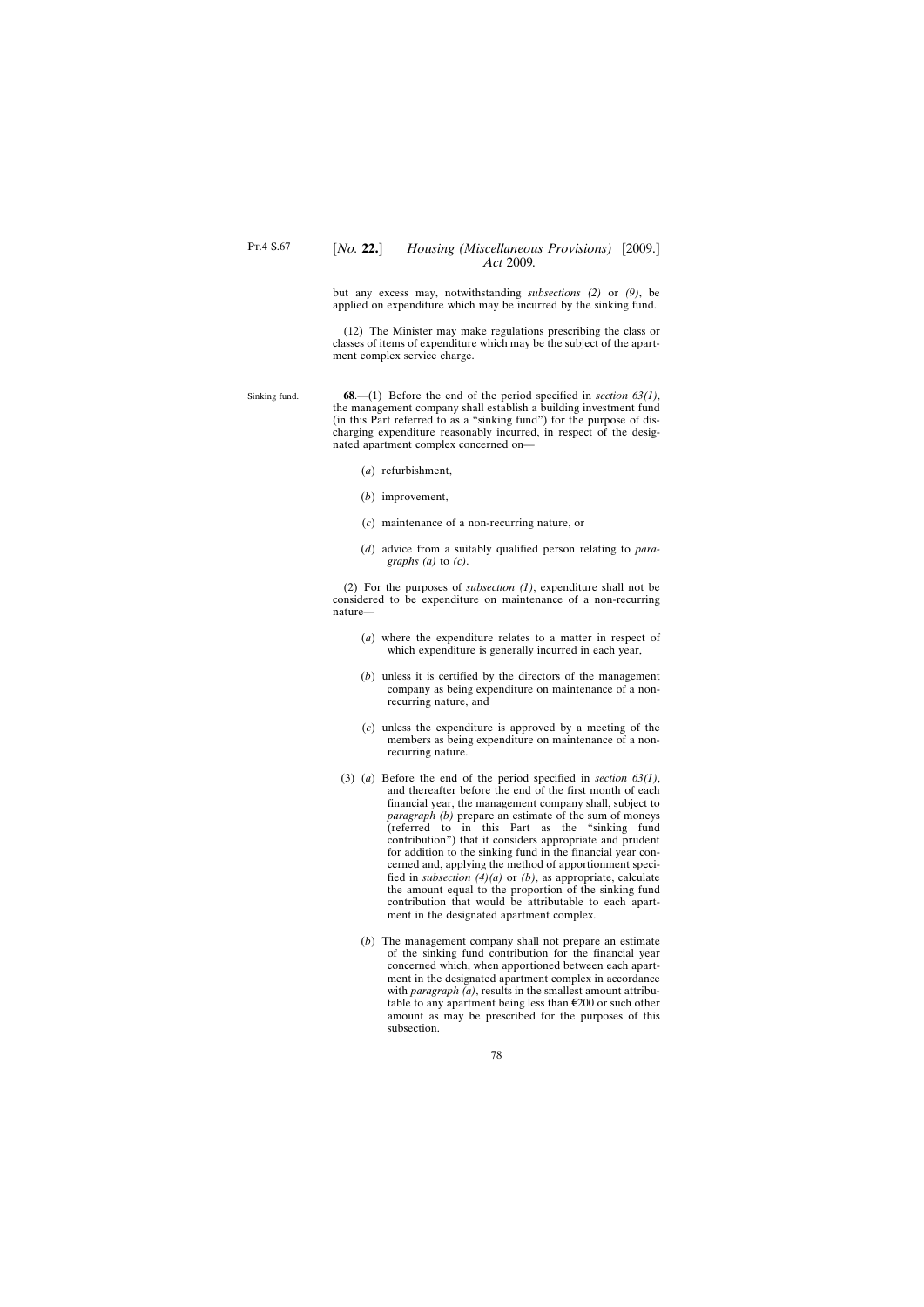but any excess may, notwithstanding *subsections (2)* or *(9)*, be applied on expenditure which may be incurred by the sinking fund.

(12) The Minister may make regulations prescribing the class or classes of items of expenditure which may be the subject of the apartment complex service charge.

Sinking fund.

**68**.—(1) Before the end of the period specified in *section 63(1)*, the management company shall establish a building investment fund (in this Part referred to as a "sinking fund") for the purpose of discharging expenditure reasonably incurred, in respect of the designated apartment complex concerned on—

(*a*) refurbishment,

(*b*) improvement,

(*c*) maintenance of a non-recurring nature, or

(*d*) advice from a suitably qualified person relating to *paragraphs (a)* to *(c)*.

(2) For the purposes of *subsection (1)*, expenditure shall not be considered to be expenditure on maintenance of a non-recurring nature—

(*a*) where the expenditure relates to a matter in respect of which expenditure is generally incurred in each year,

(*b*) unless it is certified by the directors of the management company as being expenditure on maintenance of a non-recurring nature, and

(*c*) unless the expenditure is approved by a meeting of the members as being expenditure on maintenance of a non-recurring nature.

(3) (*a*) Before the end of the period specified in *section 63(1)*, and thereafter before the end of the first month of each financial year, the management company shall, subject to *paragraph (b)* prepare an estimate of the sum of moneys (referred to in this Part as the "sinking fund contribution") that it considers appropriate and prudent for addition to the sinking fund in the financial year concerned and, applying the method of apportionment specified in *subsection (4)(a)* or *(b)*, as appropriate, calculate the amount equal to the proportion of the sinking fund contribution that would be attributable to each apartment in the designated apartment complex.

(*b*) The management company shall not prepare an estimate of the sinking fund contribution for the financial year concerned which, when apportioned between each apartment in the designated apartment complex in accordance with *paragraph (a)*, results in the smallest amount attributable to any apartment being less than €200 or such other amount as may be prescribed for the purposes of this subsection.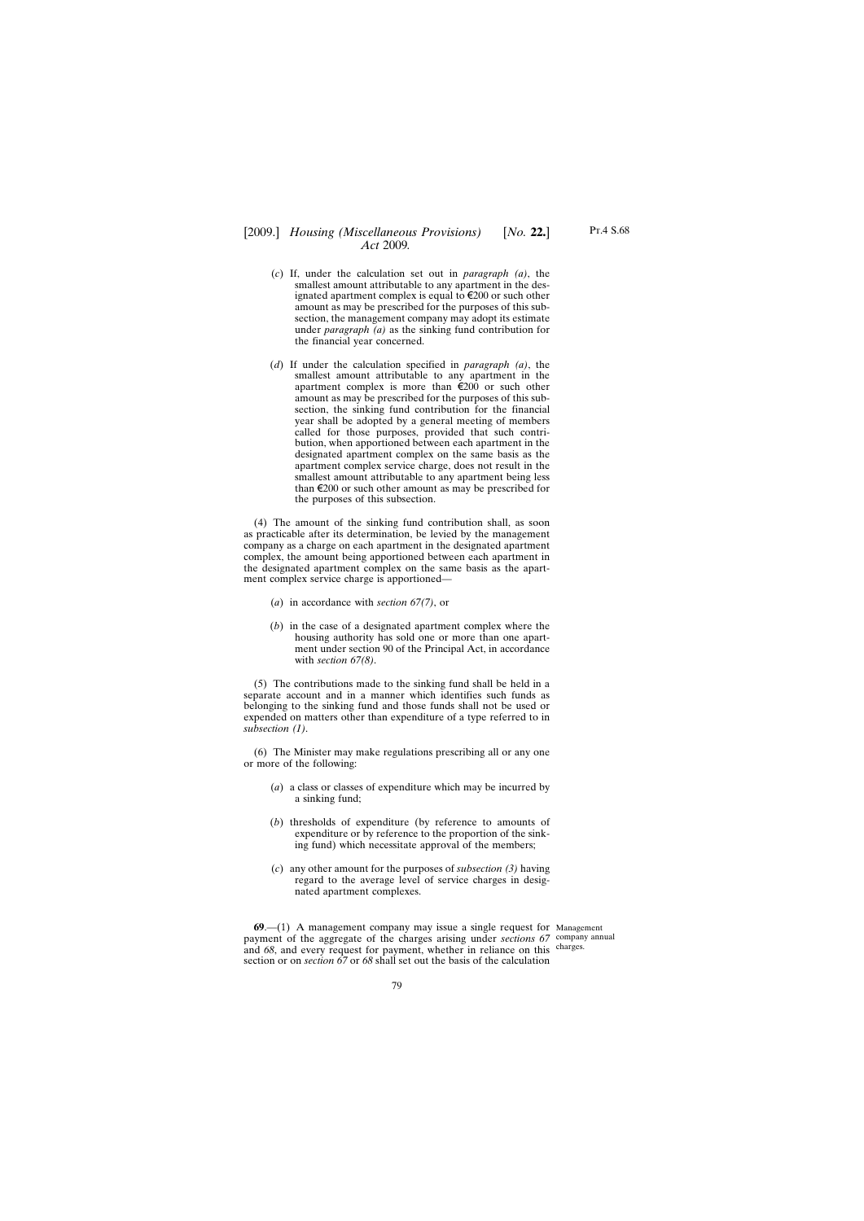(*c*) If, under the calculation set out in *paragraph (a)*, the smallest amount attributable to any apartment in the designated apartment complex is equal to €200 or such other amount as may be prescribed for the purposes of this subsection, the management company may adopt its estimate under *paragraph (a)* as the sinking fund contribution for the financial year concerned.

(*d*) If under the calculation specified in *paragraph (a)*, the smallest amount attributable to any apartment in the apartment complex is more than €200 or such other amount as may be prescribed for the purposes of this subsection, the sinking fund contribution for the financial year shall be adopted by a general meeting of members called for those purposes, provided that such contribution, when apportioned between each apartment in the designated apartment complex on the same basis as the apartment complex service charge, does not result in the smallest amount attributable to any apartment being less than €200 or such other amount as may be prescribed for the purposes of this subsection.

(4) The amount of the sinking fund contribution shall, as soon as practicable after its determination, be levied by the management company as a charge on each apartment in the designated apartment complex, the amount being apportioned between each apartment in the designated apartment complex on the same basis as the apartment complex service charge is apportioned—

(*a*) in accordance with *section 67(7)*, or

(*b*) in the case of a designated apartment complex where the housing authority has sold one or more than one apartment under section 90 of the Principal Act, in accordance with *section 67(8)*.

(5) The contributions made to the sinking fund shall be held in a separate account and in a manner which identifies such funds as belonging to the sinking fund and those funds shall not be used or expended on matters other than expenditure of a type referred to in *subsection (1)*.

(6) The Minister may make regulations prescribing all or any one or more of the following:

(*a*) a class or classes of expenditure which may be incurred by a sinking fund;

(*b*) thresholds of expenditure (by reference to amounts of expenditure or by reference to the proportion of the sinking fund) which necessitate approval of the members;

(*c*) any other amount for the purposes of *subsection (3)* having regard to the average level of service charges in designated apartment complexes.

Management company annual charges.

**69**.—(1) A management company may issue a single request for payment of the aggregate of the charges arising under *sections 67* and *68*, and every request for payment, whether in reliance on this section or on *section 67* or *68* shall set out the basis of the calculation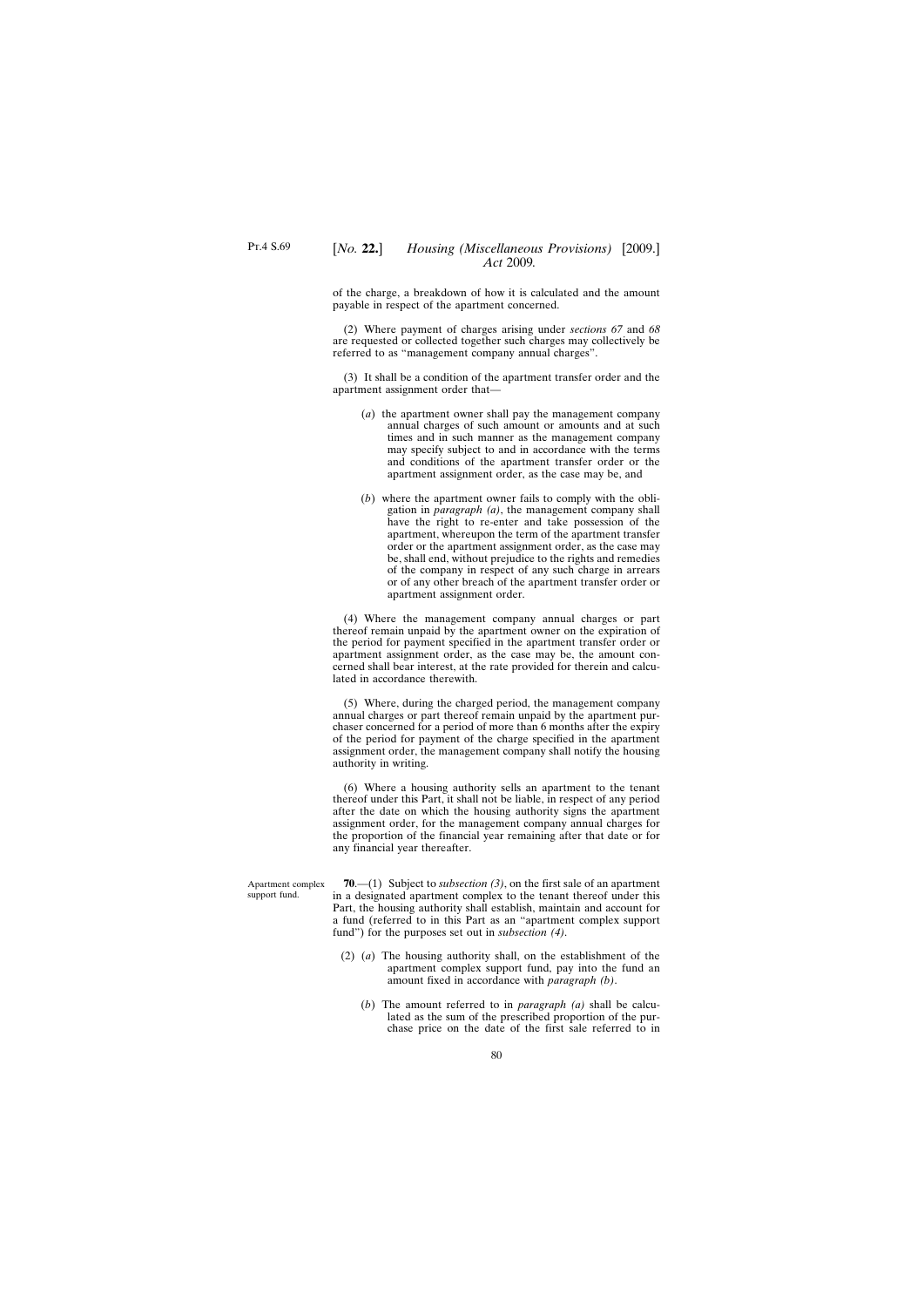of the charge, a breakdown of how it is calculated and the amount payable in respect of the apartment concerned.

(2) Where payment of charges arising under *sections 67* and *68* are requested or collected together such charges may collectively be referred to as "management company annual charges".

(3) It shall be a condition of the apartment transfer order and the apartment assignment order that—

(*a*) the apartment owner shall pay the management company annual charges of such amount or amounts and at such times and in such manner as the management company may specify subject to and in accordance with the terms and conditions of the apartment transfer order or the apartment assignment order, as the case may be, and

(*b*) where the apartment owner fails to comply with the obligation in *paragraph (a)*, the management company shall have the right to re-enter and take possession of the apartment, whereupon the term of the apartment transfer order or the apartment assignment order, as the case may be, shall end, without prejudice to the rights and remedies of the company in respect of any such charge in arrears or of any other breach of the apartment transfer order or apartment assignment order.

(4) Where the management company annual charges or part thereof remain unpaid by the apartment owner on the expiration of the period for payment specified in the apartment transfer order or apartment assignment order, as the case may be, the amount concerned shall bear interest, at the rate provided for therein and calculated in accordance therewith.

(5) Where, during the charged period, the management company annual charges or part thereof remain unpaid by the apartment purchaser concerned for a period of more than 6 months after the expiry of the period for payment of the charge specified in the apartment assignment order, the management company shall notify the housing authority in writing.

(6) Where a housing authority sells an apartment to the tenant thereof under this Part, it shall not be liable, in respect of any period after the date on which the housing authority signs the apartment assignment order, for the management company annual charges for the proportion of the financial year remaining after that date or for any financial year thereafter.

Apartment complex support fund.

**70**.—(1) Subject to *subsection (3)*, on the first sale of an apartment in a designated apartment complex to the tenant thereof under this Part, the housing authority shall establish, maintain and account for a fund (referred to in this Part as an "apartment complex support fund") for the purposes set out in *subsection (4)*.

(2) (*a*) The housing authority shall, on the establishment of the apartment complex support fund, pay into the fund an amount fixed in accordance with *paragraph (b)*.

(*b*) The amount referred to in *paragraph (a)* shall be calculated as the sum of the prescribed proportion of the purchase price on the date of the first sale referred to in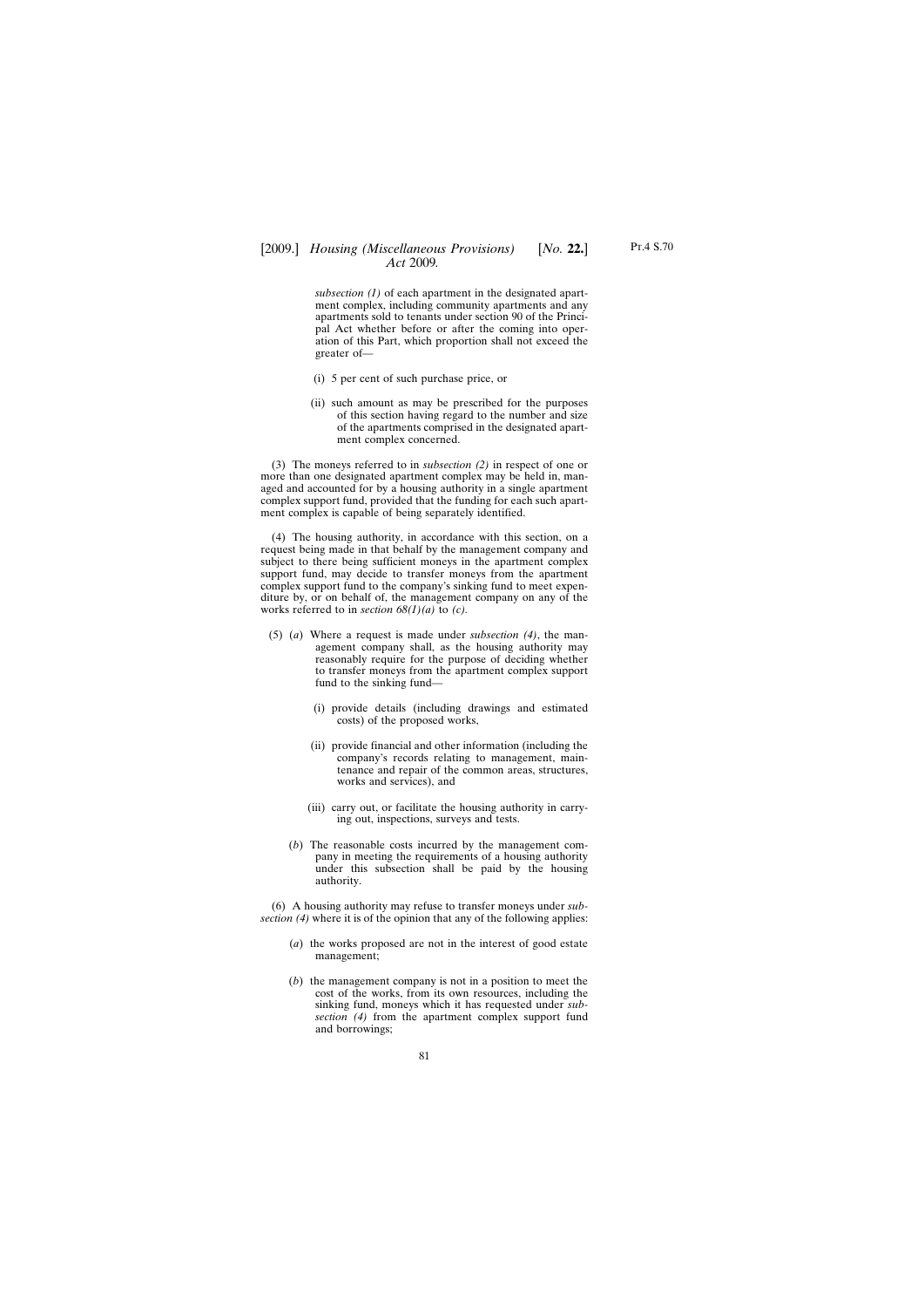*subsection (1)* of each apartment in the designated apartment complex, including community apartments and any apartments sold to tenants under section 90 of the Principal Act whether before or after the coming into operation of this Part, which proportion shall not exceed the greater of—

(i) 5 per cent of such purchase price, or

(ii) such amount as may be prescribed for the purposes of this section having regard to the number and size of the apartments comprised in the designated apartment complex concerned.

(3) The moneys referred to in *subsection (2)* in respect of one or more than one designated apartment complex may be held in, managed and accounted for by a housing authority in a single apartment complex support fund, provided that the funding for each such apartment complex is capable of being separately identified.

(4) The housing authority, in accordance with this section, on a request being made in that behalf by the management company and subject to there being sufficient moneys in the apartment complex support fund, may decide to transfer moneys from the apartment complex support fund to the company's sinking fund to meet expenditure by, or on behalf of, the management company on any of the works referred to in *section 68(1)(a)* to *(c)*.

(5) (*a*) Where a request is made under *subsection (4)*, the management company shall, as the housing authority may reasonably require for the purpose of deciding whether to transfer moneys from the apartment complex support fund to the sinking fund—

(i) provide details (including drawings and estimated costs) of the proposed works,

(ii) provide financial and other information (including the company's records relating to management, maintenance and repair of the common areas, structures, works and services), and

(iii) carry out, or facilitate the housing authority in carrying out, inspections, surveys and tests.

(*b*) The reasonable costs incurred by the management company in meeting the requirements of a housing authority under this subsection shall be paid by the housing authority.

(6) A housing authority may refuse to transfer moneys under *subsection (4)* where it is of the opinion that any of the following applies:

(*a*) the works proposed are not in the interest of good estate management;

(*b*) the management company is not in a position to meet the cost of the works, from its own resources, including the sinking fund, moneys which it has requested under *subsection (4)* from the apartment complex support fund and borrowings;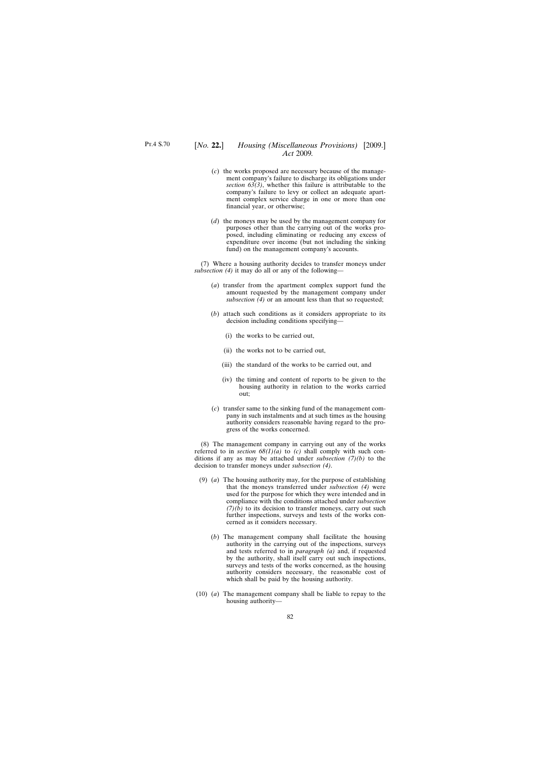(*c*) the works proposed are necessary because of the management company's failure to discharge its obligations under *section 63(3)*, whether this failure is attributable to the company's failure to levy or collect an adequate apartment complex service charge in one or more than one financial year, or otherwise;

(*d*) the moneys may be used by the management company for purposes other than the carrying out of the works proposed, including eliminating or reducing any excess of expenditure over income (but not including the sinking fund) on the management company's accounts.

(7) Where a housing authority decides to transfer moneys under *subsection (4)* it may do all or any of the following—

(*a*) transfer from the apartment complex support fund the amount requested by the management company under *subsection (4)* or an amount less than that so requested;

(*b*) attach such conditions as it considers appropriate to its decision including conditions specifying—

(i) the works to be carried out,

(ii) the works not to be carried out,

(iii) the standard of the works to be carried out, and

(iv) the timing and content of reports to be given to the housing authority in relation to the works carried out;

(*c*) transfer same to the sinking fund of the management company in such instalments and at such times as the housing authority considers reasonable having regard to the progress of the works concerned.

(8) The management company in carrying out any of the works referred to in *section 68(1)(a)* to *(c)* shall comply with such conditions if any as may be attached under *subsection (7)(b)* to the decision to transfer moneys under *subsection (4)*.

(9) (*a*) The housing authority may, for the purpose of establishing that the moneys transferred under *subsection (4)* were used for the purpose for which they were intended and in compliance with the conditions attached under *subsection (7)(b)* to its decision to transfer moneys, carry out such further inspections, surveys and tests of the works concerned as it considers necessary.

(*b*) The management company shall facilitate the housing authority in the carrying out of the inspections, surveys and tests referred to in *paragraph (a)* and, if requested by the authority, shall itself carry out such inspections, surveys and tests of the works concerned, as the housing authority considers necessary, the reasonable cost of which shall be paid by the housing authority.

(10) (*a*) The management company shall be liable to repay to the housing authority—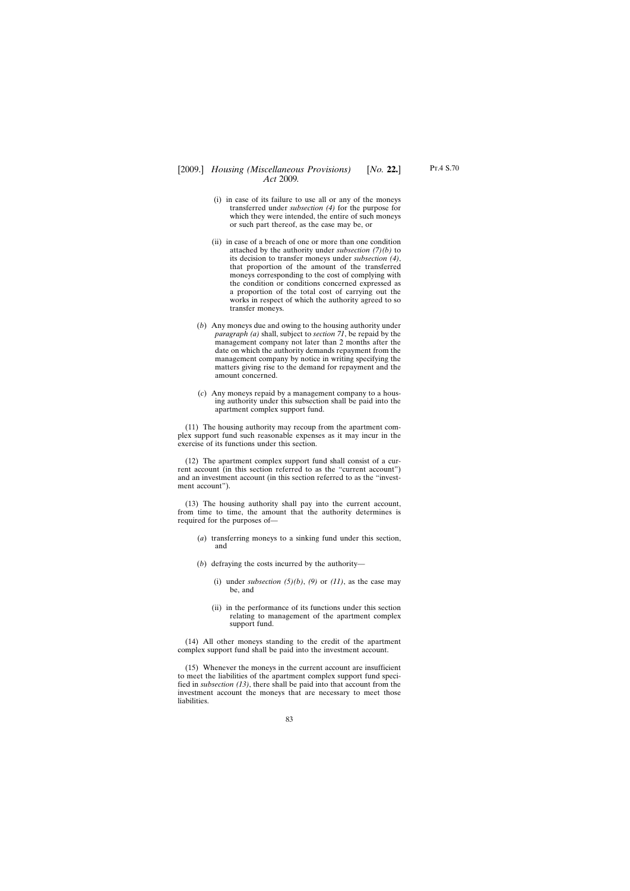(i) in case of its failure to use all or any of the moneys transferred under *subsection (4)* for the purpose for which they were intended, the entire of such moneys or such part thereof, as the case may be, or

(ii) in case of a breach of one or more than one condition attached by the authority under *subsection (7)(b)* to its decision to transfer moneys under *subsection (4)*, that proportion of the amount of the transferred moneys corresponding to the cost of complying with the condition or conditions concerned expressed as a proportion of the total cost of carrying out the works in respect of which the authority agreed to so transfer moneys.

(*b*) Any moneys due and owing to the housing authority under *paragraph (a)* shall, subject to *section 71*, be repaid by the management company not later than 2 months after the date on which the authority demands repayment from the management company by notice in writing specifying the matters giving rise to the demand for repayment and the amount concerned.

(*c*) Any moneys repaid by a management company to a housing authority under this subsection shall be paid into the apartment complex support fund.

(11) The housing authority may recoup from the apartment complex support fund such reasonable expenses as it may incur in the exercise of its functions under this section.

(12) The apartment complex support fund shall consist of a current account (in this section referred to as the "current account") and an investment account (in this section referred to as the "investment account").

(13) The housing authority shall pay into the current account, from time to time, the amount that the authority determines is required for the purposes of—

(*a*) transferring moneys to a sinking fund under this section, and

(*b*) defraying the costs incurred by the authority—

(i) under *subsection (5)(b)*, *(9)* or *(11)*, as the case may be, and

(ii) in the performance of its functions under this section relating to management of the apartment complex support fund.

(14) All other moneys standing to the credit of the apartment complex support fund shall be paid into the investment account.

(15) Whenever the moneys in the current account are insufficient to meet the liabilities of the apartment complex support fund specified in *subsection (13)*, there shall be paid into that account from the investment account the moneys that are necessary to meet those liabilities.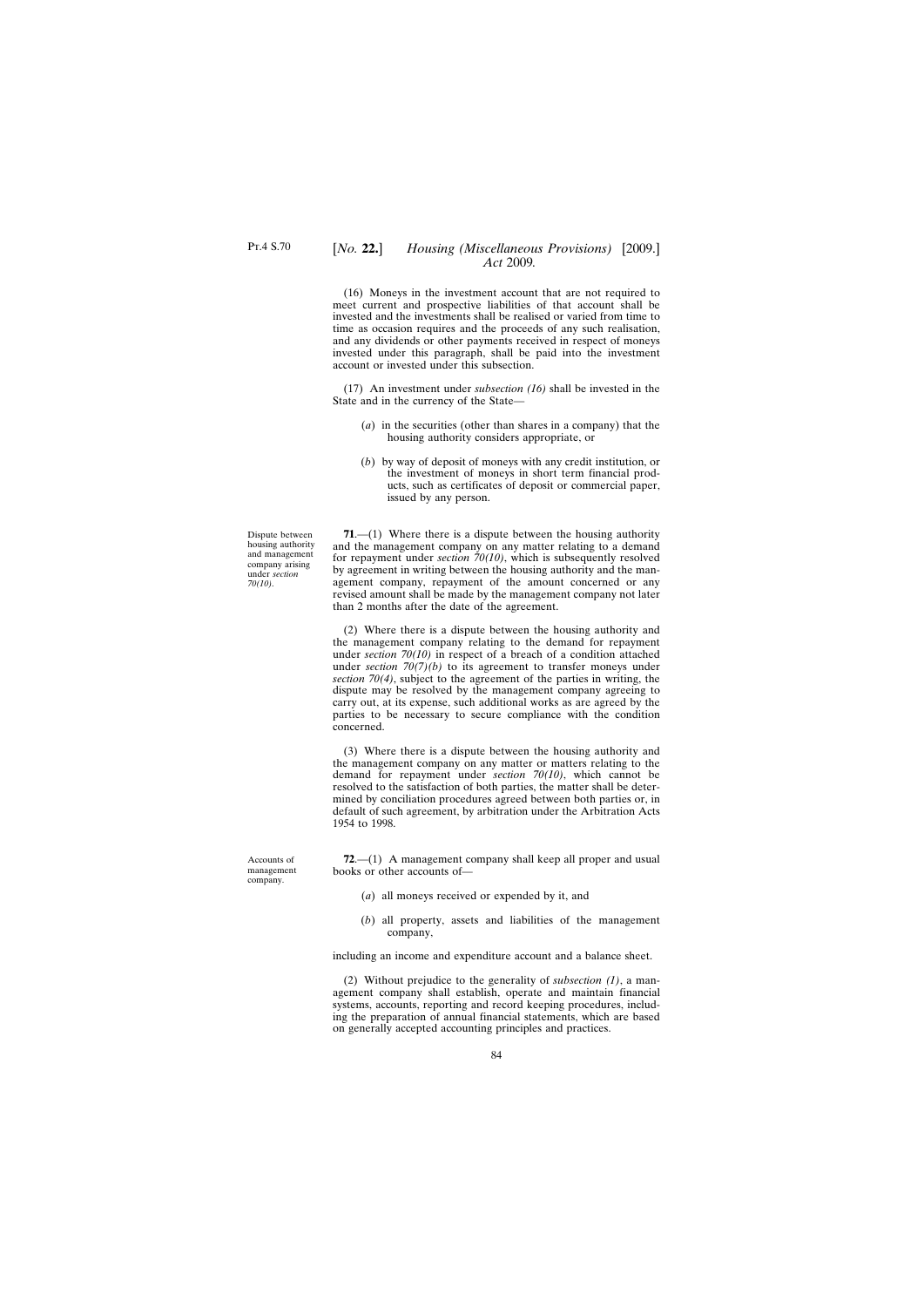(16) Moneys in the investment account that are not required to meet current and prospective liabilities of that account shall be invested and the investments shall be realised or varied from time to time as occasion requires and the proceeds of any such realisation, and any dividends or other payments received in respect of moneys invested under this paragraph, shall be paid into the investment account or invested under this subsection.

(17) An investment under *subsection (16)* shall be invested in the State and in the currency of the State—

(*a*) in the securities (other than shares in a company) that the housing authority considers appropriate, or

(*b*) by way of deposit of moneys with any credit institution, or the investment of moneys in short term financial products, such as certificates of deposit or commercial paper, issued by any person.

Dispute between housing authority and management company arising under *section 70(10)*.

**71**.—(1) Where there is a dispute between the housing authority and the management company on any matter relating to a demand for repayment under *section 70(10)*, which is subsequently resolved by agreement in writing between the housing authority and the management company, repayment of the amount concerned or any revised amount shall be made by the management company not later than 2 months after the date of the agreement.

(2) Where there is a dispute between the housing authority and the management company relating to the demand for repayment under *section 70(10)* in respect of a breach of a condition attached under *section 70(7)(b)* to its agreement to transfer moneys under *section 70(4)*, subject to the agreement of the parties in writing, the dispute may be resolved by the management company agreeing to carry out, at its expense, such additional works as are agreed by the parties to be necessary to secure compliance with the condition concerned.

(3) Where there is a dispute between the housing authority and the management company on any matter or matters relating to the demand for repayment under *section 70(10)*, which cannot be resolved to the satisfaction of both parties, the matter shall be determined by conciliation procedures agreed between both parties or, in default of such agreement, by arbitration under the Arbitration Acts 1954 to 1998.

Accounts of management company.

**72**.—(1) A management company shall keep all proper and usual books or other accounts of—

(*a*) all moneys received or expended by it, and

(*b*) all property, assets and liabilities of the management company,

including an income and expenditure account and a balance sheet.

(2) Without prejudice to the generality of *subsection (1)*, a management company shall establish, operate and maintain financial systems, accounts, reporting and record keeping procedures, including the preparation of annual financial statements, which are based on generally accepted accounting principles and practices.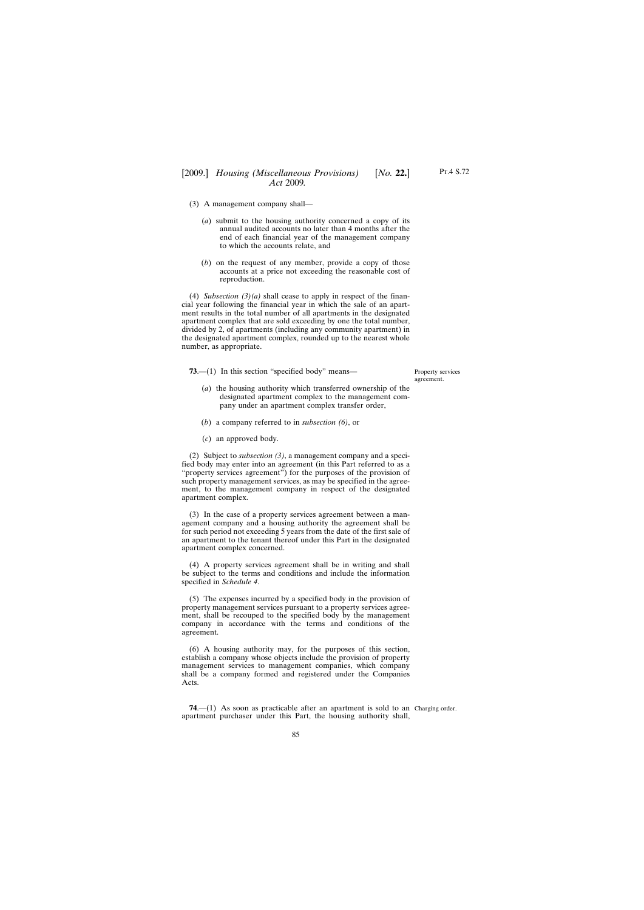(3) A management company shall—

(*a*) submit to the housing authority concerned a copy of its annual audited accounts no later than 4 months after the end of each financial year of the management company to which the accounts relate, and

(*b*) on the request of any member, provide a copy of those accounts at a price not exceeding the reasonable cost of reproduction.

(4) *Subsection (3)(a)* shall cease to apply in respect of the financial year following the financial year in which the sale of an apartment results in the total number of all apartments in the designated apartment complex that are sold exceeding by one the total number, divided by 2, of apartments (including any community apartment) in the designated apartment complex, rounded up to the nearest whole number, as appropriate.

Property services agreement.

**73**.—(1) In this section "specified body" means—

(*a*) the housing authority which transferred ownership of the designated apartment complex to the management company under an apartment complex transfer order,

(*b*) a company referred to in *subsection (6)*, or

(*c*) an approved body.

(2) Subject to *subsection (3)*, a management company and a specified body may enter into an agreement (in this Part referred to as a "property services agreement") for the purposes of the provision of such property management services, as may be specified in the agreement, to the management company in respect of the designated apartment complex.

(3) In the case of a property services agreement between a management company and a housing authority the agreement shall be for such period not exceeding 5 years from the date of the first sale of an apartment to the tenant thereof under this Part in the designated apartment complex concerned.

(4) A property services agreement shall be in writing and shall be subject to the terms and conditions and include the information specified in *Schedule 4*.

(5) The expenses incurred by a specified body in the provision of property management services pursuant to a property services agreement, shall be recouped to the specified body by the management company in accordance with the terms and conditions of the agreement.

(6) A housing authority may, for the purposes of this section, establish a company whose objects include the provision of property management services to management companies, which company shall be a company formed and registered under the Companies Acts.

Charging order.

**74**.—(1) As soon as practicable after an apartment is sold to an apartment purchaser under this Part, the housing authority shall,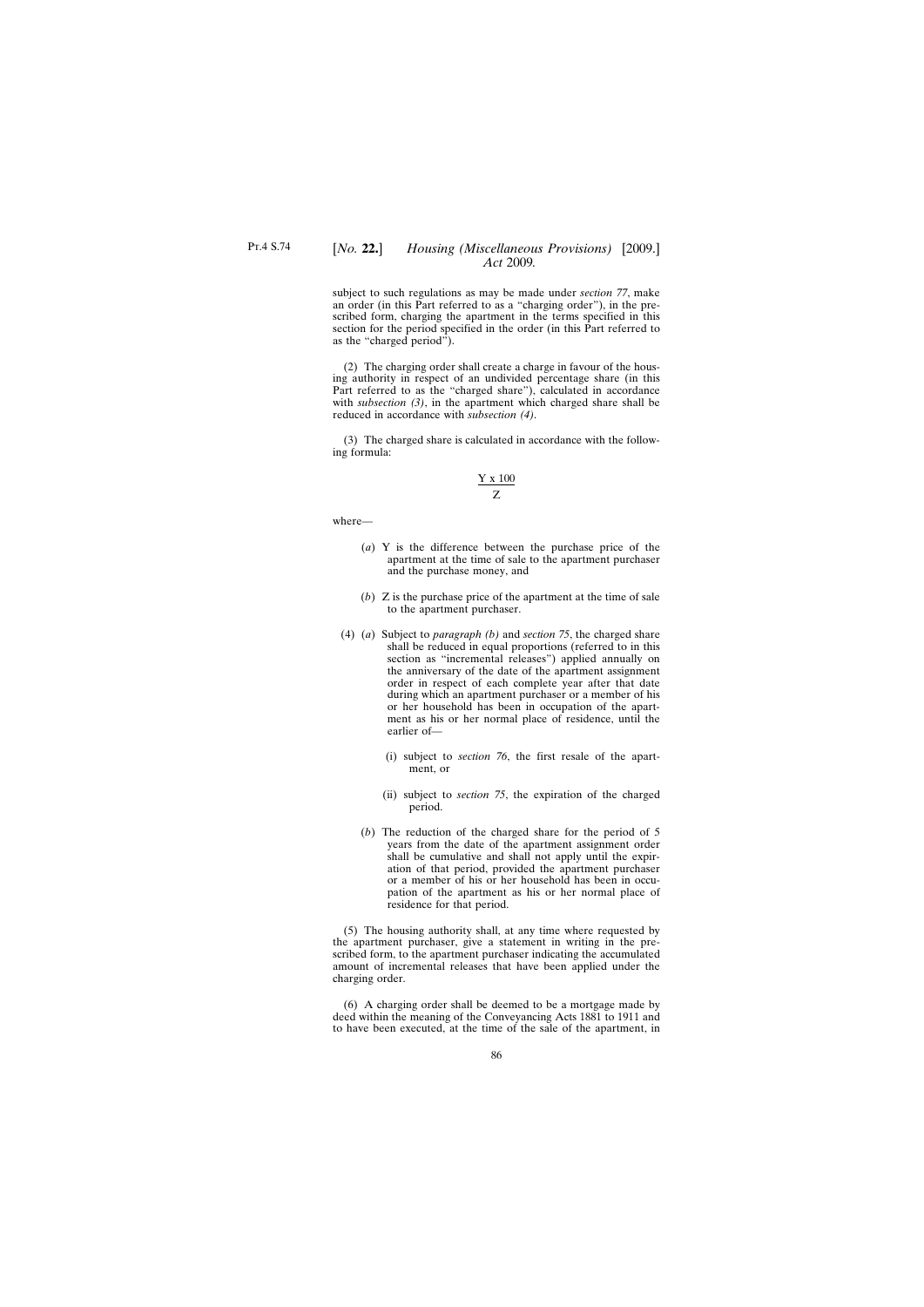subject to such regulations as may be made under *section 77*, make an order (in this Part referred to as a "charging order"), in the prescribed form, charging the apartment in the terms specified in this section for the period specified in the order (in this Part referred to as the "charged period").

(2) The charging order shall create a charge in favour of the housing authority in respect of an undivided percentage share (in this Part referred to as the "charged share"), calculated in accordance with *subsection (3)*, in the apartment which charged share shall be reduced in accordance with *subsection (4)*.

(3) The charged share is calculated in accordance with the following formula:

$$\frac{Y \times 100}{Z}$$

where—

(*a*) Y is the difference between the purchase price of the apartment at the time of sale to the apartment purchaser and the purchase money, and

(*b*) Z is the purchase price of the apartment at the time of sale to the apartment purchaser.

(4) (*a*) Subject to *paragraph (b)* and *section 75*, the charged share shall be reduced in equal proportions (referred to in this section as "incremental releases") applied annually on the anniversary of the date of the apartment assignment order in respect of each complete year after that date during which an apartment purchaser or a member of his or her household has been in occupation of the apartment as his or her normal place of residence, until the earlier of—

(i) subject to *section 76*, the first resale of the apartment, or

(ii) subject to *section 75*, the expiration of the charged period.

(*b*) The reduction of the charged share for the period of 5 years from the date of the apartment assignment order shall be cumulative and shall not apply until the expiration of that period, provided the apartment purchaser or a member of his or her household has been in occupation of the apartment as his or her normal place of residence for that period.

(5) The housing authority shall, at any time where requested by the apartment purchaser, give a statement in writing in the prescribed form, to the apartment purchaser indicating the accumulated amount of incremental releases that have been applied under the charging order.

(6) A charging order shall be deemed to be a mortgage made by deed within the meaning of the Conveyancing Acts 1881 to 1911 and to have been executed, at the time of the sale of the apartment, in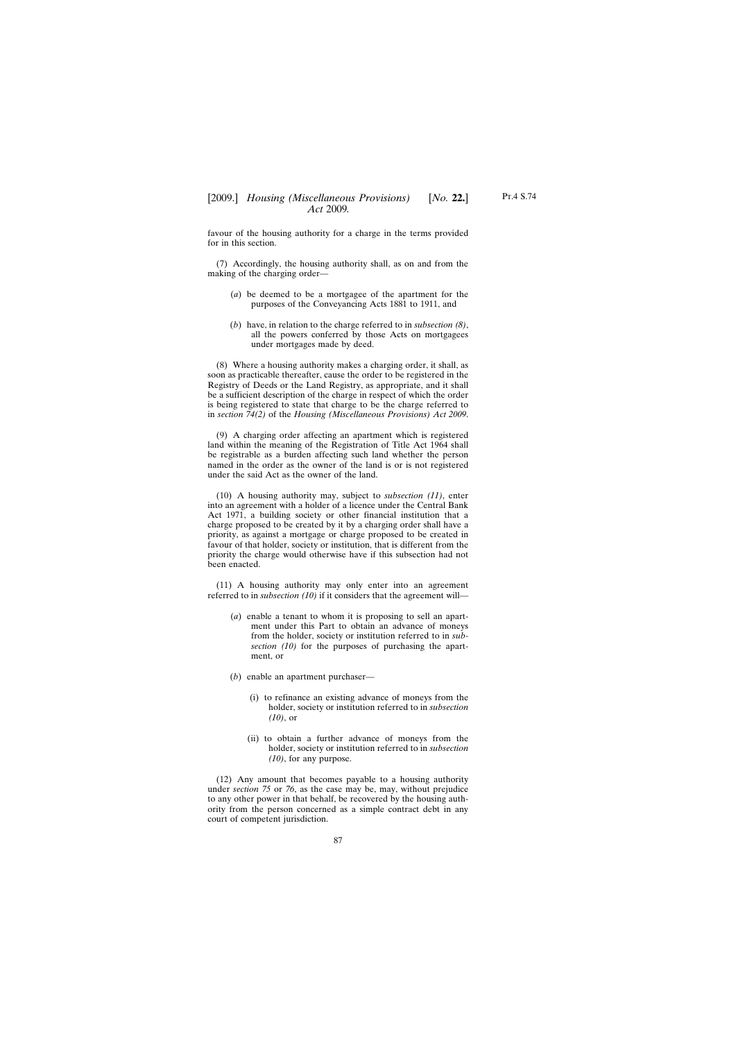favour of the housing authority for a charge in the terms provided for in this section.

(7) Accordingly, the housing authority shall, as on and from the making of the charging order—

(*a*) be deemed to be a mortgagee of the apartment for the purposes of the Conveyancing Acts 1881 to 1911, and

(*b*) have, in relation to the charge referred to in *subsection (8)*, all the powers conferred by those Acts on mortgagees under mortgages made by deed.

(8) Where a housing authority makes a charging order, it shall, as soon as practicable thereafter, cause the order to be registered in the Registry of Deeds or the Land Registry, as appropriate, and it shall be a sufficient description of the charge in respect of which the order is being registered to state that charge to be the charge referred to in *section 74(2)* of the *Housing (Miscellaneous Provisions) Act 2009*.

(9) A charging order affecting an apartment which is registered land within the meaning of the Registration of Title Act 1964 shall be registrable as a burden affecting such land whether the person named in the order as the owner of the land is or is not registered under the said Act as the owner of the land.

(10) A housing authority may, subject to *subsection (11)*, enter into an agreement with a holder of a licence under the Central Bank Act 1971, a building society or other financial institution that a charge proposed to be created by it by a charging order shall have a priority, as against a mortgage or charge proposed to be created in favour of that holder, society or institution, that is different from the priority the charge would otherwise have if this subsection had not been enacted.

(11) A housing authority may only enter into an agreement referred to in *subsection (10)* if it considers that the agreement will—

(*a*) enable a tenant to whom it is proposing to sell an apartment under this Part to obtain an advance of moneys from the holder, society or institution referred to in *subsection (10)* for the purposes of purchasing the apartment, or

(*b*) enable an apartment purchaser—

(i) to refinance an existing advance of moneys from the holder, society or institution referred to in *subsection (10)*, or

(ii) to obtain a further advance of moneys from the holder, society or institution referred to in *subsection (10)*, for any purpose.

(12) Any amount that becomes payable to a housing authority under *section 75* or *76*, as the case may be, may, without prejudice to any other power in that behalf, be recovered by the housing authority from the person concerned as a simple contract debt in any court of competent jurisdiction.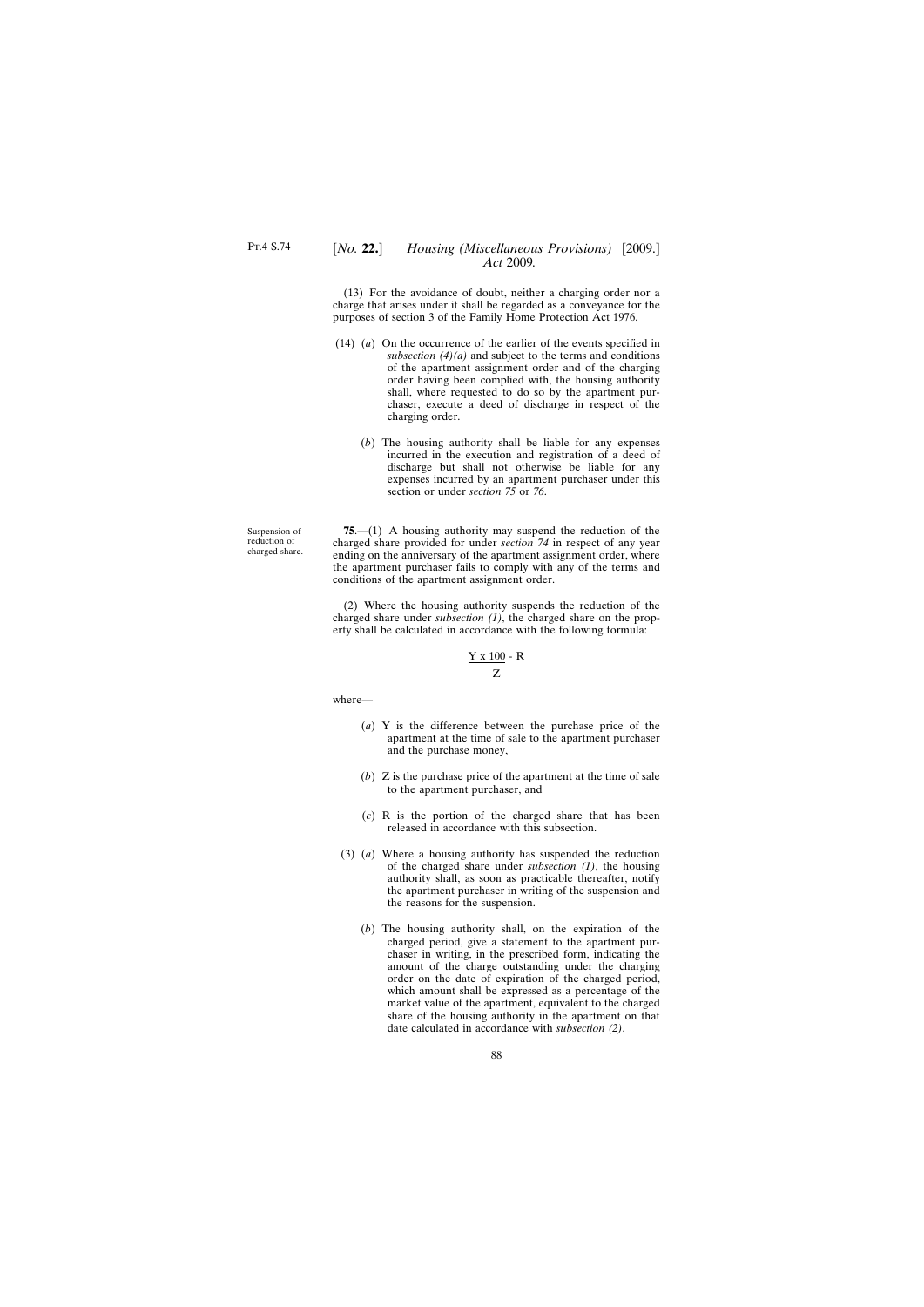(13) For the avoidance of doubt, neither a charging order nor a charge that arises under it shall be regarded as a conveyance for the purposes of section 3 of the Family Home Protection Act 1976.

(14) (*a*) On the occurrence of the earlier of the events specified in *subsection (4)(a)* and subject to the terms and conditions of the apartment assignment order and of the charging order having been complied with, the housing authority shall, where requested to do so by the apartment purchaser, execute a deed of discharge in respect of the charging order.

(*b*) The housing authority shall be liable for any expenses incurred in the execution and registration of a deed of discharge but shall not otherwise be liable for any expenses incurred by an apartment purchaser under this section or under *section 75* or *76*.

Suspension of reduction of charged share.

**75**.—(1) A housing authority may suspend the reduction of the charged share provided for under *section 74* in respect of any year ending on the anniversary of the apartment assignment order, where the apartment purchaser fails to comply with any of the terms and conditions of the apartment assignment order.

(2) Where the housing authority suspends the reduction of the charged share under *subsection (1)*, the charged share on the property shall be calculated in accordance with the following formula:

$$\frac{Y \times 100}{Z} - R$$

where—

(*a*) Y is the difference between the purchase price of the apartment at the time of sale to the apartment purchaser and the purchase money,

(*b*) Z is the purchase price of the apartment at the time of sale to the apartment purchaser, and

(*c*) R is the portion of the charged share that has been released in accordance with this subsection.

(3) (*a*) Where a housing authority has suspended the reduction of the charged share under *subsection (1)*, the housing authority shall, as soon as practicable thereafter, notify the apartment purchaser in writing of the suspension and the reasons for the suspension.

(*b*) The housing authority shall, on the expiration of the charged period, give a statement to the apartment purchaser in writing, in the prescribed form, indicating the amount of the charge outstanding under the charging order on the date of expiration of the charged period, which amount shall be expressed as a percentage of the market value of the apartment, equivalent to the charged share of the housing authority in the apartment on that date calculated in accordance with *subsection (2)*.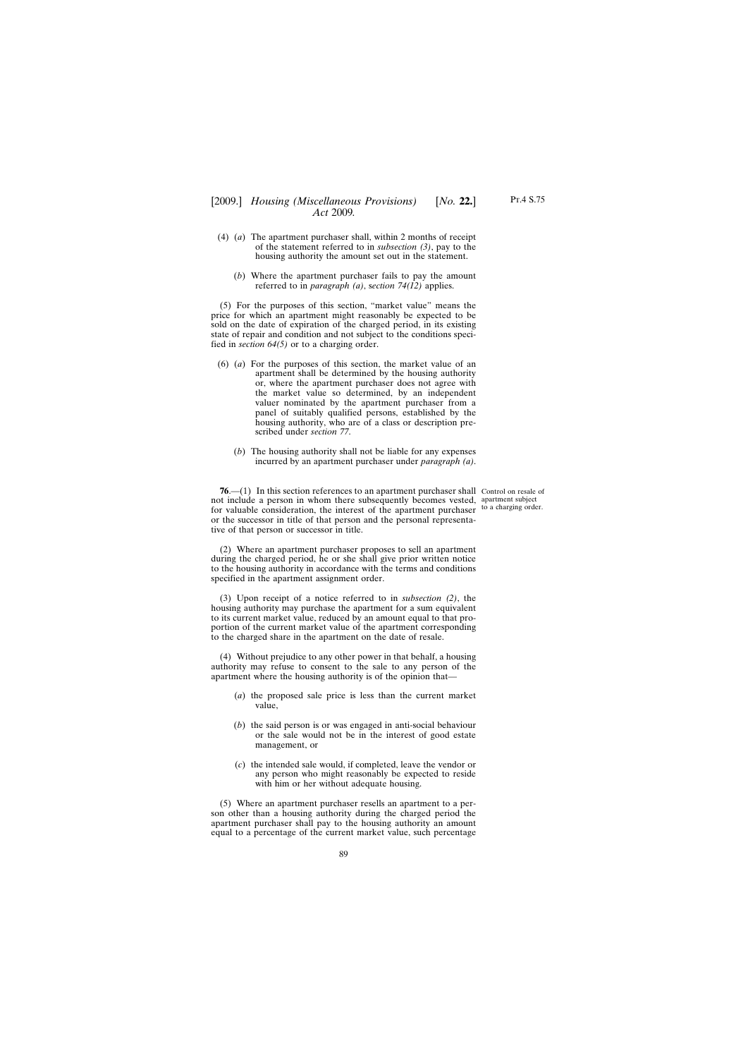(4) (*a*) The apartment purchaser shall, within 2 months of receipt of the statement referred to in *subsection (3)*, pay to the housing authority the amount set out in the statement.

(*b*) Where the apartment purchaser fails to pay the amount referred to in *paragraph (a)*, *section 74(12)* applies.

(5) For the purposes of this section, "market value" means the price for which an apartment might reasonably be expected to be sold on the date of expiration of the charged period, in its existing state of repair and condition and not subject to the conditions specified in *section 64(5)* or to a charging order.

(6) (*a*) For the purposes of this section, the market value of an apartment shall be determined by the housing authority or, where the apartment purchaser does not agree with the market value so determined, by an independent valuer nominated by the apartment purchaser from a panel of suitably qualified persons, established by the housing authority, who are of a class or description prescribed under *section 77*.

(*b*) The housing authority shall not be liable for any expenses incurred by an apartment purchaser under *paragraph (a)*.

Control on resale of apartment subject to a charging order.

**76**.—(1) In this section references to an apartment purchaser shall not include a person in whom there subsequently becomes vested, for valuable consideration, the interest of the apartment purchaser or the successor in title of that person and the personal representative of that person or successor in title.

(2) Where an apartment purchaser proposes to sell an apartment during the charged period, he or she shall give prior written notice to the housing authority in accordance with the terms and conditions specified in the apartment assignment order.

(3) Upon receipt of a notice referred to in *subsection (2)*, the housing authority may purchase the apartment for a sum equivalent to its current market value, reduced by an amount equal to that proportion of the current market value of the apartment corresponding to the charged share in the apartment on the date of resale.

(4) Without prejudice to any other power in that behalf, a housing authority may refuse to consent to the sale to any person of the apartment where the housing authority is of the opinion that—

(*a*) the proposed sale price is less than the current market value,

(*b*) the said person is or was engaged in anti-social behaviour or the sale would not be in the interest of good estate management, or

(*c*) the intended sale would, if completed, leave the vendor or any person who might reasonably be expected to reside with him or her without adequate housing.

(5) Where an apartment purchaser resells an apartment to a person other than a housing authority during the charged period the apartment purchaser shall pay to the housing authority an amount equal to a percentage of the current market value, such percentage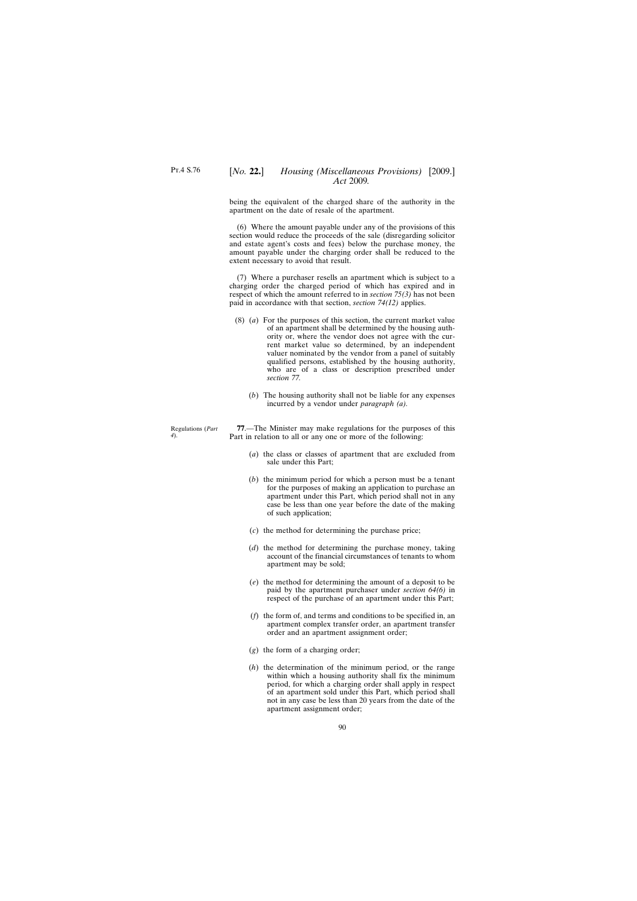being the equivalent of the charged share of the authority in the apartment on the date of resale of the apartment.

(6) Where the amount payable under any of the provisions of this section would reduce the proceeds of the sale (disregarding solicitor and estate agent's costs and fees) below the purchase money, the amount payable under the charging order shall be reduced to the extent necessary to avoid that result.

(7) Where a purchaser resells an apartment which is subject to a charging order the charged period of which has expired and in respect of which the amount referred to in *section 75(3)* has not been paid in accordance with that section, *section 74(12)* applies.

(8) (*a*) For the purposes of this section, the current market value of an apartment shall be determined by the housing authority or, where the vendor does not agree with the current market value so determined, by an independent valuer nominated by the vendor from a panel of suitably qualified persons, established by the housing authority, who are of a class or description prescribed under *section 77*.

(*b*) The housing authority shall not be liable for any expenses incurred by a vendor under *paragraph (a)*.

Regulations (*Part 4*).

**77**.—The Minister may make regulations for the purposes of this Part in relation to all or any one or more of the following:

(*a*) the class or classes of apartment that are excluded from sale under this Part;

(*b*) the minimum period for which a person must be a tenant for the purposes of making an application to purchase an apartment under this Part, which period shall not in any case be less than one year before the date of the making of such application;

(*c*) the method for determining the purchase price;

(*d*) the method for determining the purchase money, taking account of the financial circumstances of tenants to whom apartment may be sold;

(*e*) the method for determining the amount of a deposit to be paid by the apartment purchaser under *section 64(6)* in respect of the purchase of an apartment under this Part;

(*f*) the form of, and terms and conditions to be specified in, an apartment complex transfer order, an apartment transfer order and an apartment assignment order;

(*g*) the form of a charging order;

(*h*) the determination of the minimum period, or the range within which a housing authority shall fix the minimum period, for which a charging order shall apply in respect of an apartment sold under this Part, which period shall not in any case be less than 20 years from the date of the apartment assignment order;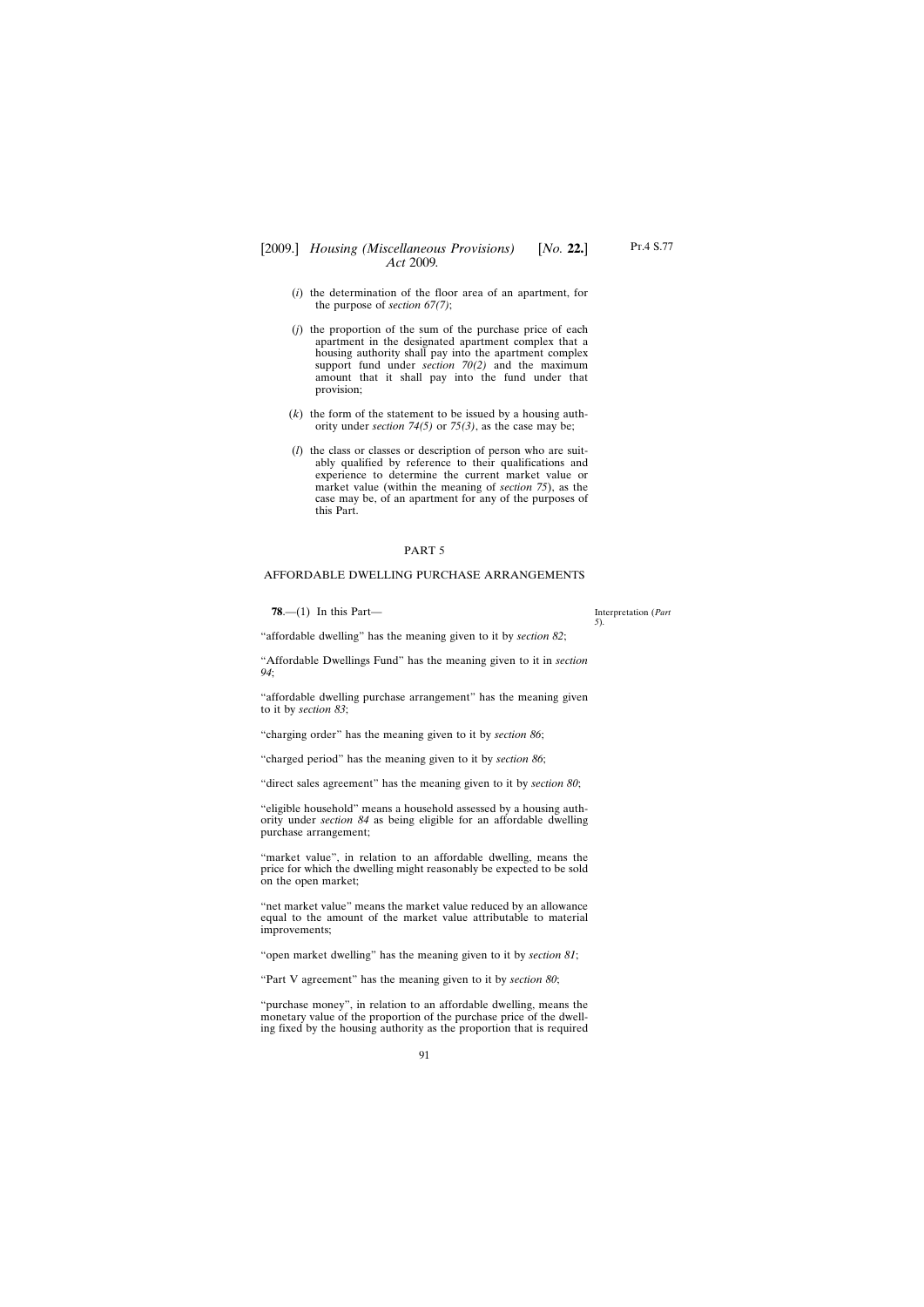(*i*) the determination of the floor area of an apartment, for the purpose of *section 67(7)*;

(*j*) the proportion of the sum of the purchase price of each apartment in the designated apartment complex that a housing authority shall pay into the apartment complex support fund under *section 70(2)* and the maximum amount that it shall pay into the fund under that provision;

(*k*) the form of the statement to be issued by a housing authority under *section 74(5)* or *75(3)*, as the case may be;

(*l*) the class or classes or description of person who are suitably qualified by reference to their qualifications and experience to determine the current market value or market value (within the meaning of *section 75*), as the case may be, of an apartment for any of the purposes of this Part.

## PART 5

## AFFORDABLE DWELLING PURCHASE ARRANGEMENTS

Interpretation (*Part 5*).

**78**.—(1) In this Part—

"affordable dwelling" has the meaning given to it by *section 82*;

"Affordable Dwellings Fund" has the meaning given to it in *section 94*;

"affordable dwelling purchase arrangement" has the meaning given to it by *section 83*;

"charging order" has the meaning given to it by *section 86*;

"charged period" has the meaning given to it by *section 86*;

"direct sales agreement" has the meaning given to it by *section 80*;

"eligible household" means a household assessed by a housing authority under *section 84* as being eligible for an affordable dwelling purchase arrangement;

"market value", in relation to an affordable dwelling, means the price for which the dwelling might reasonably be expected to be sold on the open market;

"net market value" means the market value reduced by an allowance equal to the amount of the market value attributable to material improvements;

"open market dwelling" has the meaning given to it by *section 81*;

"Part V agreement" has the meaning given to it by *section 80*;

"purchase money", in relation to an affordable dwelling, means the monetary value of the proportion of the purchase price of the dwelling fixed by the housing authority as the proportion that is required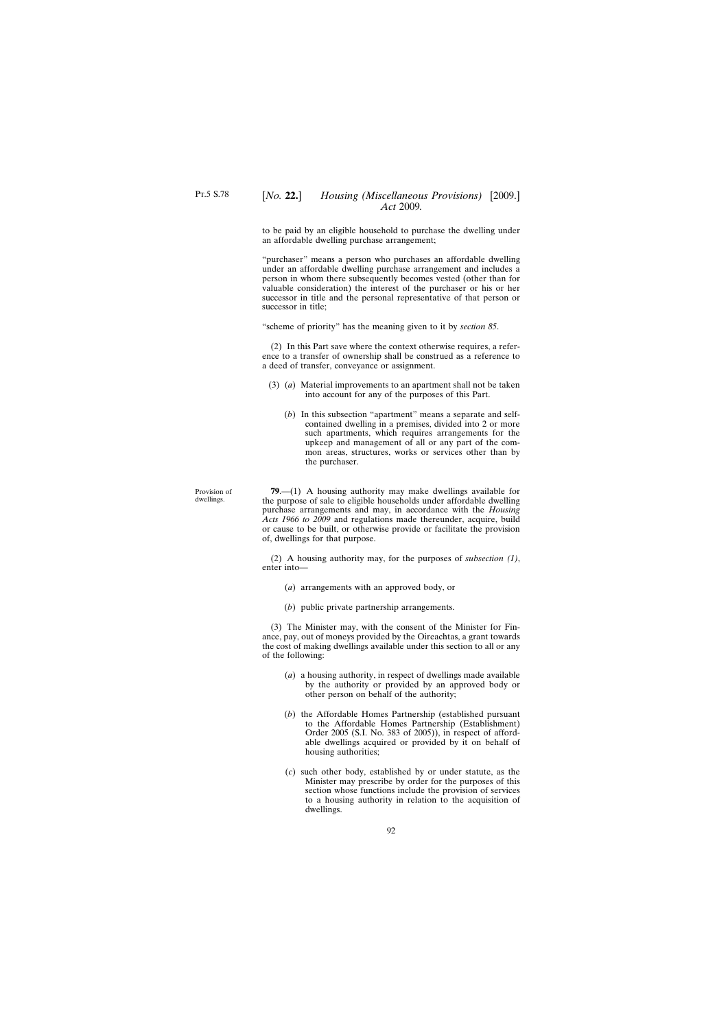to be paid by an eligible household to purchase the dwelling under an affordable dwelling purchase arrangement;

"purchaser" means a person who purchases an affordable dwelling under an affordable dwelling purchase arrangement and includes a person in whom there subsequently becomes vested (other than for valuable consideration) the interest of the purchaser or his or her successor in title and the personal representative of that person or successor in title;

"scheme of priority" has the meaning given to it by *section 85*.

(2) In this Part save where the context otherwise requires, a reference to a transfer of ownership shall be construed as a reference to a deed of transfer, conveyance or assignment.

(3) (*a*) Material improvements to an apartment shall not be taken into account for any of the purposes of this Part.

(*b*) In this subsection "apartment" means a separate and self-contained dwelling in a premises, divided into 2 or more such apartments, which requires arrangements for the upkeep and management of all or any part of the common areas, structures, works or services other than by the purchaser.

Provision of dwellings.

**79**.—(1) A housing authority may make dwellings available for the purpose of sale to eligible households under affordable dwelling purchase arrangements and may, in accordance with the *Housing Acts 1966 to 2009* and regulations made thereunder, acquire, build or cause to be built, or otherwise provide or facilitate the provision of, dwellings for that purpose.

(2) A housing authority may, for the purposes of *subsection (1)*, enter into—

(*a*) arrangements with an approved body, or

(*b*) public private partnership arrangements.

(3) The Minister may, with the consent of the Minister for Finance, pay, out of moneys provided by the Oireachtas, a grant towards the cost of making dwellings available under this section to all or any of the following:

(*a*) a housing authority, in respect of dwellings made available by the authority or provided by an approved body or other person on behalf of the authority;

(*b*) the Affordable Homes Partnership (established pursuant to the Affordable Homes Partnership (Establishment) Order 2005 (S.I. No. 383 of 2005)), in respect of affordable dwellings acquired or provided by it on behalf of housing authorities;

(*c*) such other body, established by or under statute, as the Minister may prescribe by order for the purposes of this section whose functions include the provision of services to a housing authority in relation to the acquisition of dwellings.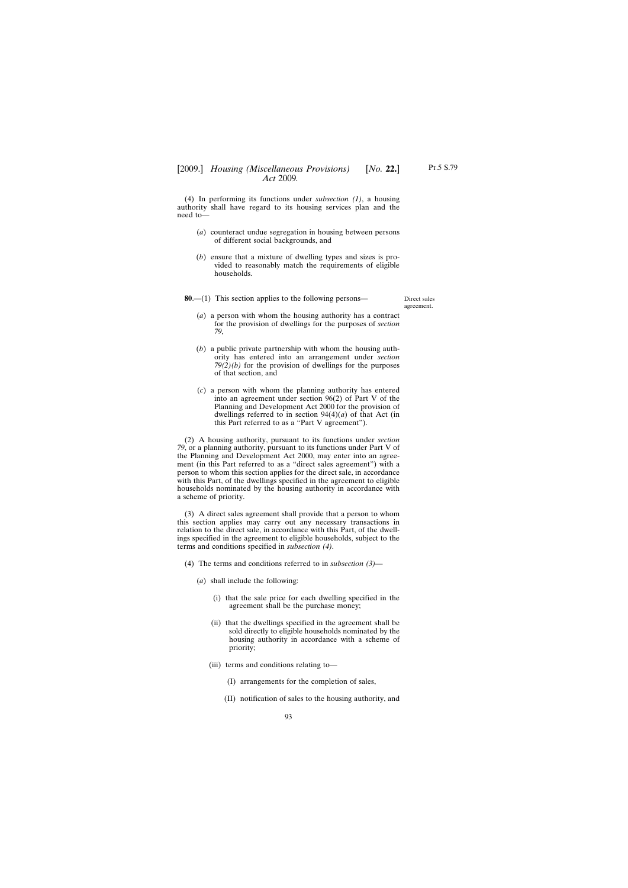(4) In performing its functions under *subsection (1)*, a housing authority shall have regard to its housing services plan and the need to—

(*a*) counteract undue segregation in housing between persons of different social backgrounds, and

(*b*) ensure that a mixture of dwelling types and sizes is provided to reasonably match the requirements of eligible households.

Direct sales agreement.

**80**.—(1) This section applies to the following persons—

(*a*) a person with whom the housing authority has a contract for the provision of dwellings for the purposes of *section 79*,

(*b*) a public private partnership with whom the housing authority has entered into an arrangement under *section 79(2)(b)* for the provision of dwellings for the purposes of that section, and

(*c*) a person with whom the planning authority has entered into an agreement under section 96(2) of Part V of the Planning and Development Act 2000 for the provision of dwellings referred to in section 94(4)(*a*) of that Act (in this Part referred to as a "Part V agreement").

(2) A housing authority, pursuant to its functions under *section 79*, or a planning authority, pursuant to its functions under Part V of the Planning and Development Act 2000, may enter into an agreement (in this Part referred to as a "direct sales agreement") with a person to whom this section applies for the direct sale, in accordance with this Part, of the dwellings specified in the agreement to eligible households nominated by the housing authority in accordance with a scheme of priority.

(3) A direct sales agreement shall provide that a person to whom this section applies may carry out any necessary transactions in relation to the direct sale, in accordance with this Part, of the dwellings specified in the agreement to eligible households, subject to the terms and conditions specified in *subsection (4)*.

(4) The terms and conditions referred to in *subsection (3)*—

(*a*) shall include the following:

(i) that the sale price for each dwelling specified in the agreement shall be the purchase money;

(ii) that the dwellings specified in the agreement shall be sold directly to eligible households nominated by the housing authority in accordance with a scheme of priority;

(iii) terms and conditions relating to—

(I) arrangements for the completion of sales,

(II) notification of sales to the housing authority, and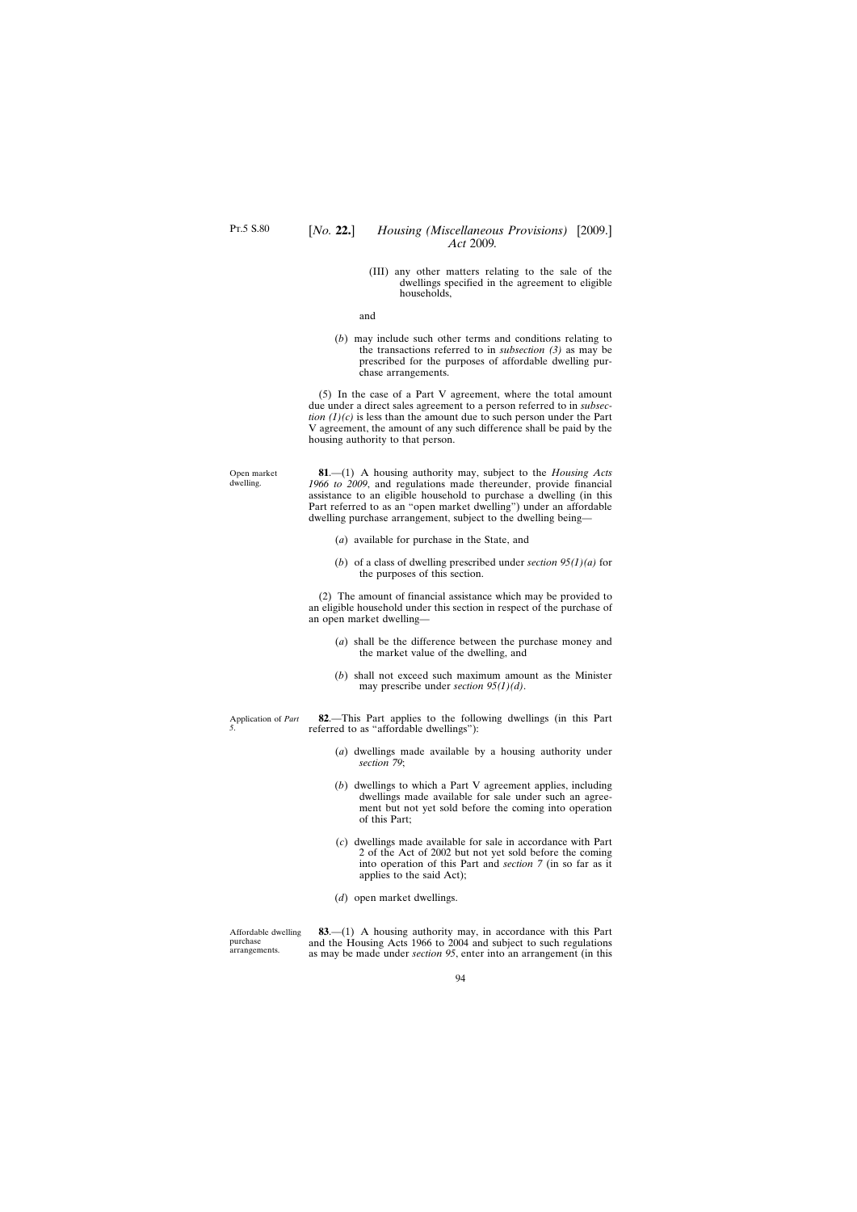(III) any other matters relating to the sale of the dwellings specified in the agreement to eligible households,

and

(*b*) may include such other terms and conditions relating to the transactions referred to in *subsection (3)* as may be prescribed for the purposes of affordable dwelling purchase arrangements.

(5) In the case of a Part V agreement, where the total amount due under a direct sales agreement to a person referred to in *subsection (1)(c)* is less than the amount due to such person under the Part V agreement, the amount of any such difference shall be paid by the housing authority to that person.

Open market dwelling.

**81**.—(1) A housing authority may, subject to the *Housing Acts 1966 to 2009*, and regulations made thereunder, provide financial assistance to an eligible household to purchase a dwelling (in this Part referred to as an "open market dwelling") under an affordable dwelling purchase arrangement, subject to the dwelling being—

(*a*) available for purchase in the State, and

(*b*) of a class of dwelling prescribed under *section 95(1)(a)* for the purposes of this section.

(2) The amount of financial assistance which may be provided to an eligible household under this section in respect of the purchase of an open market dwelling—

(*a*) shall be the difference between the purchase money and the market value of the dwelling, and

(*b*) shall not exceed such maximum amount as the Minister may prescribe under *section 95(1)(d)*.

Application of *Part 5*.

**82**.—This Part applies to the following dwellings (in this Part referred to as "affordable dwellings"):

(*a*) dwellings made available by a housing authority under *section 79*;

(*b*) dwellings to which a Part V agreement applies, including dwellings made available for sale under such an agreement but not yet sold before the coming into operation of this Part;

(*c*) dwellings made available for sale in accordance with Part 2 of the Act of 2002 but not yet sold before the coming into operation of this Part and *section 7* (in so far as it applies to the said Act);

(*d*) open market dwellings.

Affordable dwelling purchase arrangements.

**83**.—(1) A housing authority may, in accordance with this Part and the Housing Acts 1966 to 2004 and subject to such regulations as may be made under *section 95*, enter into an arrangement (in this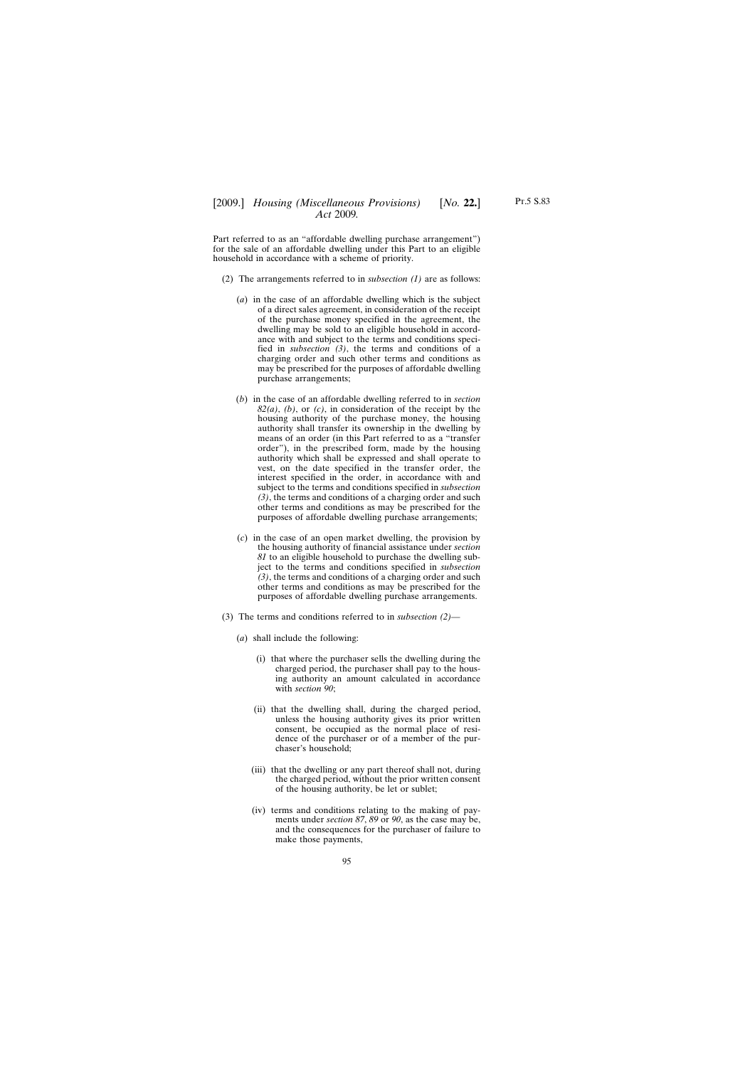Part referred to as an "affordable dwelling purchase arrangement") for the sale of an affordable dwelling under this Part to an eligible household in accordance with a scheme of priority.

(2) The arrangements referred to in *subsection (1)* are as follows:

(*a*) in the case of an affordable dwelling which is the subject of a direct sales agreement, in consideration of the receipt of the purchase money specified in the agreement, the dwelling may be sold to an eligible household in accordance with and subject to the terms and conditions specified in *subsection (3)*, the terms and conditions of a charging order and such other terms and conditions as may be prescribed for the purposes of affordable dwelling purchase arrangements;

(*b*) in the case of an affordable dwelling referred to in *section 82(a)*, *(b)*, or *(c)*, in consideration of the receipt by the housing authority of the purchase money, the housing authority shall transfer its ownership in the dwelling by means of an order (in this Part referred to as a "transfer order"), in the prescribed form, made by the housing authority which shall be expressed and shall operate to vest, on the date specified in the transfer order, the interest specified in the order, in accordance with and subject to the terms and conditions specified in *subsection (3)*, the terms and conditions of a charging order and such other terms and conditions as may be prescribed for the purposes of affordable dwelling purchase arrangements;

(*c*) in the case of an open market dwelling, the provision by the housing authority of financial assistance under *section 81* to an eligible household to purchase the dwelling subject to the terms and conditions specified in *subsection (3)*, the terms and conditions of a charging order and such other terms and conditions as may be prescribed for the purposes of affordable dwelling purchase arrangements.

(3) The terms and conditions referred to in *subsection (2)*—

(*a*) shall include the following:

(i) that where the purchaser sells the dwelling during the charged period, the purchaser shall pay to the housing authority an amount calculated in accordance with *section 90*;

(ii) that the dwelling shall, during the charged period, unless the housing authority gives its prior written consent, be occupied as the normal place of residence of the purchaser or of a member of the purchaser's household;

(iii) that the dwelling or any part thereof shall not, during the charged period, without the prior written consent of the housing authority, be let or sublet;

(iv) terms and conditions relating to the making of payments under *section 87*, *89* or *90*, as the case may be, and the consequences for the purchaser of failure to make those payments,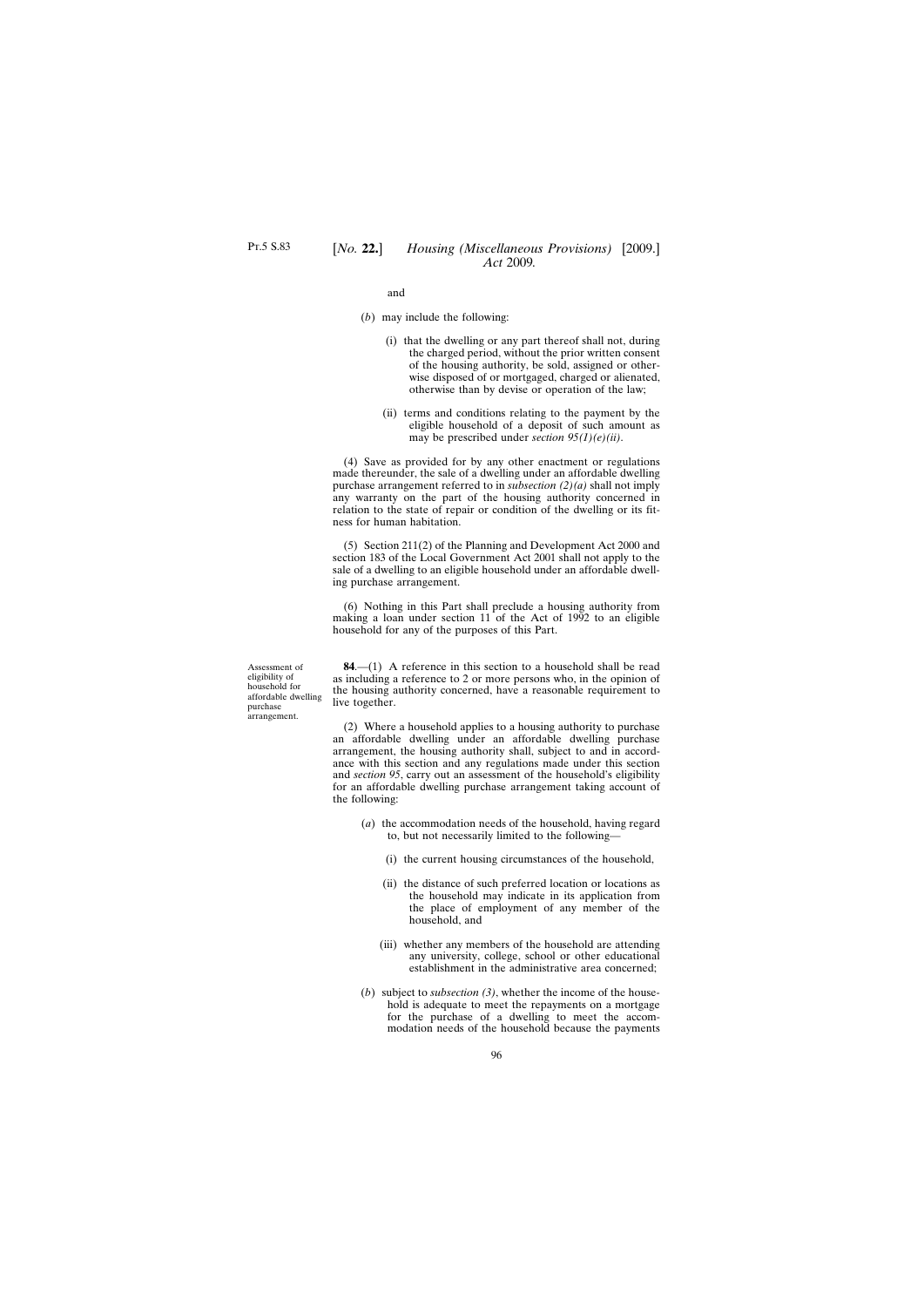and

(*b*) may include the following:

(i) that the dwelling or any part thereof shall not, during the charged period, without the prior written consent of the housing authority, be sold, assigned or otherwise disposed of or mortgaged, charged or alienated, otherwise than by devise or operation of the law;

(ii) terms and conditions relating to the payment by the eligible household of a deposit of such amount as may be prescribed under *section 95(1)(e)(ii)*.

(4) Save as provided for by any other enactment or regulations made thereunder, the sale of a dwelling under an affordable dwelling purchase arrangement referred to in *subsection (2)(a)* shall not imply any warranty on the part of the housing authority concerned in relation to the state of repair or condition of the dwelling or its fitness for human habitation.

(5) Section 211(2) of the Planning and Development Act 2000 and section 183 of the Local Government Act 2001 shall not apply to the sale of a dwelling to an eligible household under an affordable dwelling purchase arrangement.

(6) Nothing in this Part shall preclude a housing authority from making a loan under section 11 of the Act of 1992 to an eligible household for any of the purposes of this Part.

Assessment of eligibility of household for affordable dwelling purchase arrangement.

**84**.—(1) A reference in this section to a household shall be read as including a reference to 2 or more persons who, in the opinion of the housing authority concerned, have a reasonable requirement to live together.

(2) Where a household applies to a housing authority to purchase an affordable dwelling under an affordable dwelling purchase arrangement, the housing authority shall, subject to and in accordance with this section and any regulations made under this section and *section 95*, carry out an assessment of the household's eligibility for an affordable dwelling purchase arrangement taking account of the following:

(*a*) the accommodation needs of the household, having regard to, but not necessarily limited to the following—

(i) the current housing circumstances of the household,

(ii) the distance of such preferred location or locations as the household may indicate in its application from the place of employment of any member of the household, and

(iii) whether any members of the household are attending any university, college, school or other educational establishment in the administrative area concerned;

(*b*) subject to *subsection (3)*, whether the income of the household is adequate to meet the repayments on a mortgage for the purchase of a dwelling to meet the accommodation needs of the household because the payments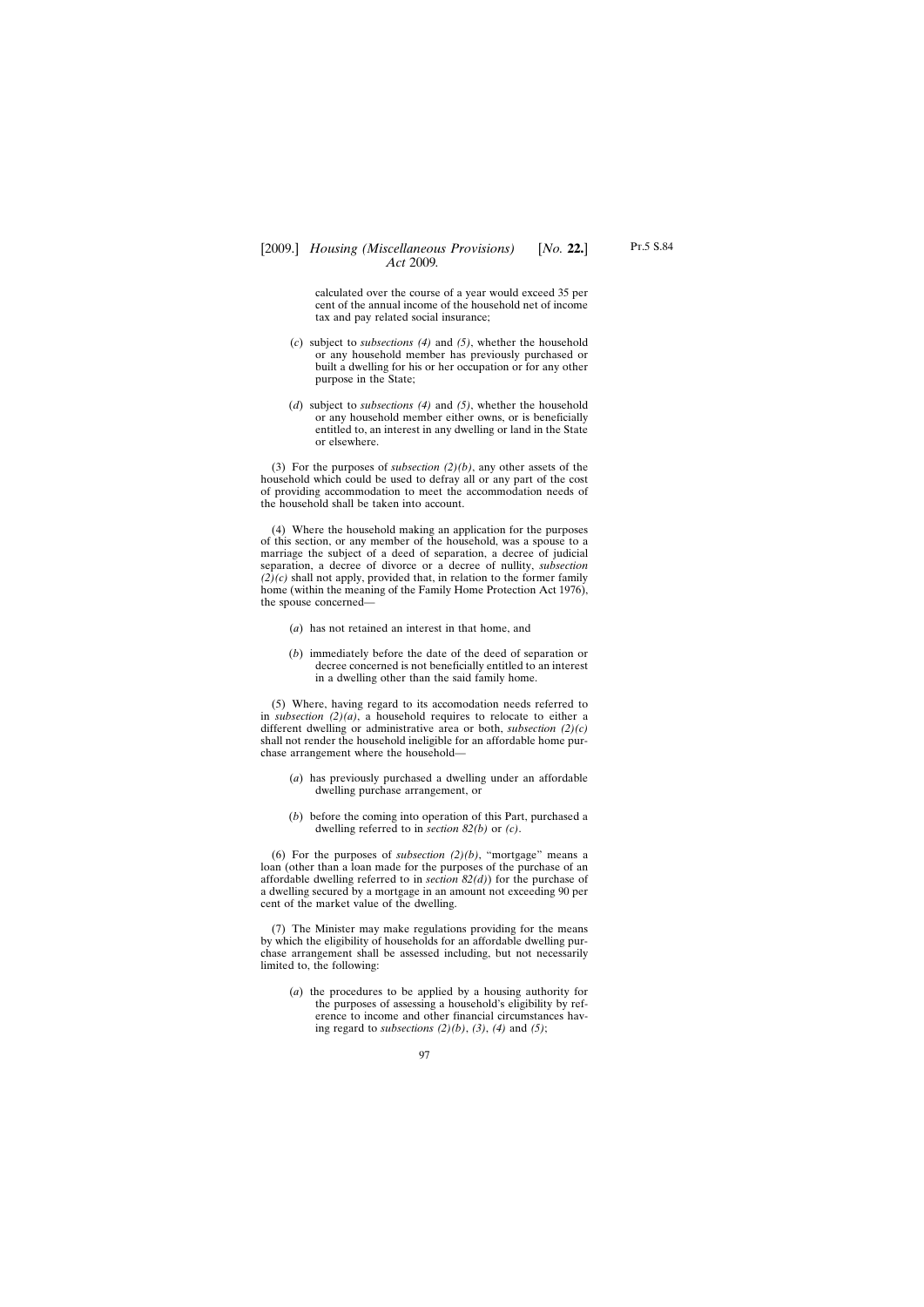calculated over the course of a year would exceed 35 per cent of the annual income of the household net of income tax and pay related social insurance;

(*c*) subject to *subsections (4)* and *(5)*, whether the household or any household member has previously purchased or built a dwelling for his or her occupation or for any other purpose in the State;

(*d*) subject to *subsections (4)* and *(5)*, whether the household or any household member either owns, or is beneficially entitled to, an interest in any dwelling or land in the State or elsewhere.

(3) For the purposes of *subsection (2)(b)*, any other assets of the household which could be used to defray all or any part of the cost of providing accommodation to meet the accommodation needs of the household shall be taken into account.

(4) Where the household making an application for the purposes of this section, or any member of the household, was a spouse to a marriage the subject of a deed of separation, a decree of judicial separation, a decree of divorce or a decree of nullity, *subsection (2)(c)* shall not apply, provided that, in relation to the former family home (within the meaning of the Family Home Protection Act 1976), the spouse concerned—

(*a*) has not retained an interest in that home, and

(*b*) immediately before the date of the deed of separation or decree concerned is not beneficially entitled to an interest in a dwelling other than the said family home.

(5) Where, having regard to its accomodation needs referred to in *subsection (2)(a)*, a household requires to relocate to either a different dwelling or administrative area or both, *subsection (2)(c)* shall not render the household ineligible for an affordable home purchase arrangement where the household—

(*a*) has previously purchased a dwelling under an affordable dwelling purchase arrangement, or

(*b*) before the coming into operation of this Part, purchased a dwelling referred to in *section 82(b)* or *(c)*.

(6) For the purposes of *subsection (2)(b)*, "mortgage" means a loan (other than a loan made for the purposes of the purchase of an affordable dwelling referred to in *section 82(d)*) for the purchase of a dwelling secured by a mortgage in an amount not exceeding 90 per cent of the market value of the dwelling.

(7) The Minister may make regulations providing for the means by which the eligibility of households for an affordable dwelling purchase arrangement shall be assessed including, but not necessarily limited to, the following:

(*a*) the procedures to be applied by a housing authority for the purposes of assessing a household's eligibility by reference to income and other financial circumstances having regard to *subsections (2)(b)*, *(3)*, *(4)* and *(5)*;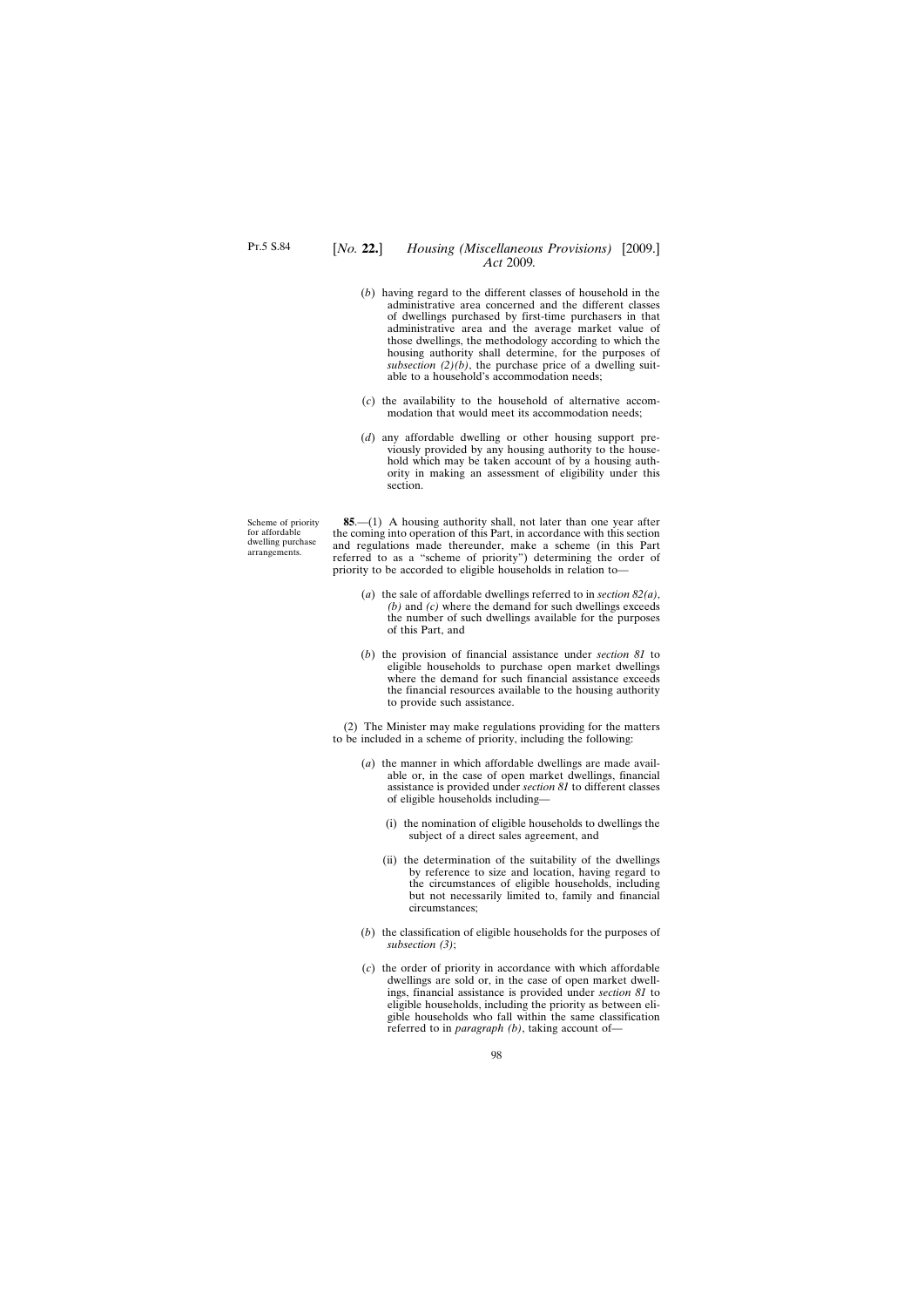(*b*) having regard to the different classes of household in the administrative area concerned and the different classes of dwellings purchased by first-time purchasers in that administrative area and the average market value of those dwellings, the methodology according to which the housing authority shall determine, for the purposes of *subsection (2)(b)*, the purchase price of a dwelling suitable to a household's accommodation needs;

(*c*) the availability to the household of alternative accommodation that would meet its accommodation needs;

(*d*) any affordable dwelling or other housing support previously provided by any housing authority to the household which may be taken account of by a housing authority in making an assessment of eligibility under this section.

Scheme of priority for affordable dwelling purchase arrangements.

**85**.—(1) A housing authority shall, not later than one year after the coming into operation of this Part, in accordance with this section and regulations made thereunder, make a scheme (in this Part referred to as a "scheme of priority") determining the order of priority to be accorded to eligible households in relation to—

(*a*) the sale of affordable dwellings referred to in *section 82(a)*, *(b)* and *(c)* where the demand for such dwellings exceeds the number of such dwellings available for the purposes of this Part, and

(*b*) the provision of financial assistance under *section 81* to eligible households to purchase open market dwellings where the demand for such financial assistance exceeds the financial resources available to the housing authority to provide such assistance.

(2) The Minister may make regulations providing for the matters to be included in a scheme of priority, including the following:

(*a*) the manner in which affordable dwellings are made available or, in the case of open market dwellings, financial assistance is provided under *section 81* to different classes of eligible households including—

(i) the nomination of eligible households to dwellings the subject of a direct sales agreement, and

(ii) the determination of the suitability of the dwellings by reference to size and location, having regard to the circumstances of eligible households, including but not necessarily limited to, family and financial circumstances;

(*b*) the classification of eligible households for the purposes of *subsection (3)*;

(*c*) the order of priority in accordance with which affordable dwellings are sold or, in the case of open market dwellings, financial assistance is provided under *section 81* to eligible households, including the priority as between eligible households who fall within the same classification referred to in *paragraph (b)*, taking account of—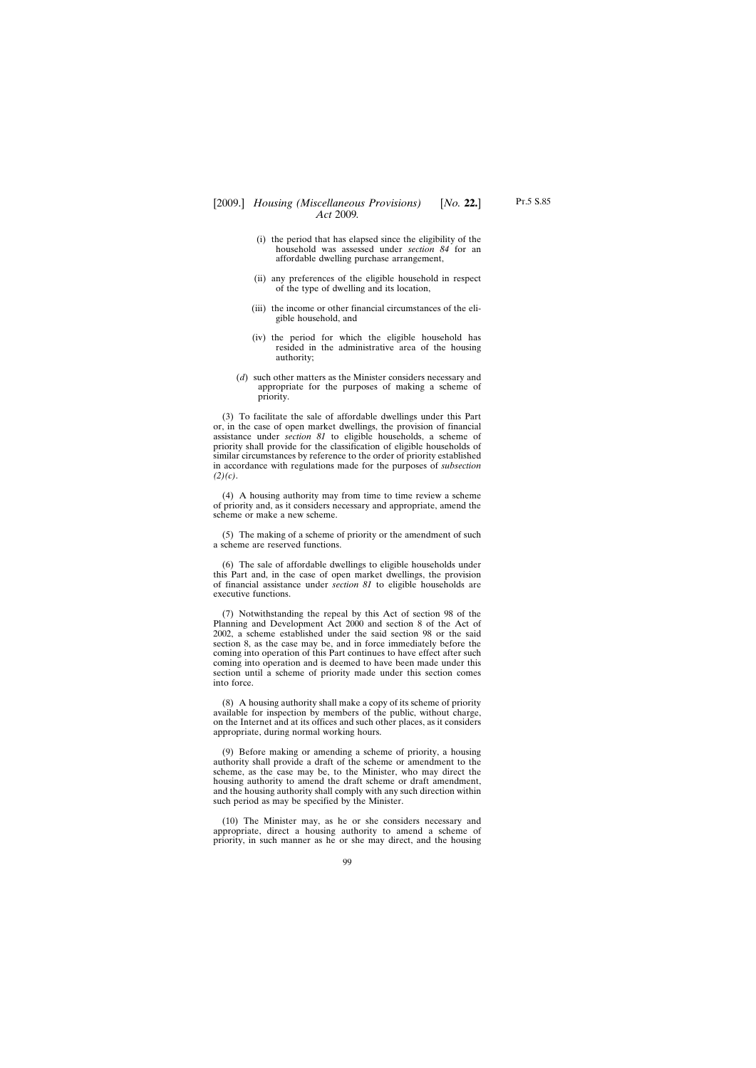(i) the period that has elapsed since the eligibility of the household was assessed under *section 84* for an affordable dwelling purchase arrangement,

(ii) any preferences of the eligible household in respect of the type of dwelling and its location,

(iii) the income or other financial circumstances of the eligible household, and

(iv) the period for which the eligible household has resided in the administrative area of the housing authority;

(*d*) such other matters as the Minister considers necessary and appropriate for the purposes of making a scheme of priority.

(3) To facilitate the sale of affordable dwellings under this Part or, in the case of open market dwellings, the provision of financial assistance under *section 81* to eligible households, a scheme of priority shall provide for the classification of eligible households of similar circumstances by reference to the order of priority established in accordance with regulations made for the purposes of *subsection (2)(c)*.

(4) A housing authority may from time to time review a scheme of priority and, as it considers necessary and appropriate, amend the scheme or make a new scheme.

(5) The making of a scheme of priority or the amendment of such a scheme are reserved functions.

(6) The sale of affordable dwellings to eligible households under this Part and, in the case of open market dwellings, the provision of financial assistance under *section 81* to eligible households are executive functions.

(7) Notwithstanding the repeal by this Act of section 98 of the Planning and Development Act 2000 and section 8 of the Act of 2002, a scheme established under the said section 98 or the said section 8, as the case may be, and in force immediately before the coming into operation of this Part continues to have effect after such coming into operation and is deemed to have been made under this section until a scheme of priority made under this section comes into force.

(8) A housing authority shall make a copy of its scheme of priority available for inspection by members of the public, without charge, on the Internet and at its offices and such other places, as it considers appropriate, during normal working hours.

(9) Before making or amending a scheme of priority, a housing authority shall provide a draft of the scheme or amendment to the scheme, as the case may be, to the Minister, who may direct the housing authority to amend the draft scheme or draft amendment, and the housing authority shall comply with any such direction within such period as may be specified by the Minister.

(10) The Minister may, as he or she considers necessary and appropriate, direct a housing authority to amend a scheme of priority, in such manner as he or she may direct, and the housing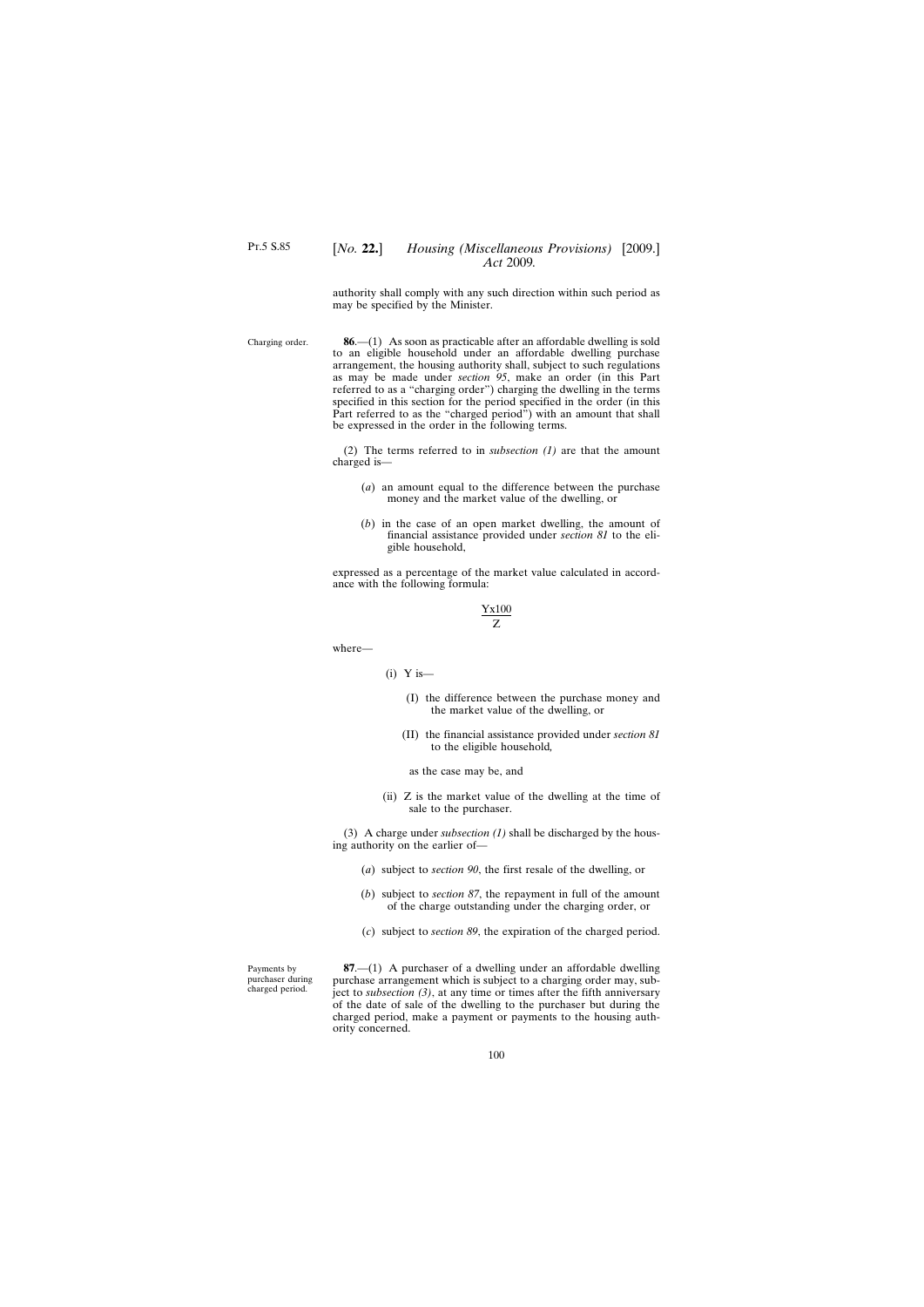authority shall comply with any such direction within such period as may be specified by the Minister.

Charging order.

**86**.—(1) As soon as practicable after an affordable dwelling is sold to an eligible household under an affordable dwelling purchase arrangement, the housing authority shall, subject to such regulations as may be made under *section 95*, make an order (in this Part referred to as a "charging order") charging the dwelling in the terms specified in this section for the period specified in the order (in this Part referred to as the "charged period") with an amount that shall be expressed in the order in the following terms.

(2) The terms referred to in *subsection (1)* are that the amount charged is—

(*a*) an amount equal to the difference between the purchase money and the market value of the dwelling, or

(*b*) in the case of an open market dwelling, the amount of financial assistance provided under *section 81* to the eligible household,

expressed as a percentage of the market value calculated in accordance with the following formula:

$$\frac{Yx100}{Z}$$

where—

(i) Y is—

(I) the difference between the purchase money and the market value of the dwelling, or

(II) the financial assistance provided under *section 81* to the eligible household,

as the case may be, and

(ii) Z is the market value of the dwelling at the time of sale to the purchaser.

(3) A charge under *subsection (1)* shall be discharged by the housing authority on the earlier of—

(*a*) subject to *section 90*, the first resale of the dwelling, or

(*b*) subject to *section 87*, the repayment in full of the amount of the charge outstanding under the charging order, or

(*c*) subject to *section 89*, the expiration of the charged period.

Payments by purchaser during charged period.

**87**.—(1) A purchaser of a dwelling under an affordable dwelling purchase arrangement which is subject to a charging order may, subject to *subsection (3)*, at any time or times after the fifth anniversary of the date of sale of the dwelling to the purchaser but during the charged period, make a payment or payments to the housing authority concerned.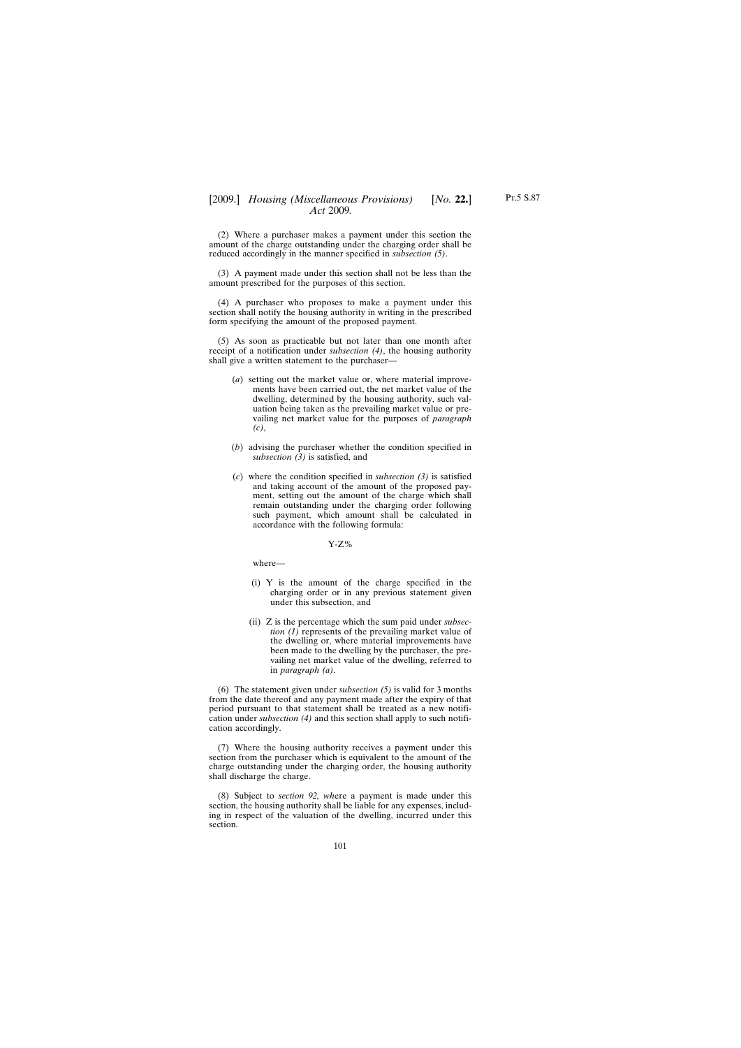(2) Where a purchaser makes a payment under this section the amount of the charge outstanding under the charging order shall be reduced accordingly in the manner specified in *subsection (5)*.

(3) A payment made under this section shall not be less than the amount prescribed for the purposes of this section.

(4) A purchaser who proposes to make a payment under this section shall notify the housing authority in writing in the prescribed form specifying the amount of the proposed payment.

(5) As soon as practicable but not later than one month after receipt of a notification under *subsection (4)*, the housing authority shall give a written statement to the purchaser—

(*a*) setting out the market value or, where material improvements have been carried out, the net market value of the dwelling, determined by the housing authority, such valuation being taken as the prevailing market value or prevailing net market value for the purposes of *paragraph (c)*,

(*b*) advising the purchaser whether the condition specified in *subsection (3)* is satisfied, and

(*c*) where the condition specified in *subsection (3)* is satisfied and taking account of the amount of the proposed payment, setting out the amount of the charge which shall remain outstanding under the charging order following such payment, which amount shall be calculated in accordance with the following formula:

$$Y\text{-}Z\%$$

where—

(i) Y is the amount of the charge specified in the charging order or in any previous statement given under this subsection, and

(ii) Z is the percentage which the sum paid under *subsection (1)* represents of the prevailing market value of the dwelling or, where material improvements have been made to the dwelling by the purchaser, the prevailing net market value of the dwelling, referred to in *paragraph (a)*.

(6) The statement given under *subsection (5)* is valid for 3 months from the date thereof and any payment made after the expiry of that period pursuant to that statement shall be treated as a new notification under *subsection (4)* and this section shall apply to such notification accordingly.

(7) Where the housing authority receives a payment under this section from the purchaser which is equivalent to the amount of the charge outstanding under the charging order, the housing authority shall discharge the charge.

(8) Subject to *section 92, wh*ere a payment is made under this section, the housing authority shall be liable for any expenses, including in respect of the valuation of the dwelling, incurred under this section.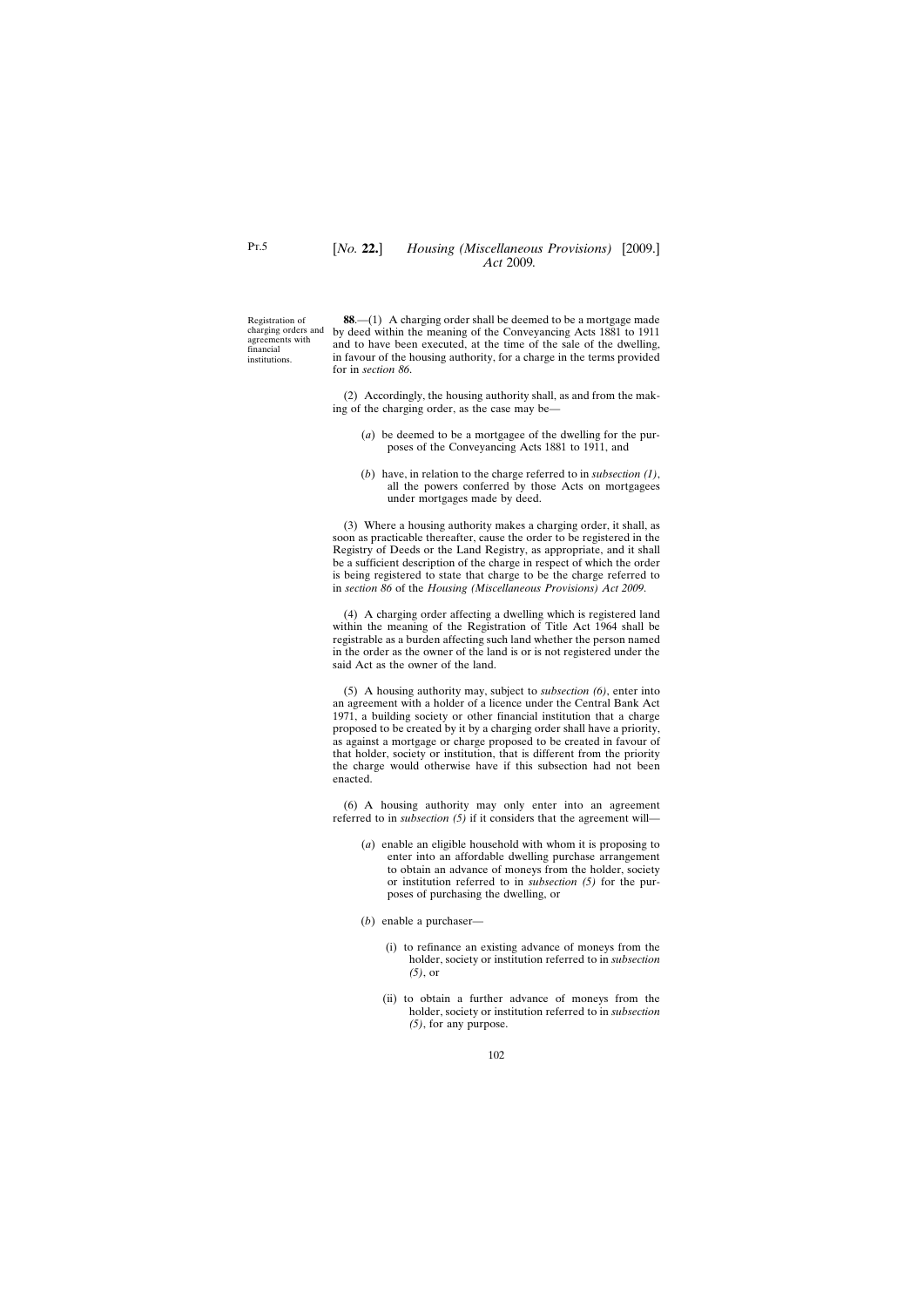Registration of charging orders and agreements with financial institutions.

**88**.—(1) A charging order shall be deemed to be a mortgage made by deed within the meaning of the Conveyancing Acts 1881 to 1911 and to have been executed, at the time of the sale of the dwelling, in favour of the housing authority, for a charge in the terms provided for in *section 86*.

(2) Accordingly, the housing authority shall, as and from the making of the charging order, as the case may be—

(*a*) be deemed to be a mortgagee of the dwelling for the purposes of the Conveyancing Acts 1881 to 1911, and

(*b*) have, in relation to the charge referred to in *subsection (1)*, all the powers conferred by those Acts on mortgagees under mortgages made by deed.

(3) Where a housing authority makes a charging order, it shall, as soon as practicable thereafter, cause the order to be registered in the Registry of Deeds or the Land Registry, as appropriate, and it shall be a sufficient description of the charge in respect of which the order is being registered to state that charge to be the charge referred to in *section 86* of the *Housing (Miscellaneous Provisions) Act 2009*.

(4) A charging order affecting a dwelling which is registered land within the meaning of the Registration of Title Act 1964 shall be registrable as a burden affecting such land whether the person named in the order as the owner of the land is or is not registered under the said Act as the owner of the land.

(5) A housing authority may, subject to *subsection (6)*, enter into an agreement with a holder of a licence under the Central Bank Act 1971, a building society or other financial institution that a charge proposed to be created by it by a charging order shall have a priority, as against a mortgage or charge proposed to be created in favour of that holder, society or institution, that is different from the priority the charge would otherwise have if this subsection had not been enacted.

(6) A housing authority may only enter into an agreement referred to in *subsection (5)* if it considers that the agreement will—

(*a*) enable an eligible household with whom it is proposing to enter into an affordable dwelling purchase arrangement to obtain an advance of moneys from the holder, society or institution referred to in *subsection (5)* for the purposes of purchasing the dwelling, or

(*b*) enable a purchaser—

(i) to refinance an existing advance of moneys from the holder, society or institution referred to in *subsection (5)*, or

(ii) to obtain a further advance of moneys from the holder, society or institution referred to in *subsection (5)*, for any purpose.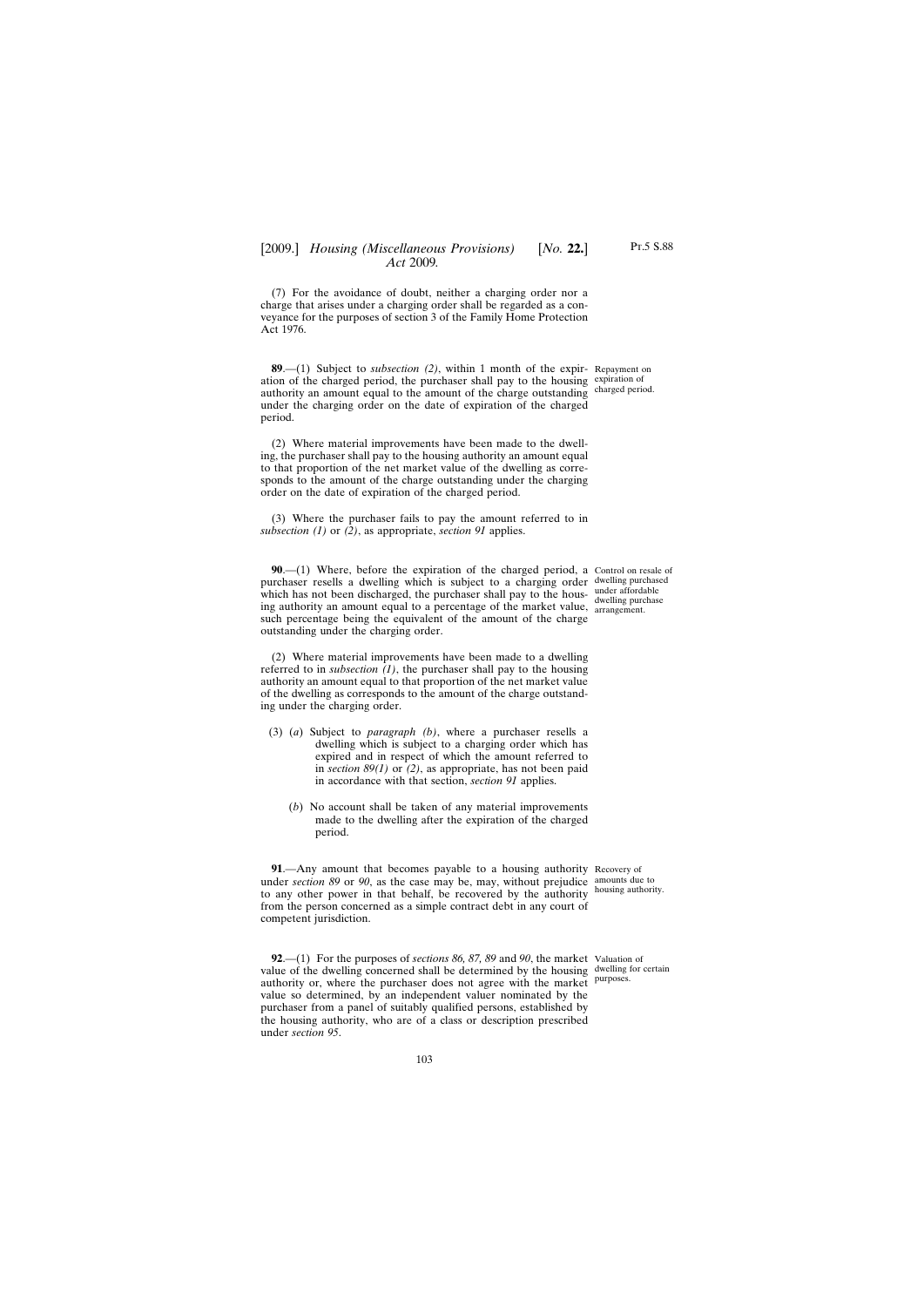(7) For the avoidance of doubt, neither a charging order nor a charge that arises under a charging order shall be regarded as a conveyance for the purposes of section 3 of the Family Home Protection Act 1976.

Repayment on expiration of charged period.

**89**.—(1) Subject to *subsection (2)*, within 1 month of the expiration of the charged period, the purchaser shall pay to the housing authority an amount equal to the amount of the charge outstanding under the charging order on the date of expiration of the charged period.

(2) Where material improvements have been made to the dwelling, the purchaser shall pay to the housing authority an amount equal to that proportion of the net market value of the dwelling as corresponds to the amount of the charge outstanding under the charging order on the date of expiration of the charged period.

(3) Where the purchaser fails to pay the amount referred to in *subsection (1)* or *(2)*, as appropriate, *section 91* applies.

Control on resale of dwelling purchased under affordable dwelling purchase arrangement.

**90**.—(1) Where, before the expiration of the charged period, a purchaser resells a dwelling which is subject to a charging order which has not been discharged, the purchaser shall pay to the housing authority an amount equal to a percentage of the market value, such percentage being the equivalent of the amount of the charge outstanding under the charging order.

(2) Where material improvements have been made to a dwelling referred to in *subsection (1)*, the purchaser shall pay to the housing authority an amount equal to that proportion of the net market value of the dwelling as corresponds to the amount of the charge outstanding under the charging order.

(3) (*a*) Subject to *paragraph (b)*, where a purchaser resells a dwelling which is subject to a charging order which has expired and in respect of which the amount referred to in *section 89(1)* or *(2)*, as appropriate, has not been paid in accordance with that section, *section 91* applies.

(*b*) No account shall be taken of any material improvements made to the dwelling after the expiration of the charged period.

Recovery of amounts due to housing authority.

**91**.—Any amount that becomes payable to a housing authority under *section 89* or *90*, as the case may be, may, without prejudice to any other power in that behalf, be recovered by the authority from the person concerned as a simple contract debt in any court of competent jurisdiction.

Valuation of dwelling for certain purposes.

**92**.—(1) For the purposes of *sections 86, 87, 89* and *90*, the market value of the dwelling concerned shall be determined by the housing authority or, where the purchaser does not agree with the market value so determined, by an independent valuer nominated by the purchaser from a panel of suitably qualified persons, established by the housing authority, who are of a class or description prescribed under *section 95*.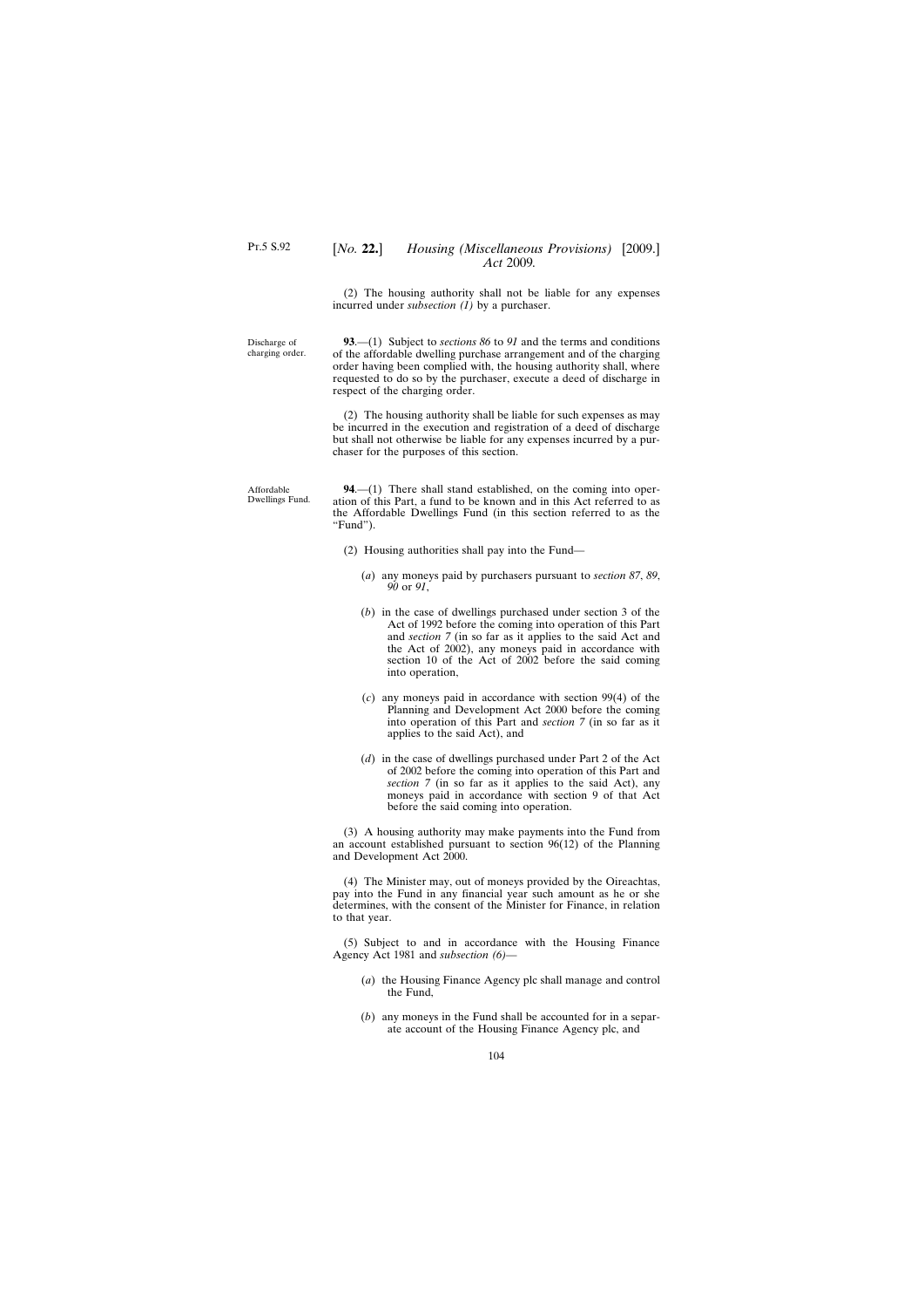(2) The housing authority shall not be liable for any expenses incurred under *subsection (1)* by a purchaser.

Discharge of charging order.

**93**.—(1) Subject to *sections 86* to *91* and the terms and conditions of the affordable dwelling purchase arrangement and of the charging order having been complied with, the housing authority shall, where requested to do so by the purchaser, execute a deed of discharge in respect of the charging order.

(2) The housing authority shall be liable for such expenses as may be incurred in the execution and registration of a deed of discharge but shall not otherwise be liable for any expenses incurred by a purchaser for the purposes of this section.

Affordable Dwellings Fund.

**94**.—(1) There shall stand established, on the coming into operation of this Part, a fund to be known and in this Act referred to as the Affordable Dwellings Fund (in this section referred to as the "Fund").

(2) Housing authorities shall pay into the Fund—

(*a*) any moneys paid by purchasers pursuant to *section 87*, *89*, *90* or *91*,

(*b*) in the case of dwellings purchased under section 3 of the Act of 1992 before the coming into operation of this Part and *section 7* (in so far as it applies to the said Act and the Act of 2002), any moneys paid in accordance with section 10 of the Act of 2002 before the said coming into operation,

(*c*) any moneys paid in accordance with section 99(4) of the Planning and Development Act 2000 before the coming into operation of this Part and *section 7* (in so far as it applies to the said Act), and

(*d*) in the case of dwellings purchased under Part 2 of the Act of 2002 before the coming into operation of this Part and *section 7* (in so far as it applies to the said Act), any moneys paid in accordance with section 9 of that Act before the said coming into operation.

(3) A housing authority may make payments into the Fund from an account established pursuant to section 96(12) of the Planning and Development Act 2000.

(4) The Minister may, out of moneys provided by the Oireachtas, pay into the Fund in any financial year such amount as he or she determines, with the consent of the Minister for Finance, in relation to that year.

(5) Subject to and in accordance with the Housing Finance Agency Act 1981 and *subsection (6)*—

(*a*) the Housing Finance Agency plc shall manage and control the Fund,

(*b*) any moneys in the Fund shall be accounted for in a separate account of the Housing Finance Agency plc, and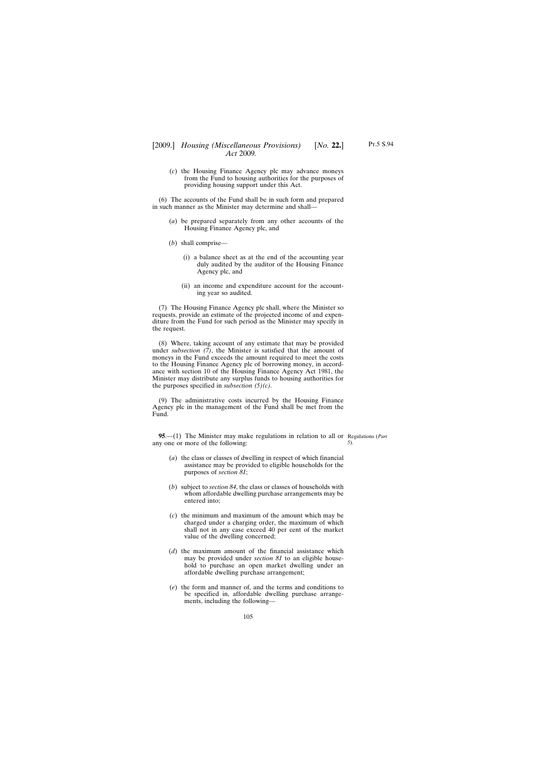(*c*) the Housing Finance Agency plc may advance moneys from the Fund to housing authorities for the purposes of providing housing support under this Act.

(6) The accounts of the Fund shall be in such form and prepared in such manner as the Minister may determine and shall—

(*a*) be prepared separately from any other accounts of the Housing Finance Agency plc, and

(*b*) shall comprise—

(i) a balance sheet as at the end of the accounting year duly audited by the auditor of the Housing Finance Agency plc, and

(ii) an income and expenditure account for the accounting year so audited.

(7) The Housing Finance Agency plc shall, where the Minister so requests, provide an estimate of the projected income of and expenditure from the Fund for such period as the Minister may specify in the request.

(8) Where, taking account of any estimate that may be provided under *subsection (7)*, the Minister is satisfied that the amount of moneys in the Fund exceeds the amount required to meet the costs to the Housing Finance Agency plc of borrowing money, in accordance with section 10 of the Housing Finance Agency Act 1981, the Minister may distribute any surplus funds to housing authorities for the purposes specified in *subsection (5)(c)*.

(9) The administrative costs incurred by the Housing Finance Agency plc in the management of the Fund shall be met from the Fund.

Regulations (*Part 5*).

**95**.—(1) The Minister may make regulations in relation to all or any one or more of the following:

(*a*) the class or classes of dwelling in respect of which financial assistance may be provided to eligible households for the purposes of *section 81*;

(*b*) subject to *section 84*, the class or classes of households with whom affordable dwelling purchase arrangements may be entered into;

(*c*) the minimum and maximum of the amount which may be charged under a charging order, the maximum of which shall not in any case exceed 40 per cent of the market value of the dwelling concerned;

(*d*) the maximum amount of the financial assistance which may be provided under *section 81* to an eligible household to purchase an open market dwelling under an affordable dwelling purchase arrangement;

(*e*) the form and manner of, and the terms and conditions to be specified in, affordable dwelling purchase arrangements, including the following—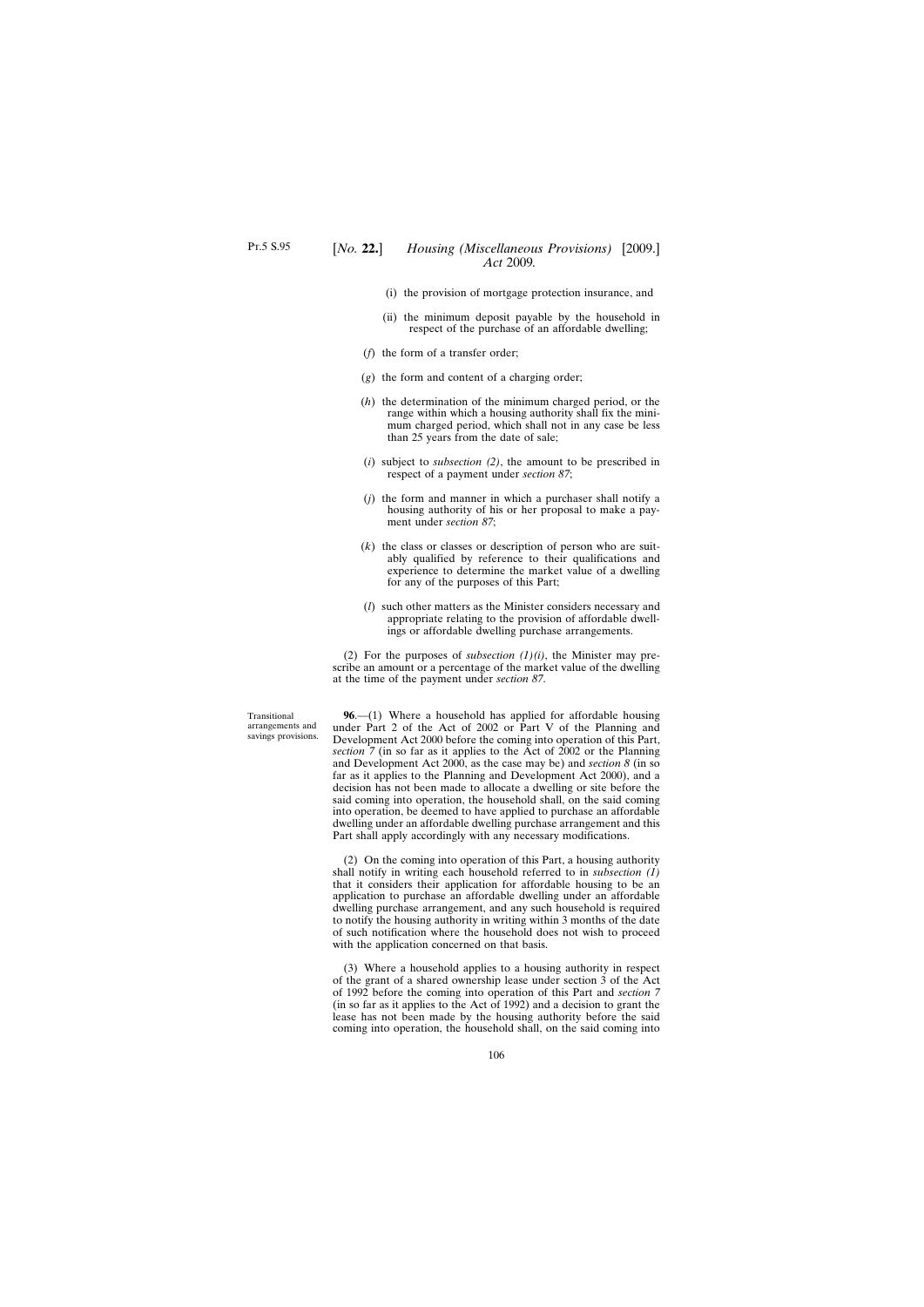(i) the provision of mortgage protection insurance, and

(ii) the minimum deposit payable by the household in respect of the purchase of an affordable dwelling;

(*f*) the form of a transfer order;

(*g*) the form and content of a charging order;

(*h*) the determination of the minimum charged period, or the range within which a housing authority shall fix the minimum charged period, which shall not in any case be less than 25 years from the date of sale;

(*i*) subject to *subsection (2)*, the amount to be prescribed in respect of a payment under *section 87*;

(*j*) the form and manner in which a purchaser shall notify a housing authority of his or her proposal to make a payment under *section 87*;

(*k*) the class or classes or description of person who are suitably qualified by reference to their qualifications and experience to determine the market value of a dwelling for any of the purposes of this Part;

(*l*) such other matters as the Minister considers necessary and appropriate relating to the provision of affordable dwellings or affordable dwelling purchase arrangements.

(2) For the purposes of *subsection (1)(i)*, the Minister may prescribe an amount or a percentage of the market value of the dwelling at the time of the payment under *section 87*.

Transitional arrangements and savings provisions.

**96**.—(1) Where a household has applied for affordable housing under Part 2 of the Act of 2002 or Part V of the Planning and Development Act 2000 before the coming into operation of this Part, *section 7* (in so far as it applies to the Act of 2002 or the Planning and Development Act 2000, as the case may be) and *section 8* (in so far as it applies to the Planning and Development Act 2000), and a decision has not been made to allocate a dwelling or site before the said coming into operation, the household shall, on the said coming into operation, be deemed to have applied to purchase an affordable dwelling under an affordable dwelling purchase arrangement and this Part shall apply accordingly with any necessary modifications.

(2) On the coming into operation of this Part, a housing authority shall notify in writing each household referred to in *subsection (1)* that it considers their application for affordable housing to be an application to purchase an affordable dwelling under an affordable dwelling purchase arrangement, and any such household is required to notify the housing authority in writing within 3 months of the date of such notification where the household does not wish to proceed with the application concerned on that basis.

(3) Where a household applies to a housing authority in respect of the grant of a shared ownership lease under section 3 of the Act of 1992 before the coming into operation of this Part and *section 7* (in so far as it applies to the Act of 1992) and a decision to grant the lease has not been made by the housing authority before the said coming into operation, the household shall, on the said coming into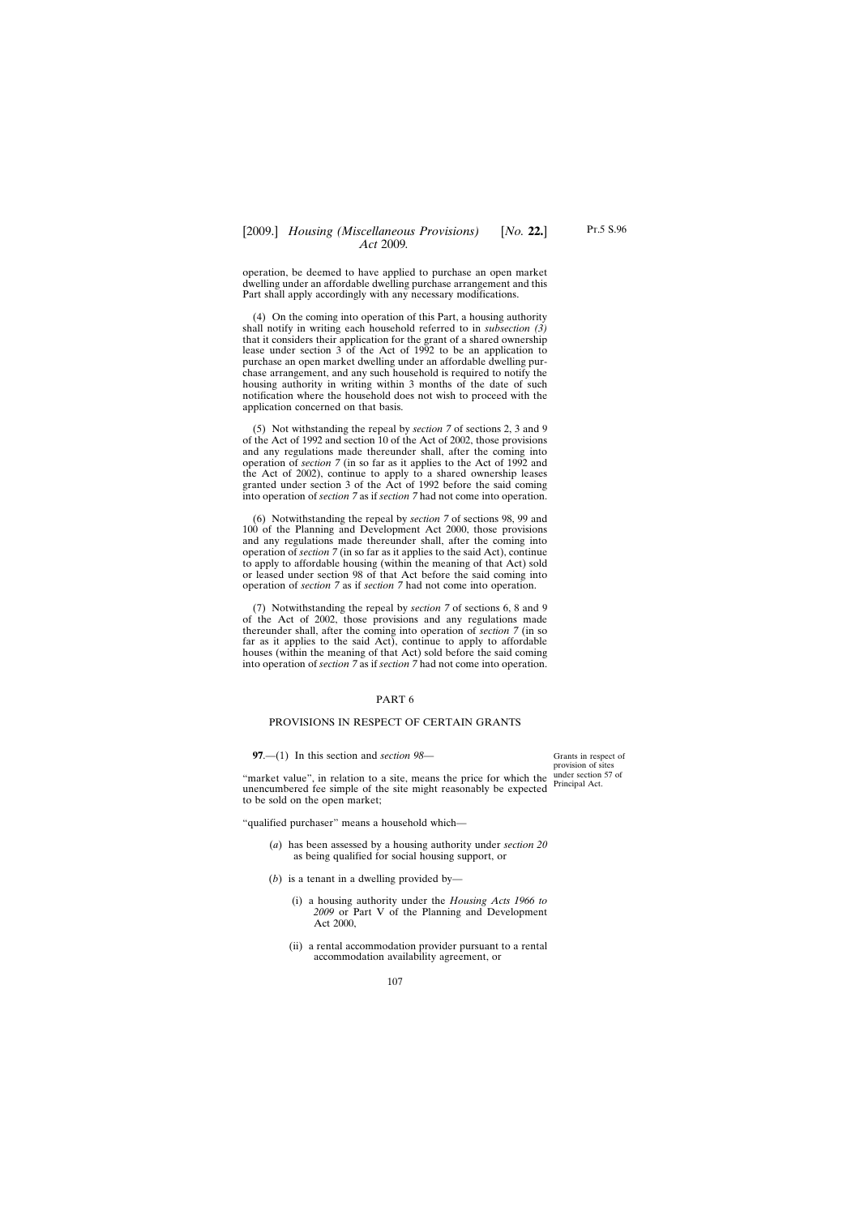operation, be deemed to have applied to purchase an open market dwelling under an affordable dwelling purchase arrangement and this Part shall apply accordingly with any necessary modifications.

(4) On the coming into operation of this Part, a housing authority shall notify in writing each household referred to in *subsection (3)* that it considers their application for the grant of a shared ownership lease under section 3 of the Act of 1992 to be an application to purchase an open market dwelling under an affordable dwelling purchase arrangement, and any such household is required to notify the housing authority in writing within 3 months of the date of such notification where the household does not wish to proceed with the application concerned on that basis.

(5) Not withstanding the repeal by *section 7* of sections 2, 3 and 9 of the Act of 1992 and section 10 of the Act of 2002, those provisions and any regulations made thereunder shall, after the coming into operation of *section 7* (in so far as it applies to the Act of 1992 and the Act of 2002), continue to apply to a shared ownership leases granted under section 3 of the Act of 1992 before the said coming into operation of *section 7* as if *section 7* had not come into operation.

(6) Notwithstanding the repeal by *section 7* of sections 98, 99 and 100 of the Planning and Development Act 2000, those provisions and any regulations made thereunder shall, after the coming into operation of *section 7* (in so far as it applies to the said Act), continue to apply to affordable housing (within the meaning of that Act) sold or leased under section 98 of that Act before the said coming into operation of *section 7* as if *section 7* had not come into operation.

(7) Notwithstanding the repeal by *section 7* of sections 6, 8 and 9 of the Act of 2002, those provisions and any regulations made thereunder shall, after the coming into operation of *section 7* (in so far as it applies to the said Act), continue to apply to affordable houses (within the meaning of that Act) sold before the said coming into operation of *section 7* as if *section 7* had not come into operation.

## PART 6

## PROVISIONS IN RESPECT OF CERTAIN GRANTS

Grants in respect of provision of sites under section 57 of Principal Act.

**97**.—(1) In this section and *section 98*—

"market value", in relation to a site, means the price for which the unencumbered fee simple of the site might reasonably be expected to be sold on the open market;

"qualified purchaser" means a household which—

(*a*) has been assessed by a housing authority under *section 20* as being qualified for social housing support, or

(*b*) is a tenant in a dwelling provided by—

(i) a housing authority under the *Housing Acts 1966 to 2009* or Part V of the Planning and Development Act 2000,

(ii) a rental accommodation provider pursuant to a rental accommodation availability agreement, or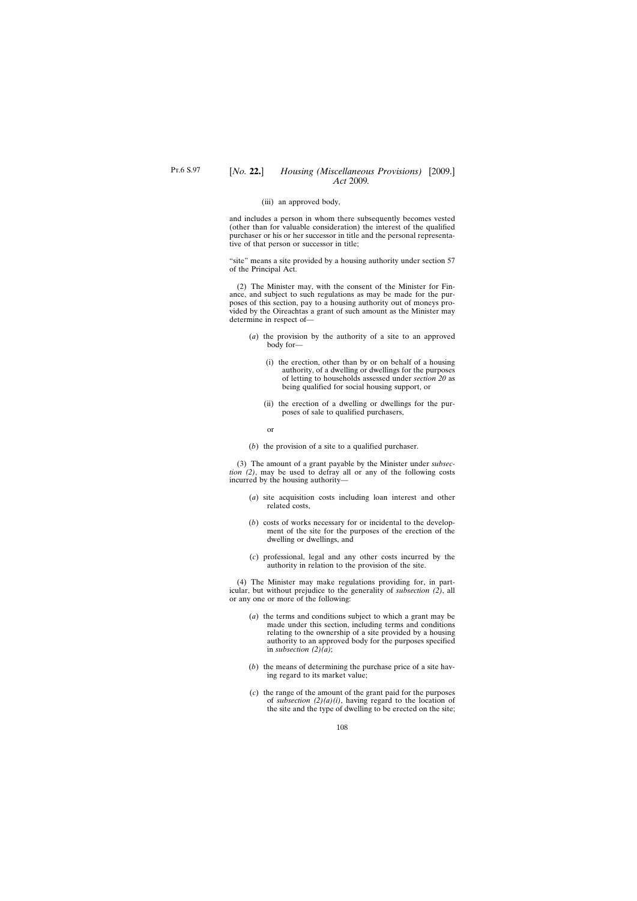(iii) an approved body,

and includes a person in whom there subsequently becomes vested (other than for valuable consideration) the interest of the qualified purchaser or his or her successor in title and the personal representative of that person or successor in title;

"site" means a site provided by a housing authority under section 57 of the Principal Act.

(2) The Minister may, with the consent of the Minister for Finance, and subject to such regulations as may be made for the purposes of this section, pay to a housing authority out of moneys provided by the Oireachtas a grant of such amount as the Minister may determine in respect of—

- (*a*) the provision by the authority of a site to an approved body for—
  - (i) the erection, other than by or on behalf of a housing authority, of a dwelling or dwellings for the purposes of letting to households assessed under *section 20* as being qualified for social housing support, or
  - (ii) the erection of a dwelling or dwellings for the purposes of sale to qualified purchasers,

  or

- (*b*) the provision of a site to a qualified purchaser.

(3) The amount of a grant payable by the Minister under *subsection (2)*, may be used to defray all or any of the following costs incurred by the housing authority—

- (*a*) site acquisition costs including loan interest and other related costs,
- (*b*) costs of works necessary for or incidental to the development of the site for the purposes of the erection of the dwelling or dwellings, and
- (*c*) professional, legal and any other costs incurred by the authority in relation to the provision of the site.

(4) The Minister may make regulations providing for, in particular, but without prejudice to the generality of *subsection (2)*, all or any one or more of the following:

- (*a*) the terms and conditions subject to which a grant may be made under this section, including terms and conditions relating to the ownership of a site provided by a housing authority to an approved body for the purposes specified in *subsection (2)(a)*;
- (*b*) the means of determining the purchase price of a site having regard to its market value;
- (*c*) the range of the amount of the grant paid for the purposes of *subsection (2)(a)(i)*, having regard to the location of the site and the type of dwelling to be erected on the site;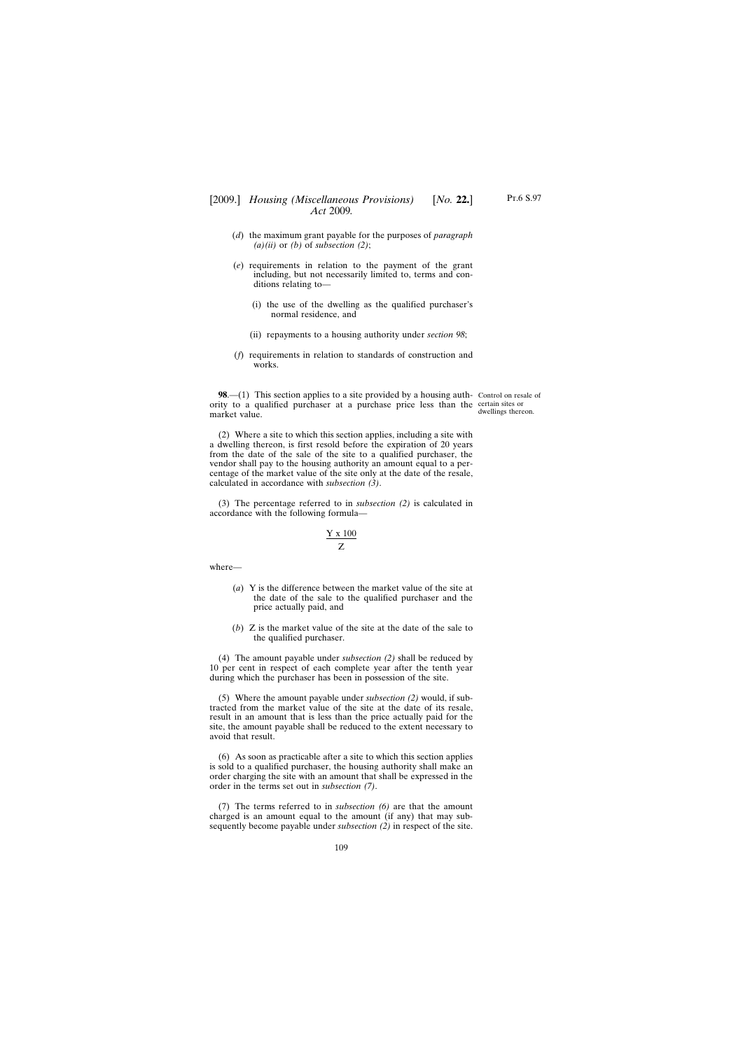(*d*) the maximum grant payable for the purposes of *paragraph (a)(ii)* or *(b)* of *subsection (2)*;

(*e*) requirements in relation to the payment of the grant including, but not necessarily limited to, terms and conditions relating to—

(i) the use of the dwelling as the qualified purchaser's normal residence, and

(ii) repayments to a housing authority under *section 98*;

(*f*) requirements in relation to standards of construction and works.

Control on resale of certain sites or dwellings thereon.

**98**.—(1) This section applies to a site provided by a housing authority to a qualified purchaser at a purchase price less than the market value.

(2) Where a site to which this section applies, including a site with a dwelling thereon, is first resold before the expiration of 20 years from the date of the sale of the site to a qualified purchaser, the vendor shall pay to the housing authority an amount equal to a percentage of the market value of the site only at the date of the resale, calculated in accordance with *subsection (3)*.

(3) The percentage referred to in *subsection (2)* is calculated in accordance with the following formula—

$$\frac{Y \times 100}{Z}$$

where—

(*a*) Y is the difference between the market value of the site at the date of the sale to the qualified purchaser and the price actually paid, and

(*b*) Z is the market value of the site at the date of the sale to the qualified purchaser.

(4) The amount payable under *subsection (2)* shall be reduced by 10 per cent in respect of each complete year after the tenth year during which the purchaser has been in possession of the site.

(5) Where the amount payable under *subsection (2)* would, if subtracted from the market value of the site at the date of its resale, result in an amount that is less than the price actually paid for the site, the amount payable shall be reduced to the extent necessary to avoid that result.

(6) As soon as practicable after a site to which this section applies is sold to a qualified purchaser, the housing authority shall make an order charging the site with an amount that shall be expressed in the order in the terms set out in *subsection (7)*.

(7) The terms referred to in *subsection (6)* are that the amount charged is an amount equal to the amount (if any) that may subsequently become payable under *subsection (2)* in respect of the site.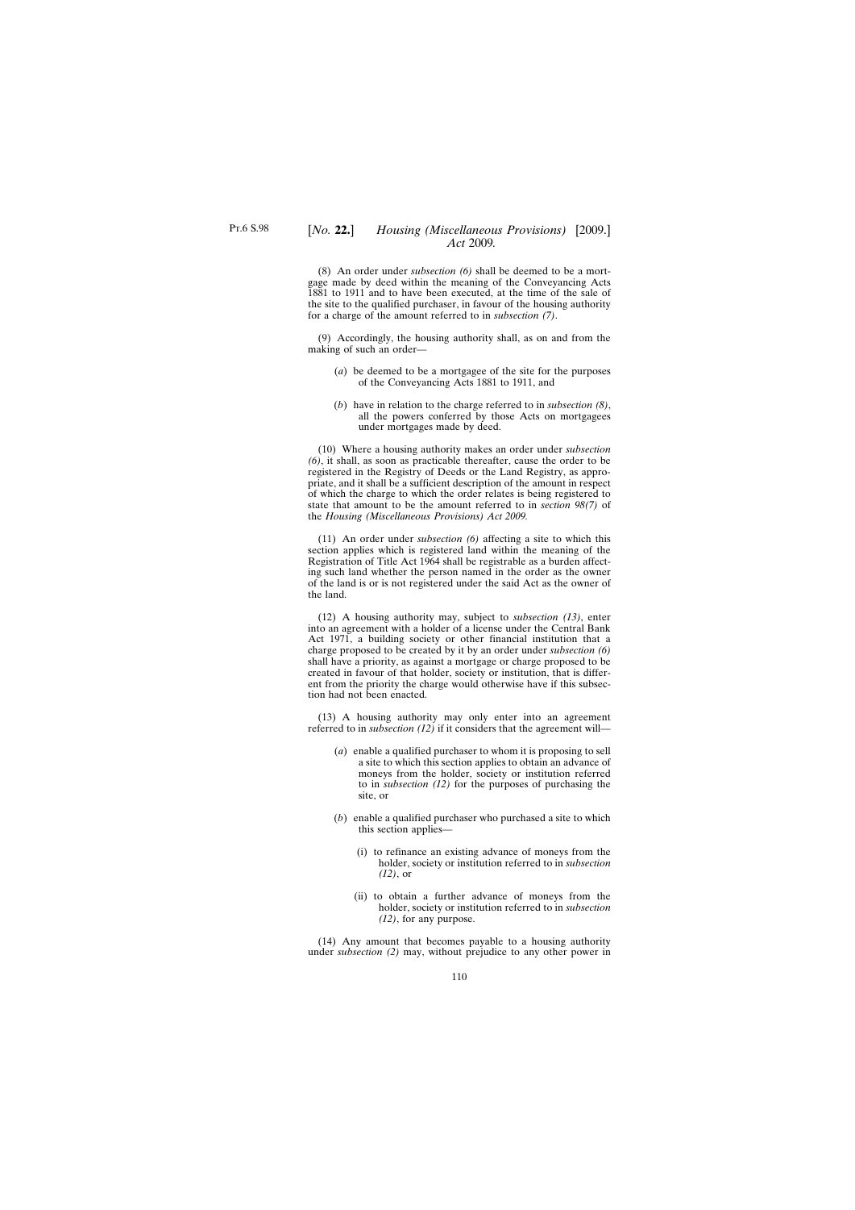(8) An order under *subsection (6)* shall be deemed to be a mortgage made by deed within the meaning of the Conveyancing Acts 1881 to 1911 and to have been executed, at the time of the sale of the site to the qualified purchaser, in favour of the housing authority for a charge of the amount referred to in *subsection (7)*.

(9) Accordingly, the housing authority shall, as on and from the making of such an order—

(*a*) be deemed to be a mortgagee of the site for the purposes of the Conveyancing Acts 1881 to 1911, and

(*b*) have in relation to the charge referred to in *subsection (8)*, all the powers conferred by those Acts on mortgagees under mortgages made by deed.

(10) Where a housing authority makes an order under *subsection (6)*, it shall, as soon as practicable thereafter, cause the order to be registered in the Registry of Deeds or the Land Registry, as appropriate, and it shall be a sufficient description of the amount in respect of which the charge to which the order relates is being registered to state that amount to be the amount referred to in *section 98(7)* of the *Housing (Miscellaneous Provisions) Act 2009.*

(11) An order under *subsection (6)* affecting a site to which this section applies which is registered land within the meaning of the Registration of Title Act 1964 shall be registrable as a burden affecting such land whether the person named in the order as the owner of the land is or is not registered under the said Act as the owner of the land.

(12) A housing authority may, subject to *subsection (13)*, enter into an agreement with a holder of a license under the Central Bank Act 1971, a building society or other financial institution that a charge proposed to be created by it by an order under *subsection (6)* shall have a priority, as against a mortgage or charge proposed to be created in favour of that holder, society or institution, that is different from the priority the charge would otherwise have if this subsection had not been enacted.

(13) A housing authority may only enter into an agreement referred to in *subsection (12)* if it considers that the agreement will—

(*a*) enable a qualified purchaser to whom it is proposing to sell a site to which this section applies to obtain an advance of moneys from the holder, society or institution referred to in *subsection (12)* for the purposes of purchasing the site, or

(*b*) enable a qualified purchaser who purchased a site to which this section applies—

(i) to refinance an existing advance of moneys from the holder, society or institution referred to in *subsection (12)*, or

(ii) to obtain a further advance of moneys from the holder, society or institution referred to in *subsection (12)*, for any purpose.

(14) Any amount that becomes payable to a housing authority under *subsection (2)* may, without prejudice to any other power in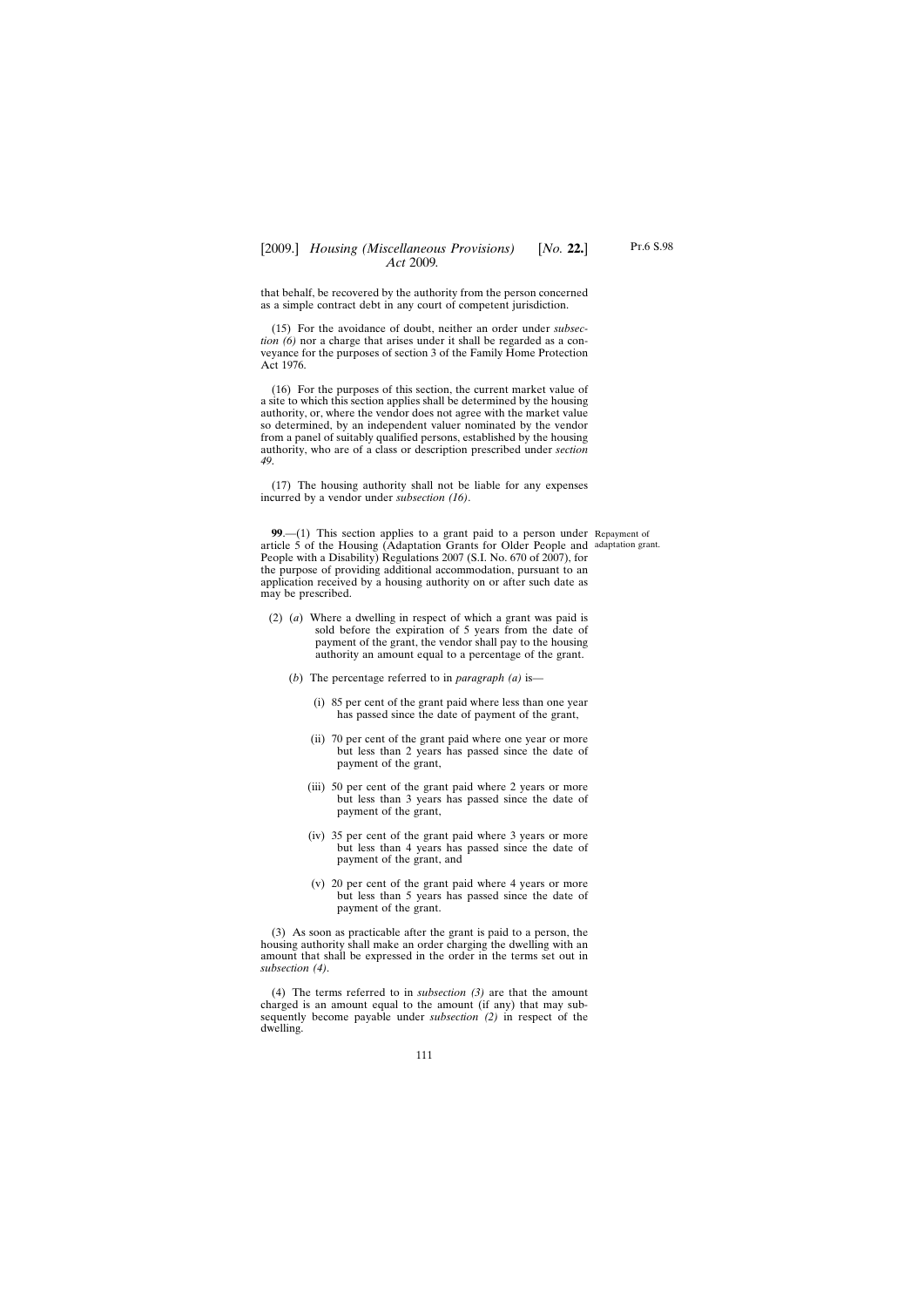that behalf, be recovered by the authority from the person concerned as a simple contract debt in any court of competent jurisdiction.

(15) For the avoidance of doubt, neither an order under *subsection (6)* nor a charge that arises under it shall be regarded as a conveyance for the purposes of section 3 of the Family Home Protection Act 1976.

(16) For the purposes of this section, the current market value of a site to which this section applies shall be determined by the housing authority, or, where the vendor does not agree with the market value so determined, by an independent valuer nominated by the vendor from a panel of suitably qualified persons, established by the housing authority, who are of a class or description prescribed under *section 49*.

(17) The housing authority shall not be liable for any expenses incurred by a vendor under *subsection (16)*.

Repayment of adaptation grant.

**99**.—(1) This section applies to a grant paid to a person under article 5 of the Housing (Adaptation Grants for Older People and People with a Disability) Regulations 2007 (S.I. No. 670 of 2007), for the purpose of providing additional accommodation, pursuant to an application received by a housing authority on or after such date as may be prescribed.

(2) (*a*) Where a dwelling in respect of which a grant was paid is sold before the expiration of 5 years from the date of payment of the grant, the vendor shall pay to the housing authority an amount equal to a percentage of the grant.

(*b*) The percentage referred to in *paragraph (a)* is—

(i) 85 per cent of the grant paid where less than one year has passed since the date of payment of the grant,

(ii) 70 per cent of the grant paid where one year or more but less than 2 years has passed since the date of payment of the grant,

(iii) 50 per cent of the grant paid where 2 years or more but less than 3 years has passed since the date of payment of the grant,

(iv) 35 per cent of the grant paid where 3 years or more but less than 4 years has passed since the date of payment of the grant, and

(v) 20 per cent of the grant paid where 4 years or more but less than 5 years has passed since the date of payment of the grant.

(3) As soon as practicable after the grant is paid to a person, the housing authority shall make an order charging the dwelling with an amount that shall be expressed in the order in the terms set out in *subsection (4)*.

(4) The terms referred to in *subsection (3)* are that the amount charged is an amount equal to the amount (if any) that may subsequently become payable under *subsection (2)* in respect of the dwelling.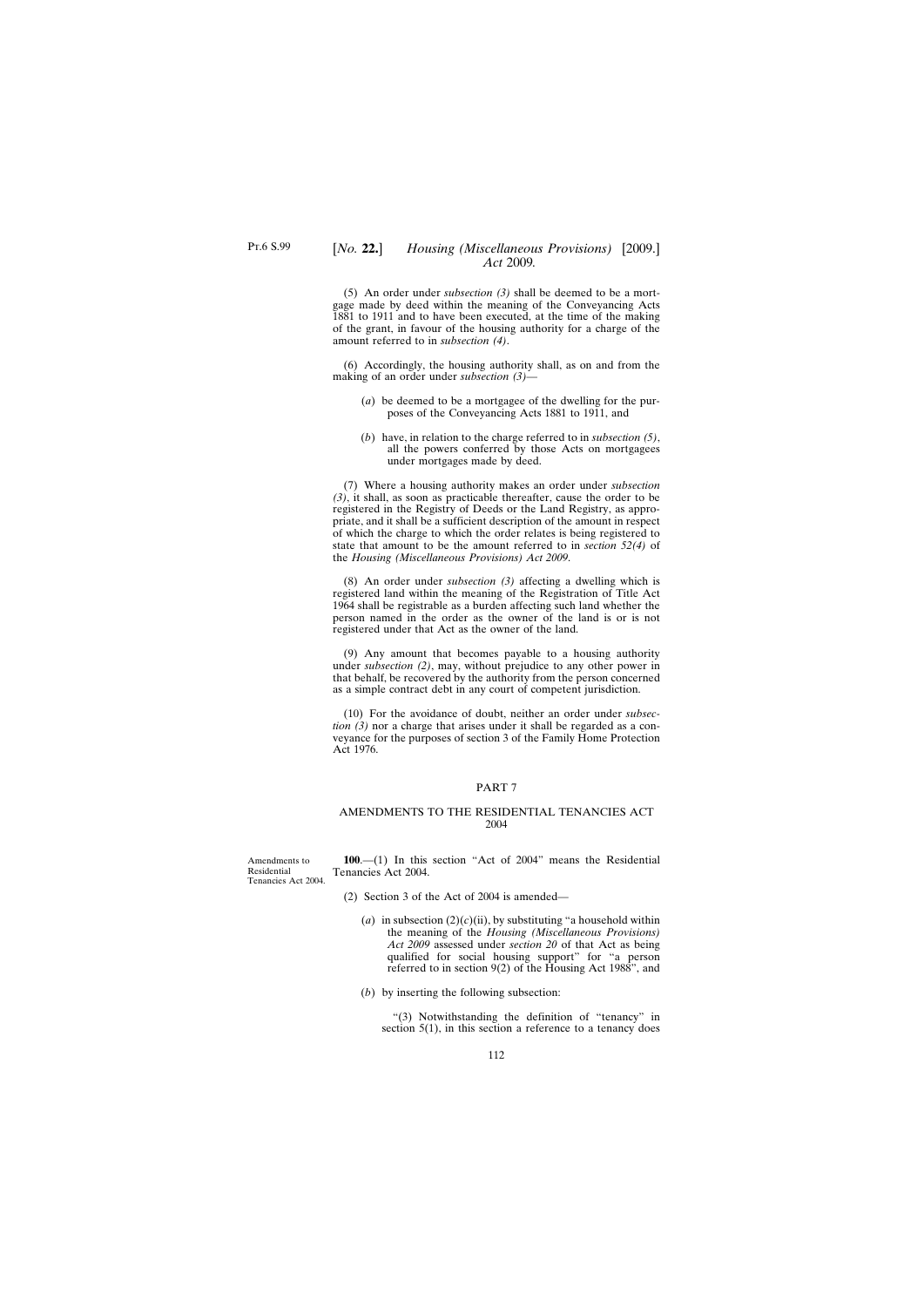(5) An order under *subsection (3)* shall be deemed to be a mortgage made by deed within the meaning of the Conveyancing Acts 1881 to 1911 and to have been executed, at the time of the making of the grant, in favour of the housing authority for a charge of the amount referred to in *subsection (4)*.

(6) Accordingly, the housing authority shall, as on and from the making of an order under *subsection (3)*—

(*a*) be deemed to be a mortgagee of the dwelling for the purposes of the Conveyancing Acts 1881 to 1911, and

(*b*) have, in relation to the charge referred to in *subsection (5)*, all the powers conferred by those Acts on mortgagees under mortgages made by deed.

(7) Where a housing authority makes an order under *subsection (3)*, it shall, as soon as practicable thereafter, cause the order to be registered in the Registry of Deeds or the Land Registry, as appropriate, and it shall be a sufficient description of the amount in respect of which the charge to which the order relates is being registered to state that amount to be the amount referred to in *section 52(4)* of the *Housing (Miscellaneous Provisions) Act 2009*.

(8) An order under *subsection (3)* affecting a dwelling which is registered land within the meaning of the Registration of Title Act 1964 shall be registrable as a burden affecting such land whether the person named in the order as the owner of the land is or is not registered under that Act as the owner of the land.

(9) Any amount that becomes payable to a housing authority under *subsection (2)*, may, without prejudice to any other power in that behalf, be recovered by the authority from the person concerned as a simple contract debt in any court of competent jurisdiction.

(10) For the avoidance of doubt, neither an order under *subsection (3)* nor a charge that arises under it shall be regarded as a conveyance for the purposes of section 3 of the Family Home Protection Act 1976.

## PART 7

### AMENDMENTS TO THE RESIDENTIAL TENANCIES ACT 2004

Amendments to Residential Tenancies Act 2004.

**100**.—(1) In this section "Act of 2004" means the Residential Tenancies Act 2004.

(2) Section 3 of the Act of 2004 is amended—

(*a*) in subsection (2)(*c*)(ii), by substituting "a household within the meaning of the *Housing (Miscellaneous Provisions) Act 2009* assessed under *section 20* of that Act as being qualified for social housing support" for "a person referred to in section 9(2) of the Housing Act 1988", and

(*b*) by inserting the following subsection:

"(3) Notwithstanding the definition of "tenancy" in section 5(1), in this section a reference to a tenancy does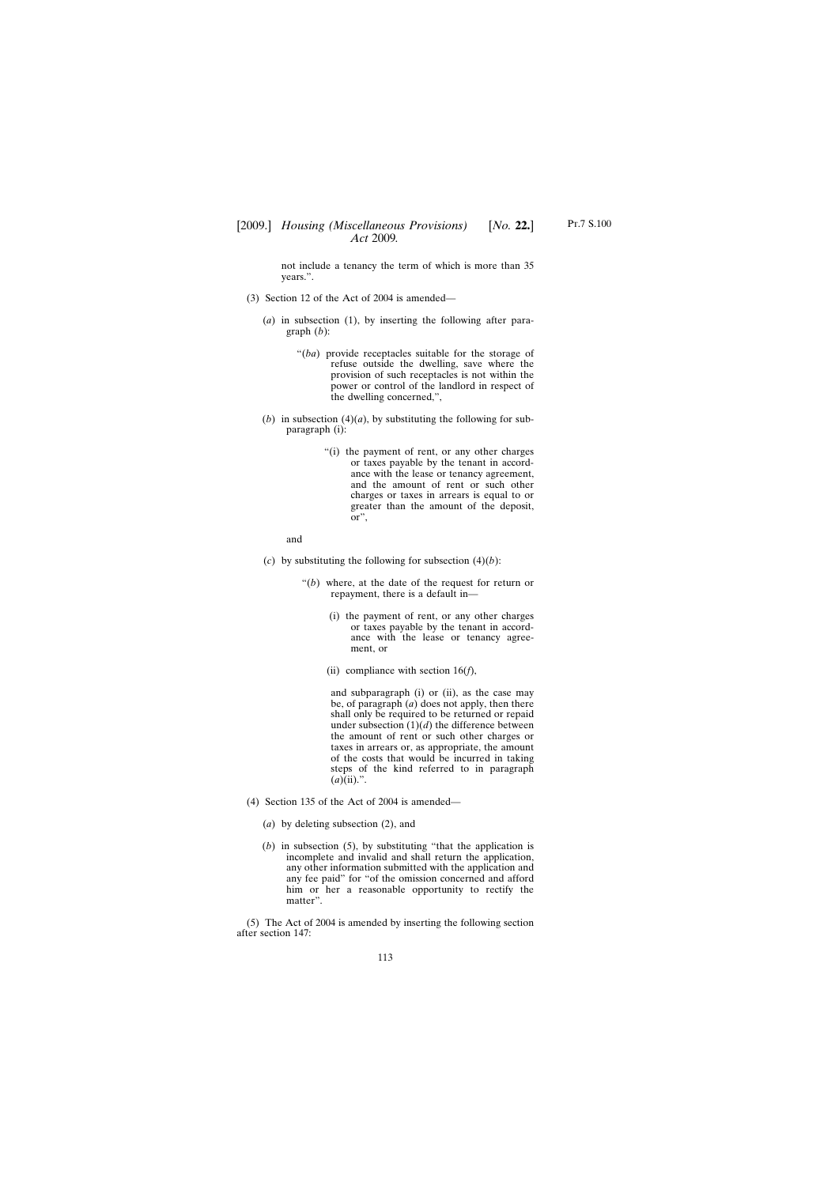not include a tenancy the term of which is more than 35 years.".

(3) Section 12 of the Act of 2004 is amended—

(*a*) in subsection (1), by inserting the following after paragraph (*b*):

> "(*ba*) provide receptacles suitable for the storage of refuse outside the dwelling, save where the provision of such receptacles is not within the power or control of the landlord in respect of the dwelling concerned,",

(*b*) in subsection (4)(*a*), by substituting the following for subparagraph (i):

> "(i) the payment of rent, or any other charges or taxes payable by the tenant in accordance with the lease or tenancy agreement, and the amount of rent or such other charges or taxes in arrears is equal to or greater than the amount of the deposit, or",

and

(*c*) by substituting the following for subsection (4)(*b*):

> "(*b*) where, at the date of the request for return or repayment, there is a default in—
>
> (i) the payment of rent, or any other charges or taxes payable by the tenant in accordance with the lease or tenancy agreement, or
>
> (ii) compliance with section 16(*f*),
>
> and subparagraph (i) or (ii), as the case may be, of paragraph (*a*) does not apply, then there shall only be required to be returned or repaid under subsection (1)(*d*) the difference between the amount of rent or such other charges or taxes in arrears or, as appropriate, the amount of the costs that would be incurred in taking steps of the kind referred to in paragraph (*a*)(ii).".

(4) Section 135 of the Act of 2004 is amended—

(*a*) by deleting subsection (2), and

(*b*) in subsection (5), by substituting "that the application is incomplete and invalid and shall return the application, any other information submitted with the application and any fee paid" for "of the omission concerned and afford him or her a reasonable opportunity to rectify the matter".

(5) The Act of 2004 is amended by inserting the following section after section 147: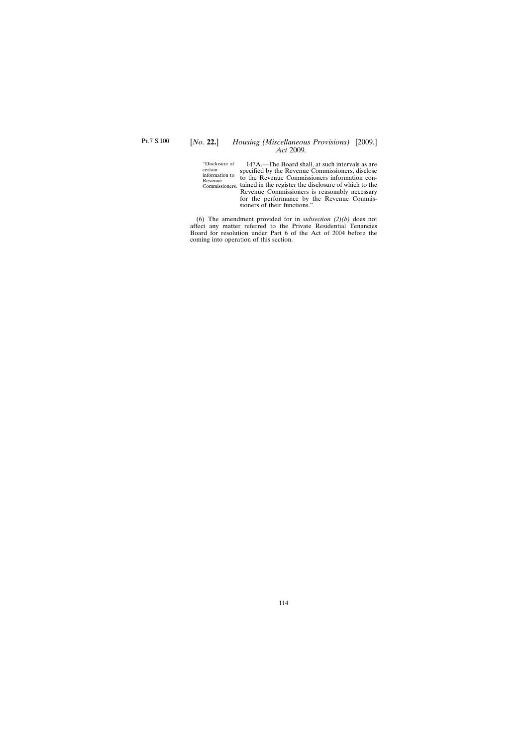"Disclosure of certain information to Revenue Commissioners.

147A.—The Board shall, at such intervals as are specified by the Revenue Commissioners, disclose to the Revenue Commissioners information contained in the register the disclosure of which to the Revenue Commissioners is reasonably necessary for the performance by the Revenue Commissioners of their functions.".

(6) The amendment provided for in *subsection (2)(b)* does not affect any matter referred to the Private Residential Tenancies Board for resolution under Part 6 of the Act of 2004 before the coming into operation of this section.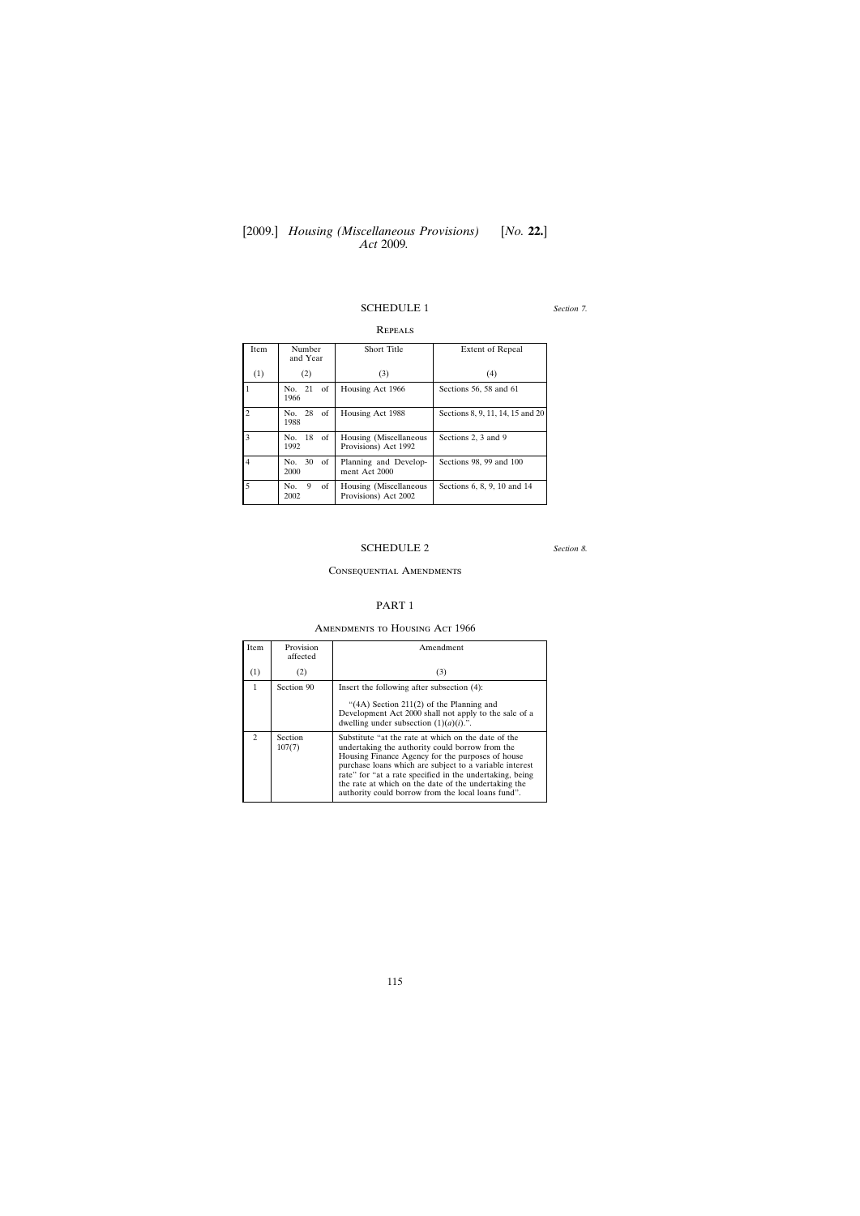## SCHEDULE 1

*Section 7.*

### Repeals

| Item | Number and Year | Short Title | Extent of Repeal |
|---|---|---|---|
| (1) | (2) | (3) | (4) |
| 1 | No. 21 of 1966 | Housing Act 1966 | Sections 56, 58 and 61 |
| 2 | No. 28 of 1988 | Housing Act 1988 | Sections 8, 9, 11, 14, 15 and 20 |
| 3 | No. 18 of 1992 | Housing (Miscellaneous Provisions) Act 1992 | Sections 2, 3 and 9 |
| 4 | No. 30 of 2000 | Planning and Development Act 2000 | Sections 98, 99 and 100 |
| 5 | No. 9 of 2002 | Housing (Miscellaneous Provisions) Act 2002 | Sections 6, 8, 9, 10 and 14 |

## SCHEDULE 2

*Section 8.*

### Consequential Amendments

#### PART 1

##### Amendments to Housing Act 1966

| Item | Provision affected | Amendment |
|---|---|---|
| (1) | (2) | (3) |
| 1 | Section 90 | Insert the following after subsection (4): “(4A) Section 211(2) of the Planning and Development Act 2000 shall not apply to the sale of a dwelling under subsection (1)(*a*)(*i*).”. |
| 2 | Section 107(7) | Substitute “at the rate at which on the date of the undertaking the authority could borrow from the Housing Finance Agency for the purposes of house purchase loans which are subject to a variable interest rate” for “at a rate specified in the undertaking, being the rate at which on the date of the undertaking the authority could borrow from the local loans fund”. |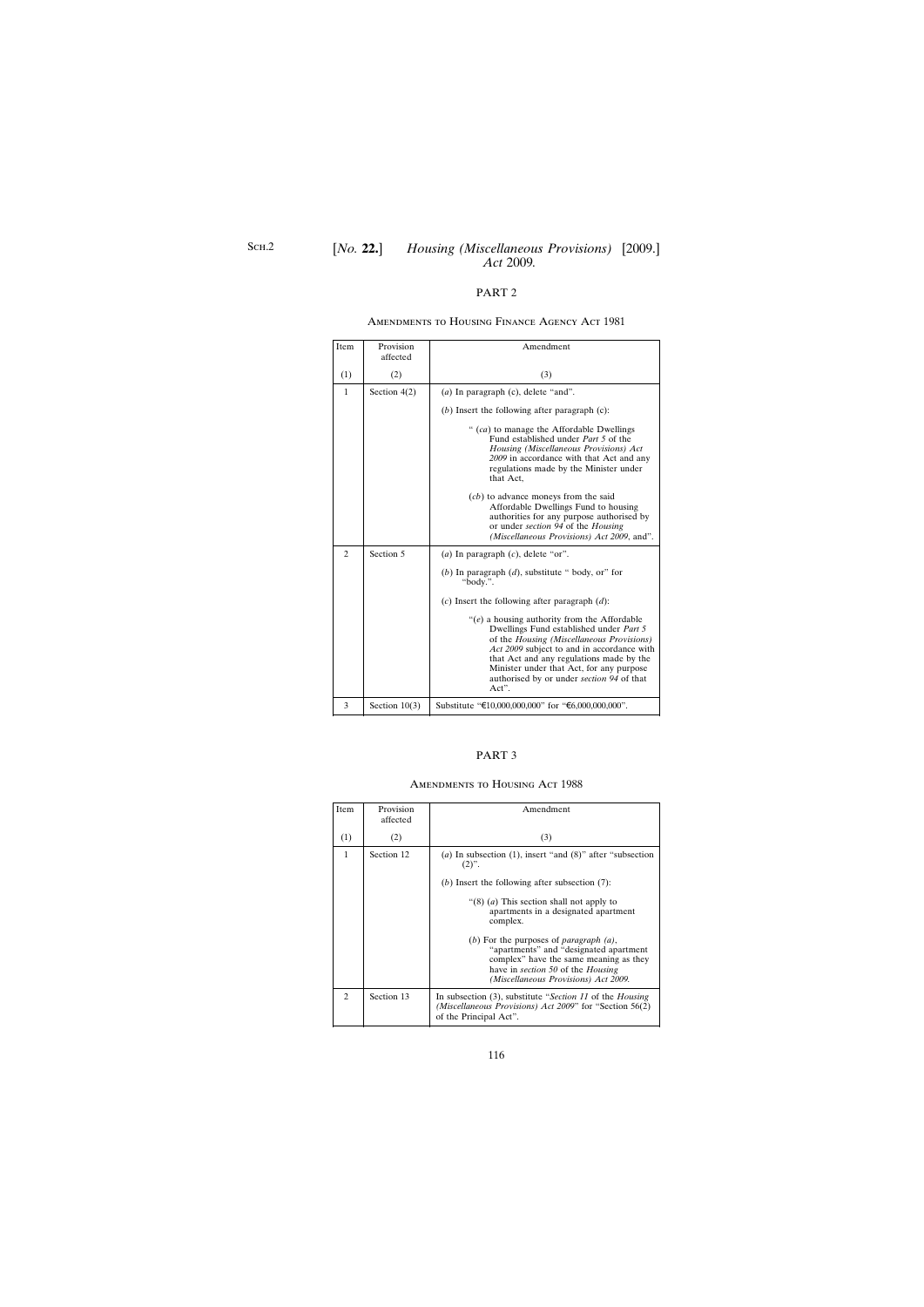## PART 2

### Amendments to Housing Finance Agency Act 1981

| Item | Provision affected | Amendment |
|---|---|---|
| (1) | (2) | (3) |
| 1 | Section 4(2) | (*a*) In paragraph (c), delete "and". (*b*) Insert the following after paragraph (c): " (*ca*) to manage the Affordable Dwellings Fund established under *Part 5* of the *Housing (Miscellaneous Provisions) Act 2009* in accordance with that Act and any regulations made by the Minister under that Act, (*cb*) to advance moneys from the said Affordable Dwellings Fund to housing authorities for any purpose authorised by or under *section 94* of the *Housing (Miscellaneous Provisions) Act 2009*, and". |
| 2 | Section 5 | (*a*) In paragraph (*c*), delete "or". (*b*) In paragraph (*d*), substitute " body, or" for "body.". (*c*) Insert the following after paragraph (*d*): "(*e*) a housing authority from the Affordable Dwellings Fund established under *Part 5* of the *Housing (Miscellaneous Provisions) Act 2009* subject to and in accordance with that Act and any regulations made by the Minister under that Act, for any purpose authorised by or under *section 94* of that Act". |
| 3 | Section 10(3) | Substitute "€10,000,000,000" for "€6,000,000,000". |

## PART 3

### Amendments to Housing Act 1988

| Item | Provision affected | Amendment |
|---|---|---|
| (1) | (2) | (3) |
| 1 | Section 12 | (*a*) In subsection (1), insert "and (8)" after "subsection (2)". (*b*) Insert the following after subsection (7): "(8) (*a*) This section shall not apply to apartments in a designated apartment complex. (*b*) For the purposes of *paragraph (a)*, "apartments" and "designated apartment complex" have the same meaning as they have in *section 50* of the *Housing (Miscellaneous Provisions) Act 2009.* |
| 2 | Section 13 | In subsection (3), substitute "*Section 11* of the *Housing (Miscellaneous Provisions) Act 2009*" for "Section 56(2) of the Principal Act". |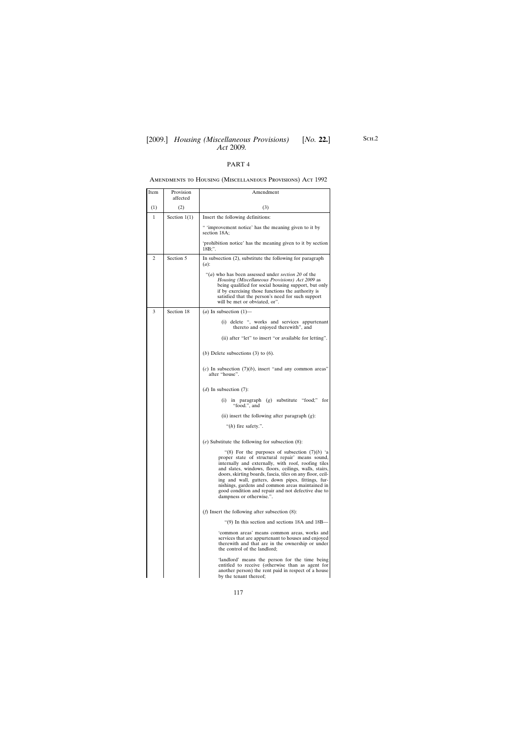## PART 4

### AMENDMENTS TO HOUSING (MISCELLANEOUS PROVISIONS) ACT 1992

| Item | Provision affected | Amendment |
|---|---|---|
| (1) | (2) | (3) |
| 1 | Section 1(1) | Insert the following definitions: |
| | | " 'improvement notice' has the meaning given to it by section 18A; |
| | | 'prohibition notice' has the meaning given to it by section 18B;". |
| 2 | Section 5 | In subsection (2), substitute the following for paragraph (*a*): |
| | | "(*a*) who has been assessed under *section 20* of the *Housing (Miscellaneous Provisions) Act 2009* as being qualified for social housing support, but only if by exercising those functions the authority is satisfied that the person's need for such support will be met or obviated, or". |
| 3 | Section 18 | (*a*) In subsection (1)— |
| | | (i) delete ", works and services appurtenant thereto and enjoyed therewith", and |
| | | (ii) after "let" to insert "or available for letting". |
| | | (*b*) Delete subsections (3) to (6). |
| | | (*c*) In subsection (7)(*b*), insert "and any common areas" after "house". |
| | | (*d*) In subsection (7): |
| | | (i) in paragraph (*g*) substitute "food;" for "food.", and |
| | | (ii) insert the following after paragraph (*g*): |
| | | "(*h*) fire safety.". |
| | | (*e*) Substitute the following for subsection (8): |
| | | "(8) For the purposes of subsection (7)(*b*) 'a proper state of structural repair' means sound, internally and externally, with roof, roofing tiles and slates, windows, floors, ceilings, walls, stairs, doors, skirting boards, fascia, tiles on any floor, ceiling and wall, gutters, down pipes, fittings, furnishings, gardens and common areas maintained in good condition and repair and not defective due to dampness or otherwise.". |
| | | (*f*) Insert the following after subsection (8): |
| | | "(9) In this section and sections 18A and 18B— |
| | | 'common areas' means common areas, works and services that are appurtenant to houses and enjoyed therewith and that are in the ownership or under the control of the landlord; |
| | | 'landlord' means the person for the time being entitled to receive (otherwise than as agent for another person) the rent paid in respect of a house by the tenant thereof; |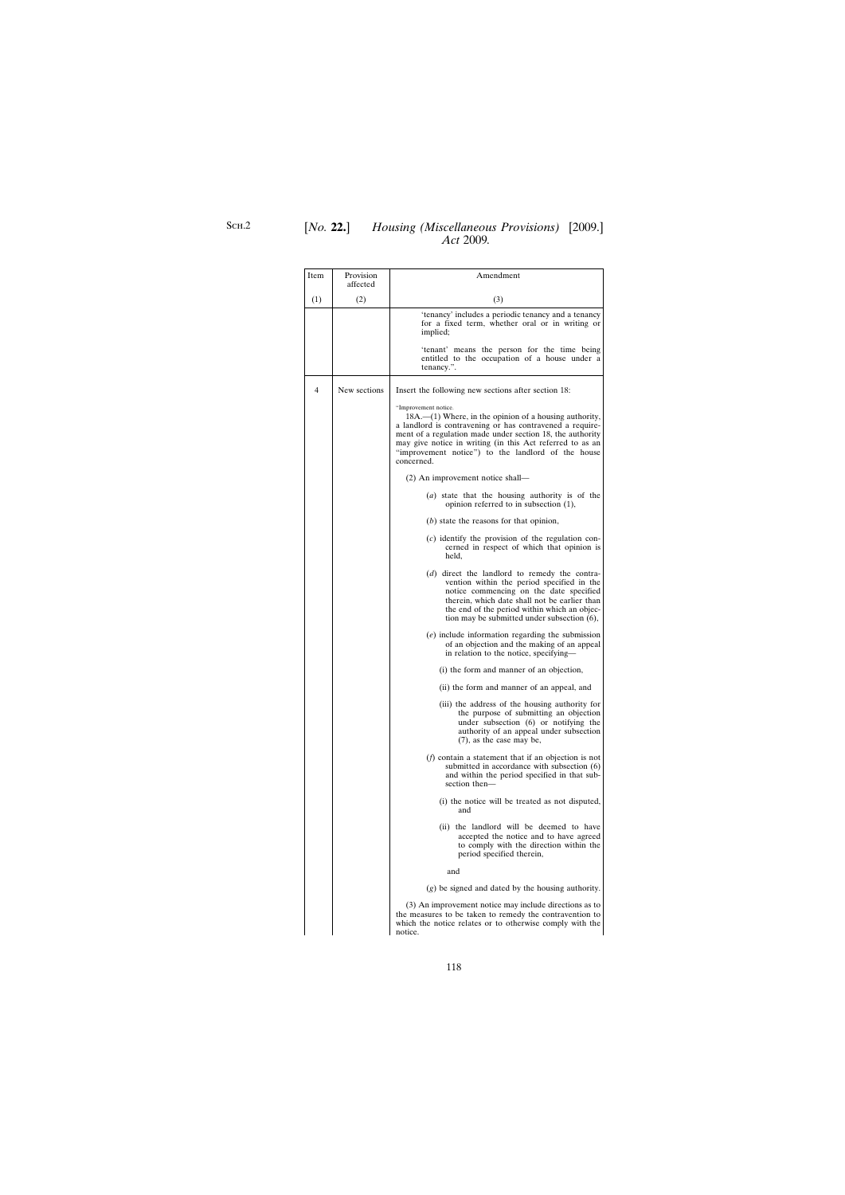| Item | Provision affected | Amendment |
|---|---|---|
| (1) | (2) | (3) |
| | | 'tenancy' includes a periodic tenancy and a tenancy for a fixed term, whether oral or in writing or implied;<br><br>'tenant' means the person for the time being entitled to the occupation of a house under a tenancy.". |
| 4 | New sections | Insert the following new sections after section 18:<br><br>"Improvement notice.<br>18A.—(1) Where, in the opinion of a housing authority, a landlord is contravening or has contravened a requirement of a regulation made under section 18, the authority may give notice in writing (in this Act referred to as an "improvement notice") to the landlord of the house concerned.<br><br>(2) An improvement notice shall—<br><br>(*a*) state that the housing authority is of the opinion referred to in subsection (1),<br><br>(*b*) state the reasons for that opinion,<br><br>(*c*) identify the provision of the regulation concerned in respect of which that opinion is held,<br><br>(*d*) direct the landlord to remedy the contravention within the period specified in the notice commencing on the date specified therein, which date shall not be earlier than the end of the period within which an objection may be submitted under subsection (6),<br><br>(*e*) include information regarding the submission of an objection and the making of an appeal in relation to the notice, specifying—<br><br>(i) the form and manner of an objection,<br><br>(ii) the form and manner of an appeal, and<br><br>(iii) the address of the housing authority for the purpose of submitting an objection under subsection (6) or notifying the authority of an appeal under subsection (7), as the case may be,<br><br>(*f*) contain a statement that if an objection is not submitted in accordance with subsection (6) and within the period specified in that subsection then—<br><br>(i) the notice will be treated as not disputed, and<br><br>(ii) the landlord will be deemed to have accepted the notice and to have agreed to comply with the direction within the period specified therein,<br><br>and<br><br>(*g*) be signed and dated by the housing authority.<br><br>(3) An improvement notice may include directions as to the measures to be taken to remedy the contravention to which the notice relates or to otherwise comply with the notice. |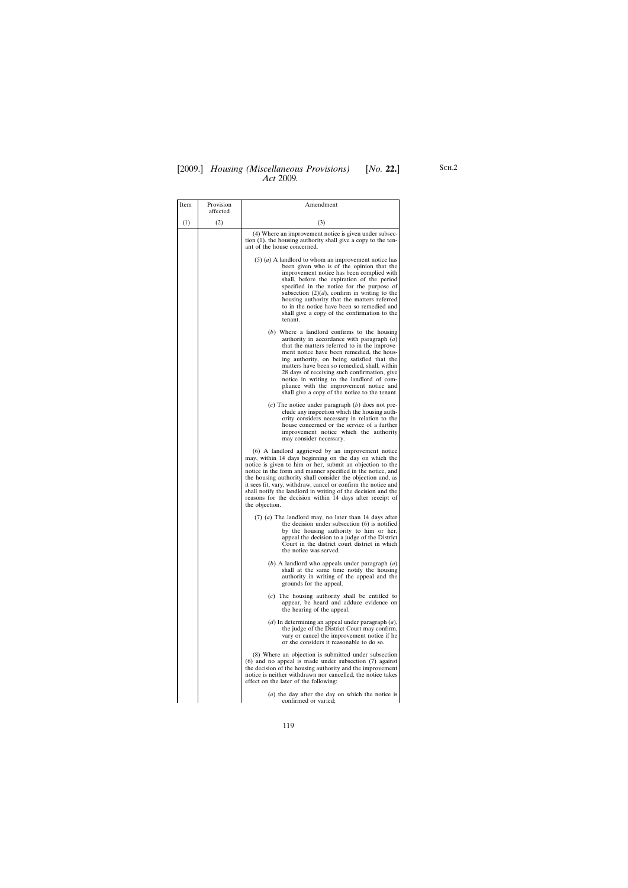| Item | Provision affected | Amendment |
|---|---|---|
| (1) | (2) | (3) |
| | | (4) Where an improvement notice is given under subsection (1), the housing authority shall give a copy to the tenant of the house concerned.<br><br>(5) (*a*) A landlord to whom an improvement notice has been given who is of the opinion that the improvement notice has been complied with shall, before the expiration of the period specified in the notice for the purpose of subsection (2)(*d*), confirm in writing to the housing authority that the matters referred to in the notice have been so remedied and shall give a copy of the confirmation to the tenant.<br><br>(*b*) Where a landlord confirms to the housing authority in accordance with paragraph (*a*) that the matters referred to in the improvement notice have been remedied, the housing authority, on being satisfied that the matters have been so remedied, shall, within 28 days of receiving such confirmation, give notice in writing to the landlord of compliance with the improvement notice and shall give a copy of the notice to the tenant.<br><br>(*c*) The notice under paragraph (*b*) does not preclude any inspection which the housing authority considers necessary in relation to the house concerned or the service of a further improvement notice which the authority may consider necessary.<br><br>(6) A landlord aggrieved by an improvement notice may, within 14 days beginning on the day on which the notice is given to him or her, submit an objection to the notice in the form and manner specified in the notice, and the housing authority shall consider the objection and, as it sees fit, vary, withdraw, cancel or confirm the notice and shall notify the landlord in writing of the decision and the reasons for the decision within 14 days after receipt of the objection.<br><br>(7) (*a*) The landlord may, no later than 14 days after the decision under subsection (6) is notified by the housing authority to him or her, appeal the decision to a judge of the District Court in the district court district in which the notice was served.<br><br>(*b*) A landlord who appeals under paragraph (*a*) shall at the same time notify the housing authority in writing of the appeal and the grounds for the appeal.<br><br>(*c*) The housing authority shall be entitled to appear, be heard and adduce evidence on the hearing of the appeal.<br><br>(*d*) In determining an appeal under paragraph (*a*), the judge of the District Court may confirm, vary or cancel the improvement notice if he or she considers it reasonable to do so.<br><br>(8) Where an objection is submitted under subsection (6) and no appeal is made under subsection (7) against the decision of the housing authority and the improvement notice is neither withdrawn nor cancelled, the notice takes effect on the later of the following:<br><br>(*a*) the day after the day on which the notice is confirmed or varied; |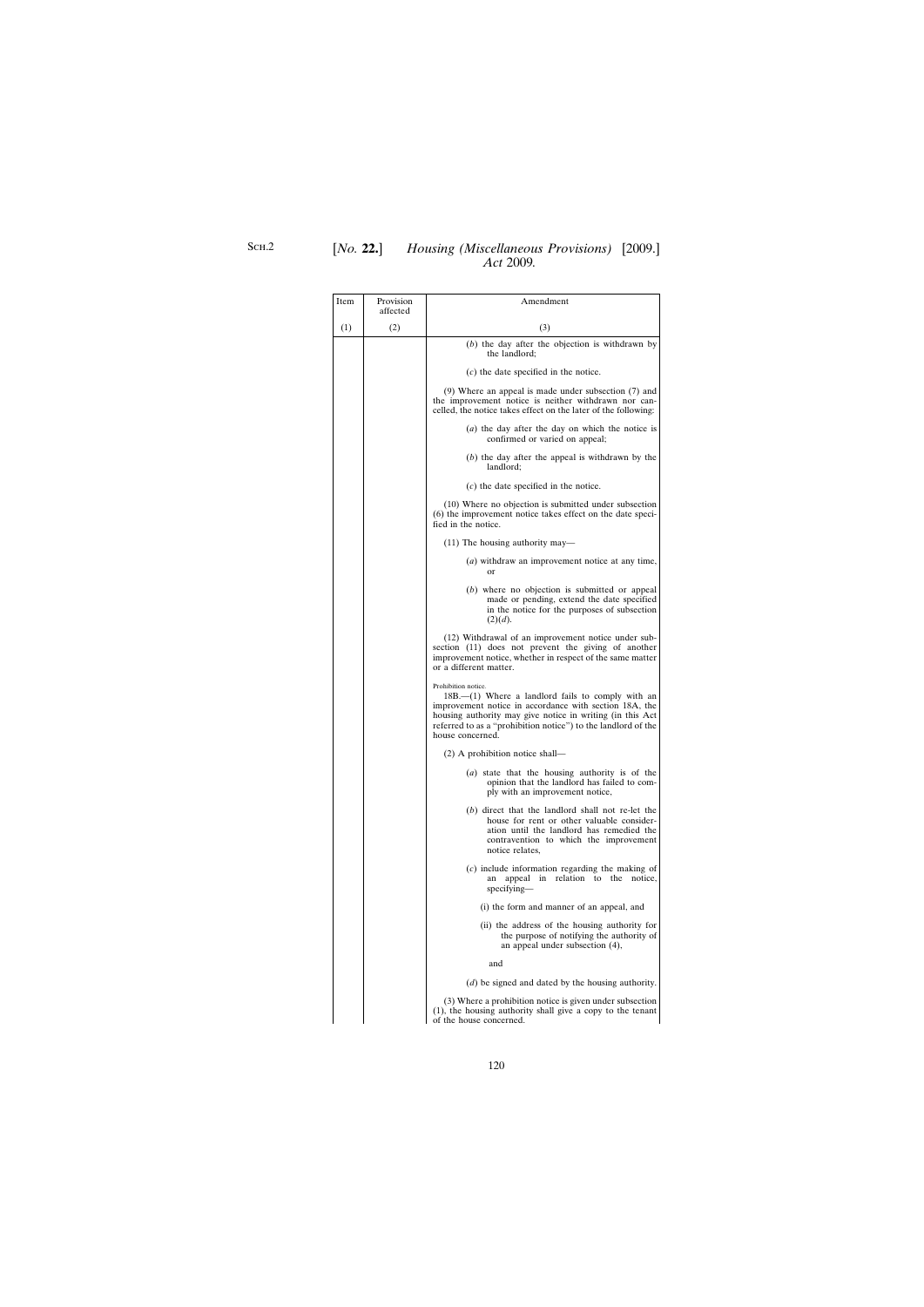| Item | Provision affected | Amendment |
|---|---|---|
| (1) | (2) | (3) |
| | | (*b*) the day after the objection is withdrawn by the landlord;<br><br>(*c*) the date specified in the notice.<br><br>(9) Where an appeal is made under subsection (7) and the improvement notice is neither withdrawn nor cancelled, the notice takes effect on the later of the following:<br><br>(*a*) the day after the day on which the notice is confirmed or varied on appeal;<br><br>(*b*) the day after the appeal is withdrawn by the landlord;<br><br>(*c*) the date specified in the notice.<br><br>(10) Where no objection is submitted under subsection (6) the improvement notice takes effect on the date specified in the notice.<br><br>(11) The housing authority may—<br><br>(*a*) withdraw an improvement notice at any time, or<br><br>(*b*) where no objection is submitted or appeal made or pending, extend the date specified in the notice for the purposes of subsection (2)(*d*).<br><br>(12) Withdrawal of an improvement notice under subsection (11) does not prevent the giving of another improvement notice, whether in respect of the same matter or a different matter.<br><br>Prohibition notice.<br>18B.—(1) Where a landlord fails to comply with an improvement notice in accordance with section 18A, the housing authority may give notice in writing (in this Act referred to as a "prohibition notice") to the landlord of the house concerned.<br><br>(2) A prohibition notice shall—<br><br>(*a*) state that the housing authority is of the opinion that the landlord has failed to comply with an improvement notice,<br><br>(*b*) direct that the landlord shall not re-let the house for rent or other valuable consideration until the landlord has remedied the contravention to which the improvement notice relates,<br><br>(*c*) include information regarding the making of an appeal in relation to the notice, specifying—<br><br>(i) the form and manner of an appeal, and<br><br>(ii) the address of the housing authority for the purpose of notifying the authority of an appeal under subsection (4),<br><br>and<br><br>(*d*) be signed and dated by the housing authority.<br><br>(3) Where a prohibition notice is given under subsection (1), the housing authority shall give a copy to the tenant of the house concerned. |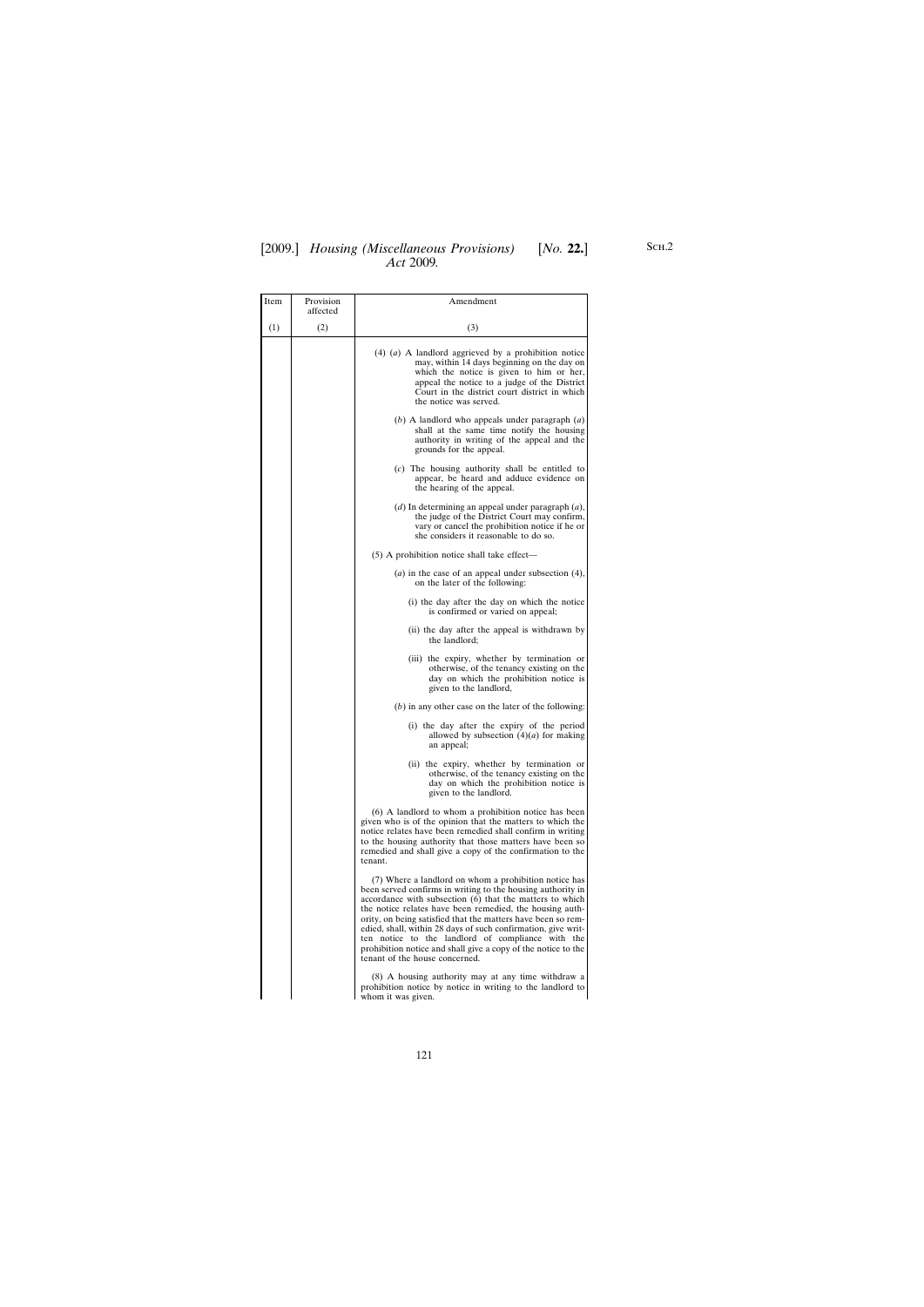| Item | Provision affected | Amendment |
|---|---|---|
| (1) | (2) | (3) |
| | | (4) (*a*) A landlord aggrieved by a prohibition notice may, within 14 days beginning on the day on which the notice is given to him or her, appeal the notice to a judge of the District Court in the district court district in which the notice was served. |
| | | (*b*) A landlord who appeals under paragraph (*a*) shall at the same time notify the housing authority in writing of the appeal and the grounds for the appeal. |
| | | (*c*) The housing authority shall be entitled to appear, be heard and adduce evidence on the hearing of the appeal. |
| | | (*d*) In determining an appeal under paragraph (*a*), the judge of the District Court may confirm, vary or cancel the prohibition notice if he or she considers it reasonable to do so. |
| | | (5) A prohibition notice shall take effect— |
| | | (*a*) in the case of an appeal under subsection (4), on the later of the following: |
| | | (i) the day after the day on which the notice is confirmed or varied on appeal; |
| | | (ii) the day after the appeal is withdrawn by the landlord; |
| | | (iii) the expiry, whether by termination or otherwise, of the tenancy existing on the day on which the prohibition notice is given to the landlord, |
| | | (*b*) in any other case on the later of the following: |
| | | (i) the day after the expiry of the period allowed by subsection (4)(*a*) for making an appeal; |
| | | (ii) the expiry, whether by termination or otherwise, of the tenancy existing on the day on which the prohibition notice is given to the landlord. |
| | | (6) A landlord to whom a prohibition notice has been given who is of the opinion that the matters to which the notice relates have been remedied shall confirm in writing to the housing authority that those matters have been so remedied and shall give a copy of the confirmation to the tenant. |
| | | (7) Where a landlord on whom a prohibition notice has been served confirms in writing to the housing authority in accordance with subsection (6) that the matters to which the notice relates have been remedied, the housing authority, on being satisfied that the matters have been so remedied, shall, within 28 days of such confirmation, give written notice to the landlord of compliance with the prohibition notice and shall give a copy of the notice to the tenant of the house concerned. |
| | | (8) A housing authority may at any time withdraw a prohibition notice by notice in writing to the landlord to whom it was given. |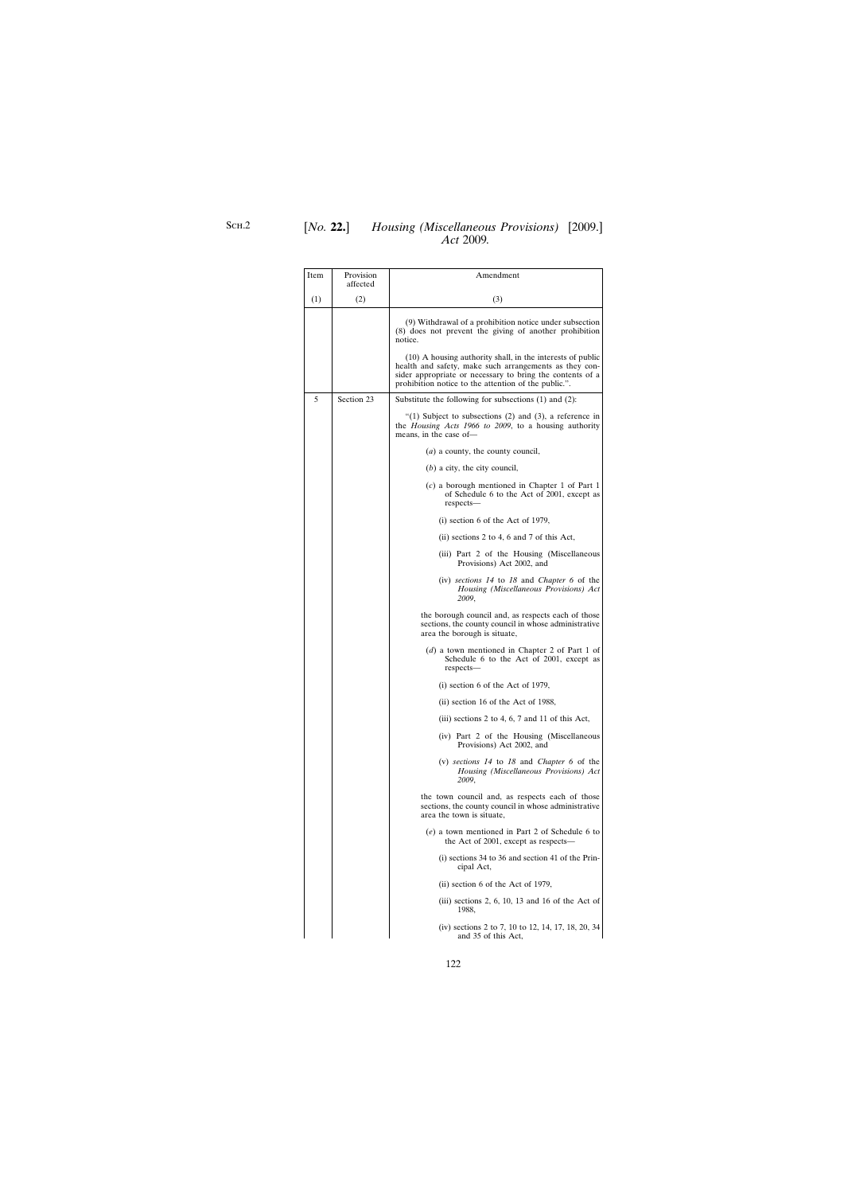| Item | Provision affected | Amendment |
|---|---|---|
| (1) | (2) | (3) |
| | | (9) Withdrawal of a prohibition notice under subsection (8) does not prevent the giving of another prohibition notice.<br><br>(10) A housing authority shall, in the interests of public health and safety, make such arrangements as they consider appropriate or necessary to bring the contents of a prohibition notice to the attention of the public.”. |
| 5 | Section 23 | Substitute the following for subsections (1) and (2):<br><br>“(1) Subject to subsections (2) and (3), a reference in the *Housing Acts 1966 to 2009*, to a housing authority means, in the case of—<br><br>(*a*) a county, the county council,<br><br>(*b*) a city, the city council,<br><br>(*c*) a borough mentioned in Chapter 1 of Part 1 of Schedule 6 to the Act of 2001, except as respects—<br><br>(i) section 6 of the Act of 1979,<br><br>(ii) sections 2 to 4, 6 and 7 of this Act,<br><br>(iii) Part 2 of the Housing (Miscellaneous Provisions) Act 2002, and<br><br>(iv) *sections 14* to *18* and *Chapter 6* of the *Housing (Miscellaneous Provisions) Act 2009*,<br><br>the borough council and, as respects each of those sections, the county council in whose administrative area the borough is situate,<br><br>(*d*) a town mentioned in Chapter 2 of Part 1 of Schedule 6 to the Act of 2001, except as respects—<br><br>(i) section 6 of the Act of 1979,<br><br>(ii) section 16 of the Act of 1988,<br><br>(iii) sections 2 to 4, 6, 7 and 11 of this Act,<br><br>(iv) Part 2 of the Housing (Miscellaneous Provisions) Act 2002, and<br><br>(v) *sections 14* to *18* and *Chapter 6* of the *Housing (Miscellaneous Provisions) Act 2009*,<br><br>the town council and, as respects each of those sections, the county council in whose administrative area the town is situate,<br><br>(*e*) a town mentioned in Part 2 of Schedule 6 to the Act of 2001, except as respects—<br><br>(i) sections 34 to 36 and section 41 of the Principal Act,<br><br>(ii) section 6 of the Act of 1979,<br><br>(iii) sections 2, 6, 10, 13 and 16 of the Act of 1988,<br><br>(iv) sections 2 to 7, 10 to 12, 14, 17, 18, 20, 34 and 35 of this Act, |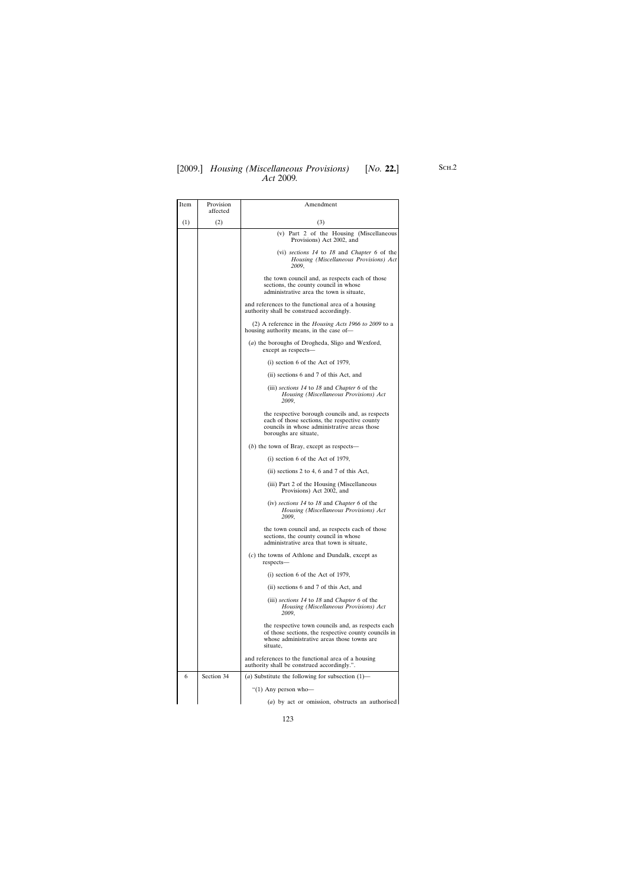| Item | Provision affected | Amendment |
|---|---|---|
| (1) | (2) | (3) |
| | | (v) Part 2 of the Housing (Miscellaneous Provisions) Act 2002, and |
| | | (vi) *sections 14* to *18* and *Chapter 6* of the *Housing (Miscellaneous Provisions) Act 2009*, |
| | | the town council and, as respects each of those sections, the county council in whose administrative area the town is situate, |
| | | and references to the functional area of a housing authority shall be construed accordingly. |
| | | (2) A reference in the *Housing Acts 1966 to 2009* to a housing authority means, in the case of— |
| | | (*a*) the boroughs of Drogheda, Sligo and Wexford, except as respects— |
| | | (i) section 6 of the Act of 1979, |
| | | (ii) sections 6 and 7 of this Act, and |
| | | (iii) *sections 14* to *18* and *Chapter 6* of the *Housing (Miscellaneous Provisions) Act 2009*, |
| | | the respective borough councils and, as respects each of those sections, the respective county councils in whose administrative areas those boroughs are situate, |
| | | (*b*) the town of Bray, except as respects— |
| | | (i) section 6 of the Act of 1979, |
| | | (ii) sections 2 to 4, 6 and 7 of this Act, |
| | | (iii) Part 2 of the Housing (Miscellaneous Provisions) Act 2002, and |
| | | (iv) *sections 14* to *18* and *Chapter 6* of the *Housing (Miscellaneous Provisions) Act 2009*, |
| | | the town council and, as respects each of those sections, the county council in whose administrative area that town is situate, |
| | | (*c*) the towns of Athlone and Dundalk, except as respects— |
| | | (i) section 6 of the Act of 1979, |
| | | (ii) sections 6 and 7 of this Act, and |
| | | (iii) *sections 14* to *18* and *Chapter 6* of the *Housing (Miscellaneous Provisions) Act 2009*, |
| | | the respective town councils and, as respects each of those sections, the respective county councils in whose administrative areas those towns are situate, |
| | | and references to the functional area of a housing authority shall be construed accordingly.". |
| 6 | Section 34 | (*a*) Substitute the following for subsection (1)— |
| | | "(1) Any person who— |
| | | (*a*) by act or omission, obstructs an authorised |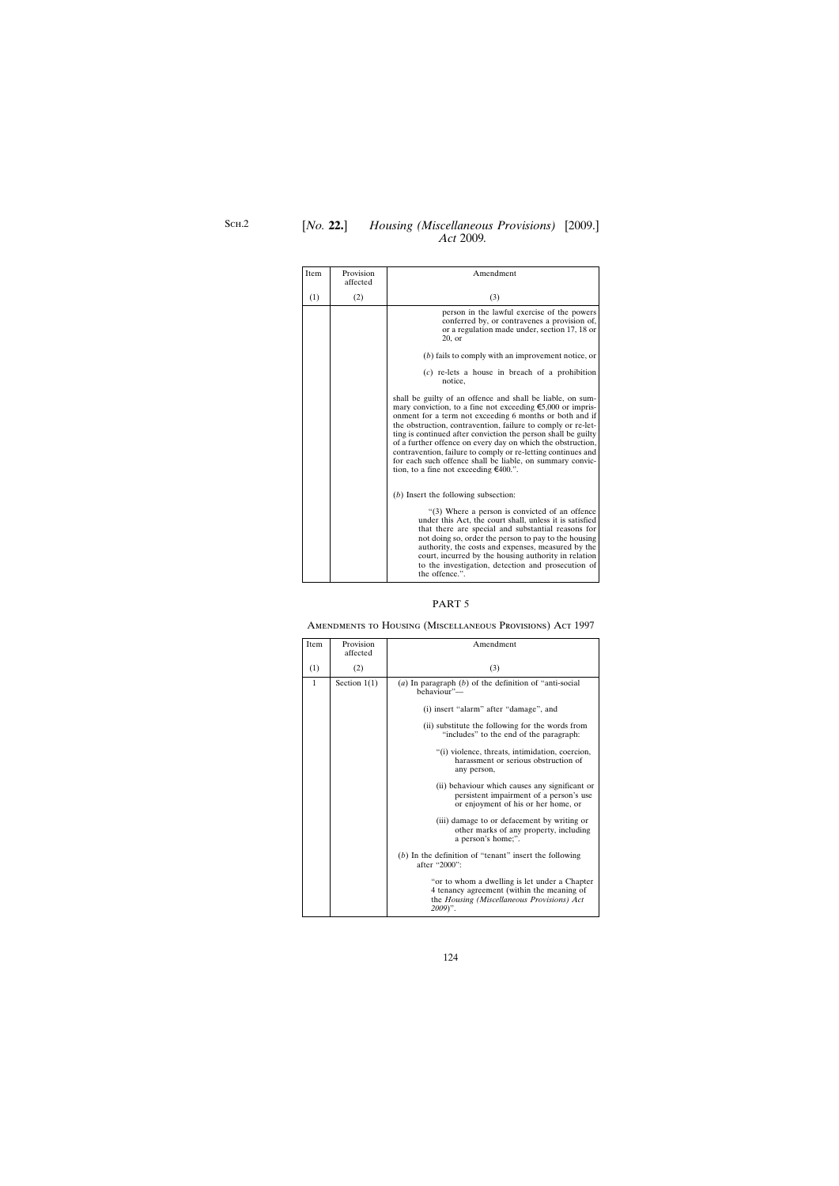| Item | Provision affected | Amendment |
|---|---|---|
| (1) | (2) | (3) |
| | | person in the lawful exercise of the powers conferred by, or contravenes a provision of, or a regulation made under, section 17, 18 or 20, or |
| | | (*b*) fails to comply with an improvement notice, or |
| | | (*c*) re-lets a house in breach of a prohibition notice, |
| | | shall be guilty of an offence and shall be liable, on summary conviction, to a fine not exceeding €5,000 or imprisonment for a term not exceeding 6 months or both and if the obstruction, contravention, failure to comply or re-letting is continued after conviction the person shall be guilty of a further offence on every day on which the obstruction, contravention, failure to comply or re-letting continues and for each such offence shall be liable, on summary conviction, to a fine not exceeding €400.”. |
| | | (*b*) Insert the following subsection: |
| | | “(3) Where a person is convicted of an offence under this Act, the court shall, unless it is satisfied that there are special and substantial reasons for not doing so, order the person to pay to the housing authority, the costs and expenses, measured by the court, incurred by the housing authority in relation to the investigation, detection and prosecution of the offence.”. |

## PART 5

### Amendments to Housing (Miscellaneous Provisions) Act 1997

| Item | Provision affected | Amendment |
|---|---|---|
| (1) | (2) | (3) |
| 1 | Section 1(1) | (*a*) In paragraph (*b*) of the definition of “anti-social behaviour”— |
| | | (i) insert “alarm” after “damage”, and |
| | | (ii) substitute the following for the words from “includes” to the end of the paragraph: |
| | | “(i) violence, threats, intimidation, coercion, harassment or serious obstruction of any person, |
| | | (ii) behaviour which causes any significant or persistent impairment of a person’s use or enjoyment of his or her home, or |
| | | (iii) damage to or defacement by writing or other marks of any property, including a person’s home;”. |
| | | (*b*) In the definition of “tenant” insert the following after “2000”: |
| | | “or to whom a dwelling is let under a Chapter 4 tenancy agreement (within the meaning of the *Housing (Miscellaneous Provisions) Act 2009*)”. |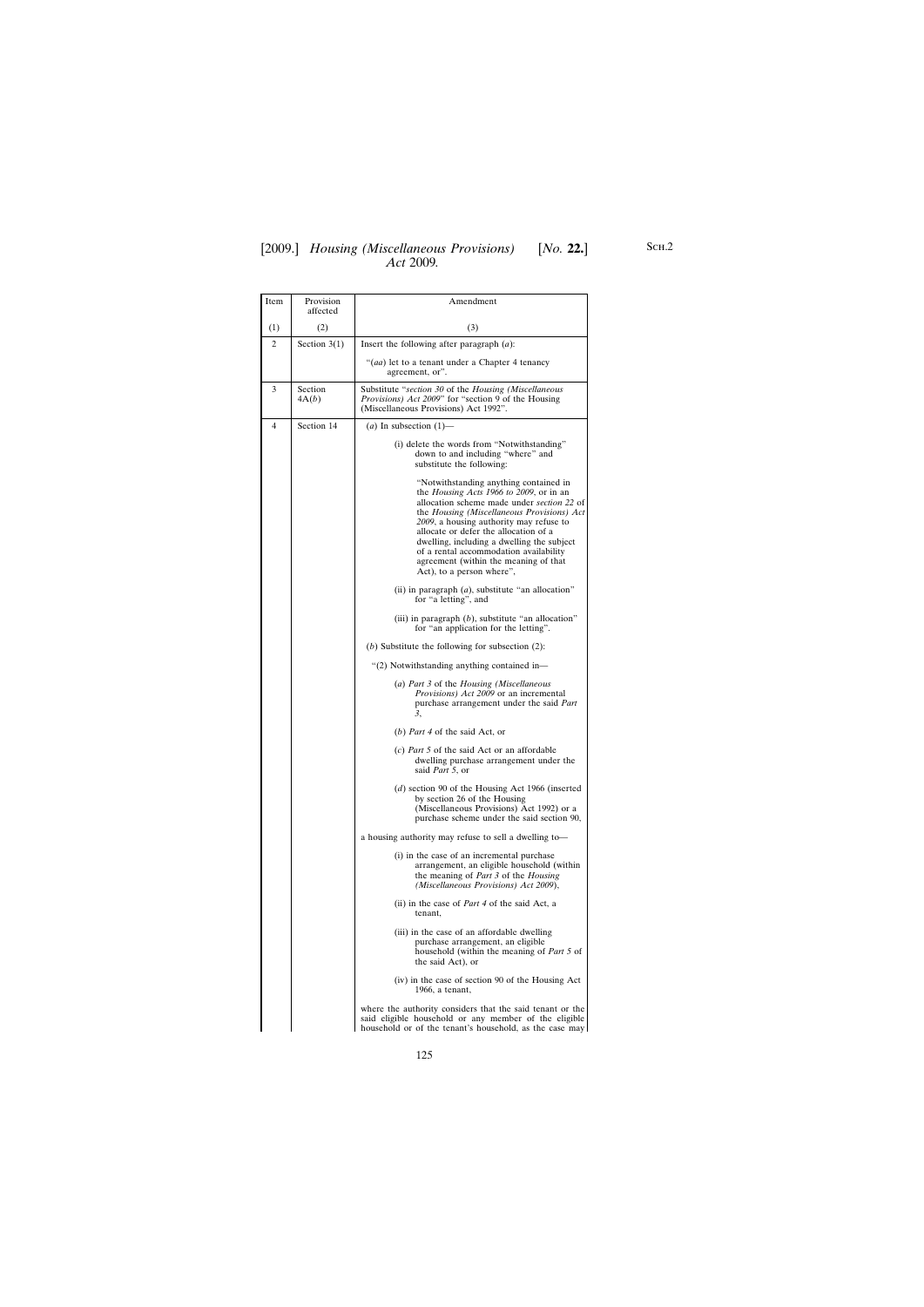| Item | Provision affected | Amendment |
|---|---|---|
| (1) | (2) | (3) |
| 2 | Section 3(1) | Insert the following after paragraph (*a*):<br><br>"(*aa*) let to a tenant under a Chapter 4 tenancy agreement, or". |
| 3 | Section 4A(*b*) | Substitute "*section 30* of the *Housing (Miscellaneous Provisions) Act 2009*" for "section 9 of the Housing (Miscellaneous Provisions) Act 1992". |
| 4 | Section 14 | (*a*) In subsection (1)—<br><br>(i) delete the words from "Notwithstanding" down to and including "where" and substitute the following:<br><br>"Notwithstanding anything contained in the *Housing Acts 1966 to 2009*, or in an allocation scheme made under *section 22* of the *Housing (Miscellaneous Provisions) Act 2009*, a housing authority may refuse to allocate or defer the allocation of a dwelling, including a dwelling the subject of a rental accommodation availability agreement (within the meaning of that Act), to a person where",<br><br>(ii) in paragraph (*a*), substitute "an allocation" for "a letting", and<br><br>(iii) in paragraph (*b*), substitute "an allocation" for "an application for the letting".<br><br>(*b*) Substitute the following for subsection (2):<br><br>"(2) Notwithstanding anything contained in—<br><br>(*a*) *Part 3* of the *Housing (Miscellaneous Provisions) Act 2009* or an incremental purchase arrangement under the said *Part 3*,<br><br>(*b*) *Part 4* of the said Act, or<br><br>(*c*) *Part 5* of the said Act or an affordable dwelling purchase arrangement under the said *Part 5*, or<br><br>(*d*) section 90 of the Housing Act 1966 (inserted by section 26 of the Housing (Miscellaneous Provisions) Act 1992) or a purchase scheme under the said section 90,<br><br>a housing authority may refuse to sell a dwelling to—<br><br>(i) in the case of an incremental purchase arrangement, an eligible household (within the meaning of *Part 3* of the *Housing (Miscellaneous Provisions) Act 2009*),<br><br>(ii) in the case of *Part 4* of the said Act, a tenant,<br><br>(iii) in the case of an affordable dwelling purchase arrangement, an eligible household (within the meaning of *Part 5* of the said Act), or<br><br>(iv) in the case of section 90 of the Housing Act 1966, a tenant,<br><br>where the authority considers that the said tenant or the said eligible household or any member of the eligible household or of the tenant's household, as the case may |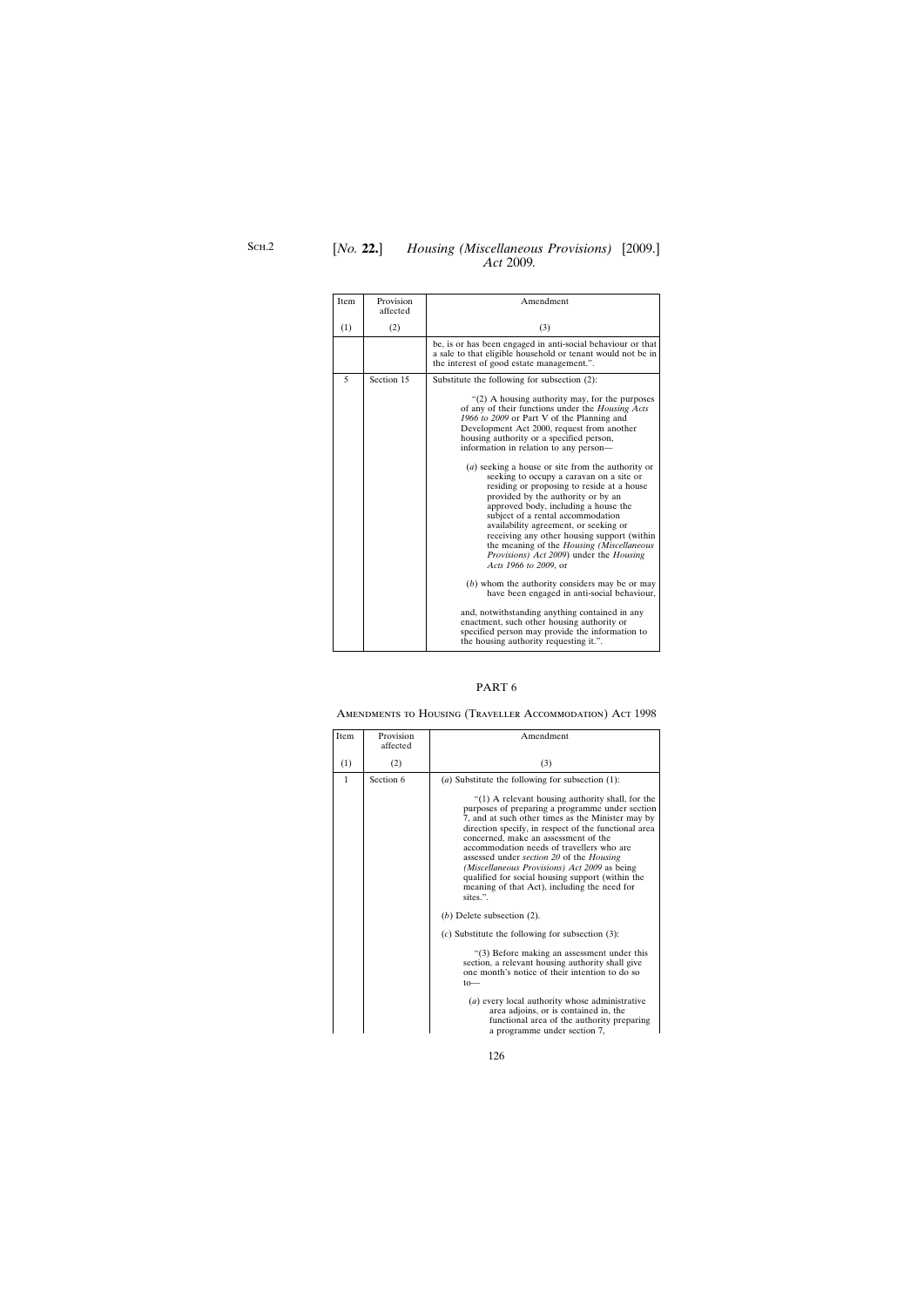| Item | Provision affected | Amendment |
|---|---|---|
| (1) | (2) | (3) |
| | | be, is or has been engaged in anti-social behaviour or that a sale to that eligible household or tenant would not be in the interest of good estate management.”. |
| 5 | Section 15 | Substitute the following for subsection (2): <br><br> “(2) A housing authority may, for the purposes of any of their functions under the *Housing Acts 1966 to 2009* or Part V of the Planning and Development Act 2000, request from another housing authority or a specified person, information in relation to any person— <br><br> (*a*) seeking a house or site from the authority or seeking to occupy a caravan on a site or residing or proposing to reside at a house provided by the authority or by an approved body, including a house the subject of a rental accommodation availability agreement, or seeking or receiving any other housing support (within the meaning of the *Housing (Miscellaneous Provisions) Act 2009*) under the *Housing Acts 1966 to 2009*, or <br><br> (*b*) whom the authority considers may be or may have been engaged in anti-social behaviour, <br><br> and, notwithstanding anything contained in any enactment, such other housing authority or specified person may provide the information to the housing authority requesting it.”. |

## PART 6

### Amendments to Housing (Traveller Accommodation) Act 1998

| Item | Provision affected | Amendment |
|---|---|---|
| (1) | (2) | (3) |
| 1 | Section 6 | (*a*) Substitute the following for subsection (1): <br><br> “(1) A relevant housing authority shall, for the purposes of preparing a programme under section 7, and at such other times as the Minister may by direction specify, in respect of the functional area concerned, make an assessment of the accommodation needs of travellers who are assessed under *section 20* of the *Housing (Miscellaneous Provisions) Act 2009* as being qualified for social housing support (within the meaning of that Act), including the need for sites.”. <br><br> (*b*) Delete subsection (2). <br><br> (*c*) Substitute the following for subsection (3): <br><br> “(3) Before making an assessment under this section, a relevant housing authority shall give one month’s notice of their intention to do so to— <br><br> (*a*) every local authority whose administrative area adjoins, or is contained in, the functional area of the authority preparing a programme under section 7, |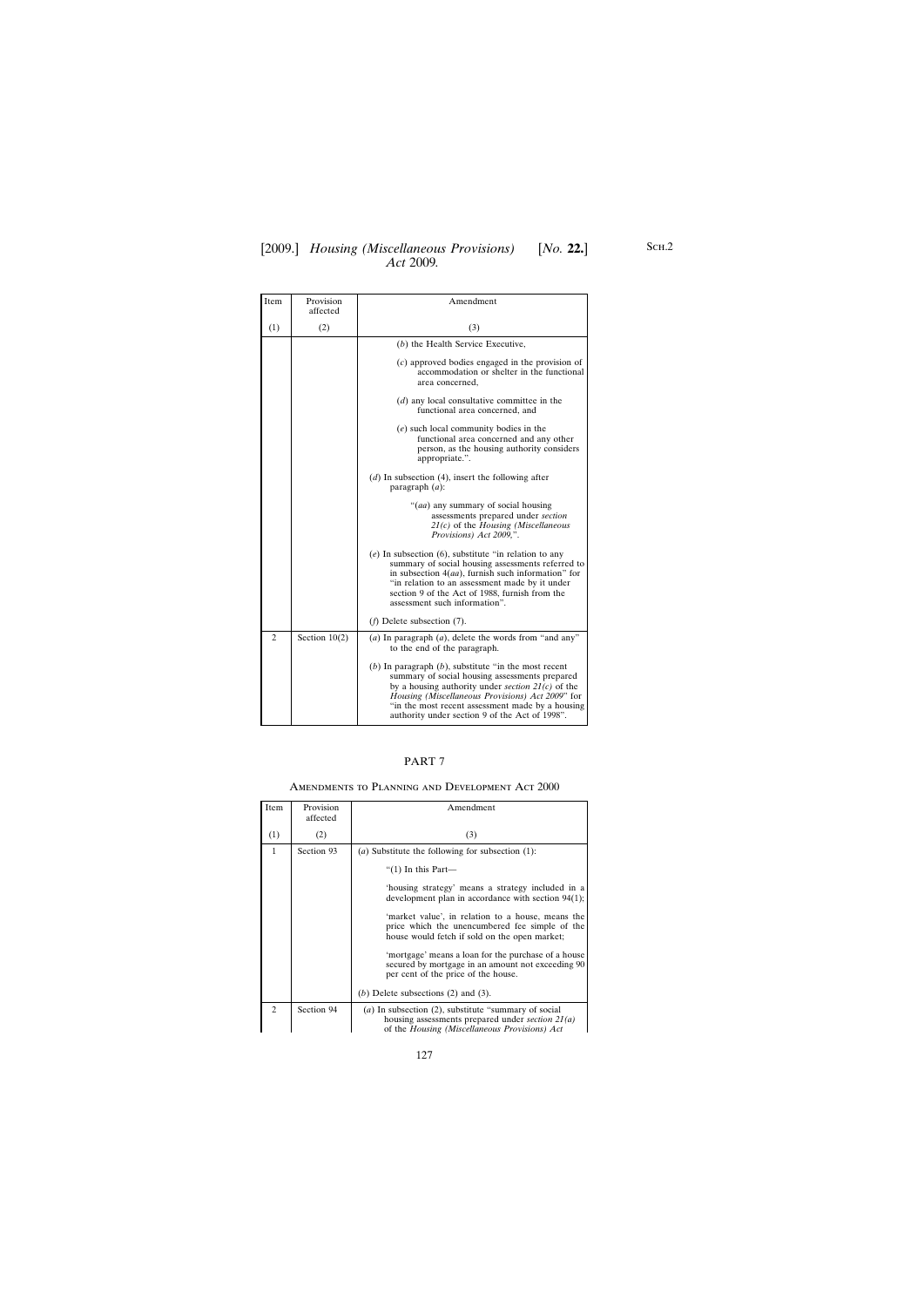| Item | Provision affected | Amendment |
|---|---|---|
| (1) | (2) | (3) |
| | | (*b*) the Health Service Executive,<br><br>(*c*) approved bodies engaged in the provision of accommodation or shelter in the functional area concerned,<br><br>(*d*) any local consultative committee in the functional area concerned, and<br><br>(*e*) such local community bodies in the functional area concerned and any other person, as the housing authority considers appropriate.".<br><br>(*d*) In subsection (4), insert the following after paragraph (*a*):<br><br>"(*aa*) any summary of social housing assessments prepared under *section 21(c)* of the *Housing (Miscellaneous Provisions) Act 2009*,".<br><br>(*e*) In subsection (6), substitute "in relation to any summary of social housing assessments referred to in subsection 4(*aa*), furnish such information" for "in relation to an assessment made by it under section 9 of the Act of 1988, furnish from the assessment such information".<br><br>(*f*) Delete subsection (7). |
| 2 | Section 10(2) | (*a*) In paragraph (*a*), delete the words from "and any" to the end of the paragraph.<br><br>(*b*) In paragraph (*b*), substitute "in the most recent summary of social housing assessments prepared by a housing authority under *section 21(c)* of the *Housing (Miscellaneous Provisions) Act 2009*" for "in the most recent assessment made by a housing authority under section 9 of the Act of 1998". |

## PART 7

### Amendments to Planning and Development Act 2000

| Item | Provision affected | Amendment |
|---|---|---|
| (1) | (2) | (3) |
| 1 | Section 93 | (*a*) Substitute the following for subsection (1):<br><br>"(1) In this Part—<br><br>'housing strategy' means a strategy included in a development plan in accordance with section 94(1);<br><br>'market value', in relation to a house, means the price which the unencumbered fee simple of the house would fetch if sold on the open market;<br><br>'mortgage' means a loan for the purchase of a house secured by mortgage in an amount not exceeding 90 per cent of the price of the house.<br><br>(*b*) Delete subsections (2) and (3). |
| 2 | Section 94 | (*a*) In subsection (2), substitute "summary of social housing assessments prepared under *section 21(a)* of the *Housing (Miscellaneous Provisions) Act* |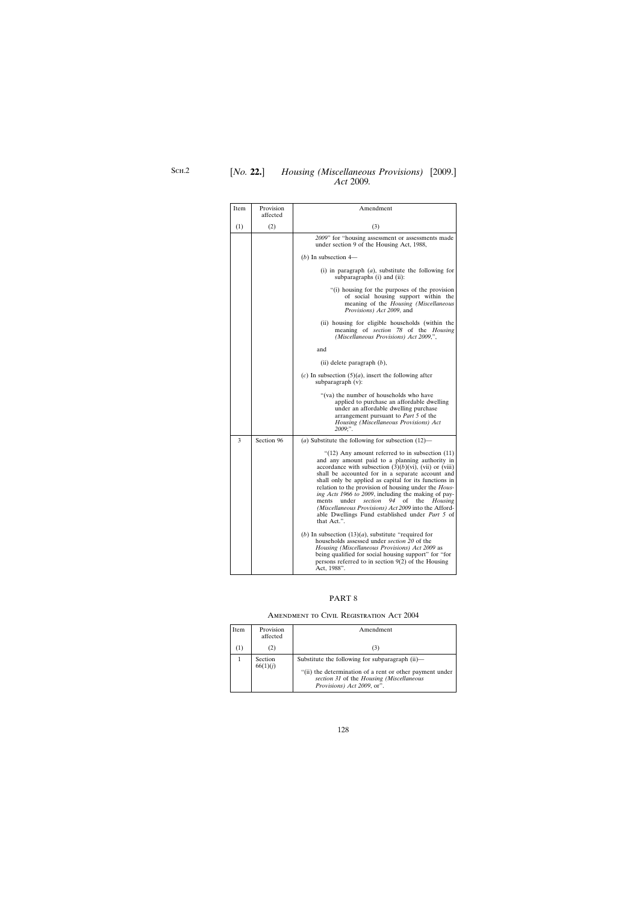| Item | Provision affected | Amendment |
|---|---|---|
| (1) | (2) | (3) |
| | | *2009*" for "housing assessment or assessments made under section 9 of the Housing Act, 1988,<br><br>(*b*) In subsection 4—<br><br>(i) in paragraph (*a*), substitute the following for subparagraphs (i) and (ii):<br><br>"(i) housing for the purposes of the provision of social housing support within the meaning of the *Housing (Miscellaneous Provisions) Act 2009*, and<br><br>(ii) housing for eligible households (within the meaning of *section 78* of the *Housing (Miscellaneous Provisions) Act 2009*,",<br><br>and<br><br>(ii) delete paragraph (*b*),<br><br>(*c*) In subsection (5)(*a*), insert the following after subparagraph (v):<br><br>"(va) the number of households who have applied to purchase an affordable dwelling under an affordable dwelling purchase arrangement pursuant to *Part 5* of the *Housing (Miscellaneous Provisions) Act 2009*;". |
| 3 | Section 96 | (*a*) Substitute the following for subsection (12)—<br><br>"(12) Any amount referred to in subsection (11) and any amount paid to a planning authority in accordance with subsection (3)(*b*)(vi), (vii) or (viii) shall be accounted for in a separate account and shall only be applied as capital for its functions in relation to the provision of housing under the *Housing Acts 1966 to 2009*, including the making of payments under *section 94* of the *Housing (Miscellaneous Provisions) Act 2009* into the Affordable Dwellings Fund established under *Part 5* of that Act.".<br><br>(*b*) In subsection (13)(*a*), substitute "required for households assessed under *section 20* of the *Housing (Miscellaneous Provisions) Act 2009* as being qualified for social housing support" for "for persons referred to in section 9(2) of the Housing Act, 1988". |

## PART 8

### Amendment to Civil Registration Act 2004

| Item | Provision affected | Amendment |
|---|---|---|
| (1) | (2) | (3) |
| 1 | Section 66(1)(*j*) | Substitute the following for subparagraph (ii)—<br><br>"(ii) the determination of a rent or other payment under *section 31* of the *Housing (Miscellaneous Provisions) Act 2009*, or". |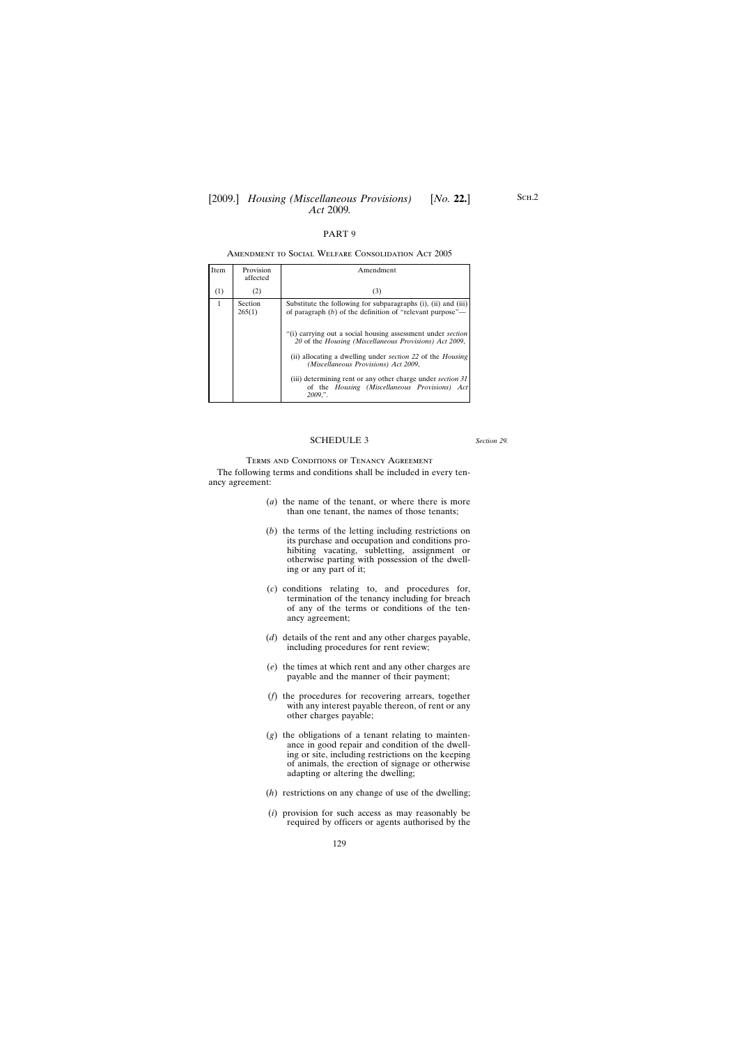## PART 9

### Amendment to Social Welfare Consolidation Act 2005

| Item | Provision affected | Amendment |
|---|---|---|
| (1) | (2) | (3) |
| 1 | Section 265(1) | Substitute the following for subparagraphs (i), (ii) and (iii) of paragraph (*b*) of the definition of "relevant purpose"— "(i) carrying out a social housing assessment under *section 20* of the *Housing (Miscellaneous Provisions) Act 2009*, (ii) allocating a dwelling under *section 22* of the *Housing (Miscellaneous Provisions) Act 2009*, (iii) determining rent or any other charge under *section 31* of the *Housing (Miscellaneous Provisions) Act 2009*,". |

## SCHEDULE 3

*Section 29.*

### Terms and Conditions of Tenancy Agreement

The following terms and conditions shall be included in every tenancy agreement:

(*a*) the name of the tenant, or where there is more than one tenant, the names of those tenants;

(*b*) the terms of the letting including restrictions on its purchase and occupation and conditions prohibiting vacating, subletting, assignment or otherwise parting with possession of the dwelling or any part of it;

(*c*) conditions relating to, and procedures for, termination of the tenancy including for breach of any of the terms or conditions of the tenancy agreement;

(*d*) details of the rent and any other charges payable, including procedures for rent review;

(*e*) the times at which rent and any other charges are payable and the manner of their payment;

(*f*) the procedures for recovering arrears, together with any interest payable thereon, of rent or any other charges payable;

(*g*) the obligations of a tenant relating to maintenance in good repair and condition of the dwelling or site, including restrictions on the keeping of animals, the erection of signage or otherwise adapting or altering the dwelling;

(*h*) restrictions on any change of use of the dwelling;

(*i*) provision for such access as may reasonably be required by officers or agents authorised by the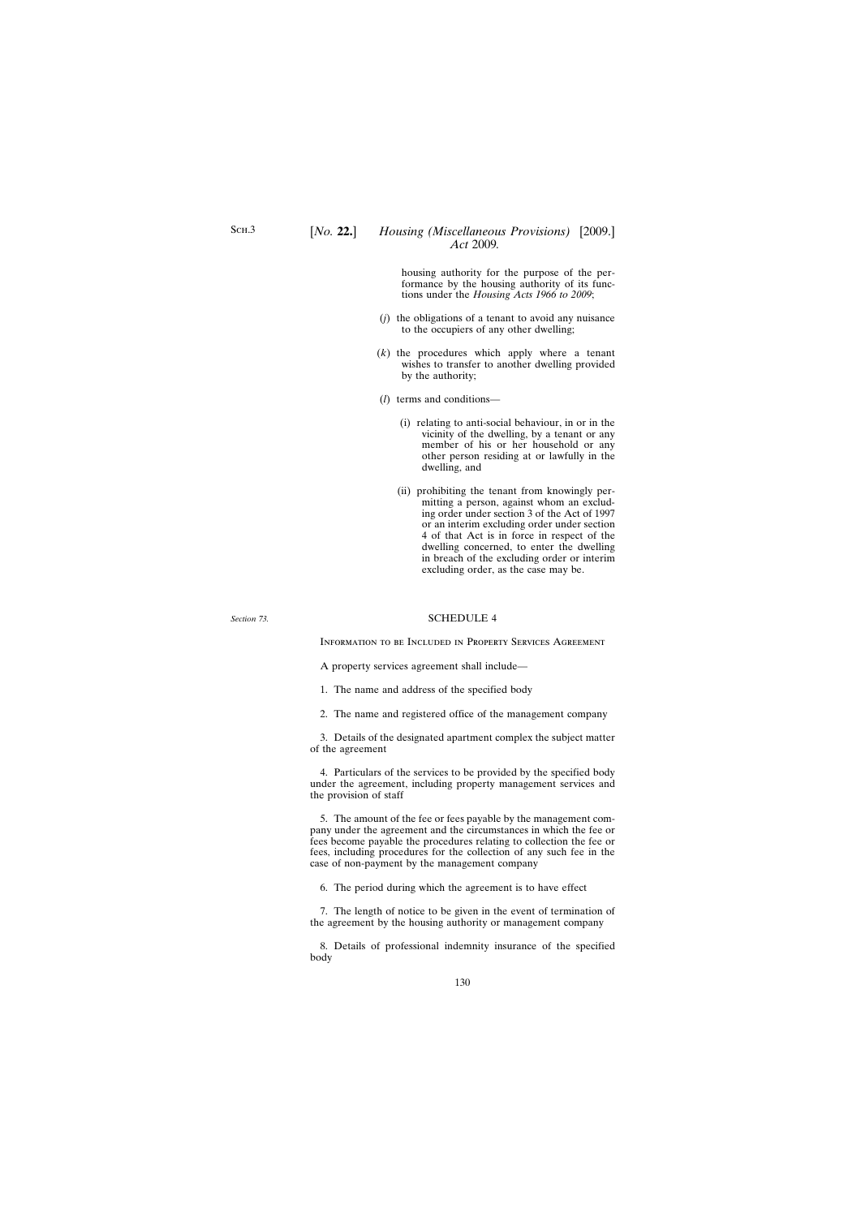housing authority for the purpose of the performance by the housing authority of its functions under the *Housing Acts 1966 to 2009*;

(*j*) the obligations of a tenant to avoid any nuisance to the occupiers of any other dwelling;

(*k*) the procedures which apply where a tenant wishes to transfer to another dwelling provided by the authority;

(*l*) terms and conditions—

(i) relating to anti-social behaviour, in or in the vicinity of the dwelling, by a tenant or any member of his or her household or any other person residing at or lawfully in the dwelling, and

(ii) prohibiting the tenant from knowingly permitting a person, against whom an excluding order under section 3 of the Act of 1997 or an interim excluding order under section 4 of that Act is in force in respect of the dwelling concerned, to enter the dwelling in breach of the excluding order or interim excluding order, as the case may be.

*Section 73.*

## SCHEDULE 4

### Information to be Included in Property Services Agreement

A property services agreement shall include—

1. The name and address of the specified body

2. The name and registered office of the management company

3. Details of the designated apartment complex the subject matter of the agreement

4. Particulars of the services to be provided by the specified body under the agreement, including property management services and the provision of staff

5. The amount of the fee or fees payable by the management company under the agreement and the circumstances in which the fee or fees become payable the procedures relating to collection the fee or fees, including procedures for the collection of any such fee in the case of non-payment by the management company

6. The period during which the agreement is to have effect

7. The length of notice to be given in the event of termination of the agreement by the housing authority or management company

8. Details of professional indemnity insurance of the specified body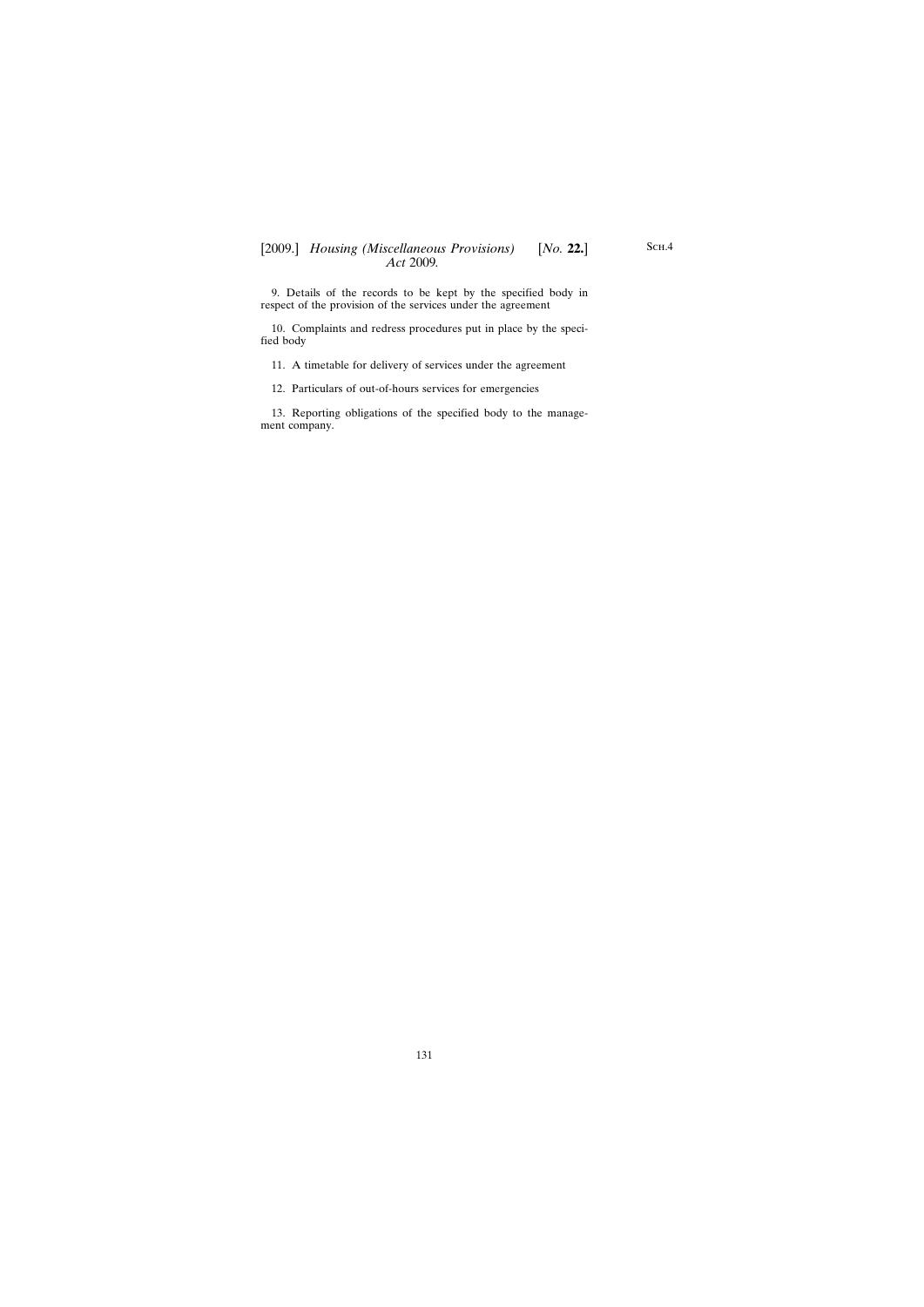9. Details of the records to be kept by the specified body in respect of the provision of the services under the agreement

10. Complaints and redress procedures put in place by the specified body

11. A timetable for delivery of services under the agreement

12. Particulars of out-of-hours services for emergencies

13. Reporting obligations of the specified body to the management company.